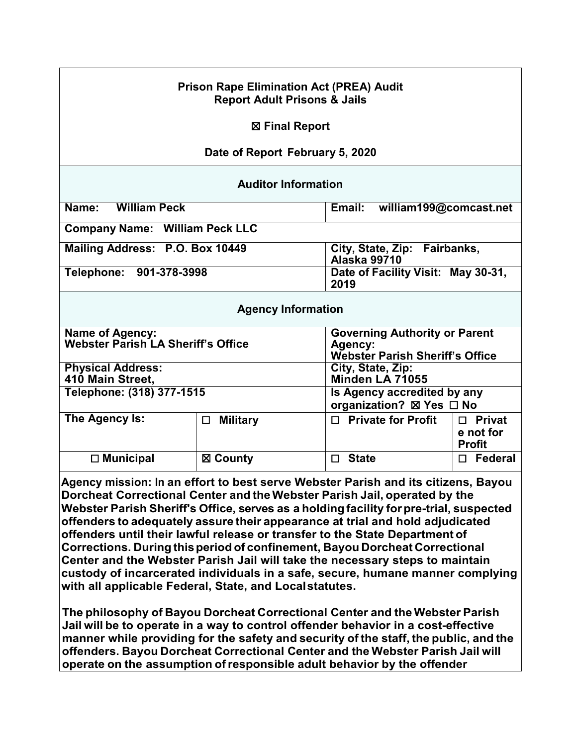**Prison Rape Elimination Act (PREA) Audit Report Adult Prisons & Jails**

**☒ Final Report**

**Date of Report February 5, 2020**

| **Auditor Information** | |
|---|---|
| **Name: William Peck** | **Email: william199@comcast.net** |
| **Company Name: William Peck LLC** | |
| **Mailing Address: P.O. Box 10449** | **City, State, Zip: Fairbanks, Alaska 99710** |
| **Telephone: 901-378-3998** | **Date of Facility Visit: May 30-31, 2019** |

| **Agency Information** | | | |
|---|---|---|---|
| **Name of Agency: Webster Parish LA Sheriff's Office** | | **Governing Authority or Parent Agency: Webster Parish Sheriff's Office** | |
| **Physical Address: 410 Main Street,** | | **City, State, Zip: Minden LA 71055** | |
| **Telephone: (318) 377-1515** | | **Is Agency accredited by any organization? ☒ Yes ☐ No** | |
| **The Agency Is:** | **☐ Military** | **☐ Private for Profit** | **☐ Private not for Profit** |
| **☐ Municipal** | **☒ County** | **☐ State** | **☐ Federal** |

**Agency mission: In an effort to best serve Webster Parish and its citizens, Bayou Dorcheat Correctional Center and the Webster Parish Jail, operated by the Webster Parish Sheriff's Office, serves as a holding facility for pre-trial, suspected offenders to adequately assure their appearance at trial and hold adjudicated offenders until their lawful release or transfer to the State Department of Corrections. During this period of confinement, Bayou Dorcheat Correctional Center and the Webster Parish Jail will take the necessary steps to maintain custody of incarcerated individuals in a safe, secure, humane manner complying with all applicable Federal, State, and Local statutes.**

**The philosophy of Bayou Dorcheat Correctional Center and the Webster Parish Jail will be to operate in a way to control offender behavior in a cost-effective manner while providing for the safety and security of the staff, the public, and the offenders. Bayou Dorcheat Correctional Center and the Webster Parish Jail will operate on the assumption of responsible adult behavior by the offender**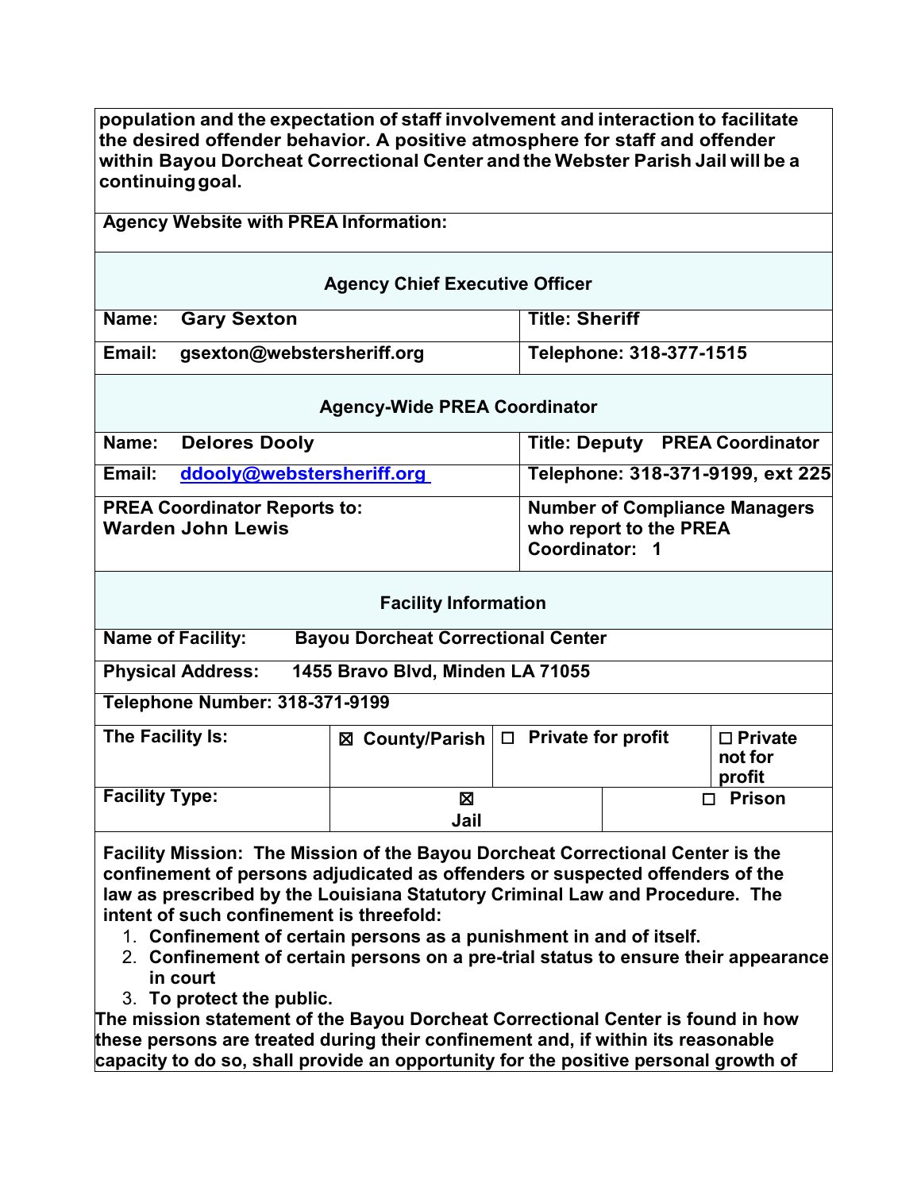**population and the expectation of staff involvement and interaction to facilitate the desired offender behavior. A positive atmosphere for staff and offender within Bayou Dorcheat Correctional Center and the Webster Parish Jail will be a continuing goal.**

**Agency Website with PREA Information:**

## Agency Chief Executive Officer

| | |
|---|---|
| **Name: Gary Sexton** | **Title: Sheriff** |
| **Email: gsexton@webstersheriff.org** | **Telephone: 318-377-1515** |

## Agency-Wide PREA Coordinator

| | |
|---|---|
| **Name: Delores Dooly** | **Title: Deputy PREA Coordinator** |
| **Email: ddooly@webstersheriff.org** | **Telephone: 318-371-9199, ext 225** |
| **PREA Coordinator Reports to: Warden John Lewis** | **Number of Compliance Managers who report to the PREA Coordinator: 1** |

## Facility Information

**Name of Facility: Bayou Dorcheat Correctional Center**

**Physical Address: 1455 Bravo Blvd, Minden LA 71055**

**Telephone Number: 318-371-9199**

| | | | |
|---|---|---|---|
| **The Facility Is:** | ☒ **County/Parish** | ☐ **Private for profit** | ☐ **Private not for profit** |
| **Facility Type:** | ☒ **Jail** | ☐ **Prison** | |

**Facility Mission: The Mission of the Bayou Dorcheat Correctional Center is the confinement of persons adjudicated as offenders or suspected offenders of the law as prescribed by the Louisiana Statutory Criminal Law and Procedure. The intent of such confinement is threefold:**

1. **Confinement of certain persons as a punishment in and of itself.**
2. **Confinement of certain persons on a pre-trial status to ensure their appearance in court**
3. **To protect the public.**

**The mission statement of the Bayou Dorcheat Correctional Center is found in how these persons are treated during their confinement and, if within its reasonable capacity to do so, shall provide an opportunity for the positive personal growth of**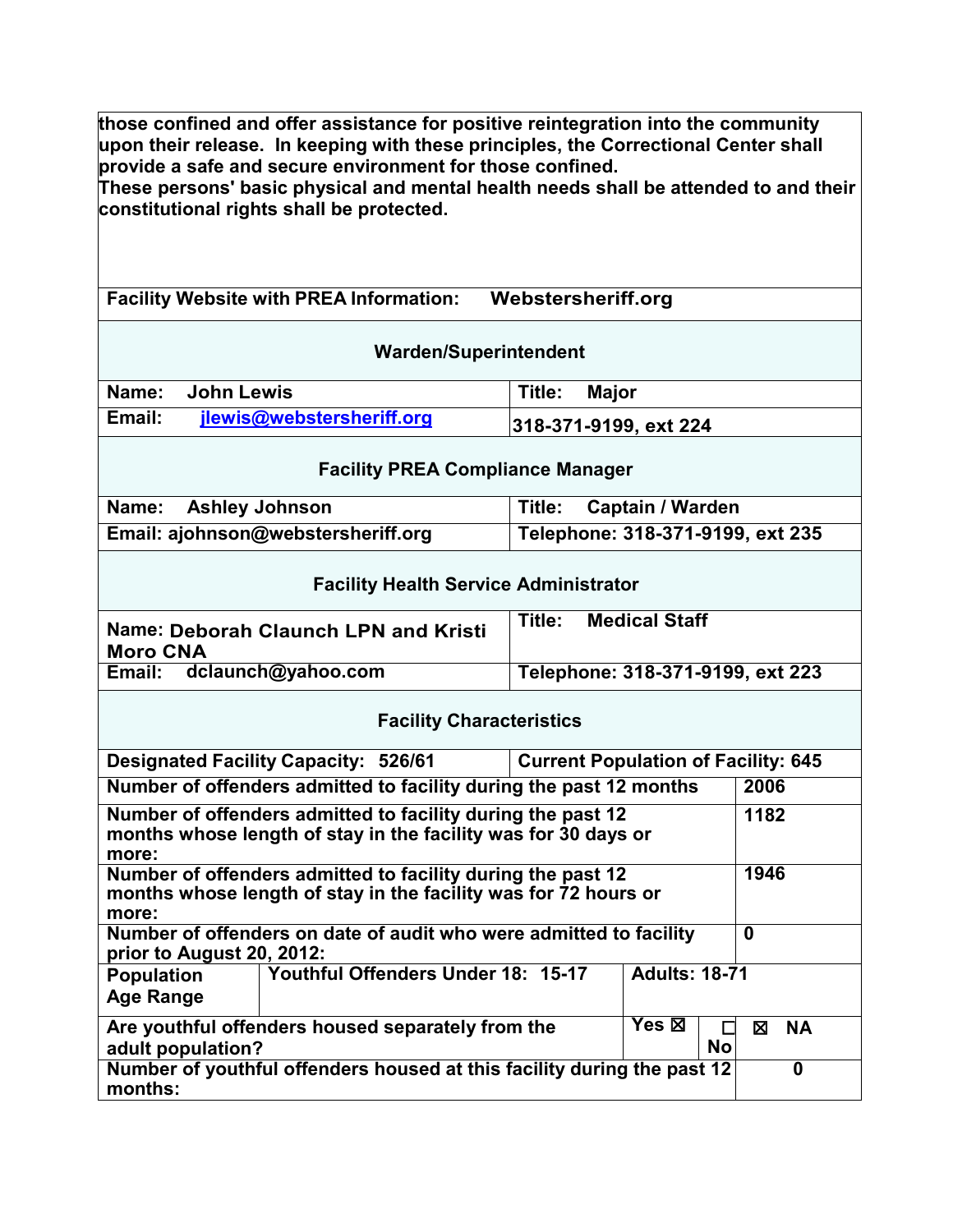**those confined and offer assistance for positive reintegration into the community upon their release. In keeping with these principles, the Correctional Center shall provide a safe and secure environment for those confined.**
**These persons' basic physical and mental health needs shall be attended to and their constitutional rights shall be protected.**

| **Facility Website with PREA Information:** | **Webstersheriff.org** | | |
|---|---|---|---|
| **Warden/Superintendent** | | | |
| **Name: John Lewis** | **Title: Major** | | |
| **Email: jlewis@webstersheriff.org** | **318-371-9199, ext 224** | | |
| **Facility PREA Compliance Manager** | | | |
| **Name: Ashley Johnson** | **Title: Captain / Warden** | | |
| **Email: ajohnson@webstersheriff.org** | **Telephone: 318-371-9199, ext 235** | | |
| **Facility Health Service Administrator** | | | |
| **Name: Deborah Claunch LPN and Kristi Moro CNA** | **Title: Medical Staff** | | |
| **Email: dclaunch@yahoo.com** | **Telephone: 318-371-9199, ext 223** | | |
| **Facility Characteristics** | | | |
| **Designated Facility Capacity: 526/61** | **Current Population of Facility: 645** | | |
| **Number of offenders admitted to facility during the past 12 months** | | | **2006** |
| **Number of offenders admitted to facility during the past 12 months whose length of stay in the facility was for 30 days or more:** | | | **1182** |
| **Number of offenders admitted to facility during the past 12 months whose length of stay in the facility was for 72 hours or more:** | | | **1946** |
| **Number of offenders on date of audit who were admitted to facility prior to August 20, 2012:** | | | **0** |
| **Population Age Range** | **Youthful Offenders Under 18: 15-17** | **Adults: 18-71** | |
| **Are youthful offenders housed separately from the adult population?** | **Yes ☒** | **☐ No** | **☒ NA** |
| **Number of youthful offenders housed at this facility during the past 12 months:** | | | **0** |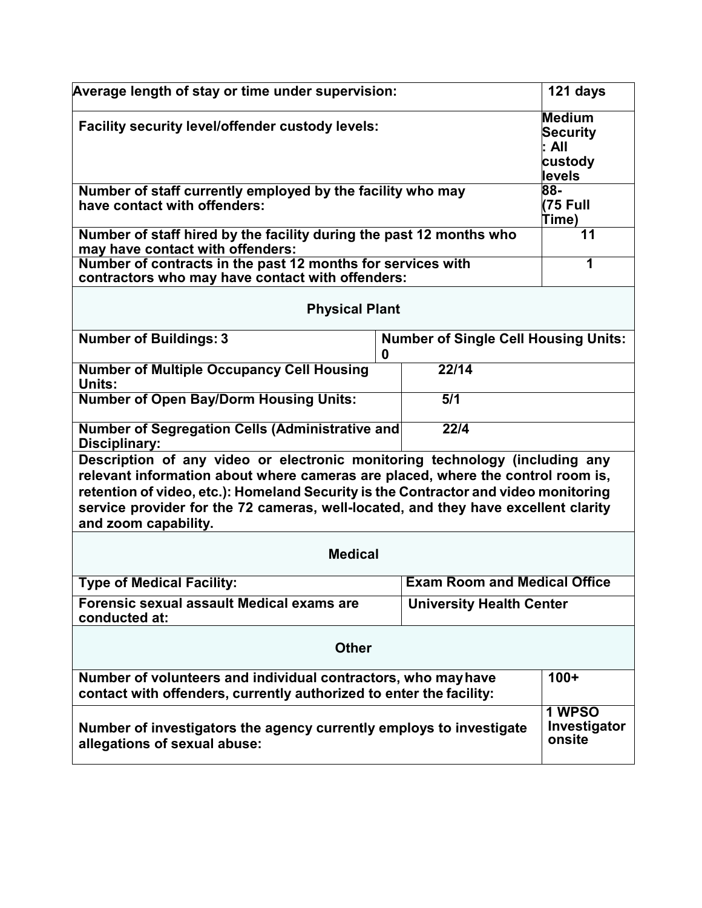| | |
|---|---|
| **Average length of stay or time under supervision:** | **121 days** |
| **Facility security level/offender custody levels:** | **Medium Security: All custody levels** |
| **Number of staff currently employed by the facility who may have contact with offenders:** | **88- (75 Full Time)** |
| **Number of staff hired by the facility during the past 12 months who may have contact with offenders:** | **11** |
| **Number of contracts in the past 12 months for services with contractors who may have contact with offenders:** | **1** |

**Physical Plant**

| | |
|---|---|
| **Number of Buildings: 3** | **Number of Single Cell Housing Units: 0** |
| **Number of Multiple Occupancy Cell Housing Units:** | **22/14** |
| **Number of Open Bay/Dorm Housing Units:** | **5/1** |
| **Number of Segregation Cells (Administrative and Disciplinary:** | **22/4** |

**Description of any video or electronic monitoring technology (including any relevant information about where cameras are placed, where the control room is, retention of video, etc.): Homeland Security is the Contractor and video monitoring service provider for the 72 cameras, well-located, and they have excellent clarity and zoom capability.**

**Medical**

| | |
|---|---|
| **Type of Medical Facility:** | **Exam Room and Medical Office** |
| **Forensic sexual assault Medical exams are conducted at:** | **University Health Center** |

**Other**

| | |
|---|---|
| **Number of volunteers and individual contractors, who may have contact with offenders, currently authorized to enter the facility:** | **100+** |
| **Number of investigators the agency currently employs to investigate allegations of sexual abuse:** | **1 WPSO Investigator onsite** |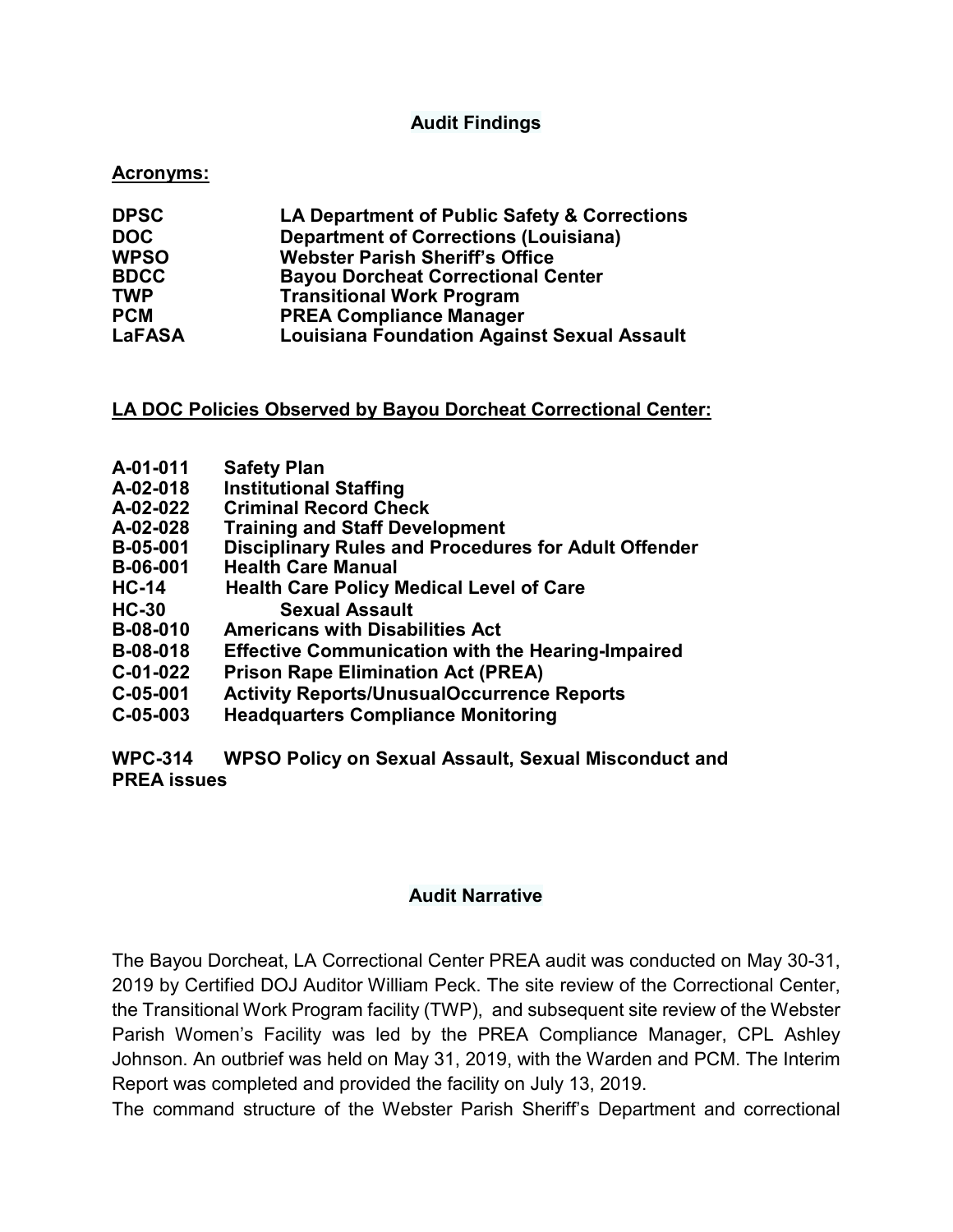## Audit Findings

**Acronyms:**

| | |
|---|---|
| **DPSC** | **LA Department of Public Safety & Corrections** |
| **DOC** | **Department of Corrections (Louisiana)** |
| **WPSO** | **Webster Parish Sheriff's Office** |
| **BDCC** | **Bayou Dorcheat Correctional Center** |
| **TWP** | **Transitional Work Program** |
| **PCM** | **PREA Compliance Manager** |
| **LaFASA** | **Louisiana Foundation Against Sexual Assault** |

**LA DOC Policies Observed by Bayou Dorcheat Correctional Center:**

| | |
|---|---|
| **A-01-011** | **Safety Plan** |
| **A-02-018** | **Institutional Staffing** |
| **A-02-022** | **Criminal Record Check** |
| **A-02-028** | **Training and Staff Development** |
| **B-05-001** | **Disciplinary Rules and Procedures for Adult Offender** |
| **B-06-001** | **Health Care Manual** |
| **HC-14** | **Health Care Policy Medical Level of Care** |
| **HC-30** | **Sexual Assault** |
| **B-08-010** | **Americans with Disabilities Act** |
| **B-08-018** | **Effective Communication with the Hearing-Impaired** |
| **C-01-022** | **Prison Rape Elimination Act (PREA)** |
| **C-05-001** | **Activity Reports/UnusualOccurrence Reports** |
| **C-05-003** | **Headquarters Compliance Monitoring** |

**WPC-314 WPSO Policy on Sexual Assault, Sexual Misconduct and PREA issues**

## Audit Narrative

The Bayou Dorcheat, LA Correctional Center PREA audit was conducted on May 30-31, 2019 by Certified DOJ Auditor William Peck. The site review of the Correctional Center, the Transitional Work Program facility (TWP), and subsequent site review of the Webster Parish Women's Facility was led by the PREA Compliance Manager, CPL Ashley Johnson. An outbrief was held on May 31, 2019, with the Warden and PCM. The Interim Report was completed and provided the facility on July 13, 2019.

The command structure of the Webster Parish Sheriff's Department and correctional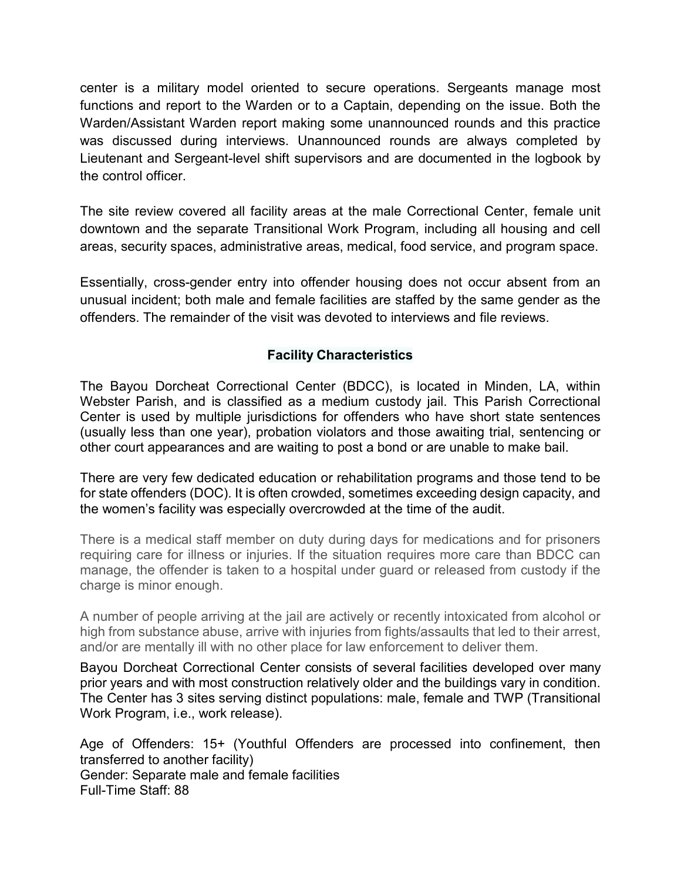center is a military model oriented to secure operations. Sergeants manage most functions and report to the Warden or to a Captain, depending on the issue. Both the Warden/Assistant Warden report making some unannounced rounds and this practice was discussed during interviews. Unannounced rounds are always completed by Lieutenant and Sergeant-level shift supervisors and are documented in the logbook by the control officer.

The site review covered all facility areas at the male Correctional Center, female unit downtown and the separate Transitional Work Program, including all housing and cell areas, security spaces, administrative areas, medical, food service, and program space.

Essentially, cross-gender entry into offender housing does not occur absent from an unusual incident; both male and female facilities are staffed by the same gender as the offenders. The remainder of the visit was devoted to interviews and file reviews.

## Facility Characteristics

The Bayou Dorcheat Correctional Center (BDCC), is located in Minden, LA, within Webster Parish, and is classified as a medium custody jail. This Parish Correctional Center is used by multiple jurisdictions for offenders who have short state sentences (usually less than one year), probation violators and those awaiting trial, sentencing or other court appearances and are waiting to post a bond or are unable to make bail.

There are very few dedicated education or rehabilitation programs and those tend to be for state offenders (DOC). It is often crowded, sometimes exceeding design capacity, and the women's facility was especially overcrowded at the time of the audit.

There is a medical staff member on duty during days for medications and for prisoners requiring care for illness or injuries. If the situation requires more care than BDCC can manage, the offender is taken to a hospital under guard or released from custody if the charge is minor enough.

A number of people arriving at the jail are actively or recently intoxicated from alcohol or high from substance abuse, arrive with injuries from fights/assaults that led to their arrest, and/or are mentally ill with no other place for law enforcement to deliver them.

Bayou Dorcheat Correctional Center consists of several facilities developed over many prior years and with most construction relatively older and the buildings vary in condition. The Center has 3 sites serving distinct populations: male, female and TWP (Transitional Work Program, i.e., work release).

Age of Offenders: 15+ (Youthful Offenders are processed into confinement, then transferred to another facility)
Gender: Separate male and female facilities
Full-Time Staff: 88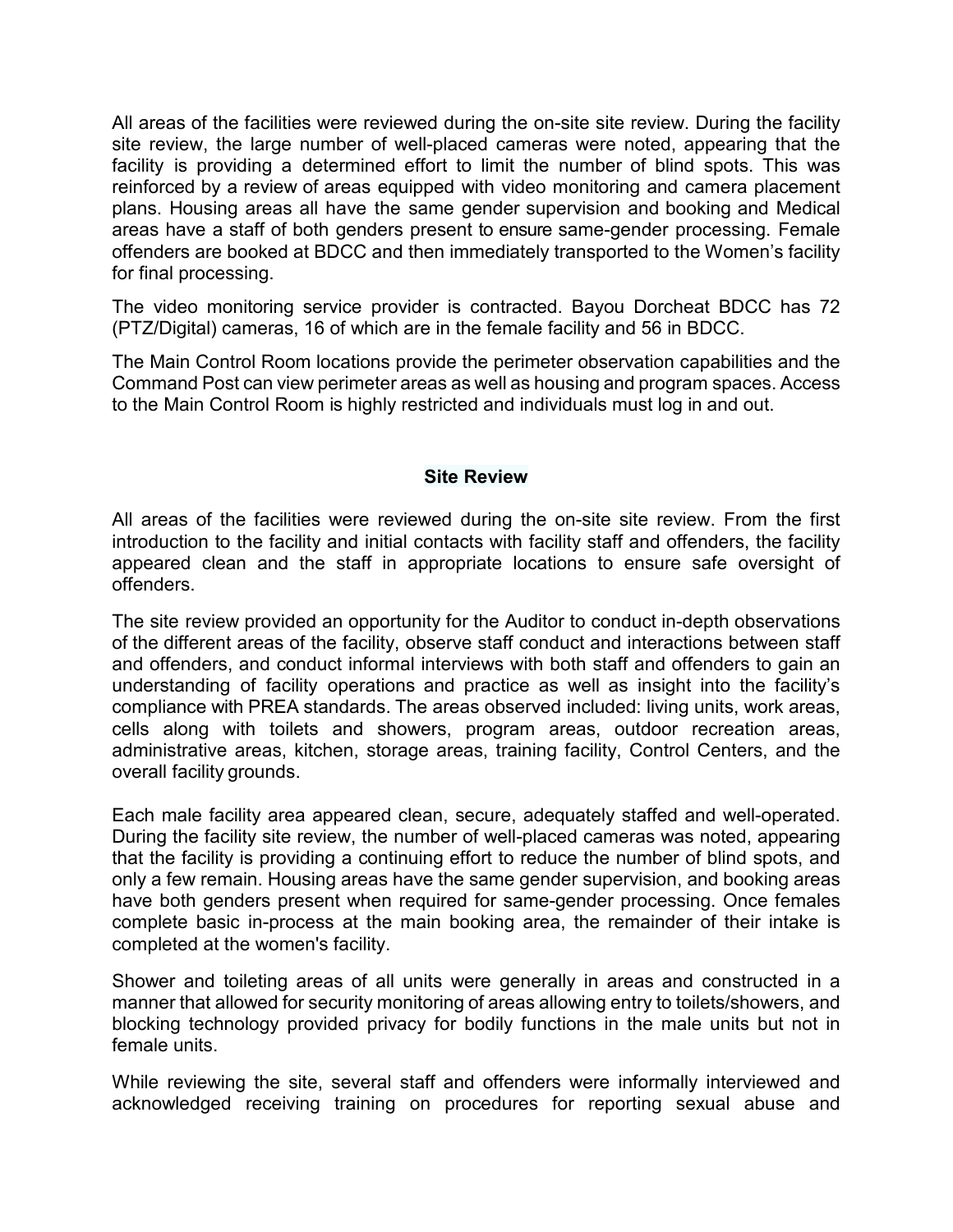All areas of the facilities were reviewed during the on-site site review. During the facility site review, the large number of well-placed cameras were noted, appearing that the facility is providing a determined effort to limit the number of blind spots. This was reinforced by a review of areas equipped with video monitoring and camera placement plans. Housing areas all have the same gender supervision and booking and Medical areas have a staff of both genders present to ensure same-gender processing. Female offenders are booked at BDCC and then immediately transported to the Women's facility for final processing.

The video monitoring service provider is contracted. Bayou Dorcheat BDCC has 72 (PTZ/Digital) cameras, 16 of which are in the female facility and 56 in BDCC.

The Main Control Room locations provide the perimeter observation capabilities and the Command Post can view perimeter areas as well as housing and program spaces. Access to the Main Control Room is highly restricted and individuals must log in and out.

## Site Review

All areas of the facilities were reviewed during the on-site site review. From the first introduction to the facility and initial contacts with facility staff and offenders, the facility appeared clean and the staff in appropriate locations to ensure safe oversight of offenders.

The site review provided an opportunity for the Auditor to conduct in-depth observations of the different areas of the facility, observe staff conduct and interactions between staff and offenders, and conduct informal interviews with both staff and offenders to gain an understanding of facility operations and practice as well as insight into the facility's compliance with PREA standards. The areas observed included: living units, work areas, cells along with toilets and showers, program areas, outdoor recreation areas, administrative areas, kitchen, storage areas, training facility, Control Centers, and the overall facility grounds.

Each male facility area appeared clean, secure, adequately staffed and well-operated. During the facility site review, the number of well-placed cameras was noted, appearing that the facility is providing a continuing effort to reduce the number of blind spots, and only a few remain. Housing areas have the same gender supervision, and booking areas have both genders present when required for same-gender processing. Once females complete basic in-process at the main booking area, the remainder of their intake is completed at the women's facility.

Shower and toileting areas of all units were generally in areas and constructed in a manner that allowed for security monitoring of areas allowing entry to toilets/showers, and blocking technology provided privacy for bodily functions in the male units but not in female units.

While reviewing the site, several staff and offenders were informally interviewed and acknowledged receiving training on procedures for reporting sexual abuse and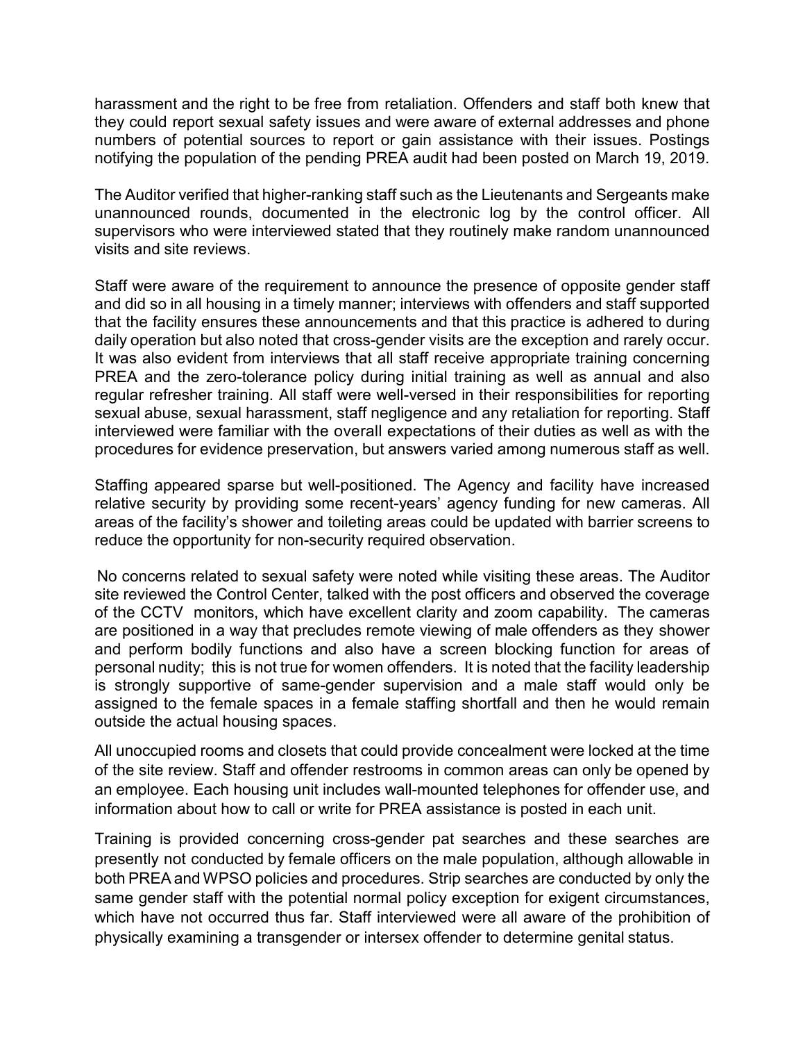harassment and the right to be free from retaliation. Offenders and staff both knew that they could report sexual safety issues and were aware of external addresses and phone numbers of potential sources to report or gain assistance with their issues. Postings notifying the population of the pending PREA audit had been posted on March 19, 2019.

The Auditor verified that higher-ranking staff such as the Lieutenants and Sergeants make unannounced rounds, documented in the electronic log by the control officer. All supervisors who were interviewed stated that they routinely make random unannounced visits and site reviews.

Staff were aware of the requirement to announce the presence of opposite gender staff and did so in all housing in a timely manner; interviews with offenders and staff supported that the facility ensures these announcements and that this practice is adhered to during daily operation but also noted that cross-gender visits are the exception and rarely occur. It was also evident from interviews that all staff receive appropriate training concerning PREA and the zero-tolerance policy during initial training as well as annual and also regular refresher training. All staff were well-versed in their responsibilities for reporting sexual abuse, sexual harassment, staff negligence and any retaliation for reporting. Staff interviewed were familiar with the overall expectations of their duties as well as with the procedures for evidence preservation, but answers varied among numerous staff as well.

Staffing appeared sparse but well-positioned. The Agency and facility have increased relative security by providing some recent-years' agency funding for new cameras. All areas of the facility's shower and toileting areas could be updated with barrier screens to reduce the opportunity for non-security required observation.

No concerns related to sexual safety were noted while visiting these areas. The Auditor site reviewed the Control Center, talked with the post officers and observed the coverage of the CCTV monitors, which have excellent clarity and zoom capability. The cameras are positioned in a way that precludes remote viewing of male offenders as they shower and perform bodily functions and also have a screen blocking function for areas of personal nudity; this is not true for women offenders. It is noted that the facility leadership is strongly supportive of same-gender supervision and a male staff would only be assigned to the female spaces in a female staffing shortfall and then he would remain outside the actual housing spaces.

All unoccupied rooms and closets that could provide concealment were locked at the time of the site review. Staff and offender restrooms in common areas can only be opened by an employee. Each housing unit includes wall-mounted telephones for offender use, and information about how to call or write for PREA assistance is posted in each unit.

Training is provided concerning cross-gender pat searches and these searches are presently not conducted by female officers on the male population, although allowable in both PREA and WPSO policies and procedures. Strip searches are conducted by only the same gender staff with the potential normal policy exception for exigent circumstances, which have not occurred thus far. Staff interviewed were all aware of the prohibition of physically examining a transgender or intersex offender to determine genital status.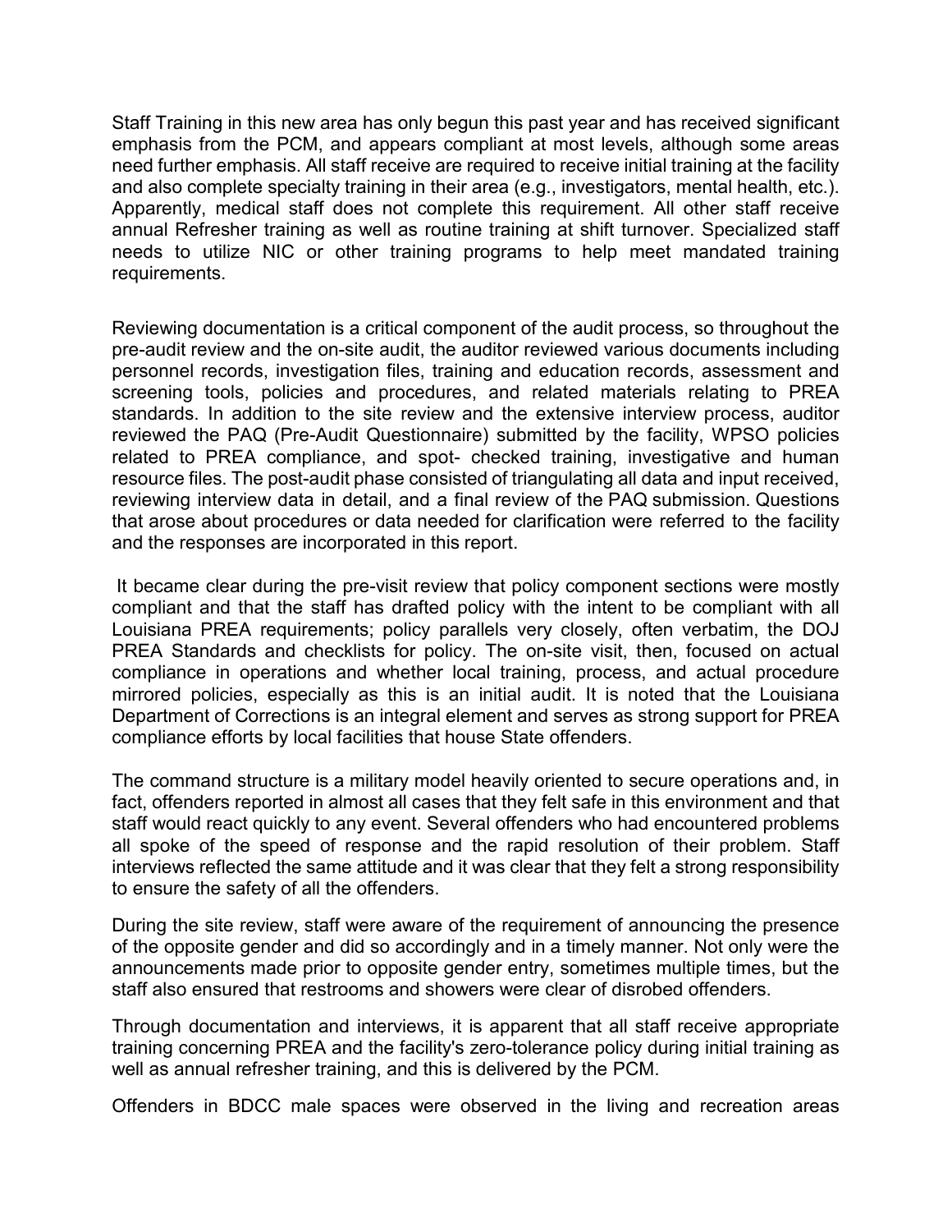Staff Training in this new area has only begun this past year and has received significant emphasis from the PCM, and appears compliant at most levels, although some areas need further emphasis. All staff receive are required to receive initial training at the facility and also complete specialty training in their area (e.g., investigators, mental health, etc.). Apparently, medical staff does not complete this requirement. All other staff receive annual Refresher training as well as routine training at shift turnover. Specialized staff needs to utilize NIC or other training programs to help meet mandated training requirements.

Reviewing documentation is a critical component of the audit process, so throughout the pre-audit review and the on-site audit, the auditor reviewed various documents including personnel records, investigation files, training and education records, assessment and screening tools, policies and procedures, and related materials relating to PREA standards. In addition to the site review and the extensive interview process, auditor reviewed the PAQ (Pre-Audit Questionnaire) submitted by the facility, WPSO policies related to PREA compliance, and spot- checked training, investigative and human resource files. The post-audit phase consisted of triangulating all data and input received, reviewing interview data in detail, and a final review of the PAQ submission. Questions that arose about procedures or data needed for clarification were referred to the facility and the responses are incorporated in this report.

It became clear during the pre-visit review that policy component sections were mostly compliant and that the staff has drafted policy with the intent to be compliant with all Louisiana PREA requirements; policy parallels very closely, often verbatim, the DOJ PREA Standards and checklists for policy. The on-site visit, then, focused on actual compliance in operations and whether local training, process, and actual procedure mirrored policies, especially as this is an initial audit. It is noted that the Louisiana Department of Corrections is an integral element and serves as strong support for PREA compliance efforts by local facilities that house State offenders.

The command structure is a military model heavily oriented to secure operations and, in fact, offenders reported in almost all cases that they felt safe in this environment and that staff would react quickly to any event. Several offenders who had encountered problems all spoke of the speed of response and the rapid resolution of their problem. Staff interviews reflected the same attitude and it was clear that they felt a strong responsibility to ensure the safety of all the offenders.

During the site review, staff were aware of the requirement of announcing the presence of the opposite gender and did so accordingly and in a timely manner. Not only were the announcements made prior to opposite gender entry, sometimes multiple times, but the staff also ensured that restrooms and showers were clear of disrobed offenders.

Through documentation and interviews, it is apparent that all staff receive appropriate training concerning PREA and the facility's zero-tolerance policy during initial training as well as annual refresher training, and this is delivered by the PCM.

Offenders in BDCC male spaces were observed in the living and recreation areas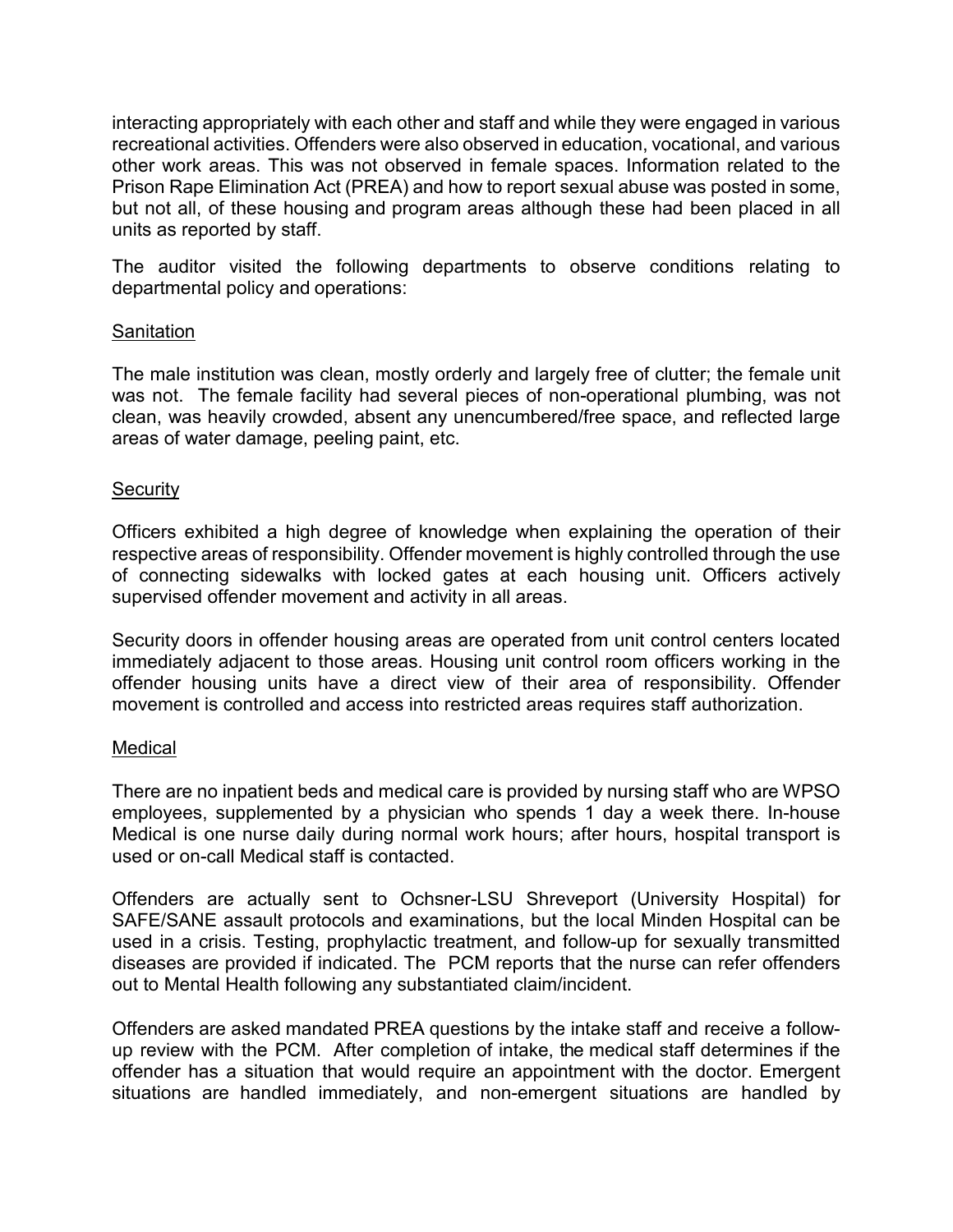interacting appropriately with each other and staff and while they were engaged in various recreational activities. Offenders were also observed in education, vocational, and various other work areas. This was not observed in female spaces. Information related to the Prison Rape Elimination Act (PREA) and how to report sexual abuse was posted in some, but not all, of these housing and program areas although these had been placed in all units as reported by staff.

The auditor visited the following departments to observe conditions relating to departmental policy and operations:

<u>Sanitation</u>

The male institution was clean, mostly orderly and largely free of clutter; the female unit was not. The female facility had several pieces of non-operational plumbing, was not clean, was heavily crowded, absent any unencumbered/free space, and reflected large areas of water damage, peeling paint, etc.

<u>Security</u>

Officers exhibited a high degree of knowledge when explaining the operation of their respective areas of responsibility. Offender movement is highly controlled through the use of connecting sidewalks with locked gates at each housing unit. Officers actively supervised offender movement and activity in all areas.

Security doors in offender housing areas are operated from unit control centers located immediately adjacent to those areas. Housing unit control room officers working in the offender housing units have a direct view of their area of responsibility. Offender movement is controlled and access into restricted areas requires staff authorization.

<u>Medical</u>

There are no inpatient beds and medical care is provided by nursing staff who are WPSO employees, supplemented by a physician who spends 1 day a week there. In-house Medical is one nurse daily during normal work hours; after hours, hospital transport is used or on-call Medical staff is contacted.

Offenders are actually sent to Ochsner-LSU Shreveport (University Hospital) for SAFE/SANE assault protocols and examinations, but the local Minden Hospital can be used in a crisis. Testing, prophylactic treatment, and follow-up for sexually transmitted diseases are provided if indicated. The PCM reports that the nurse can refer offenders out to Mental Health following any substantiated claim/incident.

Offenders are asked mandated PREA questions by the intake staff and receive a follow-up review with the PCM. After completion of intake, the medical staff determines if the offender has a situation that would require an appointment with the doctor. Emergent situations are handled immediately, and non-emergent situations are handled by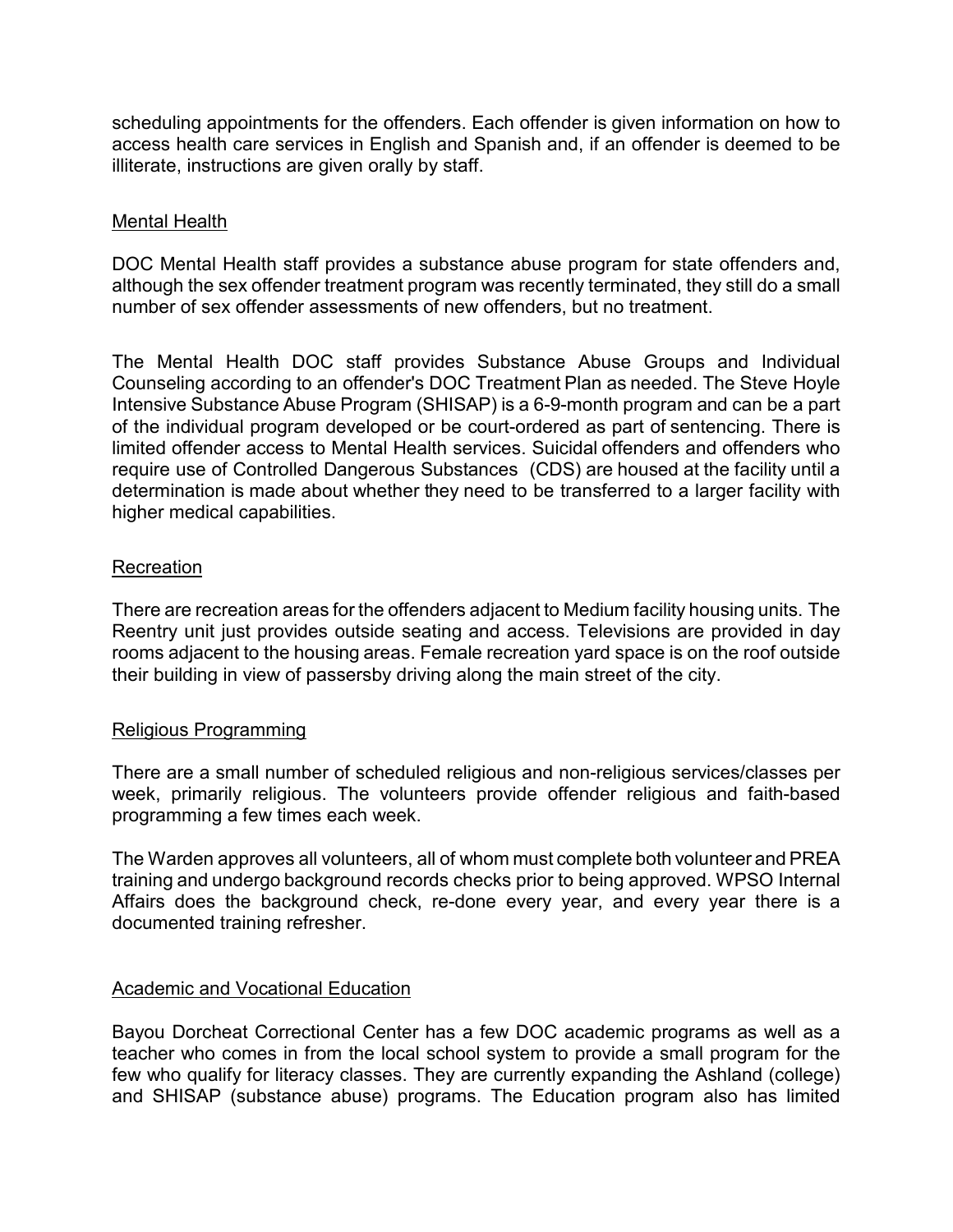scheduling appointments for the offenders. Each offender is given information on how to access health care services in English and Spanish and, if an offender is deemed to be illiterate, instructions are given orally by staff.

## Mental Health

DOC Mental Health staff provides a substance abuse program for state offenders and, although the sex offender treatment program was recently terminated, they still do a small number of sex offender assessments of new offenders, but no treatment.

The Mental Health DOC staff provides Substance Abuse Groups and Individual Counseling according to an offender's DOC Treatment Plan as needed. The Steve Hoyle Intensive Substance Abuse Program (SHISAP) is a 6-9-month program and can be a part of the individual program developed or be court-ordered as part of sentencing. There is limited offender access to Mental Health services. Suicidal offenders and offenders who require use of Controlled Dangerous Substances (CDS) are housed at the facility until a determination is made about whether they need to be transferred to a larger facility with higher medical capabilities.

## Recreation

There are recreation areas for the offenders adjacent to Medium facility housing units. The Reentry unit just provides outside seating and access. Televisions are provided in day rooms adjacent to the housing areas. Female recreation yard space is on the roof outside their building in view of passersby driving along the main street of the city.

## Religious Programming

There are a small number of scheduled religious and non-religious services/classes per week, primarily religious. The volunteers provide offender religious and faith-based programming a few times each week.

The Warden approves all volunteers, all of whom must complete both volunteer and PREA training and undergo background records checks prior to being approved. WPSO Internal Affairs does the background check, re-done every year, and every year there is a documented training refresher.

## Academic and Vocational Education

Bayou Dorcheat Correctional Center has a few DOC academic programs as well as a teacher who comes in from the local school system to provide a small program for the few who qualify for literacy classes. They are currently expanding the Ashland (college) and SHISAP (substance abuse) programs. The Education program also has limited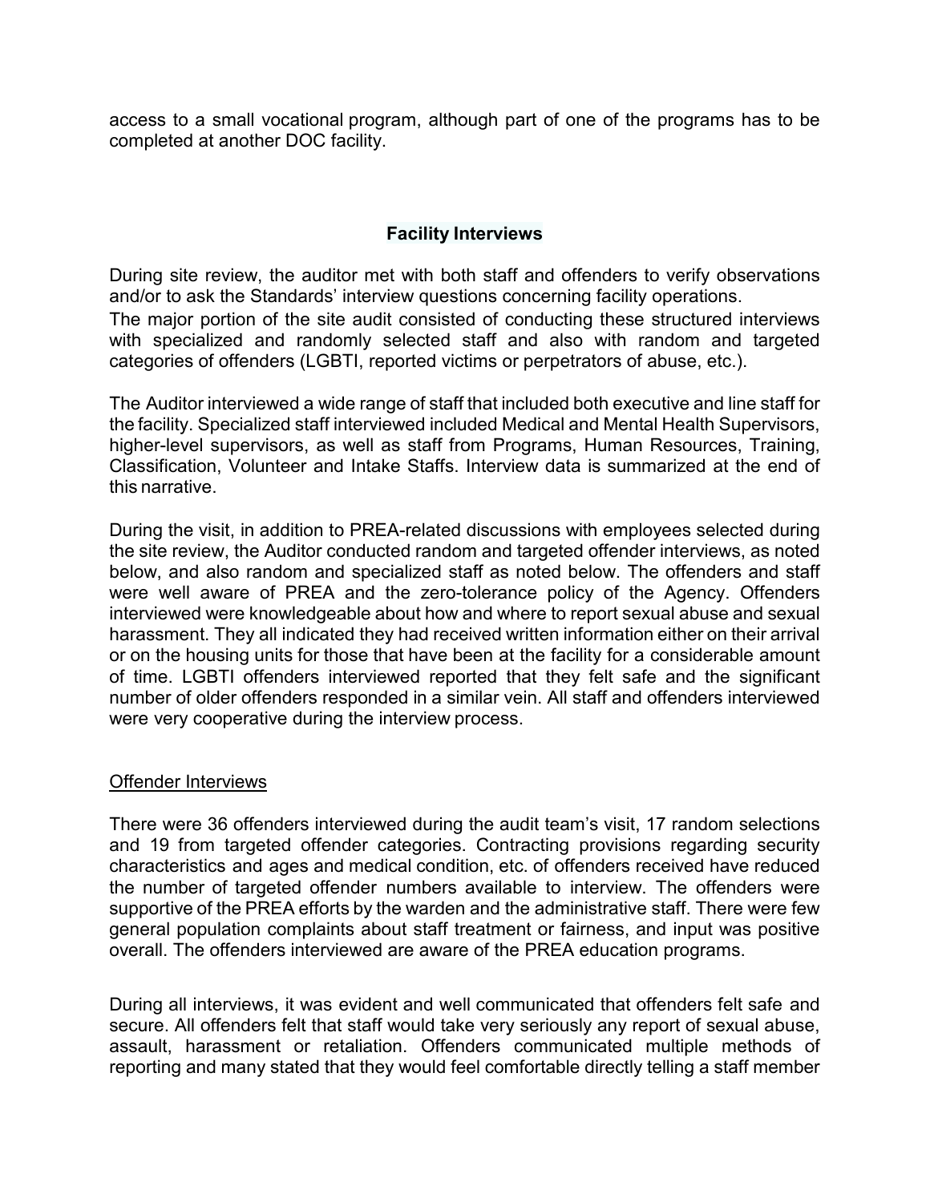access to a small vocational program, although part of one of the programs has to be completed at another DOC facility.

## Facility Interviews

During site review, the auditor met with both staff and offenders to verify observations and/or to ask the Standards' interview questions concerning facility operations. The major portion of the site audit consisted of conducting these structured interviews with specialized and randomly selected staff and also with random and targeted categories of offenders (LGBTI, reported victims or perpetrators of abuse, etc.).

The Auditor interviewed a wide range of staff that included both executive and line staff for the facility. Specialized staff interviewed included Medical and Mental Health Supervisors, higher-level supervisors, as well as staff from Programs, Human Resources, Training, Classification, Volunteer and Intake Staffs. Interview data is summarized at the end of this narrative.

During the visit, in addition to PREA-related discussions with employees selected during the site review, the Auditor conducted random and targeted offender interviews, as noted below, and also random and specialized staff as noted below. The offenders and staff were well aware of PREA and the zero-tolerance policy of the Agency. Offenders interviewed were knowledgeable about how and where to report sexual abuse and sexual harassment. They all indicated they had received written information either on their arrival or on the housing units for those that have been at the facility for a considerable amount of time. LGBTI offenders interviewed reported that they felt safe and the significant number of older offenders responded in a similar vein. All staff and offenders interviewed were very cooperative during the interview process.

### Offender Interviews

There were 36 offenders interviewed during the audit team's visit, 17 random selections and 19 from targeted offender categories. Contracting provisions regarding security characteristics and ages and medical condition, etc. of offenders received have reduced the number of targeted offender numbers available to interview. The offenders were supportive of the PREA efforts by the warden and the administrative staff. There were few general population complaints about staff treatment or fairness, and input was positive overall. The offenders interviewed are aware of the PREA education programs.

During all interviews, it was evident and well communicated that offenders felt safe and secure. All offenders felt that staff would take very seriously any report of sexual abuse, assault, harassment or retaliation. Offenders communicated multiple methods of reporting and many stated that they would feel comfortable directly telling a staff member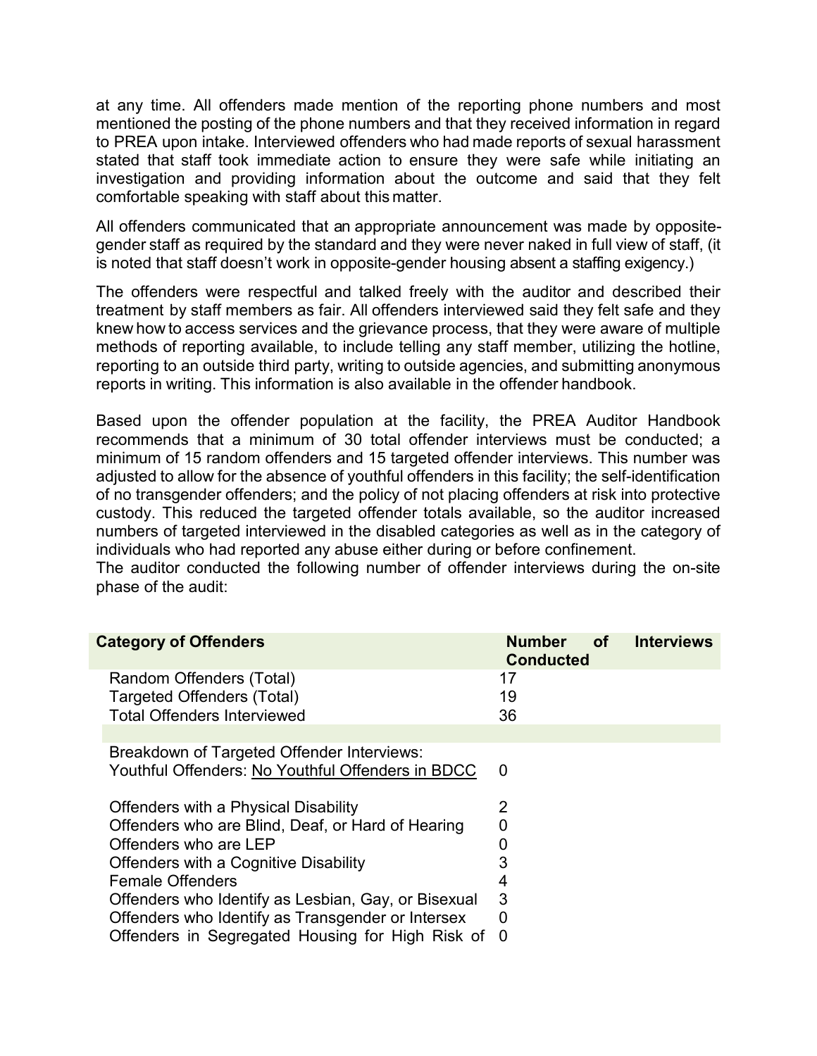at any time. All offenders made mention of the reporting phone numbers and most mentioned the posting of the phone numbers and that they received information in regard to PREA upon intake. Interviewed offenders who had made reports of sexual harassment stated that staff took immediate action to ensure they were safe while initiating an investigation and providing information about the outcome and said that they felt comfortable speaking with staff about this matter.

All offenders communicated that an appropriate announcement was made by opposite-gender staff as required by the standard and they were never naked in full view of staff, (it is noted that staff doesn't work in opposite-gender housing absent a staffing exigency.)

The offenders were respectful and talked freely with the auditor and described their treatment by staff members as fair. All offenders interviewed said they felt safe and they knew how to access services and the grievance process, that they were aware of multiple methods of reporting available, to include telling any staff member, utilizing the hotline, reporting to an outside third party, writing to outside agencies, and submitting anonymous reports in writing. This information is also available in the offender handbook.

Based upon the offender population at the facility, the PREA Auditor Handbook recommends that a minimum of 30 total offender interviews must be conducted; a minimum of 15 random offenders and 15 targeted offender interviews. This number was adjusted to allow for the absence of youthful offenders in this facility; the self-identification of no transgender offenders; and the policy of not placing offenders at risk into protective custody. This reduced the targeted offender totals available, so the auditor increased numbers of targeted interviewed in the disabled categories as well as in the category of individuals who had reported any abuse either during or before confinement.
The auditor conducted the following number of offender interviews during the on-site phase of the audit:

| Category of Offenders | Number of Interviews Conducted |
|---|---|
| Random Offenders (Total) | 17 |
| Targeted Offenders (Total) | 19 |
| Total Offenders Interviewed | 36 |
| | |
| Breakdown of Targeted Offender Interviews: | |
| Youthful Offenders: No Youthful Offenders in BDCC | 0 |
| Offenders with a Physical Disability | 2 |
| Offenders who are Blind, Deaf, or Hard of Hearing | 0 |
| Offenders who are LEP | 0 |
| Offenders with a Cognitive Disability | 3 |
| Female Offenders | 4 |
| Offenders who Identify as Lesbian, Gay, or Bisexual | 3 |
| Offenders who Identify as Transgender or Intersex | 0 |
| Offenders in Segregated Housing for High Risk of | 0 |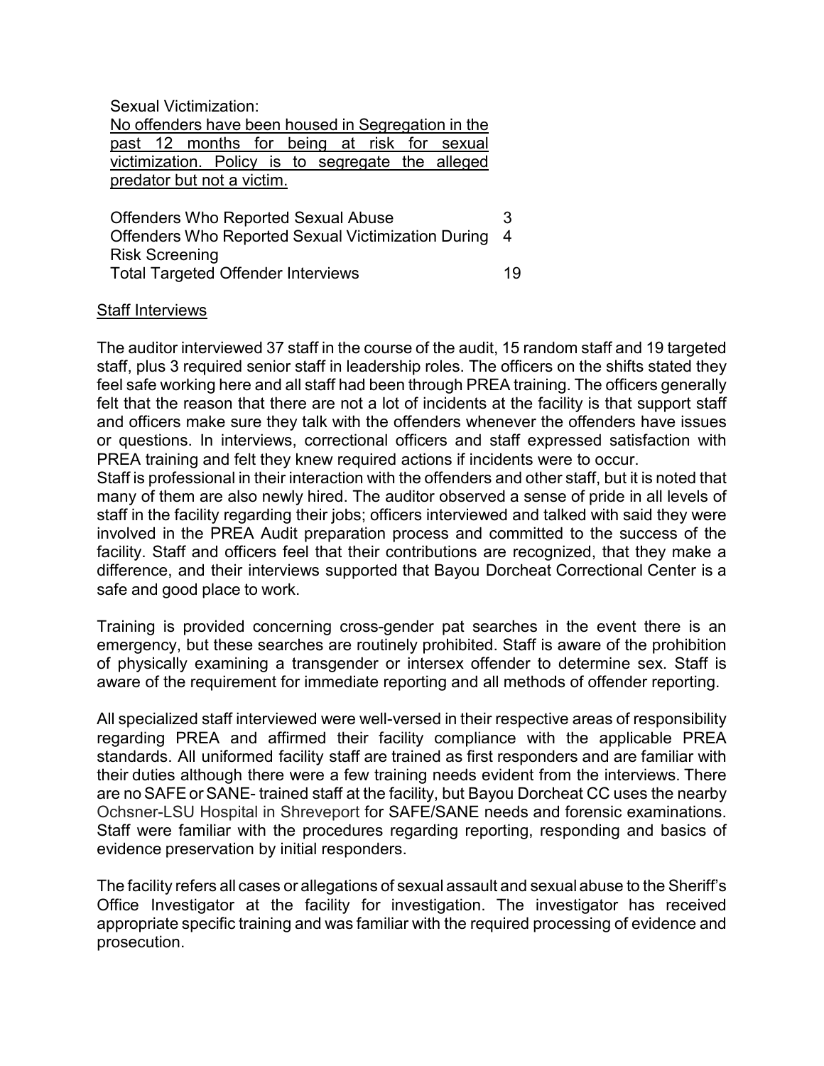Sexual Victimization:

<u>No offenders have been housed in Segregation in the past 12 months for being at risk for sexual victimization. Policy is to segregate the alleged predator but not a victim.</u>

| | |
|---|---|
| Offenders Who Reported Sexual Abuse | 3 |
| Offenders Who Reported Sexual Victimization During Risk Screening | 4 |
| Total Targeted Offender Interviews | 19 |

<u>Staff Interviews</u>

The auditor interviewed 37 staff in the course of the audit, 15 random staff and 19 targeted staff, plus 3 required senior staff in leadership roles. The officers on the shifts stated they feel safe working here and all staff had been through PREA training. The officers generally felt that the reason that there are not a lot of incidents at the facility is that support staff and officers make sure they talk with the offenders whenever the offenders have issues or questions. In interviews, correctional officers and staff expressed satisfaction with PREA training and felt they knew required actions if incidents were to occur.
Staff is professional in their interaction with the offenders and other staff, but it is noted that many of them are also newly hired. The auditor observed a sense of pride in all levels of staff in the facility regarding their jobs; officers interviewed and talked with said they were involved in the PREA Audit preparation process and committed to the success of the facility. Staff and officers feel that their contributions are recognized, that they make a difference, and their interviews supported that Bayou Dorcheat Correctional Center is a safe and good place to work.

Training is provided concerning cross-gender pat searches in the event there is an emergency, but these searches are routinely prohibited. Staff is aware of the prohibition of physically examining a transgender or intersex offender to determine sex. Staff is aware of the requirement for immediate reporting and all methods of offender reporting.

All specialized staff interviewed were well-versed in their respective areas of responsibility regarding PREA and affirmed their facility compliance with the applicable PREA standards. All uniformed facility staff are trained as first responders and are familiar with their duties although there were a few training needs evident from the interviews. There are no SAFE or SANE- trained staff at the facility, but Bayou Dorcheat CC uses the nearby Ochsner-LSU Hospital in Shreveport for SAFE/SANE needs and forensic examinations. Staff were familiar with the procedures regarding reporting, responding and basics of evidence preservation by initial responders.

The facility refers all cases or allegations of sexual assault and sexual abuse to the Sheriff's Office Investigator at the facility for investigation. The investigator has received appropriate specific training and was familiar with the required processing of evidence and prosecution.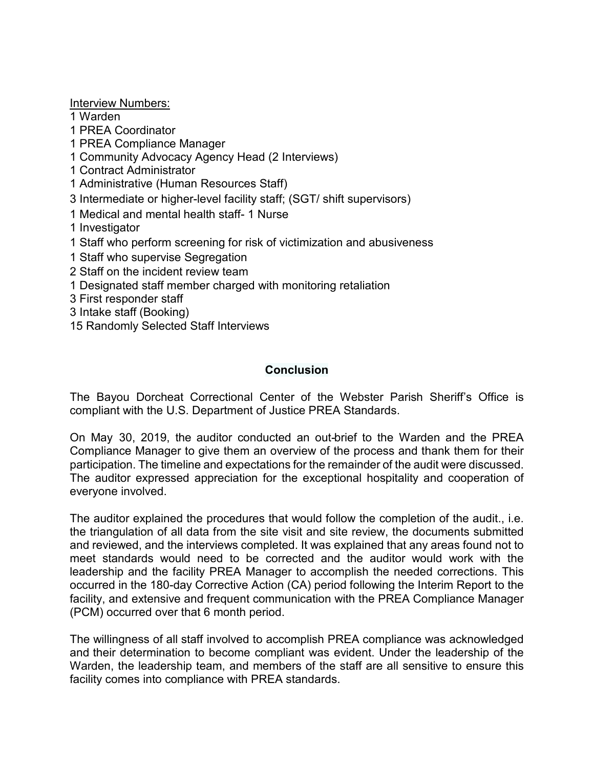Interview Numbers:

1 Warden
1 PREA Coordinator
1 PREA Compliance Manager
1 Community Advocacy Agency Head (2 Interviews)
1 Contract Administrator
1 Administrative (Human Resources Staff)
3 Intermediate or higher-level facility staff; (SGT/ shift supervisors)
1 Medical and mental health staff- 1 Nurse
1 Investigator
1 Staff who perform screening for risk of victimization and abusiveness
1 Staff who supervise Segregation
2 Staff on the incident review team
1 Designated staff member charged with monitoring retaliation
3 First responder staff
3 Intake staff (Booking)
15 Randomly Selected Staff Interviews

## Conclusion

The Bayou Dorcheat Correctional Center of the Webster Parish Sheriff's Office is compliant with the U.S. Department of Justice PREA Standards.

On May 30, 2019, the auditor conducted an out-brief to the Warden and the PREA Compliance Manager to give them an overview of the process and thank them for their participation. The timeline and expectations for the remainder of the audit were discussed. The auditor expressed appreciation for the exceptional hospitality and cooperation of everyone involved.

The auditor explained the procedures that would follow the completion of the audit., i.e. the triangulation of all data from the site visit and site review, the documents submitted and reviewed, and the interviews completed. It was explained that any areas found not to meet standards would need to be corrected and the auditor would work with the leadership and the facility PREA Manager to accomplish the needed corrections. This occurred in the 180-day Corrective Action (CA) period following the Interim Report to the facility, and extensive and frequent communication with the PREA Compliance Manager (PCM) occurred over that 6 month period.

The willingness of all staff involved to accomplish PREA compliance was acknowledged and their determination to become compliant was evident. Under the leadership of the Warden, the leadership team, and members of the staff are all sensitive to ensure this facility comes into compliance with PREA standards.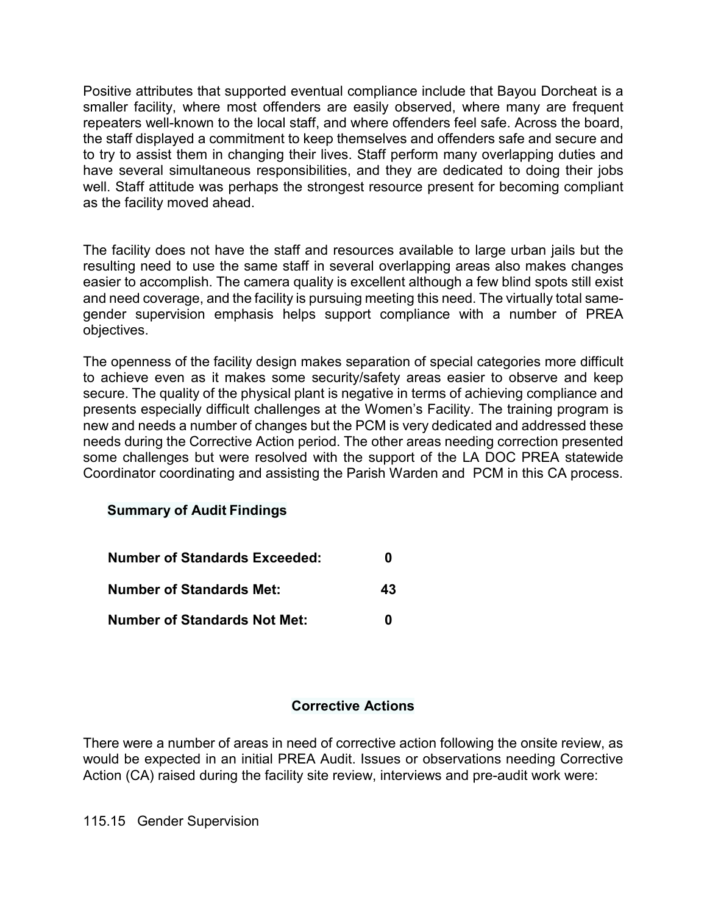Positive attributes that supported eventual compliance include that Bayou Dorcheat is a smaller facility, where most offenders are easily observed, where many are frequent repeaters well-known to the local staff, and where offenders feel safe. Across the board, the staff displayed a commitment to keep themselves and offenders safe and secure and to try to assist them in changing their lives. Staff perform many overlapping duties and have several simultaneous responsibilities, and they are dedicated to doing their jobs well. Staff attitude was perhaps the strongest resource present for becoming compliant as the facility moved ahead.

The facility does not have the staff and resources available to large urban jails but the resulting need to use the same staff in several overlapping areas also makes changes easier to accomplish. The camera quality is excellent although a few blind spots still exist and need coverage, and the facility is pursuing meeting this need. The virtually total same-gender supervision emphasis helps support compliance with a number of PREA objectives.

The openness of the facility design makes separation of special categories more difficult to achieve even as it makes some security/safety areas easier to observe and keep secure. The quality of the physical plant is negative in terms of achieving compliance and presents especially difficult challenges at the Women's Facility. The training program is new and needs a number of changes but the PCM is very dedicated and addressed these needs during the Corrective Action period. The other areas needing correction presented some challenges but were resolved with the support of the LA DOC PREA statewide Coordinator coordinating and assisting the Parish Warden and PCM in this CA process.

**Summary of Audit Findings**

**Number of Standards Exceeded: 0**

**Number of Standards Met: 43**

**Number of Standards Not Met: 0**

**Corrective Actions**

There were a number of areas in need of corrective action following the onsite review, as would be expected in an initial PREA Audit. Issues or observations needing Corrective Action (CA) raised during the facility site review, interviews and pre-audit work were:

115.15 Gender Supervision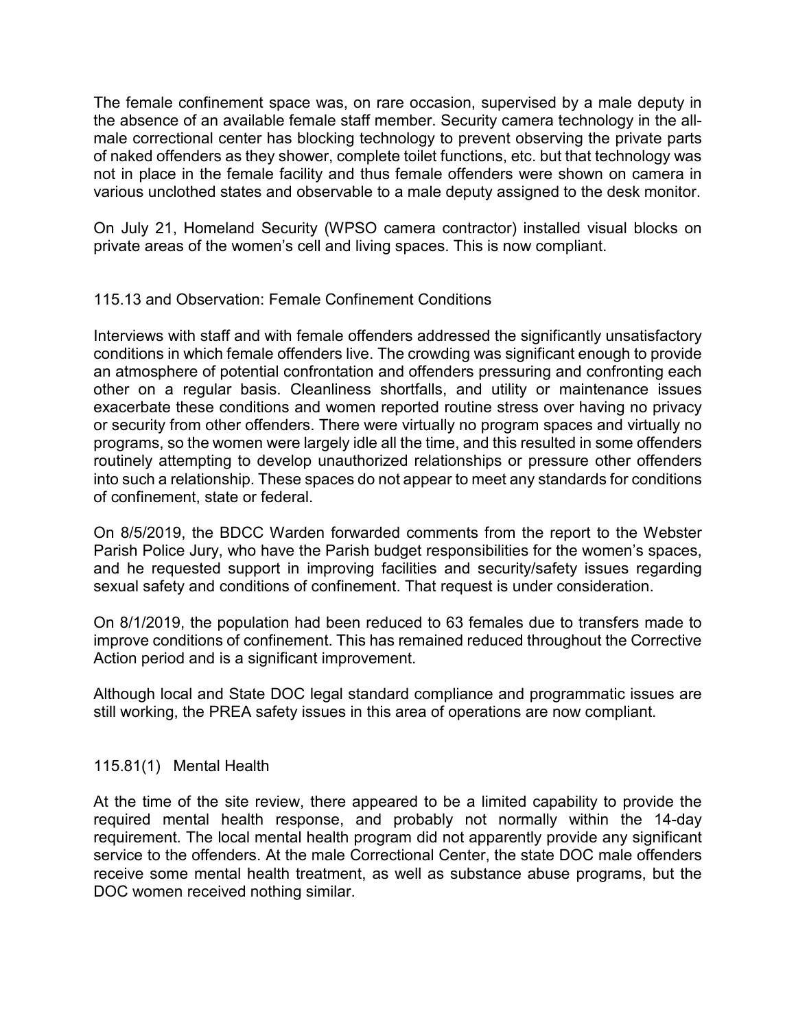The female confinement space was, on rare occasion, supervised by a male deputy in the absence of an available female staff member. Security camera technology in the all-male correctional center has blocking technology to prevent observing the private parts of naked offenders as they shower, complete toilet functions, etc. but that technology was not in place in the female facility and thus female offenders were shown on camera in various unclothed states and observable to a male deputy assigned to the desk monitor.

On July 21, Homeland Security (WPSO camera contractor) installed visual blocks on private areas of the women's cell and living spaces. This is now compliant.

### 115.13 and Observation: Female Confinement Conditions

Interviews with staff and with female offenders addressed the significantly unsatisfactory conditions in which female offenders live. The crowding was significant enough to provide an atmosphere of potential confrontation and offenders pressuring and confronting each other on a regular basis. Cleanliness shortfalls, and utility or maintenance issues exacerbate these conditions and women reported routine stress over having no privacy or security from other offenders. There were virtually no program spaces and virtually no programs, so the women were largely idle all the time, and this resulted in some offenders routinely attempting to develop unauthorized relationships or pressure other offenders into such a relationship. These spaces do not appear to meet any standards for conditions of confinement, state or federal.

On 8/5/2019, the BDCC Warden forwarded comments from the report to the Webster Parish Police Jury, who have the Parish budget responsibilities for the women's spaces, and he requested support in improving facilities and security/safety issues regarding sexual safety and conditions of confinement. That request is under consideration.

On 8/1/2019, the population had been reduced to 63 females due to transfers made to improve conditions of confinement. This has remained reduced throughout the Corrective Action period and is a significant improvement.

Although local and State DOC legal standard compliance and programmatic issues are still working, the PREA safety issues in this area of operations are now compliant.

### 115.81(1) Mental Health

At the time of the site review, there appeared to be a limited capability to provide the required mental health response, and probably not normally within the 14-day requirement. The local mental health program did not apparently provide any significant service to the offenders. At the male Correctional Center, the state DOC male offenders receive some mental health treatment, as well as substance abuse programs, but the DOC women received nothing similar.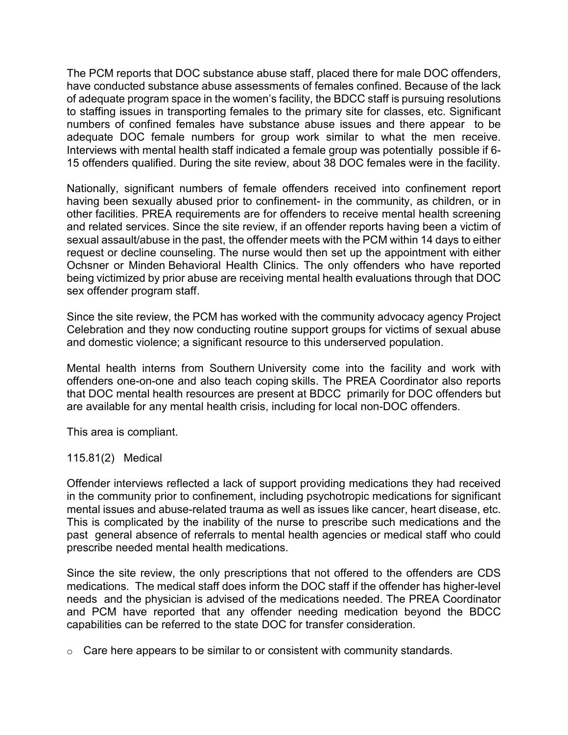The PCM reports that DOC substance abuse staff, placed there for male DOC offenders, have conducted substance abuse assessments of females confined. Because of the lack of adequate program space in the women's facility, the BDCC staff is pursuing resolutions to staffing issues in transporting females to the primary site for classes, etc. Significant numbers of confined females have substance abuse issues and there appear to be adequate DOC female numbers for group work similar to what the men receive. Interviews with mental health staff indicated a female group was potentially possible if 6-15 offenders qualified. During the site review, about 38 DOC females were in the facility.

Nationally, significant numbers of female offenders received into confinement report having been sexually abused prior to confinement- in the community, as children, or in other facilities. PREA requirements are for offenders to receive mental health screening and related services. Since the site review, if an offender reports having been a victim of sexual assault/abuse in the past, the offender meets with the PCM within 14 days to either request or decline counseling. The nurse would then set up the appointment with either Ochsner or Minden Behavioral Health Clinics. The only offenders who have reported being victimized by prior abuse are receiving mental health evaluations through that DOC sex offender program staff.

Since the site review, the PCM has worked with the community advocacy agency Project Celebration and they now conducting routine support groups for victims of sexual abuse and domestic violence; a significant resource to this underserved population.

Mental health interns from Southern University come into the facility and work with offenders one-on-one and also teach coping skills. The PREA Coordinator also reports that DOC mental health resources are present at BDCC primarily for DOC offenders but are available for any mental health crisis, including for local non-DOC offenders.

This area is compliant.

115.81(2) Medical

Offender interviews reflected a lack of support providing medications they had received in the community prior to confinement, including psychotropic medications for significant mental issues and abuse-related trauma as well as issues like cancer, heart disease, etc. This is complicated by the inability of the nurse to prescribe such medications and the past general absence of referrals to mental health agencies or medical staff who could prescribe needed mental health medications.

Since the site review, the only prescriptions that not offered to the offenders are CDS medications. The medical staff does inform the DOC staff if the offender has higher-level needs and the physician is advised of the medications needed. The PREA Coordinator and PCM have reported that any offender needing medication beyond the BDCC capabilities can be referred to the state DOC for transfer consideration.

- Care here appears to be similar to or consistent with community standards.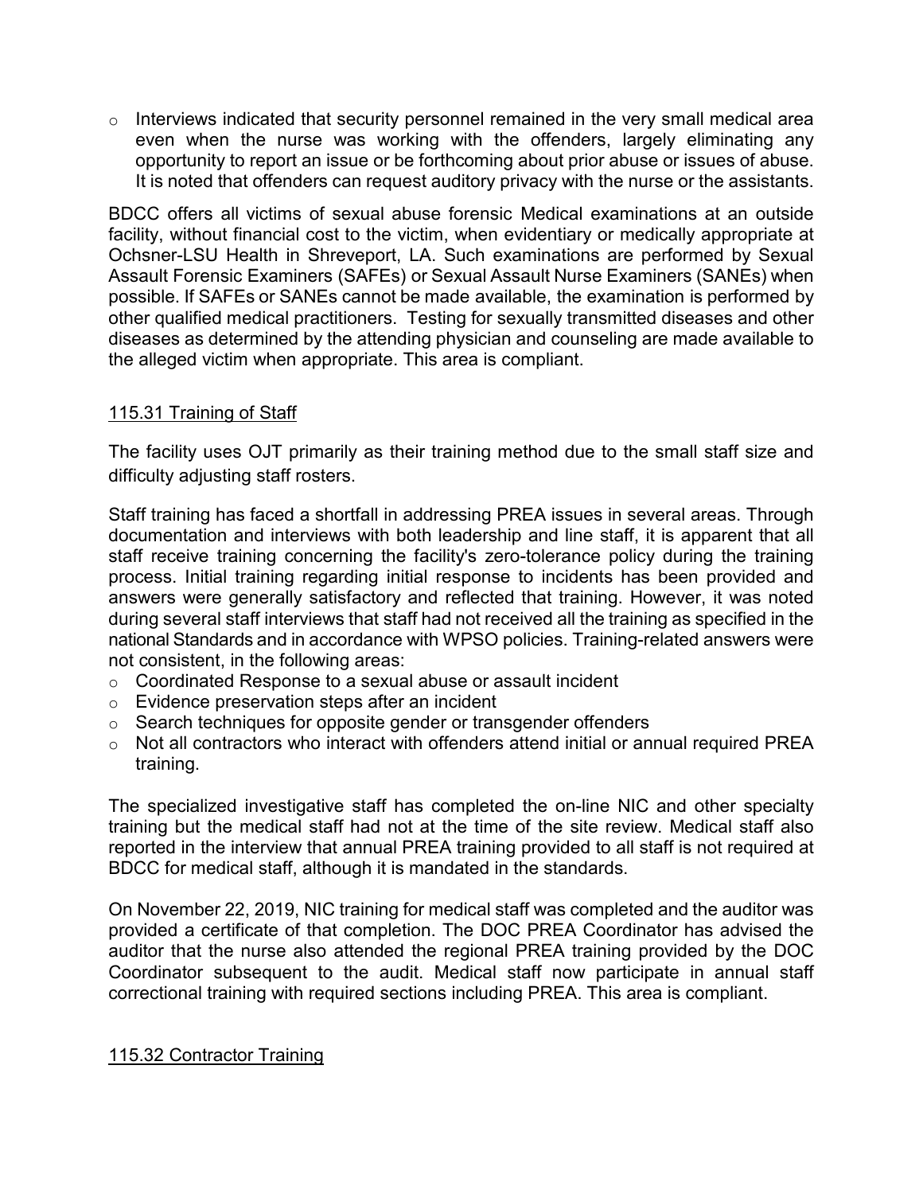- Interviews indicated that security personnel remained in the very small medical area even when the nurse was working with the offenders, largely eliminating any opportunity to report an issue or be forthcoming about prior abuse or issues of abuse. It is noted that offenders can request auditory privacy with the nurse or the assistants.

BDCC offers all victims of sexual abuse forensic Medical examinations at an outside facility, without financial cost to the victim, when evidentiary or medically appropriate at Ochsner-LSU Health in Shreveport, LA. Such examinations are performed by Sexual Assault Forensic Examiners (SAFEs) or Sexual Assault Nurse Examiners (SANEs) when possible. If SAFEs or SANEs cannot be made available, the examination is performed by other qualified medical practitioners. Testing for sexually transmitted diseases and other diseases as determined by the attending physician and counseling are made available to the alleged victim when appropriate. This area is compliant.

## 115.31 Training of Staff

The facility uses OJT primarily as their training method due to the small staff size and difficulty adjusting staff rosters.

Staff training has faced a shortfall in addressing PREA issues in several areas. Through documentation and interviews with both leadership and line staff, it is apparent that all staff receive training concerning the facility's zero-tolerance policy during the training process. Initial training regarding initial response to incidents has been provided and answers were generally satisfactory and reflected that training. However, it was noted during several staff interviews that staff had not received all the training as specified in the national Standards and in accordance with WPSO policies. Training-related answers were not consistent, in the following areas:

- Coordinated Response to a sexual abuse or assault incident
- Evidence preservation steps after an incident
- Search techniques for opposite gender or transgender offenders
- Not all contractors who interact with offenders attend initial or annual required PREA training.

The specialized investigative staff has completed the on-line NIC and other specialty training but the medical staff had not at the time of the site review. Medical staff also reported in the interview that annual PREA training provided to all staff is not required at BDCC for medical staff, although it is mandated in the standards.

On November 22, 2019, NIC training for medical staff was completed and the auditor was provided a certificate of that completion. The DOC PREA Coordinator has advised the auditor that the nurse also attended the regional PREA training provided by the DOC Coordinator subsequent to the audit. Medical staff now participate in annual staff correctional training with required sections including PREA. This area is compliant.

## 115.32 Contractor Training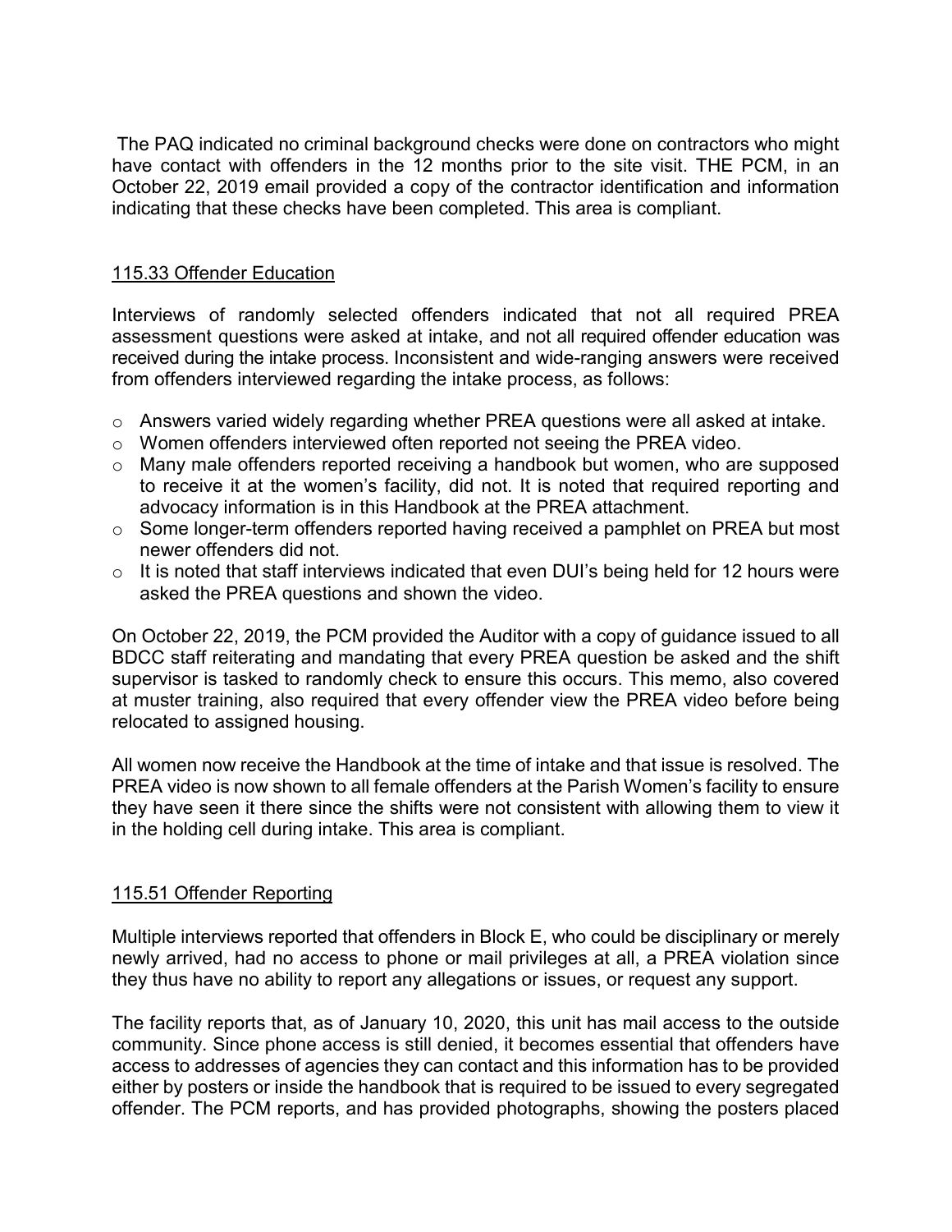The PAQ indicated no criminal background checks were done on contractors who might have contact with offenders in the 12 months prior to the site visit. THE PCM, in an October 22, 2019 email provided a copy of the contractor identification and information indicating that these checks have been completed. This area is compliant.

## 115.33 Offender Education

Interviews of randomly selected offenders indicated that not all required PREA assessment questions were asked at intake, and not all required offender education was received during the intake process. Inconsistent and wide-ranging answers were received from offenders interviewed regarding the intake process, as follows:

- Answers varied widely regarding whether PREA questions were all asked at intake.
- Women offenders interviewed often reported not seeing the PREA video.
- Many male offenders reported receiving a handbook but women, who are supposed to receive it at the women's facility, did not. It is noted that required reporting and advocacy information is in this Handbook at the PREA attachment.
- Some longer-term offenders reported having received a pamphlet on PREA but most newer offenders did not.
- It is noted that staff interviews indicated that even DUI's being held for 12 hours were asked the PREA questions and shown the video.

On October 22, 2019, the PCM provided the Auditor with a copy of guidance issued to all BDCC staff reiterating and mandating that every PREA question be asked and the shift supervisor is tasked to randomly check to ensure this occurs. This memo, also covered at muster training, also required that every offender view the PREA video before being relocated to assigned housing.

All women now receive the Handbook at the time of intake and that issue is resolved. The PREA video is now shown to all female offenders at the Parish Women's facility to ensure they have seen it there since the shifts were not consistent with allowing them to view it in the holding cell during intake. This area is compliant.

## 115.51 Offender Reporting

Multiple interviews reported that offenders in Block E, who could be disciplinary or merely newly arrived, had no access to phone or mail privileges at all, a PREA violation since they thus have no ability to report any allegations or issues, or request any support.

The facility reports that, as of January 10, 2020, this unit has mail access to the outside community. Since phone access is still denied, it becomes essential that offenders have access to addresses of agencies they can contact and this information has to be provided either by posters or inside the handbook that is required to be issued to every segregated offender. The PCM reports, and has provided photographs, showing the posters placed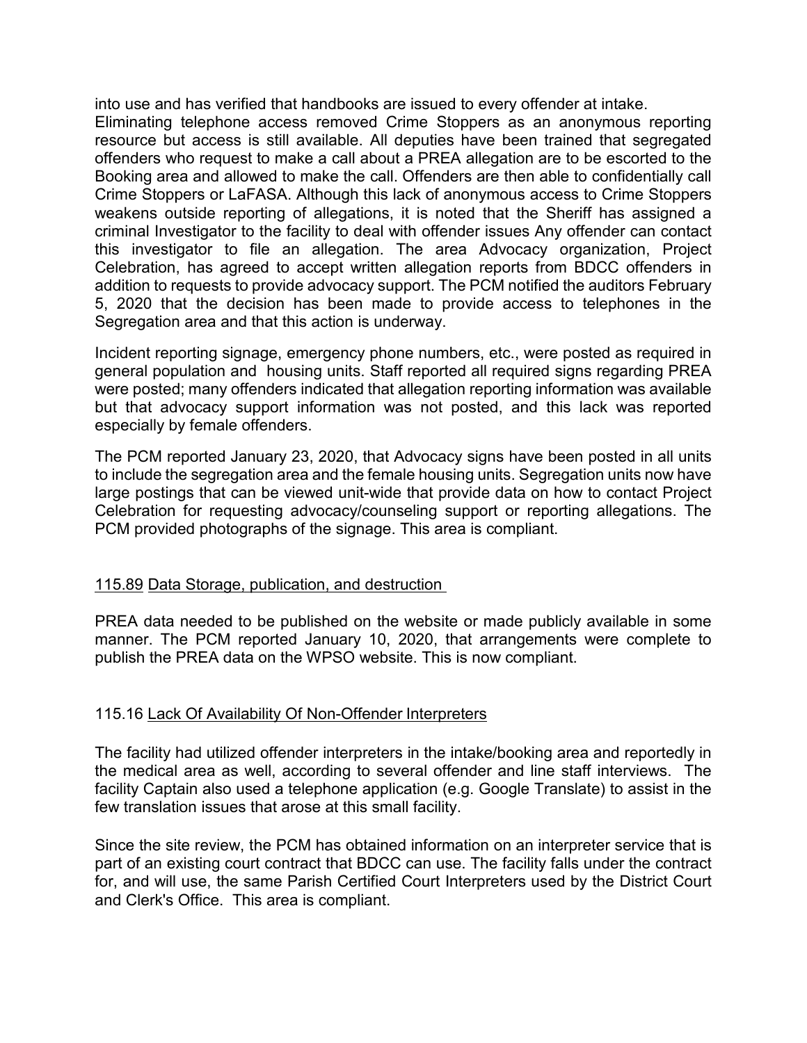into use and has verified that handbooks are issued to every offender at intake. Eliminating telephone access removed Crime Stoppers as an anonymous reporting resource but access is still available. All deputies have been trained that segregated offenders who request to make a call about a PREA allegation are to be escorted to the Booking area and allowed to make the call. Offenders are then able to confidentially call Crime Stoppers or LaFASA. Although this lack of anonymous access to Crime Stoppers weakens outside reporting of allegations, it is noted that the Sheriff has assigned a criminal Investigator to the facility to deal with offender issues Any offender can contact this investigator to file an allegation. The area Advocacy organization, Project Celebration, has agreed to accept written allegation reports from BDCC offenders in addition to requests to provide advocacy support. The PCM notified the auditors February 5, 2020 that the decision has been made to provide access to telephones in the Segregation area and that this action is underway.

Incident reporting signage, emergency phone numbers, etc., were posted as required in general population and housing units. Staff reported all required signs regarding PREA were posted; many offenders indicated that allegation reporting information was available but that advocacy support information was not posted, and this lack was reported especially by female offenders.

The PCM reported January 23, 2020, that Advocacy signs have been posted in all units to include the segregation area and the female housing units. Segregation units now have large postings that can be viewed unit-wide that provide data on how to contact Project Celebration for requesting advocacy/counseling support or reporting allegations. The PCM provided photographs of the signage. This area is compliant.

115.89 Data Storage, publication, and destruction

PREA data needed to be published on the website or made publicly available in some manner. The PCM reported January 10, 2020, that arrangements were complete to publish the PREA data on the WPSO website. This is now compliant.

115.16 Lack Of Availability Of Non-Offender Interpreters

The facility had utilized offender interpreters in the intake/booking area and reportedly in the medical area as well, according to several offender and line staff interviews. The facility Captain also used a telephone application (e.g. Google Translate) to assist in the few translation issues that arose at this small facility.

Since the site review, the PCM has obtained information on an interpreter service that is part of an existing court contract that BDCC can use. The facility falls under the contract for, and will use, the same Parish Certified Court Interpreters used by the District Court and Clerk's Office. This area is compliant.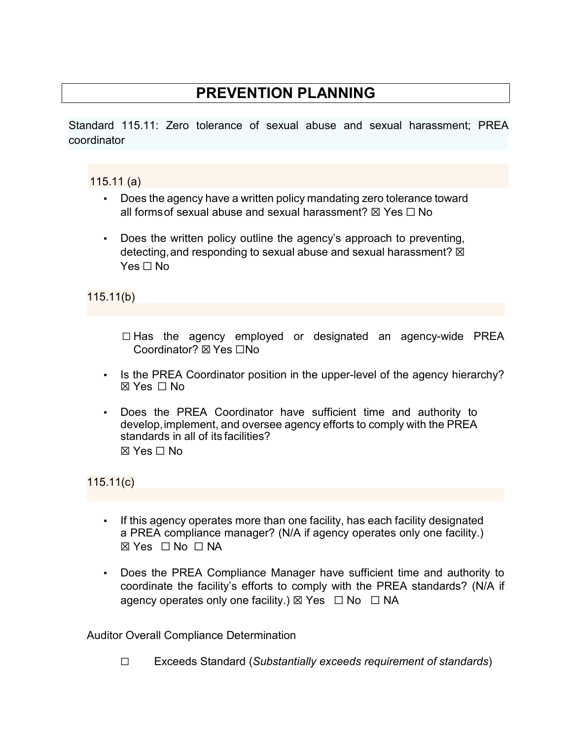# PREVENTION PLANNING

Standard 115.11: Zero tolerance of sexual abuse and sexual harassment; PREA coordinator

115.11 (a)

- Does the agency have a written policy mandating zero tolerance toward all forms of sexual abuse and sexual harassment? ☒ Yes ☐ No
- Does the written policy outline the agency's approach to preventing, detecting, and responding to sexual abuse and sexual harassment? ☒ Yes ☐ No

115.11(b)

- ☐ Has the agency employed or designated an agency-wide PREA Coordinator? ☒ Yes ☐No
- Is the PREA Coordinator position in the upper-level of the agency hierarchy? ☒ Yes ☐ No
- Does the PREA Coordinator have sufficient time and authority to develop, implement, and oversee agency efforts to comply with the PREA standards in all of its facilities? ☒ Yes ☐ No

115.11(c)

- If this agency operates more than one facility, has each facility designated a PREA compliance manager? (N/A if agency operates only one facility.) ☒ Yes ☐ No ☐ NA
- Does the PREA Compliance Manager have sufficient time and authority to coordinate the facility's efforts to comply with the PREA standards? (N/A if agency operates only one facility.) ☒ Yes ☐ No ☐ NA

Auditor Overall Compliance Determination

☐ Exceeds Standard (*Substantially exceeds requirement of standards*)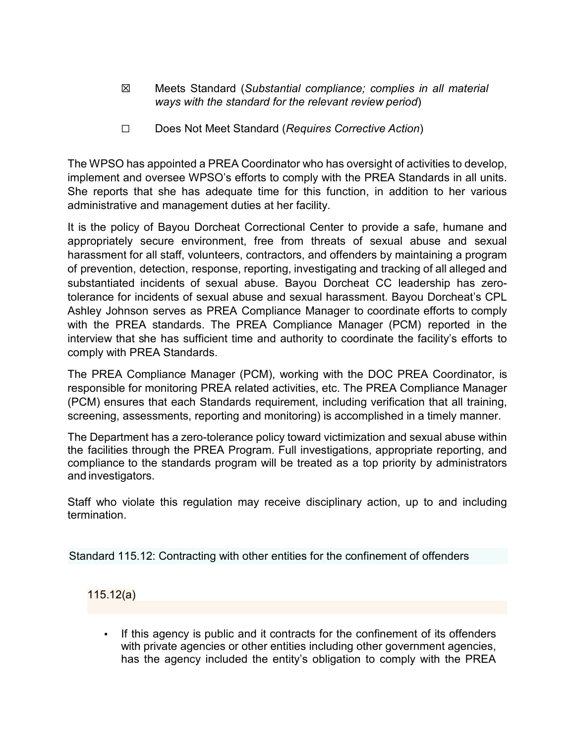☒ Meets Standard (*Substantial compliance; complies in all material ways with the standard for the relevant review period*)

☐ Does Not Meet Standard (*Requires Corrective Action*)

The WPSO has appointed a PREA Coordinator who has oversight of activities to develop, implement and oversee WPSO's efforts to comply with the PREA Standards in all units. She reports that she has adequate time for this function, in addition to her various administrative and management duties at her facility.

It is the policy of Bayou Dorcheat Correctional Center to provide a safe, humane and appropriately secure environment, free from threats of sexual abuse and sexual harassment for all staff, volunteers, contractors, and offenders by maintaining a program of prevention, detection, response, reporting, investigating and tracking of all alleged and substantiated incidents of sexual abuse. Bayou Dorcheat CC leadership has zero-tolerance for incidents of sexual abuse and sexual harassment. Bayou Dorcheat's CPL Ashley Johnson serves as PREA Compliance Manager to coordinate efforts to comply with the PREA standards. The PREA Compliance Manager (PCM) reported in the interview that she has sufficient time and authority to coordinate the facility's efforts to comply with PREA Standards.

The PREA Compliance Manager (PCM), working with the DOC PREA Coordinator, is responsible for monitoring PREA related activities, etc. The PREA Compliance Manager (PCM) ensures that each Standards requirement, including verification that all training, screening, assessments, reporting and monitoring) is accomplished in a timely manner.

The Department has a zero-tolerance policy toward victimization and sexual abuse within the facilities through the PREA Program. Full investigations, appropriate reporting, and compliance to the standards program will be treated as a top priority by administrators and investigators.

Staff who violate this regulation may receive disciplinary action, up to and including termination.

## Standard 115.12: Contracting with other entities for the confinement of offenders

### 115.12(a)

- If this agency is public and it contracts for the confinement of its offenders with private agencies or other entities including other government agencies, has the agency included the entity's obligation to comply with the PREA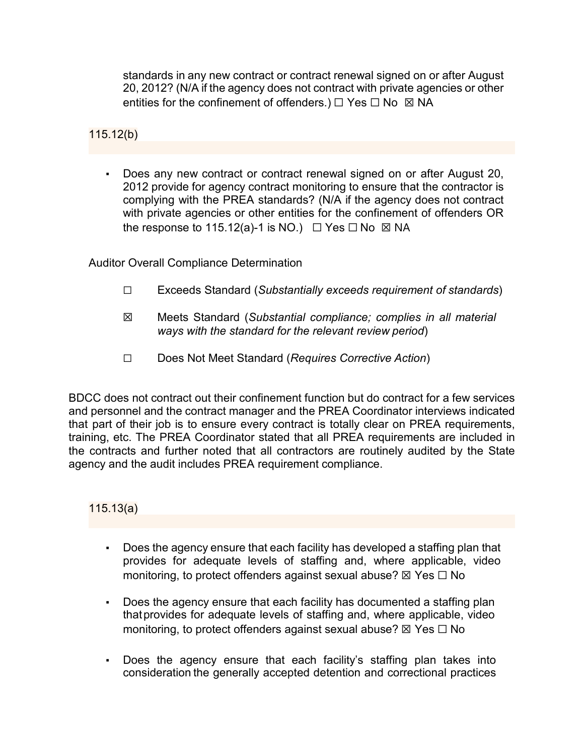standards in any new contract or contract renewal signed on or after August 20, 2012? (N/A if the agency does not contract with private agencies or other entities for the confinement of offenders.) ☐ Yes ☐ No ☒ NA

115.12(b)

- Does any new contract or contract renewal signed on or after August 20, 2012 provide for agency contract monitoring to ensure that the contractor is complying with the PREA standards? (N/A if the agency does not contract with private agencies or other entities for the confinement of offenders OR the response to 115.12(a)-1 is NO.) ☐ Yes ☐ No ☒ NA

Auditor Overall Compliance Determination

☐ Exceeds Standard (*Substantially exceeds requirement of standards*)

☒ Meets Standard (*Substantial compliance; complies in all material ways with the standard for the relevant review period*)

☐ Does Not Meet Standard (*Requires Corrective Action*)

BDCC does not contract out their confinement function but do contract for a few services and personnel and the contract manager and the PREA Coordinator interviews indicated that part of their job is to ensure every contract is totally clear on PREA requirements, training, etc. The PREA Coordinator stated that all PREA requirements are included in the contracts and further noted that all contractors are routinely audited by the State agency and the audit includes PREA requirement compliance.

115.13(a)

- Does the agency ensure that each facility has developed a staffing plan that provides for adequate levels of staffing and, where applicable, video monitoring, to protect offenders against sexual abuse? ☒ Yes ☐ No

- Does the agency ensure that each facility has documented a staffing plan that provides for adequate levels of staffing and, where applicable, video monitoring, to protect offenders against sexual abuse? ☒ Yes ☐ No

- Does the agency ensure that each facility's staffing plan takes into consideration the generally accepted detention and correctional practices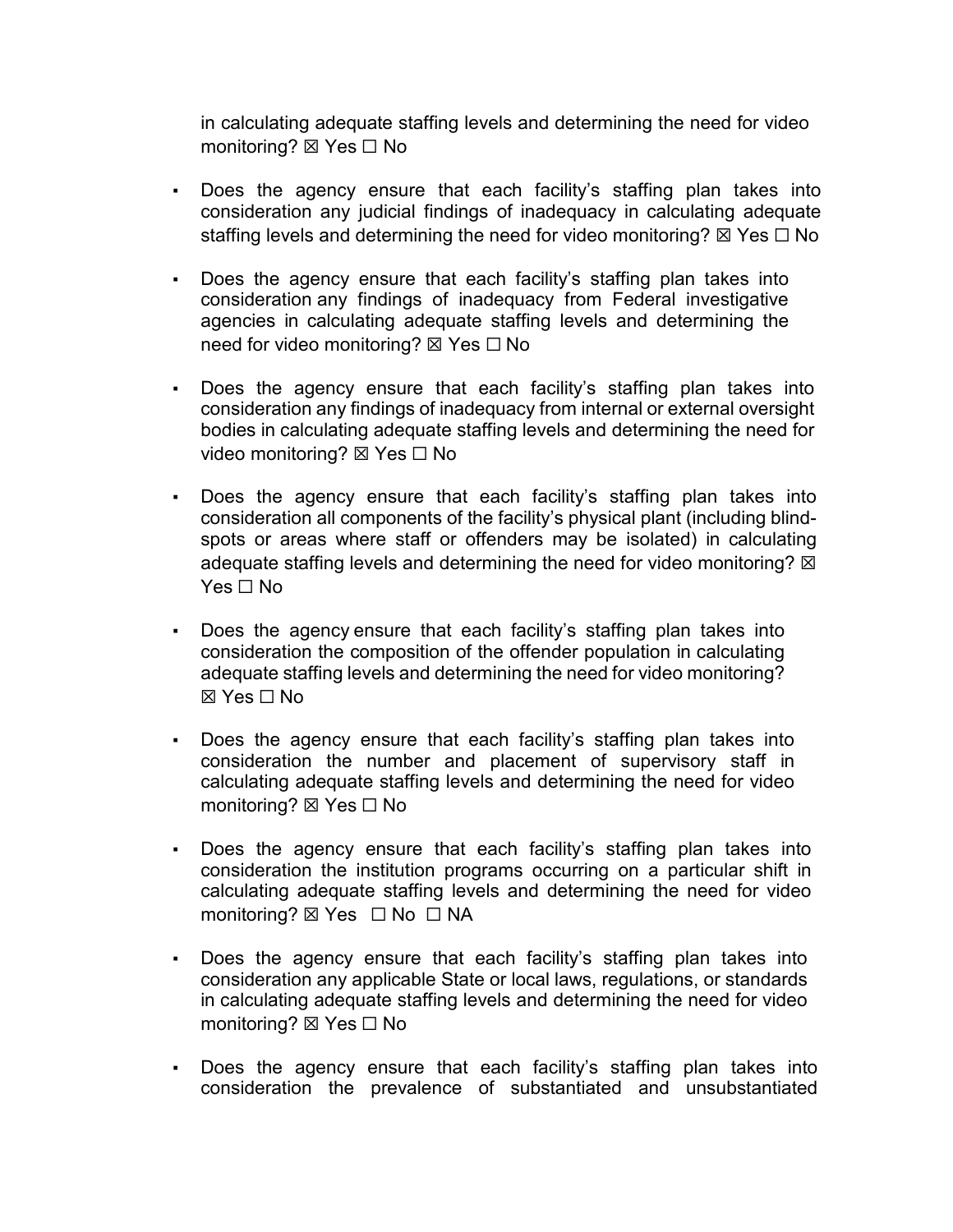in calculating adequate staffing levels and determining the need for video monitoring? ☒ Yes ☐ No

- Does the agency ensure that each facility's staffing plan takes into consideration any judicial findings of inadequacy in calculating adequate staffing levels and determining the need for video monitoring? ☒ Yes ☐ No

- Does the agency ensure that each facility's staffing plan takes into consideration any findings of inadequacy from Federal investigative agencies in calculating adequate staffing levels and determining the need for video monitoring? ☒ Yes ☐ No

- Does the agency ensure that each facility's staffing plan takes into consideration any findings of inadequacy from internal or external oversight bodies in calculating adequate staffing levels and determining the need for video monitoring? ☒ Yes ☐ No

- Does the agency ensure that each facility's staffing plan takes into consideration all components of the facility's physical plant (including blind-spots or areas where staff or offenders may be isolated) in calculating adequate staffing levels and determining the need for video monitoring? ☒ Yes ☐ No

- Does the agency ensure that each facility's staffing plan takes into consideration the composition of the offender population in calculating adequate staffing levels and determining the need for video monitoring? ☒ Yes ☐ No

- Does the agency ensure that each facility's staffing plan takes into consideration the number and placement of supervisory staff in calculating adequate staffing levels and determining the need for video monitoring? ☒ Yes ☐ No

- Does the agency ensure that each facility's staffing plan takes into consideration the institution programs occurring on a particular shift in calculating adequate staffing levels and determining the need for video monitoring? ☒ Yes ☐ No ☐ NA

- Does the agency ensure that each facility's staffing plan takes into consideration any applicable State or local laws, regulations, or standards in calculating adequate staffing levels and determining the need for video monitoring? ☒ Yes ☐ No

- Does the agency ensure that each facility's staffing plan takes into consideration the prevalence of substantiated and unsubstantiated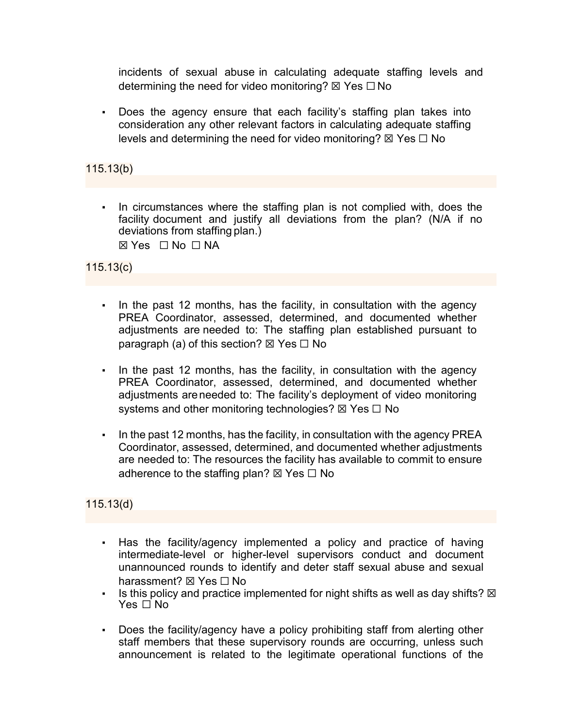incidents of sexual abuse in calculating adequate staffing levels and determining the need for video monitoring? ☒ Yes ☐ No

- Does the agency ensure that each facility's staffing plan takes into consideration any other relevant factors in calculating adequate staffing levels and determining the need for video monitoring? ☒ Yes ☐ No

115.13(b)

- In circumstances where the staffing plan is not complied with, does the facility document and justify all deviations from the plan? (N/A if no deviations from staffing plan.)
  ☒ Yes ☐ No ☐ NA

115.13(c)

- In the past 12 months, has the facility, in consultation with the agency PREA Coordinator, assessed, determined, and documented whether adjustments are needed to: The staffing plan established pursuant to paragraph (a) of this section? ☒ Yes ☐ No

- In the past 12 months, has the facility, in consultation with the agency PREA Coordinator, assessed, determined, and documented whether adjustments are needed to: The facility's deployment of video monitoring systems and other monitoring technologies? ☒ Yes ☐ No

- In the past 12 months, has the facility, in consultation with the agency PREA Coordinator, assessed, determined, and documented whether adjustments are needed to: The resources the facility has available to commit to ensure adherence to the staffing plan? ☒ Yes ☐ No

115.13(d)

- Has the facility/agency implemented a policy and practice of having intermediate-level or higher-level supervisors conduct and document unannounced rounds to identify and deter staff sexual abuse and sexual harassment? ☒ Yes ☐ No
- Is this policy and practice implemented for night shifts as well as day shifts? ☒ Yes ☐ No

- Does the facility/agency have a policy prohibiting staff from alerting other staff members that these supervisory rounds are occurring, unless such announcement is related to the legitimate operational functions of the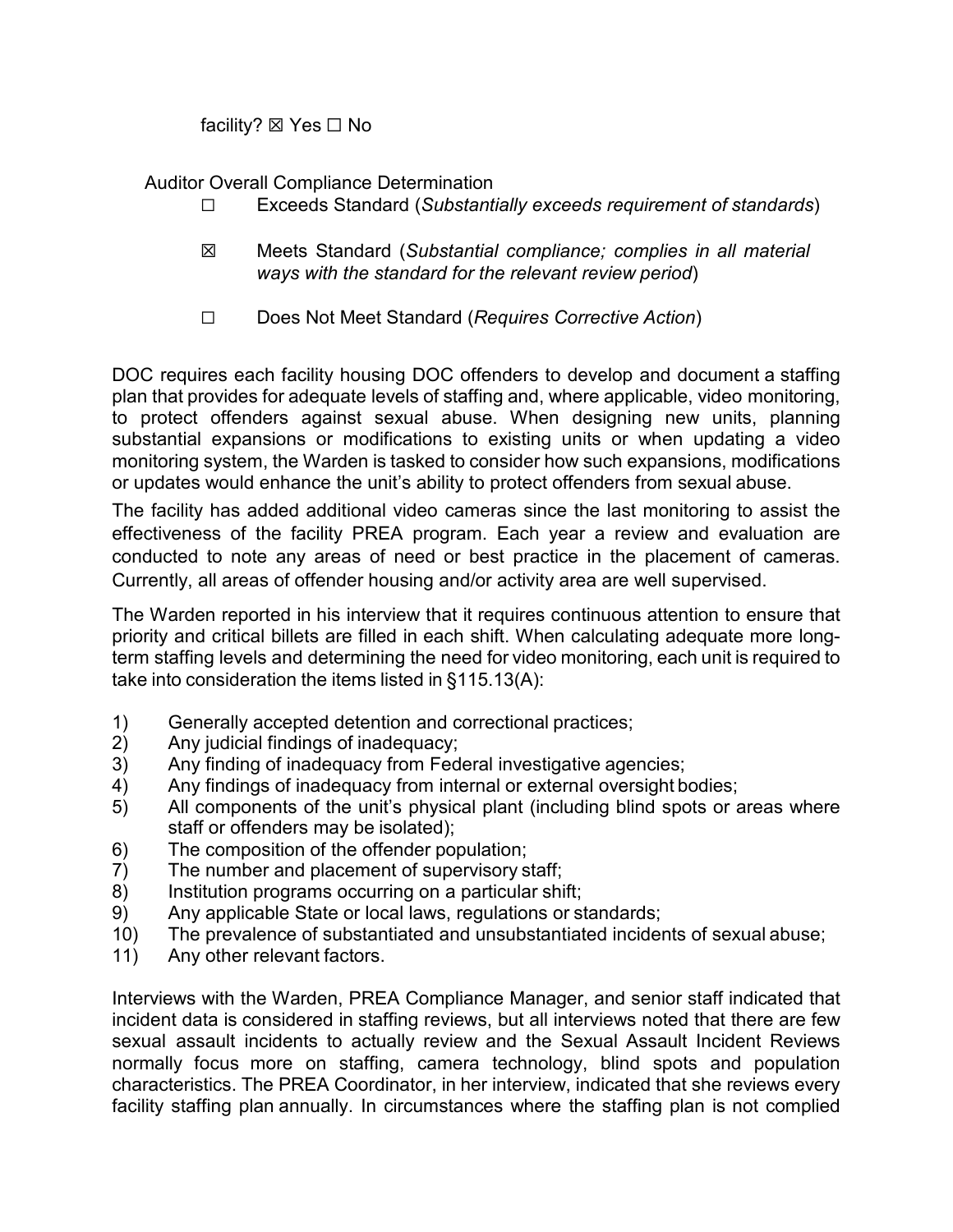facility? ☒ Yes ☐ No

Auditor Overall Compliance Determination

☐ Exceeds Standard (*Substantially exceeds requirement of standards*)

☒ Meets Standard (*Substantial compliance; complies in all material ways with the standard for the relevant review period*)

☐ Does Not Meet Standard (*Requires Corrective Action*)

DOC requires each facility housing DOC offenders to develop and document a staffing plan that provides for adequate levels of staffing and, where applicable, video monitoring, to protect offenders against sexual abuse. When designing new units, planning substantial expansions or modifications to existing units or when updating a video monitoring system, the Warden is tasked to consider how such expansions, modifications or updates would enhance the unit's ability to protect offenders from sexual abuse.

The facility has added additional video cameras since the last monitoring to assist the effectiveness of the facility PREA program. Each year a review and evaluation are conducted to note any areas of need or best practice in the placement of cameras. Currently, all areas of offender housing and/or activity area are well supervised.

The Warden reported in his interview that it requires continuous attention to ensure that priority and critical billets are filled in each shift. When calculating adequate more long-term staffing levels and determining the need for video monitoring, each unit is required to take into consideration the items listed in §115.13(A):

1) Generally accepted detention and correctional practices;
2) Any judicial findings of inadequacy;
3) Any finding of inadequacy from Federal investigative agencies;
4) Any findings of inadequacy from internal or external oversight bodies;
5) All components of the unit's physical plant (including blind spots or areas where staff or offenders may be isolated);
6) The composition of the offender population;
7) The number and placement of supervisory staff;
8) Institution programs occurring on a particular shift;
9) Any applicable State or local laws, regulations or standards;
10) The prevalence of substantiated and unsubstantiated incidents of sexual abuse;
11) Any other relevant factors.

Interviews with the Warden, PREA Compliance Manager, and senior staff indicated that incident data is considered in staffing reviews, but all interviews noted that there are few sexual assault incidents to actually review and the Sexual Assault Incident Reviews normally focus more on staffing, camera technology, blind spots and population characteristics. The PREA Coordinator, in her interview, indicated that she reviews every facility staffing plan annually. In circumstances where the staffing plan is not complied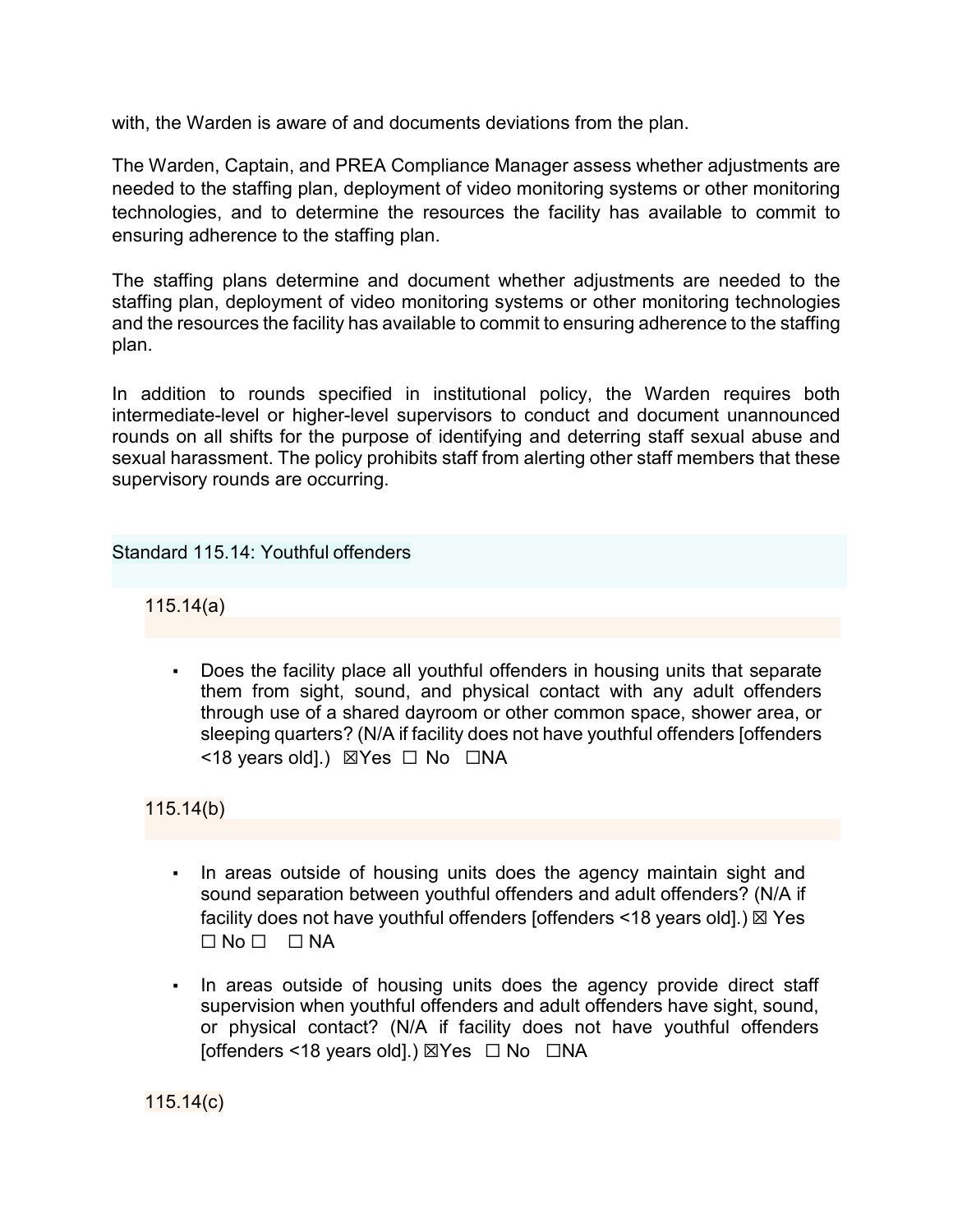with, the Warden is aware of and documents deviations from the plan.

The Warden, Captain, and PREA Compliance Manager assess whether adjustments are needed to the staffing plan, deployment of video monitoring systems or other monitoring technologies, and to determine the resources the facility has available to commit to ensuring adherence to the staffing plan.

The staffing plans determine and document whether adjustments are needed to the staffing plan, deployment of video monitoring systems or other monitoring technologies and the resources the facility has available to commit to ensuring adherence to the staffing plan.

In addition to rounds specified in institutional policy, the Warden requires both intermediate-level or higher-level supervisors to conduct and document unannounced rounds on all shifts for the purpose of identifying and deterring staff sexual abuse and sexual harassment. The policy prohibits staff from alerting other staff members that these supervisory rounds are occurring.

## Standard 115.14: Youthful offenders

### 115.14(a)

- Does the facility place all youthful offenders in housing units that separate them from sight, sound, and physical contact with any adult offenders through use of a shared dayroom or other common space, shower area, or sleeping quarters? (N/A if facility does not have youthful offenders [offenders <18 years old].) ☒Yes ☐ No ☐NA

### 115.14(b)

- In areas outside of housing units does the agency maintain sight and sound separation between youthful offenders and adult offenders? (N/A if facility does not have youthful offenders [offenders <18 years old].) ☒ Yes ☐ No ☐ ☐ NA
- In areas outside of housing units does the agency provide direct staff supervision when youthful offenders and adult offenders have sight, sound, or physical contact? (N/A if facility does not have youthful offenders [offenders <18 years old].) ☒Yes ☐ No ☐NA

### 115.14(c)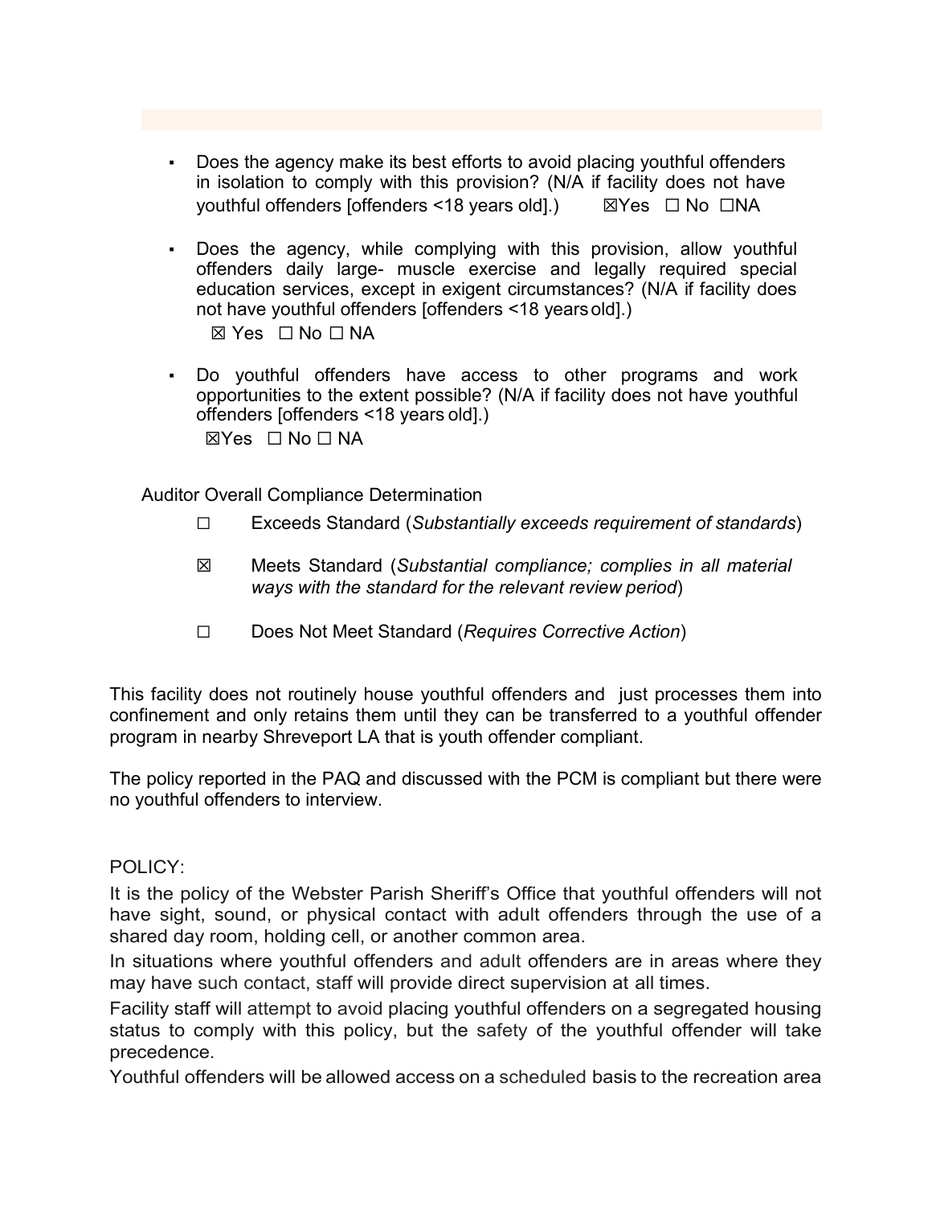- Does the agency make its best efforts to avoid placing youthful offenders in isolation to comply with this provision? (N/A if facility does not have youthful offenders [offenders <18 years old].) ☒Yes ☐ No ☐NA

- Does the agency, while complying with this provision, allow youthful offenders daily large- muscle exercise and legally required special education services, except in exigent circumstances? (N/A if facility does not have youthful offenders [offenders <18 years old].)

  ☒ Yes ☐ No ☐ NA

- Do youthful offenders have access to other programs and work opportunities to the extent possible? (N/A if facility does not have youthful offenders [offenders <18 years old].)

  ☒Yes ☐ No ☐ NA

Auditor Overall Compliance Determination

☐ Exceeds Standard (*Substantially exceeds requirement of standards*)

☒ Meets Standard (*Substantial compliance; complies in all material ways with the standard for the relevant review period*)

☐ Does Not Meet Standard (*Requires Corrective Action*)

This facility does not routinely house youthful offenders and just processes them into confinement and only retains them until they can be transferred to a youthful offender program in nearby Shreveport LA that is youth offender compliant.

The policy reported in the PAQ and discussed with the PCM is compliant but there were no youthful offenders to interview.

POLICY:

It is the policy of the Webster Parish Sheriff's Office that youthful offenders will not have sight, sound, or physical contact with adult offenders through the use of a shared day room, holding cell, or another common area.

In situations where youthful offenders and adult offenders are in areas where they may have such contact, staff will provide direct supervision at all times.

Facility staff will attempt to avoid placing youthful offenders on a segregated housing status to comply with this policy, but the safety of the youthful offender will take precedence.

Youthful offenders will be allowed access on a scheduled basis to the recreation area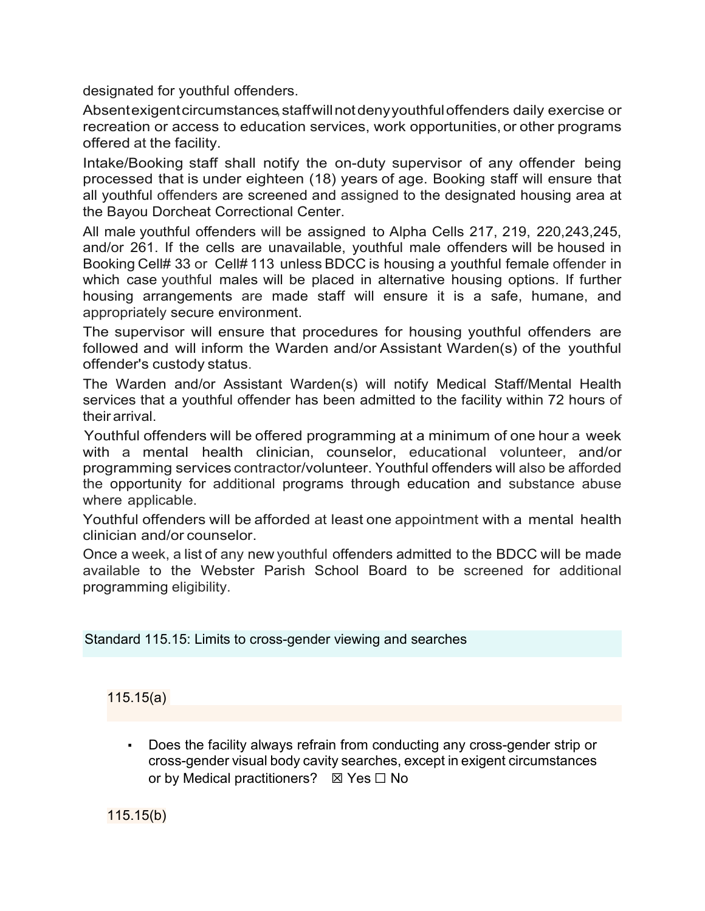designated for youthful offenders.

Absent exigent circumstances, staff will not deny youthful offenders daily exercise or recreation or access to education services, work opportunities, or other programs offered at the facility.

Intake/Booking staff shall notify the on-duty supervisor of any offender being processed that is under eighteen (18) years of age. Booking staff will ensure that all youthful offenders are screened and assigned to the designated housing area at the Bayou Dorcheat Correctional Center.

All male youthful offenders will be assigned to Alpha Cells 217, 219, 220,243,245, and/or 261. If the cells are unavailable, youthful male offenders will be housed in Booking Cell# 33 or Cell# 113 unless BDCC is housing a youthful female offender in which case youthful males will be placed in alternative housing options. If further housing arrangements are made staff will ensure it is a safe, humane, and appropriately secure environment.

The supervisor will ensure that procedures for housing youthful offenders are followed and will inform the Warden and/or Assistant Warden(s) of the youthful offender's custody status.

The Warden and/or Assistant Warden(s) will notify Medical Staff/Mental Health services that a youthful offender has been admitted to the facility within 72 hours of their arrival.

Youthful offenders will be offered programming at a minimum of one hour a week with a mental health clinician, counselor, educational volunteer, and/or programming services contractor/volunteer. Youthful offenders will also be afforded the opportunity for additional programs through education and substance abuse where applicable.

Youthful offenders will be afforded at least one appointment with a mental health clinician and/or counselor.

Once a week, a list of any new youthful offenders admitted to the BDCC will be made available to the Webster Parish School Board to be screened for additional programming eligibility.

## Standard 115.15: Limits to cross-gender viewing and searches

### 115.15(a)

- Does the facility always refrain from conducting any cross-gender strip or cross-gender visual body cavity searches, except in exigent circumstances or by Medical practitioners? ☒ Yes ☐ No

### 115.15(b)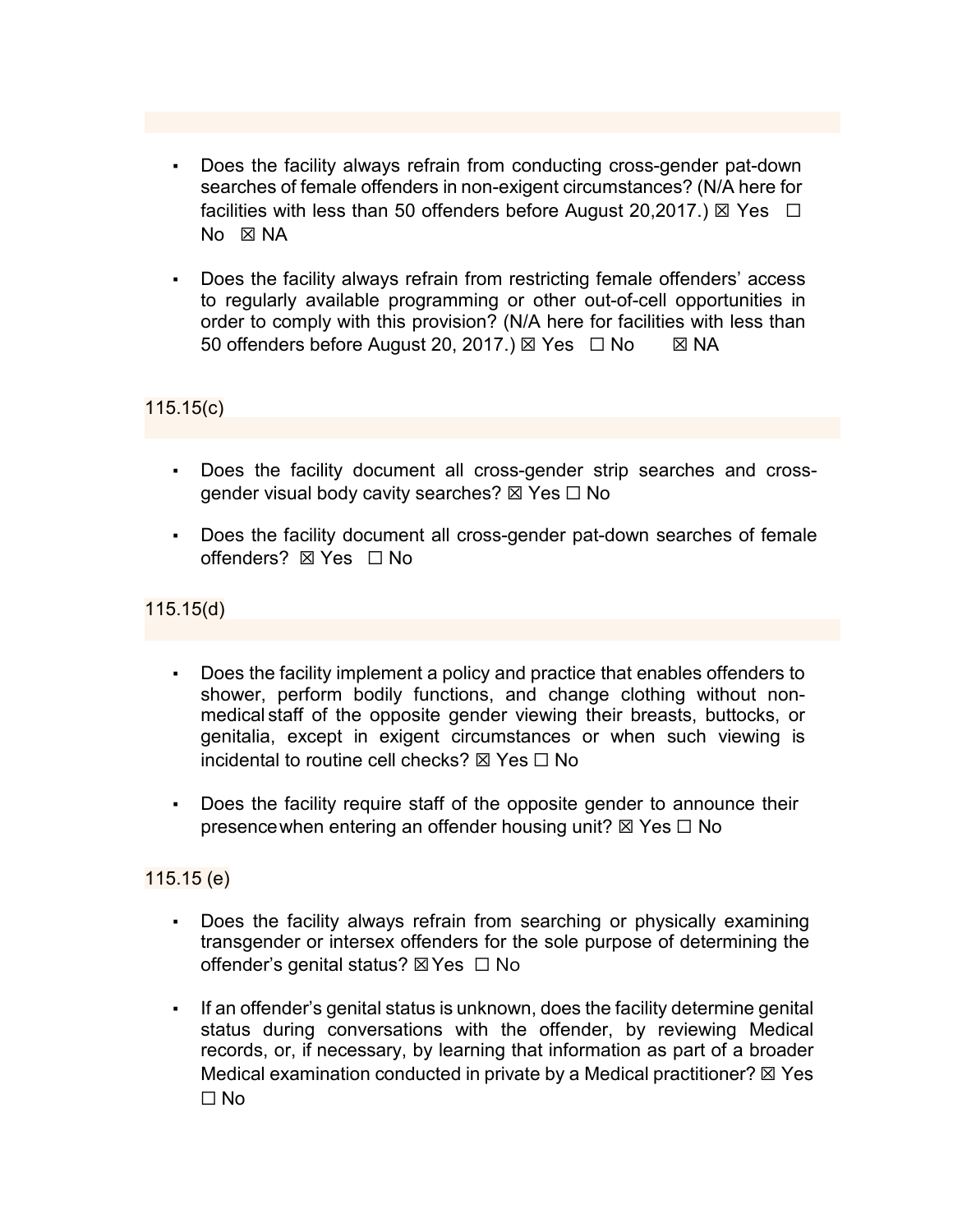- Does the facility always refrain from conducting cross-gender pat-down searches of female offenders in non-exigent circumstances? (N/A here for facilities with less than 50 offenders before August 20,2017.) ☒ Yes ☐ No ☒ NA

- Does the facility always refrain from restricting female offenders' access to regularly available programming or other out-of-cell opportunities in order to comply with this provision? (N/A here for facilities with less than 50 offenders before August 20, 2017.) ☒ Yes ☐ No ☒ NA

115.15(c)

- Does the facility document all cross-gender strip searches and cross-gender visual body cavity searches? ☒ Yes ☐ No

- Does the facility document all cross-gender pat-down searches of female offenders? ☒ Yes ☐ No

115.15(d)

- Does the facility implement a policy and practice that enables offenders to shower, perform bodily functions, and change clothing without non-medical staff of the opposite gender viewing their breasts, buttocks, or genitalia, except in exigent circumstances or when such viewing is incidental to routine cell checks? ☒ Yes ☐ No

- Does the facility require staff of the opposite gender to announce their presence when entering an offender housing unit? ☒ Yes ☐ No

115.15 (e)

- Does the facility always refrain from searching or physically examining transgender or intersex offenders for the sole purpose of determining the offender's genital status? ☒ Yes ☐ No

- If an offender's genital status is unknown, does the facility determine genital status during conversations with the offender, by reviewing Medical records, or, if necessary, by learning that information as part of a broader Medical examination conducted in private by a Medical practitioner? ☒ Yes ☐ No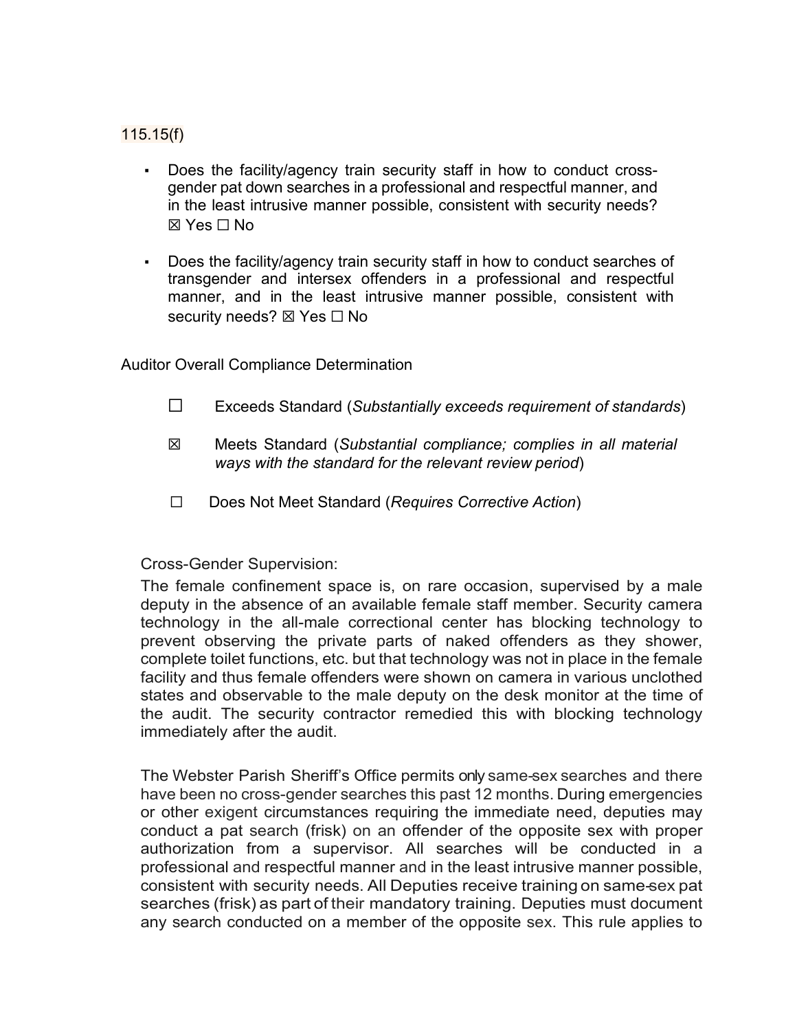115.15(f)

- Does the facility/agency train security staff in how to conduct cross-gender pat down searches in a professional and respectful manner, and in the least intrusive manner possible, consistent with security needs? ☒ Yes ☐ No

- Does the facility/agency train security staff in how to conduct searches of transgender and intersex offenders in a professional and respectful manner, and in the least intrusive manner possible, consistent with security needs? ☒ Yes ☐ No

Auditor Overall Compliance Determination

☐ Exceeds Standard (*Substantially exceeds requirement of standards*)

☒ Meets Standard (*Substantial compliance; complies in all material ways with the standard for the relevant review period*)

☐ Does Not Meet Standard (*Requires Corrective Action*)

Cross-Gender Supervision:

The female confinement space is, on rare occasion, supervised by a male deputy in the absence of an available female staff member. Security camera technology in the all-male correctional center has blocking technology to prevent observing the private parts of naked offenders as they shower, complete toilet functions, etc. but that technology was not in place in the female facility and thus female offenders were shown on camera in various unclothed states and observable to the male deputy on the desk monitor at the time of the audit. The security contractor remedied this with blocking technology immediately after the audit.

The Webster Parish Sheriff's Office permits only same-sex searches and there have been no cross-gender searches this past 12 months. During emergencies or other exigent circumstances requiring the immediate need, deputies may conduct a pat search (frisk) on an offender of the opposite sex with proper authorization from a supervisor. All searches will be conducted in a professional and respectful manner and in the least intrusive manner possible, consistent with security needs. All Deputies receive training on same-sex pat searches (frisk) as part of their mandatory training. Deputies must document any search conducted on a member of the opposite sex. This rule applies to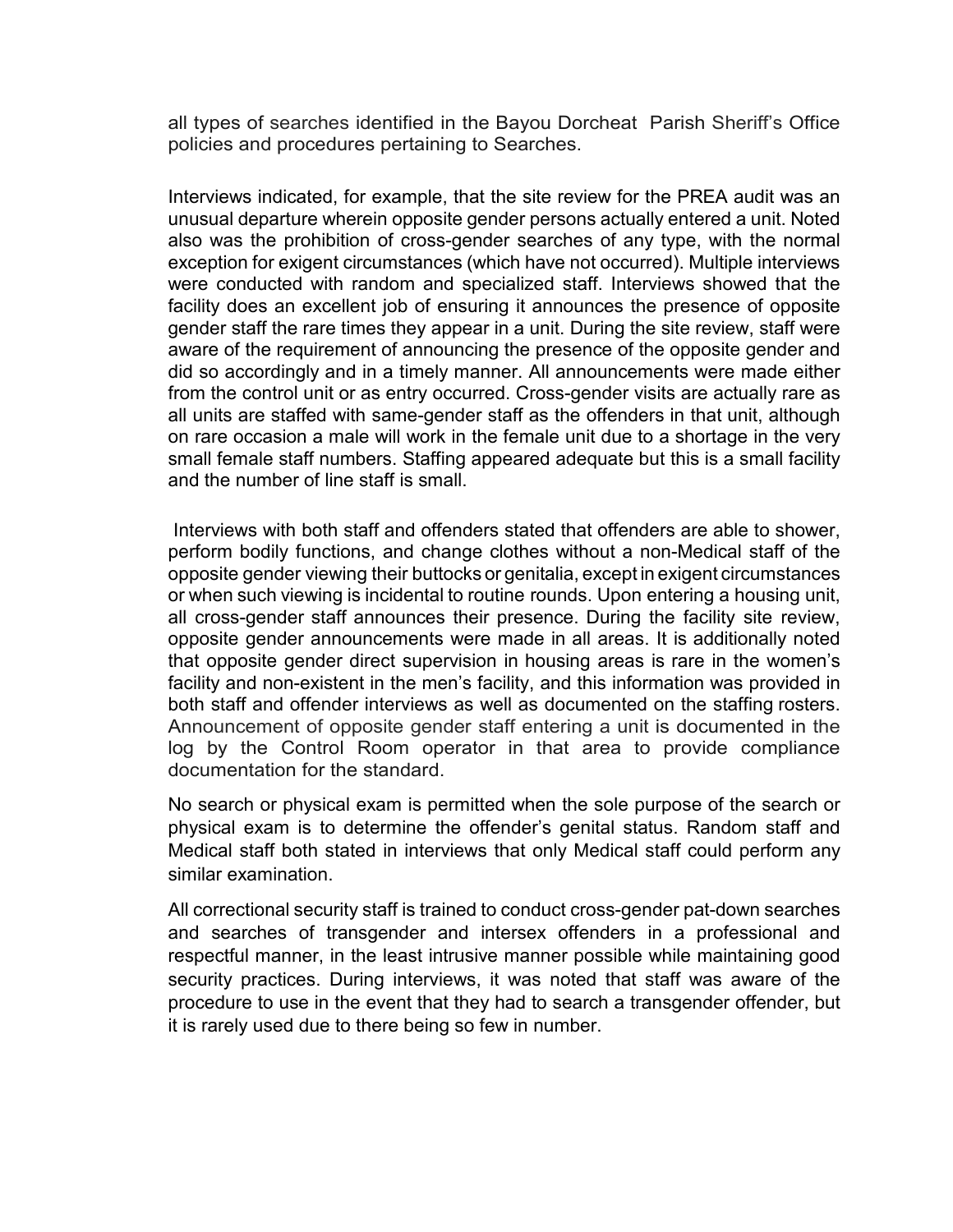all types of searches identified in the Bayou Dorcheat Parish Sheriff's Office policies and procedures pertaining to Searches.

Interviews indicated, for example, that the site review for the PREA audit was an unusual departure wherein opposite gender persons actually entered a unit. Noted also was the prohibition of cross-gender searches of any type, with the normal exception for exigent circumstances (which have not occurred). Multiple interviews were conducted with random and specialized staff. Interviews showed that the facility does an excellent job of ensuring it announces the presence of opposite gender staff the rare times they appear in a unit. During the site review, staff were aware of the requirement of announcing the presence of the opposite gender and did so accordingly and in a timely manner. All announcements were made either from the control unit or as entry occurred. Cross-gender visits are actually rare as all units are staffed with same-gender staff as the offenders in that unit, although on rare occasion a male will work in the female unit due to a shortage in the very small female staff numbers. Staffing appeared adequate but this is a small facility and the number of line staff is small.

Interviews with both staff and offenders stated that offenders are able to shower, perform bodily functions, and change clothes without a non-Medical staff of the opposite gender viewing their buttocks or genitalia, except in exigent circumstances or when such viewing is incidental to routine rounds. Upon entering a housing unit, all cross-gender staff announces their presence. During the facility site review, opposite gender announcements were made in all areas. It is additionally noted that opposite gender direct supervision in housing areas is rare in the women's facility and non-existent in the men's facility, and this information was provided in both staff and offender interviews as well as documented on the staffing rosters. Announcement of opposite gender staff entering a unit is documented in the log by the Control Room operator in that area to provide compliance documentation for the standard.

No search or physical exam is permitted when the sole purpose of the search or physical exam is to determine the offender's genital status. Random staff and Medical staff both stated in interviews that only Medical staff could perform any similar examination.

All correctional security staff is trained to conduct cross-gender pat-down searches and searches of transgender and intersex offenders in a professional and respectful manner, in the least intrusive manner possible while maintaining good security practices. During interviews, it was noted that staff was aware of the procedure to use in the event that they had to search a transgender offender, but it is rarely used due to there being so few in number.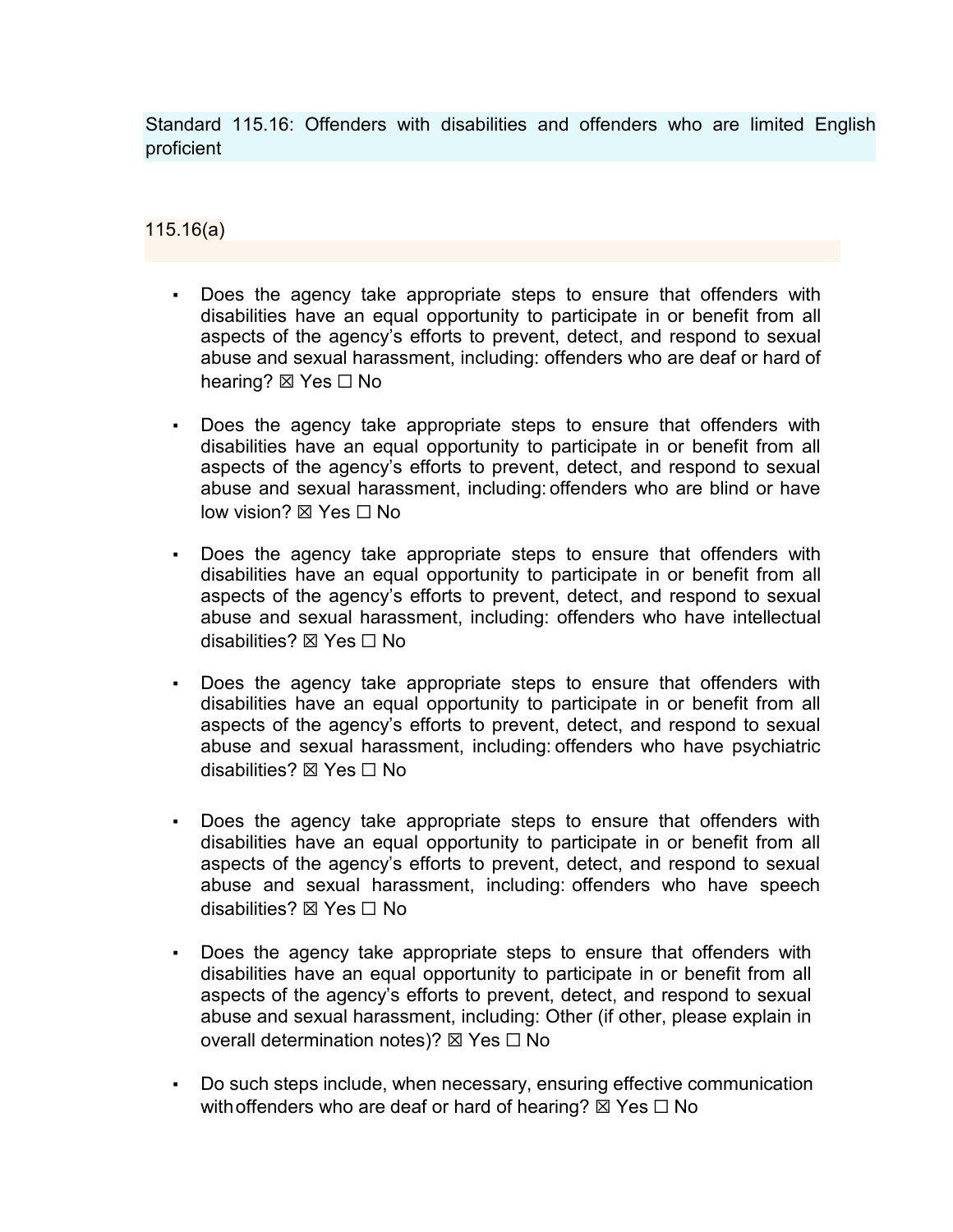## Standard 115.16: Offenders with disabilities and offenders who are limited English proficient

### 115.16(a)

- Does the agency take appropriate steps to ensure that offenders with disabilities have an equal opportunity to participate in or benefit from all aspects of the agency's efforts to prevent, detect, and respond to sexual abuse and sexual harassment, including: offenders who are deaf or hard of hearing? ☒ Yes ☐ No

- Does the agency take appropriate steps to ensure that offenders with disabilities have an equal opportunity to participate in or benefit from all aspects of the agency's efforts to prevent, detect, and respond to sexual abuse and sexual harassment, including: offenders who are blind or have low vision? ☒ Yes ☐ No

- Does the agency take appropriate steps to ensure that offenders with disabilities have an equal opportunity to participate in or benefit from all aspects of the agency's efforts to prevent, detect, and respond to sexual abuse and sexual harassment, including: offenders who have intellectual disabilities? ☒ Yes ☐ No

- Does the agency take appropriate steps to ensure that offenders with disabilities have an equal opportunity to participate in or benefit from all aspects of the agency's efforts to prevent, detect, and respond to sexual abuse and sexual harassment, including: offenders who have psychiatric disabilities? ☒ Yes ☐ No

- Does the agency take appropriate steps to ensure that offenders with disabilities have an equal opportunity to participate in or benefit from all aspects of the agency's efforts to prevent, detect, and respond to sexual abuse and sexual harassment, including: offenders who have speech disabilities? ☒ Yes ☐ No

- Does the agency take appropriate steps to ensure that offenders with disabilities have an equal opportunity to participate in or benefit from all aspects of the agency's efforts to prevent, detect, and respond to sexual abuse and sexual harassment, including: Other (if other, please explain in overall determination notes)? ☒ Yes ☐ No

- Do such steps include, when necessary, ensuring effective communication with offenders who are deaf or hard of hearing? ☒ Yes ☐ No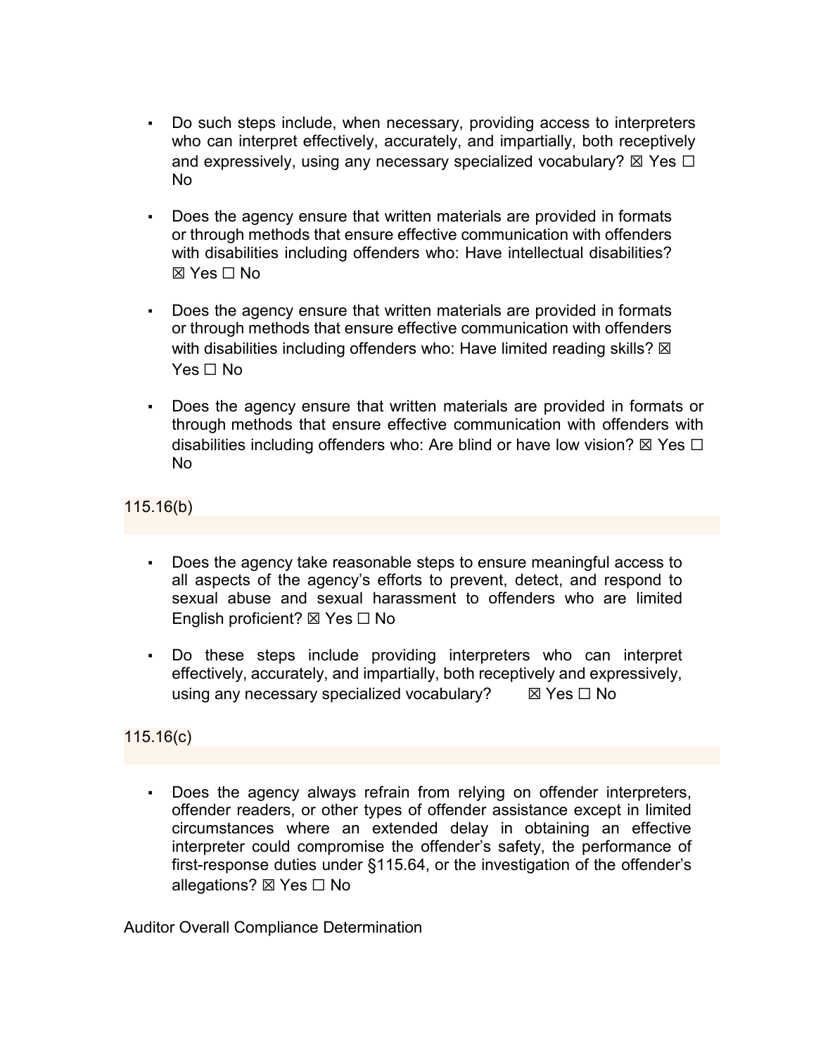- Do such steps include, when necessary, providing access to interpreters who can interpret effectively, accurately, and impartially, both receptively and expressively, using any necessary specialized vocabulary? ☒ Yes ☐ No

- Does the agency ensure that written materials are provided in formats or through methods that ensure effective communication with offenders with disabilities including offenders who: Have intellectual disabilities? ☒ Yes ☐ No

- Does the agency ensure that written materials are provided in formats or through methods that ensure effective communication with offenders with disabilities including offenders who: Have limited reading skills? ☒ Yes ☐ No

- Does the agency ensure that written materials are provided in formats or through methods that ensure effective communication with offenders with disabilities including offenders who: Are blind or have low vision? ☒ Yes ☐ No

115.16(b)

- Does the agency take reasonable steps to ensure meaningful access to all aspects of the agency's efforts to prevent, detect, and respond to sexual abuse and sexual harassment to offenders who are limited English proficient? ☒ Yes ☐ No

- Do these steps include providing interpreters who can interpret effectively, accurately, and impartially, both receptively and expressively, using any necessary specialized vocabulary? ☒ Yes ☐ No

115.16(c)

- Does the agency always refrain from relying on offender interpreters, offender readers, or other types of offender assistance except in limited circumstances where an extended delay in obtaining an effective interpreter could compromise the offender's safety, the performance of first-response duties under §115.64, or the investigation of the offender's allegations? ☒ Yes ☐ No

Auditor Overall Compliance Determination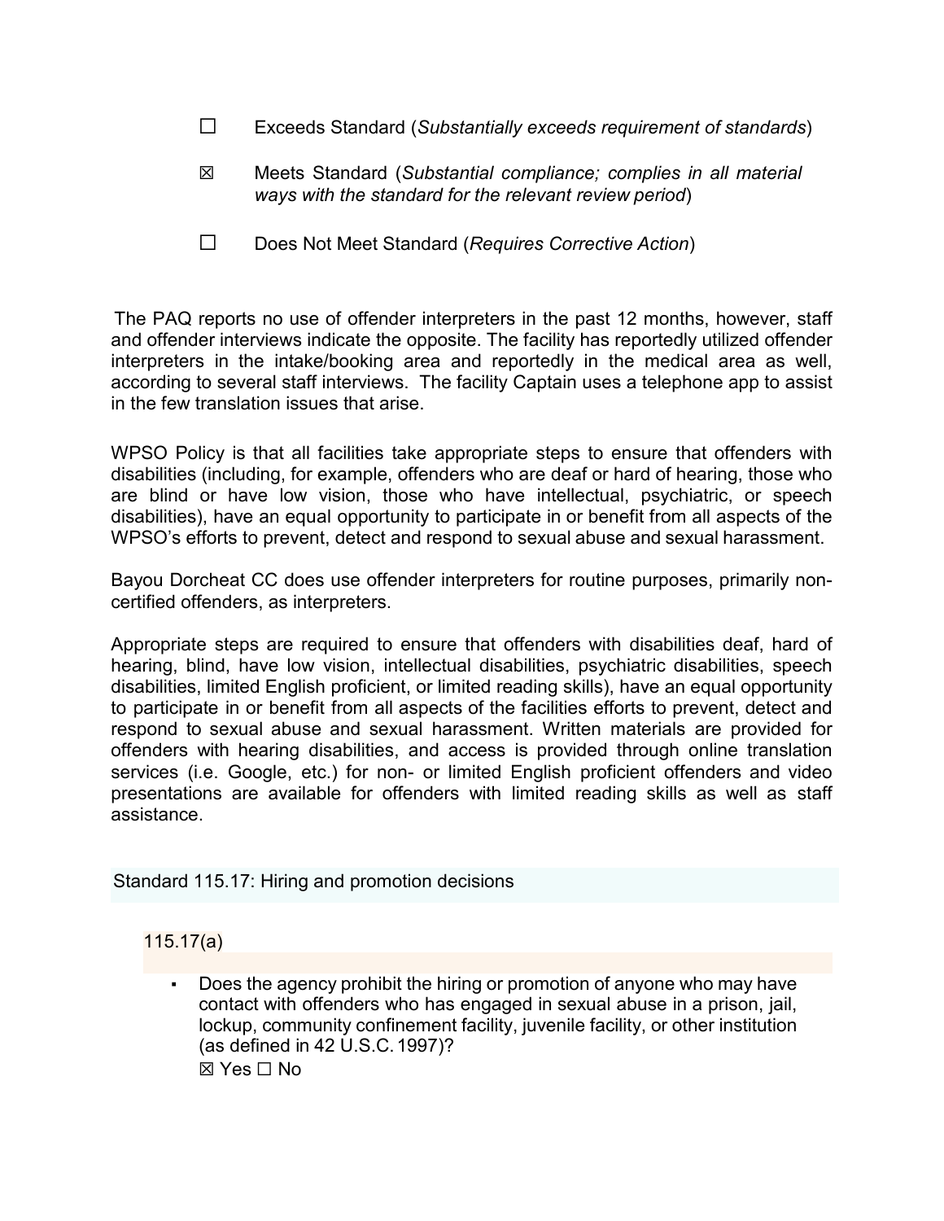☐ Exceeds Standard (*Substantially exceeds requirement of standards*)

☒ Meets Standard (*Substantial compliance; complies in all material ways with the standard for the relevant review period*)

☐ Does Not Meet Standard (*Requires Corrective Action*)

The PAQ reports no use of offender interpreters in the past 12 months, however, staff and offender interviews indicate the opposite. The facility has reportedly utilized offender interpreters in the intake/booking area and reportedly in the medical area as well, according to several staff interviews. The facility Captain uses a telephone app to assist in the few translation issues that arise.

WPSO Policy is that all facilities take appropriate steps to ensure that offenders with disabilities (including, for example, offenders who are deaf or hard of hearing, those who are blind or have low vision, those who have intellectual, psychiatric, or speech disabilities), have an equal opportunity to participate in or benefit from all aspects of the WPSO's efforts to prevent, detect and respond to sexual abuse and sexual harassment.

Bayou Dorcheat CC does use offender interpreters for routine purposes, primarily non-certified offenders, as interpreters.

Appropriate steps are required to ensure that offenders with disabilities deaf, hard of hearing, blind, have low vision, intellectual disabilities, psychiatric disabilities, speech disabilities, limited English proficient, or limited reading skills), have an equal opportunity to participate in or benefit from all aspects of the facilities efforts to prevent, detect and respond to sexual abuse and sexual harassment. Written materials are provided for offenders with hearing disabilities, and access is provided through online translation services (i.e. Google, etc.) for non- or limited English proficient offenders and video presentations are available for offenders with limited reading skills as well as staff assistance.

## Standard 115.17: Hiring and promotion decisions

### 115.17(a)

- Does the agency prohibit the hiring or promotion of anyone who may have contact with offenders who has engaged in sexual abuse in a prison, jail, lockup, community confinement facility, juvenile facility, or other institution (as defined in 42 U.S.C. 1997)?
  ☒ Yes ☐ No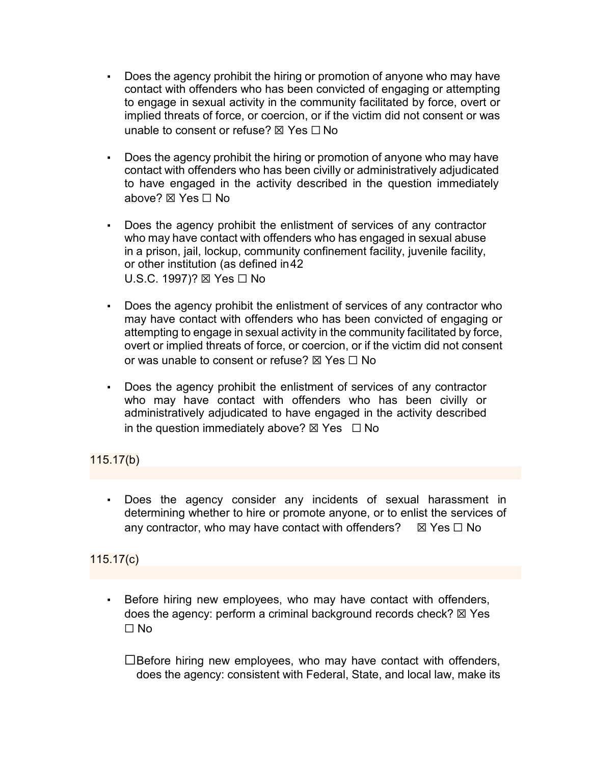- Does the agency prohibit the hiring or promotion of anyone who may have contact with offenders who has been convicted of engaging or attempting to engage in sexual activity in the community facilitated by force, overt or implied threats of force, or coercion, or if the victim did not consent or was unable to consent or refuse? ☒ Yes ☐ No

- Does the agency prohibit the hiring or promotion of anyone who may have contact with offenders who has been civilly or administratively adjudicated to have engaged in the activity described in the question immediately above? ☒ Yes ☐ No

- Does the agency prohibit the enlistment of services of any contractor who may have contact with offenders who has engaged in sexual abuse in a prison, jail, lockup, community confinement facility, juvenile facility, or other institution (as defined in 42 U.S.C. 1997)? ☒ Yes ☐ No

- Does the agency prohibit the enlistment of services of any contractor who may have contact with offenders who has been convicted of engaging or attempting to engage in sexual activity in the community facilitated by force, overt or implied threats of force, or coercion, or if the victim did not consent or was unable to consent or refuse? ☒ Yes ☐ No

- Does the agency prohibit the enlistment of services of any contractor who may have contact with offenders who has been civilly or administratively adjudicated to have engaged in the activity described in the question immediately above? ☒ Yes ☐ No

115.17(b)

- Does the agency consider any incidents of sexual harassment in determining whether to hire or promote anyone, or to enlist the services of any contractor, who may have contact with offenders? ☒ Yes ☐ No

115.17(c)

- Before hiring new employees, who may have contact with offenders, does the agency: perform a criminal background records check? ☒ Yes ☐ No

☐Before hiring new employees, who may have contact with offenders, does the agency: consistent with Federal, State, and local law, make its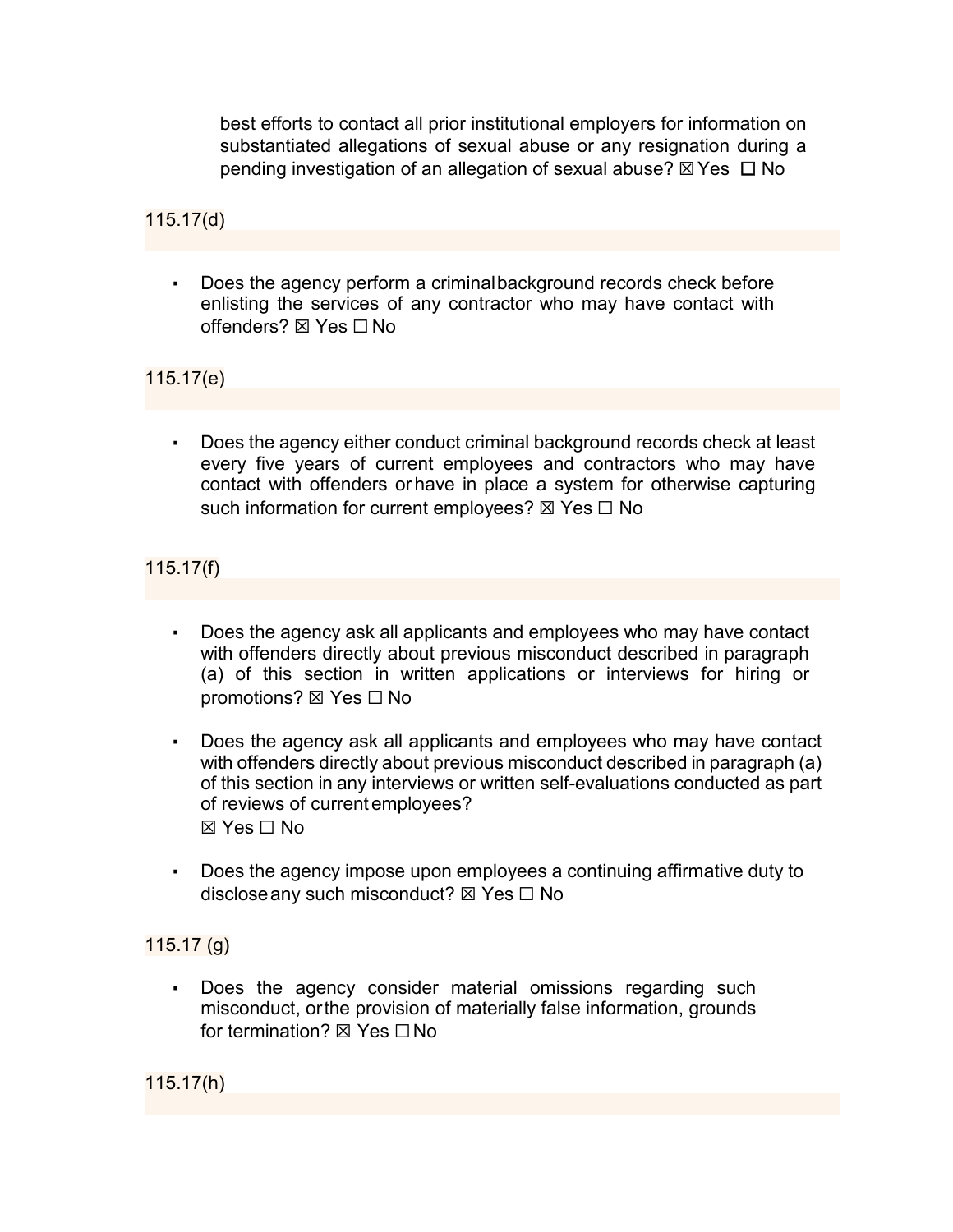best efforts to contact all prior institutional employers for information on substantiated allegations of sexual abuse or any resignation during a pending investigation of an allegation of sexual abuse? ☒ Yes ☐ No

115.17(d)

- Does the agency perform a criminal background records check before enlisting the services of any contractor who may have contact with offenders? ☒ Yes ☐ No

115.17(e)

- Does the agency either conduct criminal background records check at least every five years of current employees and contractors who may have contact with offenders or have in place a system for otherwise capturing such information for current employees? ☒ Yes ☐ No

115.17(f)

- Does the agency ask all applicants and employees who may have contact with offenders directly about previous misconduct described in paragraph (a) of this section in written applications or interviews for hiring or promotions? ☒ Yes ☐ No

- Does the agency ask all applicants and employees who may have contact with offenders directly about previous misconduct described in paragraph (a) of this section in any interviews or written self-evaluations conducted as part of reviews of current employees?
  ☒ Yes ☐ No

- Does the agency impose upon employees a continuing affirmative duty to disclose any such misconduct? ☒ Yes ☐ No

115.17 (g)

- Does the agency consider material omissions regarding such misconduct, or the provision of materially false information, grounds for termination? ☒ Yes ☐ No

115.17(h)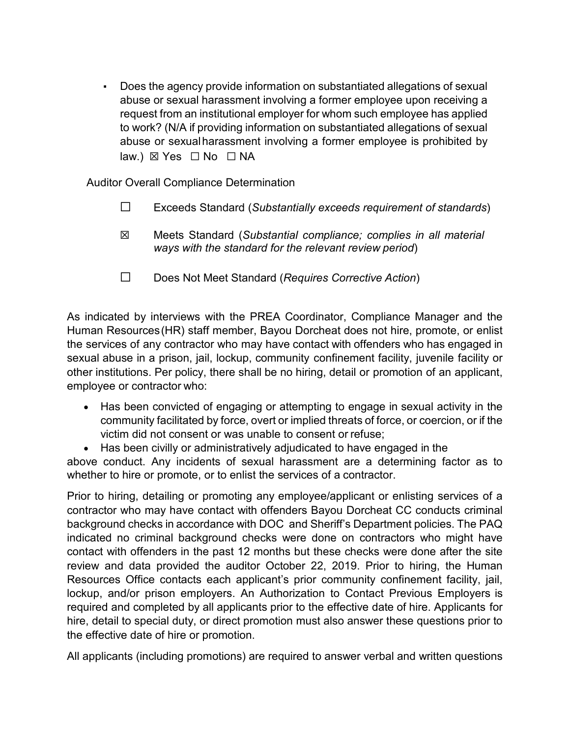- Does the agency provide information on substantiated allegations of sexual abuse or sexual harassment involving a former employee upon receiving a request from an institutional employer for whom such employee has applied to work? (N/A if providing information on substantiated allegations of sexual abuse or sexual harassment involving a former employee is prohibited by law.) ☒ Yes ☐ No ☐ NA

Auditor Overall Compliance Determination

☐ Exceeds Standard (*Substantially exceeds requirement of standards*)

☒ Meets Standard (*Substantial compliance; complies in all material ways with the standard for the relevant review period*)

☐ Does Not Meet Standard (*Requires Corrective Action*)

As indicated by interviews with the PREA Coordinator, Compliance Manager and the Human Resources (HR) staff member, Bayou Dorcheat does not hire, promote, or enlist the services of any contractor who may have contact with offenders who has engaged in sexual abuse in a prison, jail, lockup, community confinement facility, juvenile facility or other institutions. Per policy, there shall be no hiring, detail or promotion of an applicant, employee or contractor who:

- Has been convicted of engaging or attempting to engage in sexual activity in the community facilitated by force, overt or implied threats of force, or coercion, or if the victim did not consent or was unable to consent or refuse;
- Has been civilly or administratively adjudicated to have engaged in the

above conduct. Any incidents of sexual harassment are a determining factor as to whether to hire or promote, or to enlist the services of a contractor.

Prior to hiring, detailing or promoting any employee/applicant or enlisting services of a contractor who may have contact with offenders Bayou Dorcheat CC conducts criminal background checks in accordance with DOC and Sheriff's Department policies. The PAQ indicated no criminal background checks were done on contractors who might have contact with offenders in the past 12 months but these checks were done after the site review and data provided the auditor October 22, 2019. Prior to hiring, the Human Resources Office contacts each applicant's prior community confinement facility, jail, lockup, and/or prison employers. An Authorization to Contact Previous Employers is required and completed by all applicants prior to the effective date of hire. Applicants for hire, detail to special duty, or direct promotion must also answer these questions prior to the effective date of hire or promotion.

All applicants (including promotions) are required to answer verbal and written questions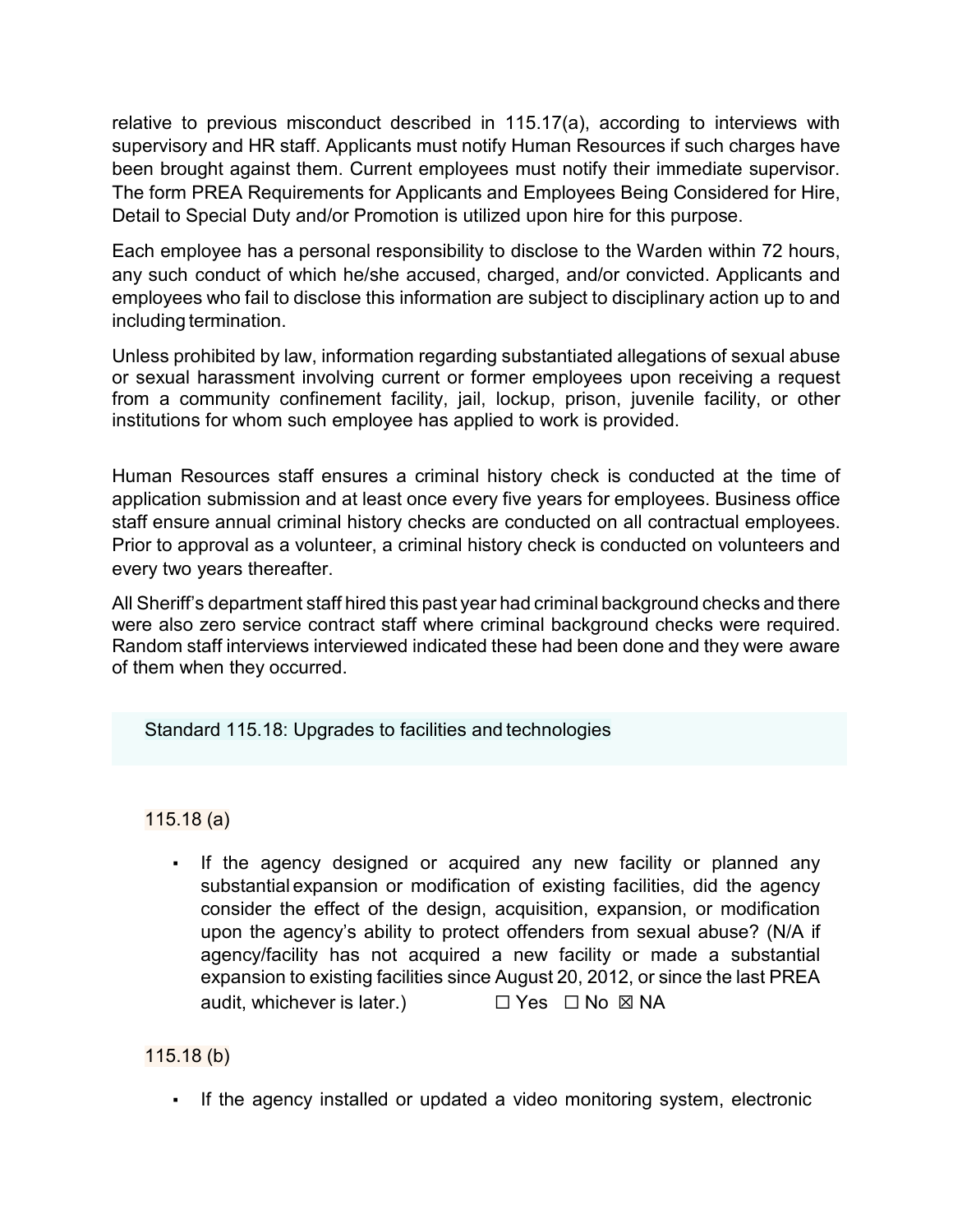relative to previous misconduct described in 115.17(a), according to interviews with supervisory and HR staff. Applicants must notify Human Resources if such charges have been brought against them. Current employees must notify their immediate supervisor. The form PREA Requirements for Applicants and Employees Being Considered for Hire, Detail to Special Duty and/or Promotion is utilized upon hire for this purpose.

Each employee has a personal responsibility to disclose to the Warden within 72 hours, any such conduct of which he/she accused, charged, and/or convicted. Applicants and employees who fail to disclose this information are subject to disciplinary action up to and including termination.

Unless prohibited by law, information regarding substantiated allegations of sexual abuse or sexual harassment involving current or former employees upon receiving a request from a community confinement facility, jail, lockup, prison, juvenile facility, or other institutions for whom such employee has applied to work is provided.

Human Resources staff ensures a criminal history check is conducted at the time of application submission and at least once every five years for employees. Business office staff ensure annual criminal history checks are conducted on all contractual employees. Prior to approval as a volunteer, a criminal history check is conducted on volunteers and every two years thereafter.

All Sheriff's department staff hired this past year had criminal background checks and there were also zero service contract staff where criminal background checks were required. Random staff interviews interviewed indicated these had been done and they were aware of them when they occurred.

### Standard 115.18: Upgrades to facilities and technologies

115.18 (a)

- If the agency designed or acquired any new facility or planned any substantial expansion or modification of existing facilities, did the agency consider the effect of the design, acquisition, expansion, or modification upon the agency's ability to protect offenders from sexual abuse? (N/A if agency/facility has not acquired a new facility or made a substantial expansion to existing facilities since August 20, 2012, or since the last PREA audit, whichever is later.) ☐ Yes ☐ No ☒ NA

115.18 (b)

- If the agency installed or updated a video monitoring system, electronic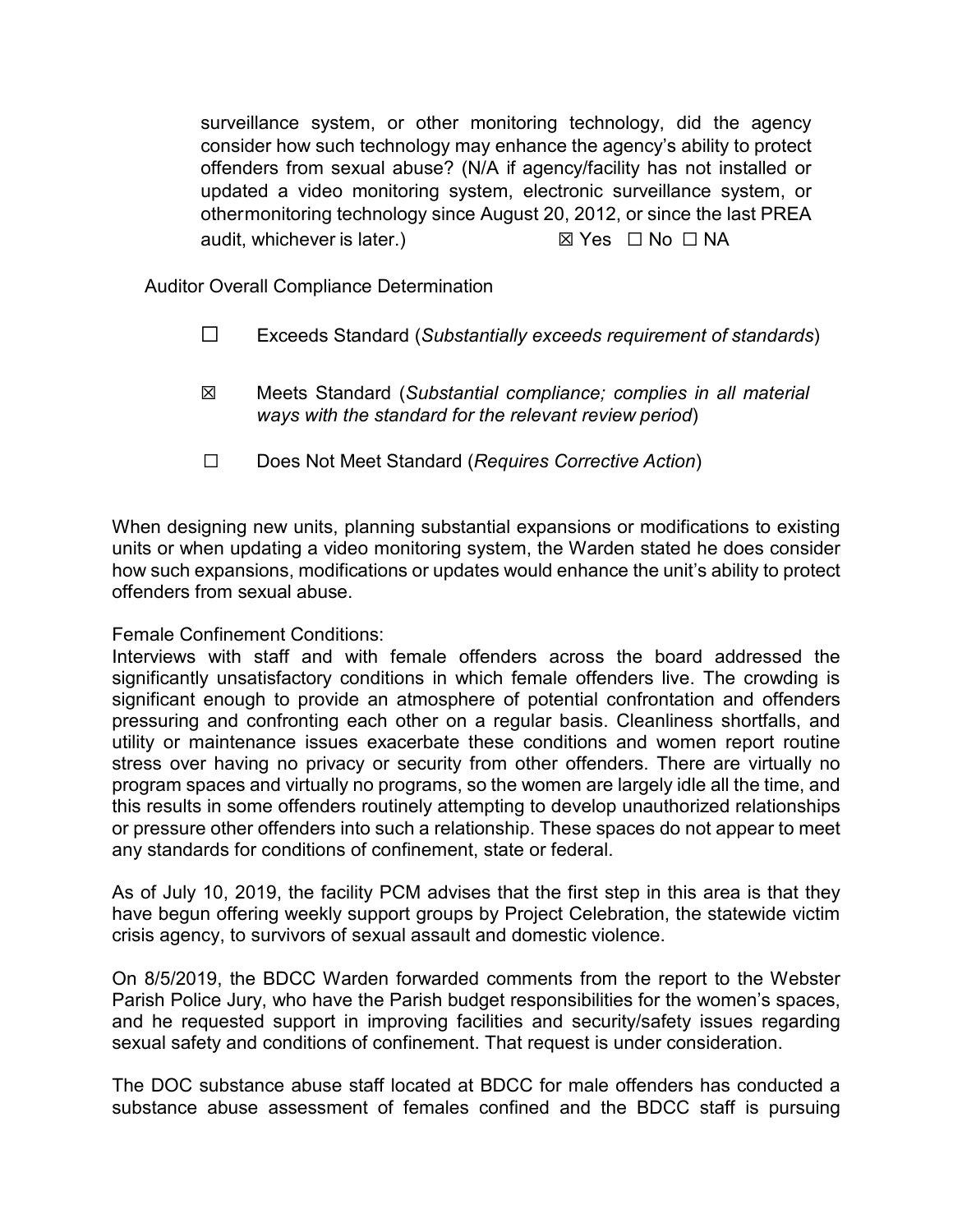surveillance system, or other monitoring technology, did the agency consider how such technology may enhance the agency's ability to protect offenders from sexual abuse? (N/A if agency/facility has not installed or updated a video monitoring system, electronic surveillance system, or other monitoring technology since August 20, 2012, or since the last PREA audit, whichever is later.) ☒ Yes ☐ No ☐ NA

Auditor Overall Compliance Determination

☐ Exceeds Standard (*Substantially exceeds requirement of standards*)

☒ Meets Standard (*Substantial compliance; complies in all material ways with the standard for the relevant review period*)

☐ Does Not Meet Standard (*Requires Corrective Action*)

When designing new units, planning substantial expansions or modifications to existing units or when updating a video monitoring system, the Warden stated he does consider how such expansions, modifications or updates would enhance the unit's ability to protect offenders from sexual abuse.

Female Confinement Conditions:
Interviews with staff and with female offenders across the board addressed the significantly unsatisfactory conditions in which female offenders live. The crowding is significant enough to provide an atmosphere of potential confrontation and offenders pressuring and confronting each other on a regular basis. Cleanliness shortfalls, and utility or maintenance issues exacerbate these conditions and women report routine stress over having no privacy or security from other offenders. There are virtually no program spaces and virtually no programs, so the women are largely idle all the time, and this results in some offenders routinely attempting to develop unauthorized relationships or pressure other offenders into such a relationship. These spaces do not appear to meet any standards for conditions of confinement, state or federal.

As of July 10, 2019, the facility PCM advises that the first step in this area is that they have begun offering weekly support groups by Project Celebration, the statewide victim crisis agency, to survivors of sexual assault and domestic violence.

On 8/5/2019, the BDCC Warden forwarded comments from the report to the Webster Parish Police Jury, who have the Parish budget responsibilities for the women's spaces, and he requested support in improving facilities and security/safety issues regarding sexual safety and conditions of confinement. That request is under consideration.

The DOC substance abuse staff located at BDCC for male offenders has conducted a substance abuse assessment of females confined and the BDCC staff is pursuing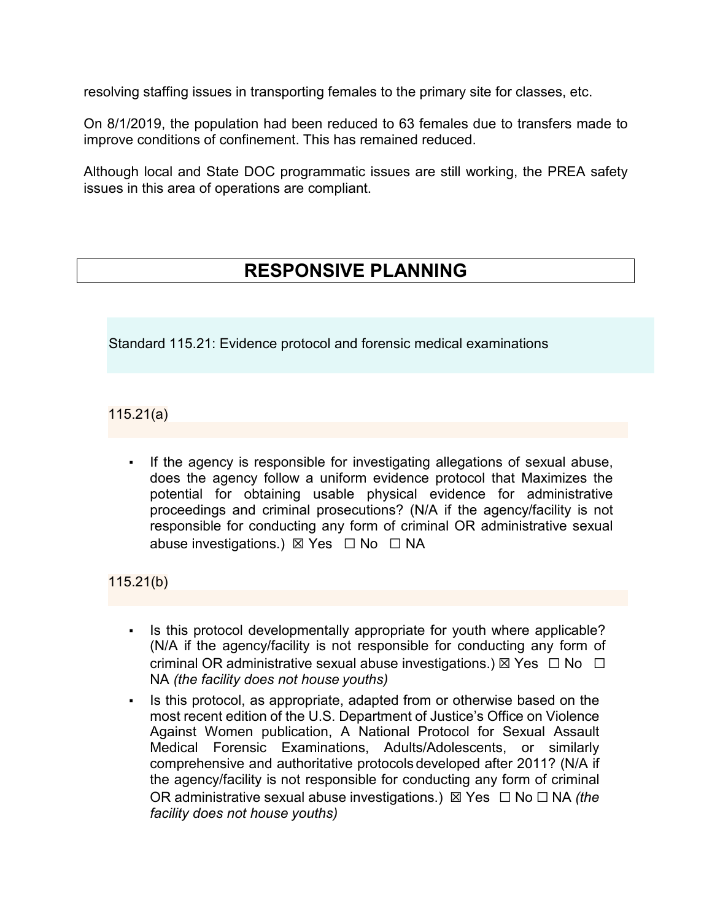resolving staffing issues in transporting females to the primary site for classes, etc.

On 8/1/2019, the population had been reduced to 63 females due to transfers made to improve conditions of confinement. This has remained reduced.

Although local and State DOC programmatic issues are still working, the PREA safety issues in this area of operations are compliant.

# RESPONSIVE PLANNING

## Standard 115.21: Evidence protocol and forensic medical examinations

### 115.21(a)

- If the agency is responsible for investigating allegations of sexual abuse, does the agency follow a uniform evidence protocol that Maximizes the potential for obtaining usable physical evidence for administrative proceedings and criminal prosecutions? (N/A if the agency/facility is not responsible for conducting any form of criminal OR administrative sexual abuse investigations.) ☒ Yes ☐ No ☐ NA

### 115.21(b)

- Is this protocol developmentally appropriate for youth where applicable? (N/A if the agency/facility is not responsible for conducting any form of criminal OR administrative sexual abuse investigations.) ☒ Yes ☐ No ☐ NA *(the facility does not house youths)*
- Is this protocol, as appropriate, adapted from or otherwise based on the most recent edition of the U.S. Department of Justice's Office on Violence Against Women publication, A National Protocol for Sexual Assault Medical Forensic Examinations, Adults/Adolescents, or similarly comprehensive and authoritative protocols developed after 2011? (N/A if the agency/facility is not responsible for conducting any form of criminal OR administrative sexual abuse investigations.) ☒ Yes ☐ No ☐ NA *(the facility does not house youths)*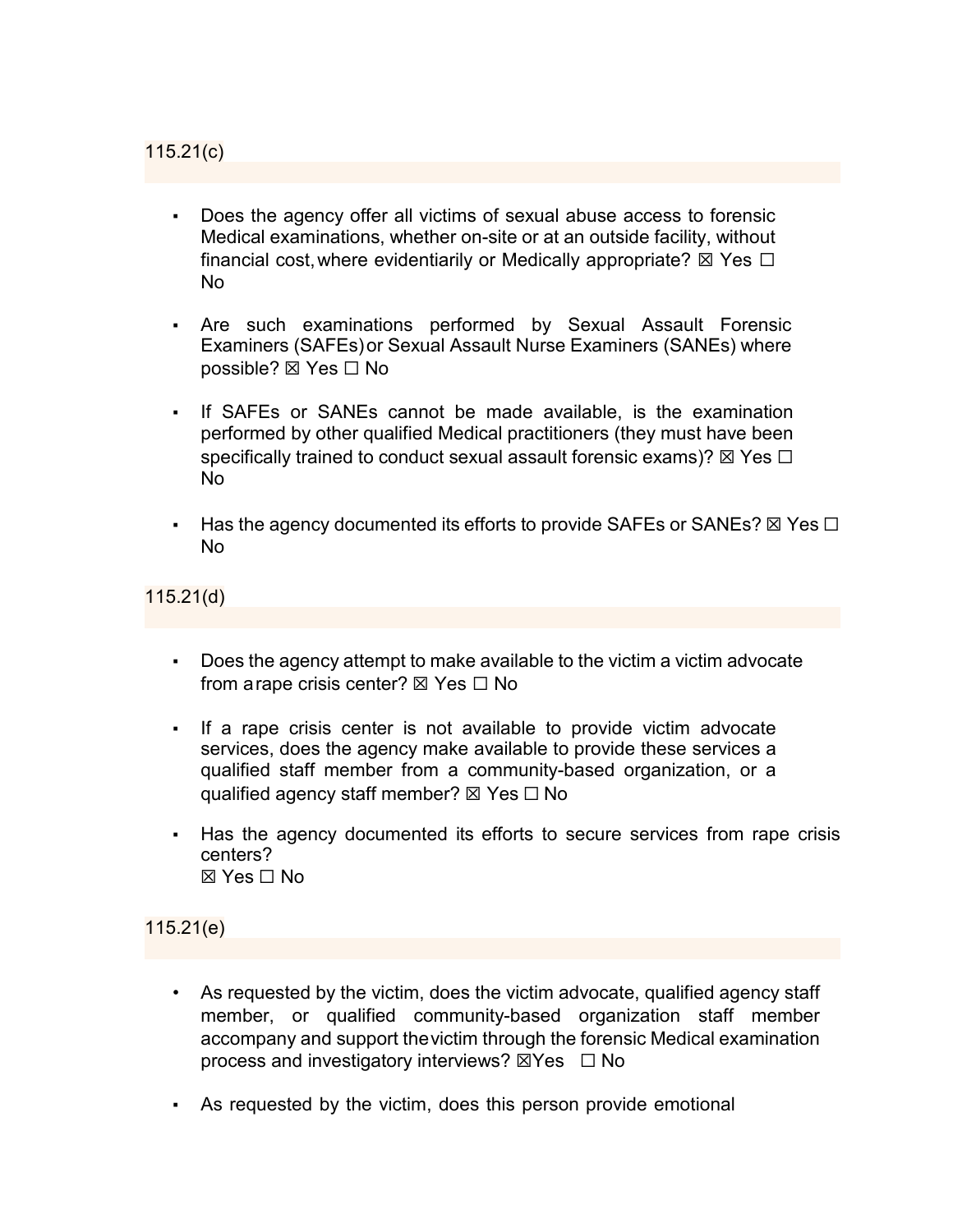115.21(c)

- Does the agency offer all victims of sexual abuse access to forensic Medical examinations, whether on-site or at an outside facility, without financial cost, where evidentiarily or Medically appropriate? ☒ Yes ☐ No
- Are such examinations performed by Sexual Assault Forensic Examiners (SAFEs) or Sexual Assault Nurse Examiners (SANEs) where possible? ☒ Yes ☐ No
- If SAFEs or SANEs cannot be made available, is the examination performed by other qualified Medical practitioners (they must have been specifically trained to conduct sexual assault forensic exams)? ☒ Yes ☐ No
- Has the agency documented its efforts to provide SAFEs or SANEs? ☒ Yes ☐ No

115.21(d)

- Does the agency attempt to make available to the victim a victim advocate from a rape crisis center? ☒ Yes ☐ No
- If a rape crisis center is not available to provide victim advocate services, does the agency make available to provide these services a qualified staff member from a community-based organization, or a qualified agency staff member? ☒ Yes ☐ No
- Has the agency documented its efforts to secure services from rape crisis centers?
  ☒ Yes ☐ No

115.21(e)

- As requested by the victim, does the victim advocate, qualified agency staff member, or qualified community-based organization staff member accompany and support the victim through the forensic Medical examination process and investigatory interviews? ☒Yes ☐ No
- As requested by the victim, does this person provide emotional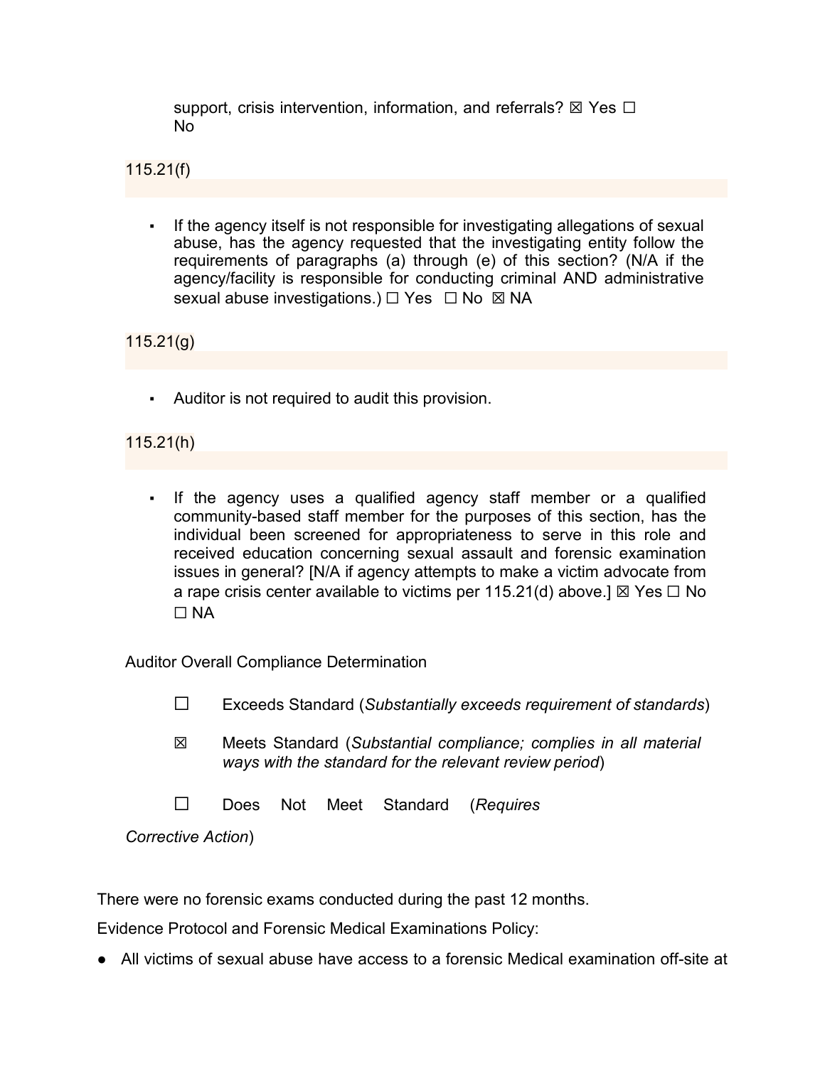support, crisis intervention, information, and referrals? ☒ Yes ☐ No

115.21(f)

- If the agency itself is not responsible for investigating allegations of sexual abuse, has the agency requested that the investigating entity follow the requirements of paragraphs (a) through (e) of this section? (N/A if the agency/facility is responsible for conducting criminal AND administrative sexual abuse investigations.) ☐ Yes ☐ No ☒ NA

115.21(g)

- Auditor is not required to audit this provision.

115.21(h)

- If the agency uses a qualified agency staff member or a qualified community-based staff member for the purposes of this section, has the individual been screened for appropriateness to serve in this role and received education concerning sexual assault and forensic examination issues in general? [N/A if agency attempts to make a victim advocate from a rape crisis center available to victims per 115.21(d) above.] ☒ Yes ☐ No ☐ NA

Auditor Overall Compliance Determination

☐ Exceeds Standard (*Substantially exceeds requirement of standards*)

☒ Meets Standard (*Substantial compliance; complies in all material ways with the standard for the relevant review period*)

☐ Does Not Meet Standard (*Requires Corrective Action*)

There were no forensic exams conducted during the past 12 months.

Evidence Protocol and Forensic Medical Examinations Policy:

- All victims of sexual abuse have access to a forensic Medical examination off-site at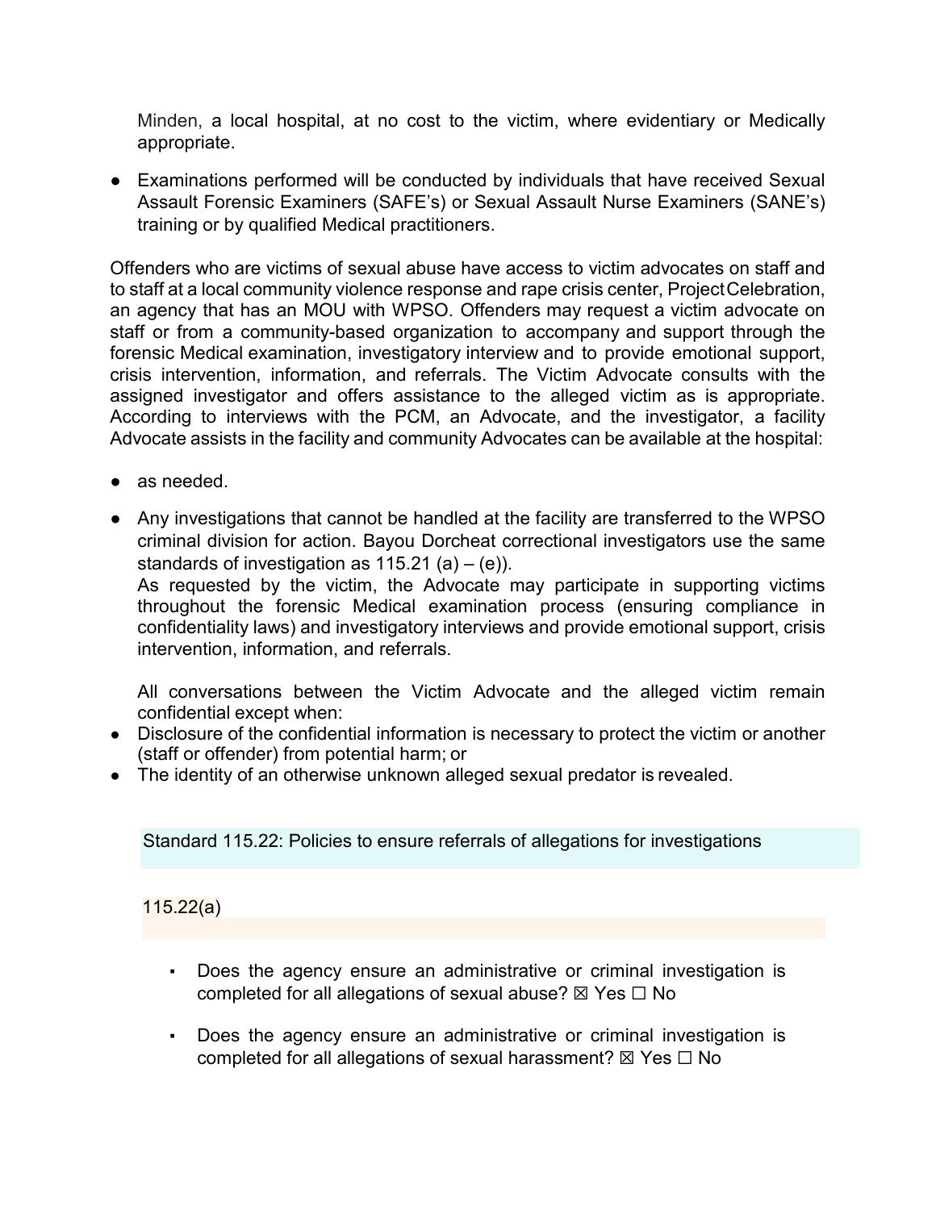Minden, a local hospital, at no cost to the victim, where evidentiary or Medically appropriate.

- Examinations performed will be conducted by individuals that have received Sexual Assault Forensic Examiners (SAFE's) or Sexual Assault Nurse Examiners (SANE's) training or by qualified Medical practitioners.

Offenders who are victims of sexual abuse have access to victim advocates on staff and to staff at a local community violence response and rape crisis center, Project Celebration, an agency that has an MOU with WPSO. Offenders may request a victim advocate on staff or from a community-based organization to accompany and support through the forensic Medical examination, investigatory interview and to provide emotional support, crisis intervention, information, and referrals. The Victim Advocate consults with the assigned investigator and offers assistance to the alleged victim as is appropriate. According to interviews with the PCM, an Advocate, and the investigator, a facility Advocate assists in the facility and community Advocates can be available at the hospital:

- as needed.
- Any investigations that cannot be handled at the facility are transferred to the WPSO criminal division for action. Bayou Dorcheat correctional investigators use the same standards of investigation as 115.21 (a) – (e)).

  As requested by the victim, the Advocate may participate in supporting victims throughout the forensic Medical examination process (ensuring compliance in confidentiality laws) and investigatory interviews and provide emotional support, crisis intervention, information, and referrals.

  All conversations between the Victim Advocate and the alleged victim remain confidential except when:

- Disclosure of the confidential information is necessary to protect the victim or another (staff or offender) from potential harm; or
- The identity of an otherwise unknown alleged sexual predator is revealed.

## Standard 115.22: Policies to ensure referrals of allegations for investigations

### 115.22(a)

- Does the agency ensure an administrative or criminal investigation is completed for all allegations of sexual abuse? ☒ Yes ☐ No
- Does the agency ensure an administrative or criminal investigation is completed for all allegations of sexual harassment? ☒ Yes ☐ No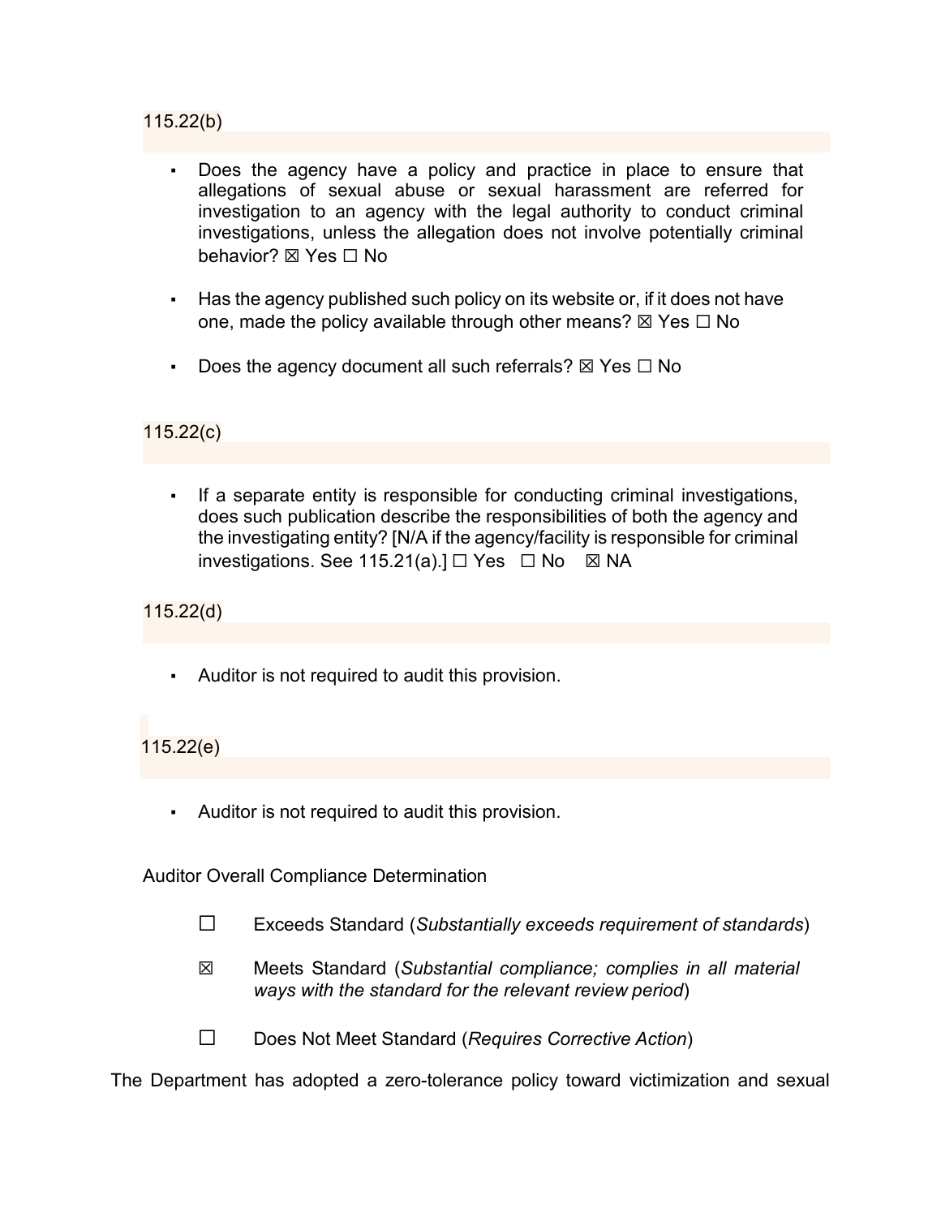115.22(b)

- Does the agency have a policy and practice in place to ensure that allegations of sexual abuse or sexual harassment are referred for investigation to an agency with the legal authority to conduct criminal investigations, unless the allegation does not involve potentially criminal behavior? ☒ Yes ☐ No

- Has the agency published such policy on its website or, if it does not have one, made the policy available through other means? ☒ Yes ☐ No

- Does the agency document all such referrals? ☒ Yes ☐ No

115.22(c)

- If a separate entity is responsible for conducting criminal investigations, does such publication describe the responsibilities of both the agency and the investigating entity? [N/A if the agency/facility is responsible for criminal investigations. See 115.21(a).] ☐ Yes ☐ No ☒ NA

115.22(d)

- Auditor is not required to audit this provision.

115.22(e)

- Auditor is not required to audit this provision.

Auditor Overall Compliance Determination

☐ Exceeds Standard (*Substantially exceeds requirement of standards*)

☒ Meets Standard (*Substantial compliance; complies in all material ways with the standard for the relevant review period*)

☐ Does Not Meet Standard (*Requires Corrective Action*)

The Department has adopted a zero-tolerance policy toward victimization and sexual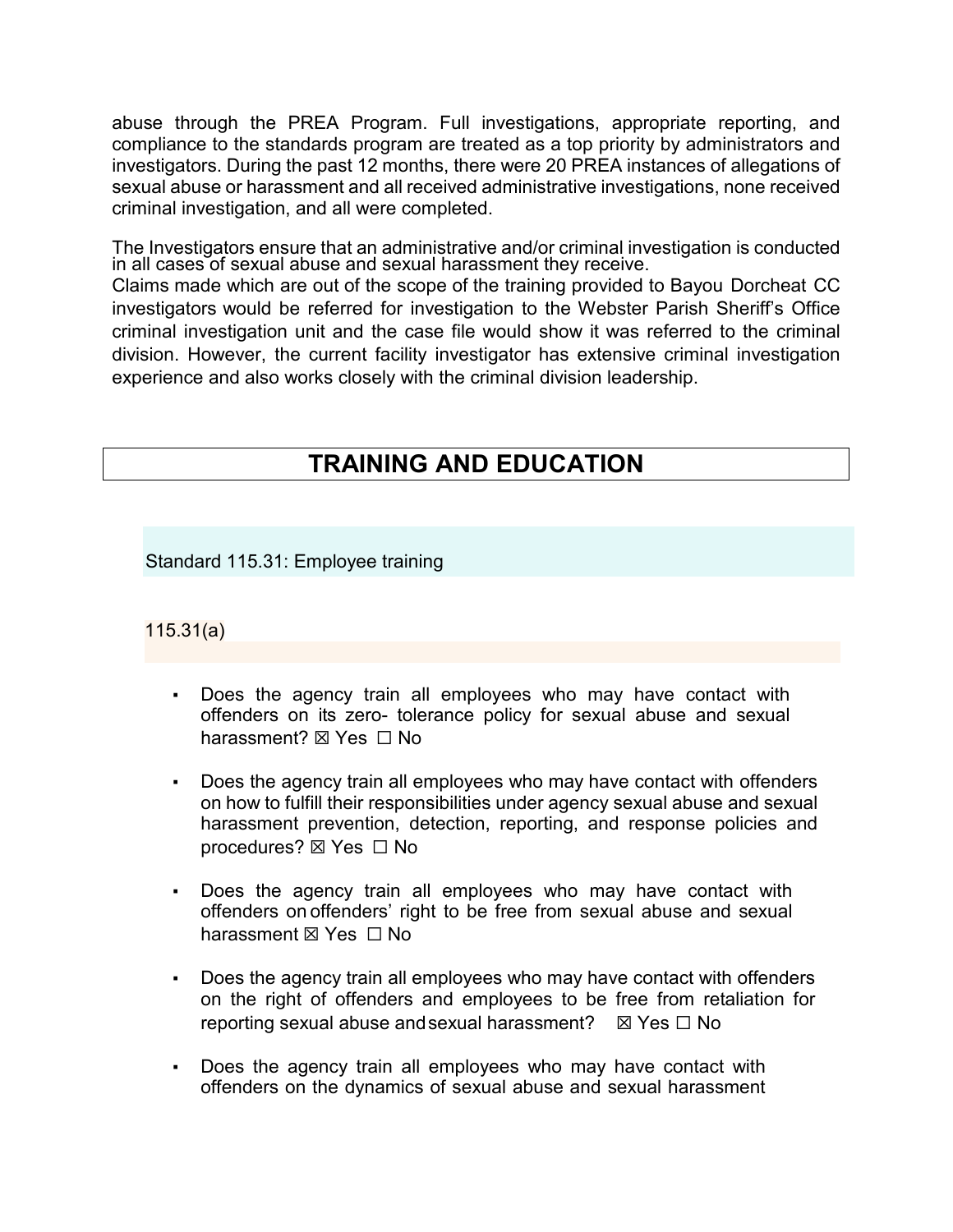abuse through the PREA Program. Full investigations, appropriate reporting, and compliance to the standards program are treated as a top priority by administrators and investigators. During the past 12 months, there were 20 PREA instances of allegations of sexual abuse or harassment and all received administrative investigations, none received criminal investigation, and all were completed.

The Investigators ensure that an administrative and/or criminal investigation is conducted in all cases of sexual abuse and sexual harassment they receive.
Claims made which are out of the scope of the training provided to Bayou Dorcheat CC investigators would be referred for investigation to the Webster Parish Sheriff's Office criminal investigation unit and the case file would show it was referred to the criminal division. However, the current facility investigator has extensive criminal investigation experience and also works closely with the criminal division leadership.

# TRAINING AND EDUCATION

## Standard 115.31: Employee training

### 115.31(a)

- Does the agency train all employees who may have contact with offenders on its zero- tolerance policy for sexual abuse and sexual harassment? ☒ Yes ☐ No
- Does the agency train all employees who may have contact with offenders on how to fulfill their responsibilities under agency sexual abuse and sexual harassment prevention, detection, reporting, and response policies and procedures? ☒ Yes ☐ No
- Does the agency train all employees who may have contact with offenders on offenders' right to be free from sexual abuse and sexual harassment ☒ Yes ☐ No
- Does the agency train all employees who may have contact with offenders on the right of offenders and employees to be free from retaliation for reporting sexual abuse and sexual harassment? ☒ Yes ☐ No
- Does the agency train all employees who may have contact with offenders on the dynamics of sexual abuse and sexual harassment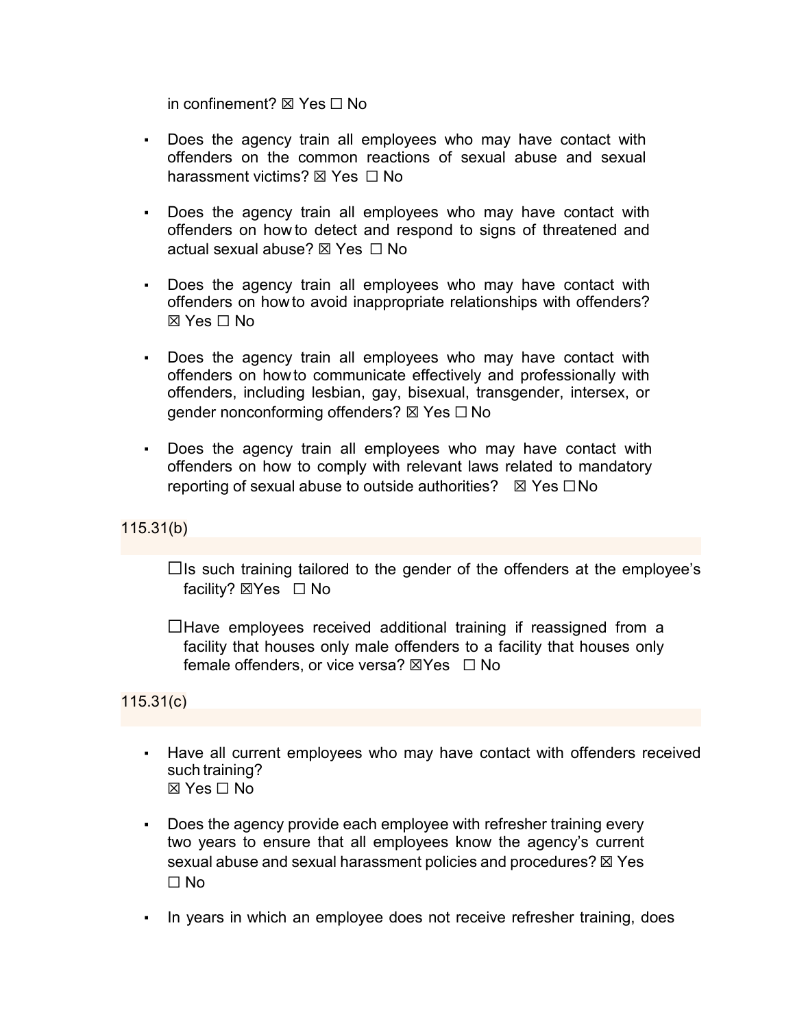in confinement? ☒ Yes ☐ No

- Does the agency train all employees who may have contact with offenders on the common reactions of sexual abuse and sexual harassment victims? ☒ Yes ☐ No

- Does the agency train all employees who may have contact with offenders on how to detect and respond to signs of threatened and actual sexual abuse? ☒ Yes ☐ No

- Does the agency train all employees who may have contact with offenders on how to avoid inappropriate relationships with offenders? ☒ Yes ☐ No

- Does the agency train all employees who may have contact with offenders on how to communicate effectively and professionally with offenders, including lesbian, gay, bisexual, transgender, intersex, or gender nonconforming offenders? ☒ Yes ☐ No

- Does the agency train all employees who may have contact with offenders on how to comply with relevant laws related to mandatory reporting of sexual abuse to outside authorities? ☒ Yes ☐ No

115.31(b)

☐Is such training tailored to the gender of the offenders at the employee's facility? ☒Yes ☐ No

☐Have employees received additional training if reassigned from a facility that houses only male offenders to a facility that houses only female offenders, or vice versa? ☒Yes ☐ No

115.31(c)

- Have all current employees who may have contact with offenders received such training? ☒ Yes ☐ No

- Does the agency provide each employee with refresher training every two years to ensure that all employees know the agency's current sexual abuse and sexual harassment policies and procedures? ☒ Yes ☐ No

- In years in which an employee does not receive refresher training, does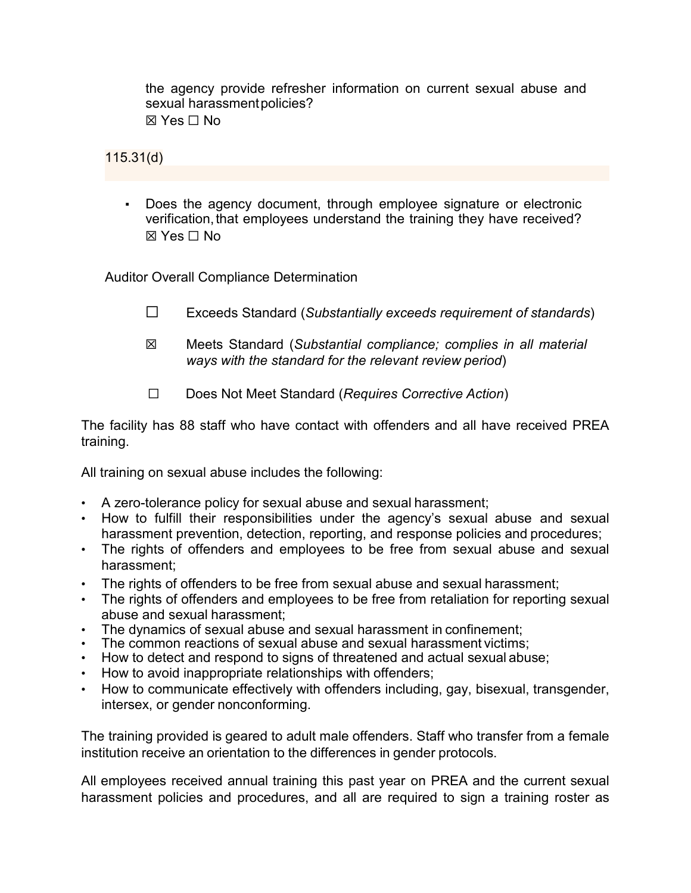the agency provide refresher information on current sexual abuse and sexual harassment policies?
☒ Yes ☐ No

115.31(d)

- Does the agency document, through employee signature or electronic verification, that employees understand the training they have received?
☒ Yes ☐ No

Auditor Overall Compliance Determination

☐ Exceeds Standard (*Substantially exceeds requirement of standards*)

☒ Meets Standard (*Substantial compliance; complies in all material ways with the standard for the relevant review period*)

☐ Does Not Meet Standard (*Requires Corrective Action*)

The facility has 88 staff who have contact with offenders and all have received PREA training.

All training on sexual abuse includes the following:

- A zero-tolerance policy for sexual abuse and sexual harassment;
- How to fulfill their responsibilities under the agency's sexual abuse and sexual harassment prevention, detection, reporting, and response policies and procedures;
- The rights of offenders and employees to be free from sexual abuse and sexual harassment;
- The rights of offenders to be free from sexual abuse and sexual harassment;
- The rights of offenders and employees to be free from retaliation for reporting sexual abuse and sexual harassment;
- The dynamics of sexual abuse and sexual harassment in confinement;
- The common reactions of sexual abuse and sexual harassment victims;
- How to detect and respond to signs of threatened and actual sexual abuse;
- How to avoid inappropriate relationships with offenders;
- How to communicate effectively with offenders including, gay, bisexual, transgender, intersex, or gender nonconforming.

The training provided is geared to adult male offenders. Staff who transfer from a female institution receive an orientation to the differences in gender protocols.

All employees received annual training this past year on PREA and the current sexual harassment policies and procedures, and all are required to sign a training roster as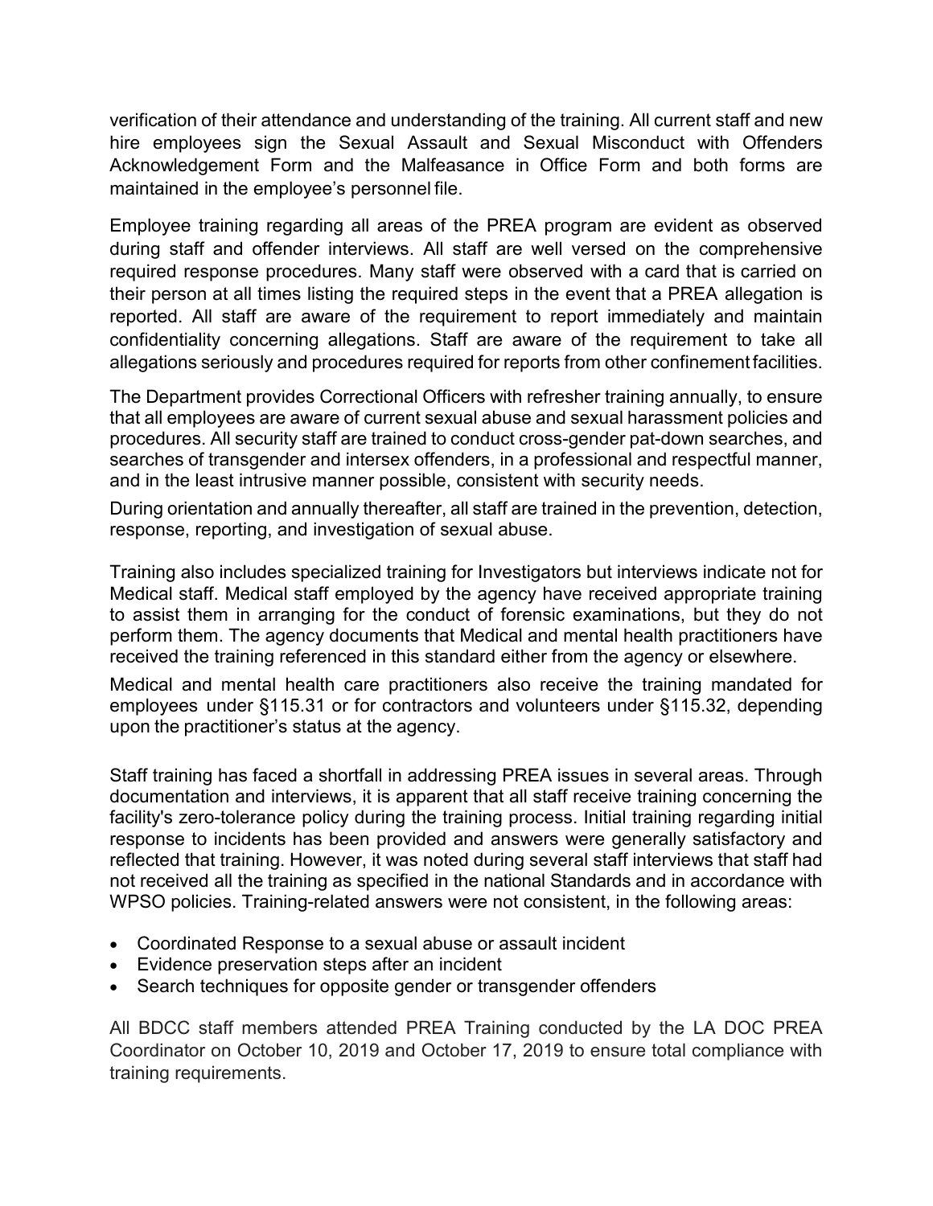verification of their attendance and understanding of the training. All current staff and new hire employees sign the Sexual Assault and Sexual Misconduct with Offenders Acknowledgement Form and the Malfeasance in Office Form and both forms are maintained in the employee's personnel file.

Employee training regarding all areas of the PREA program are evident as observed during staff and offender interviews. All staff are well versed on the comprehensive required response procedures. Many staff were observed with a card that is carried on their person at all times listing the required steps in the event that a PREA allegation is reported. All staff are aware of the requirement to report immediately and maintain confidentiality concerning allegations. Staff are aware of the requirement to take all allegations seriously and procedures required for reports from other confinement facilities.

The Department provides Correctional Officers with refresher training annually, to ensure that all employees are aware of current sexual abuse and sexual harassment policies and procedures. All security staff are trained to conduct cross-gender pat-down searches, and searches of transgender and intersex offenders, in a professional and respectful manner, and in the least intrusive manner possible, consistent with security needs.

During orientation and annually thereafter, all staff are trained in the prevention, detection, response, reporting, and investigation of sexual abuse.

Training also includes specialized training for Investigators but interviews indicate not for Medical staff. Medical staff employed by the agency have received appropriate training to assist them in arranging for the conduct of forensic examinations, but they do not perform them. The agency documents that Medical and mental health practitioners have received the training referenced in this standard either from the agency or elsewhere.

Medical and mental health care practitioners also receive the training mandated for employees under §115.31 or for contractors and volunteers under §115.32, depending upon the practitioner's status at the agency.

Staff training has faced a shortfall in addressing PREA issues in several areas. Through documentation and interviews, it is apparent that all staff receive training concerning the facility's zero-tolerance policy during the training process. Initial training regarding initial response to incidents has been provided and answers were generally satisfactory and reflected that training. However, it was noted during several staff interviews that staff had not received all the training as specified in the national Standards and in accordance with WPSO policies. Training-related answers were not consistent, in the following areas:

- Coordinated Response to a sexual abuse or assault incident
- Evidence preservation steps after an incident
- Search techniques for opposite gender or transgender offenders

All BDCC staff members attended PREA Training conducted by the LA DOC PREA Coordinator on October 10, 2019 and October 17, 2019 to ensure total compliance with training requirements.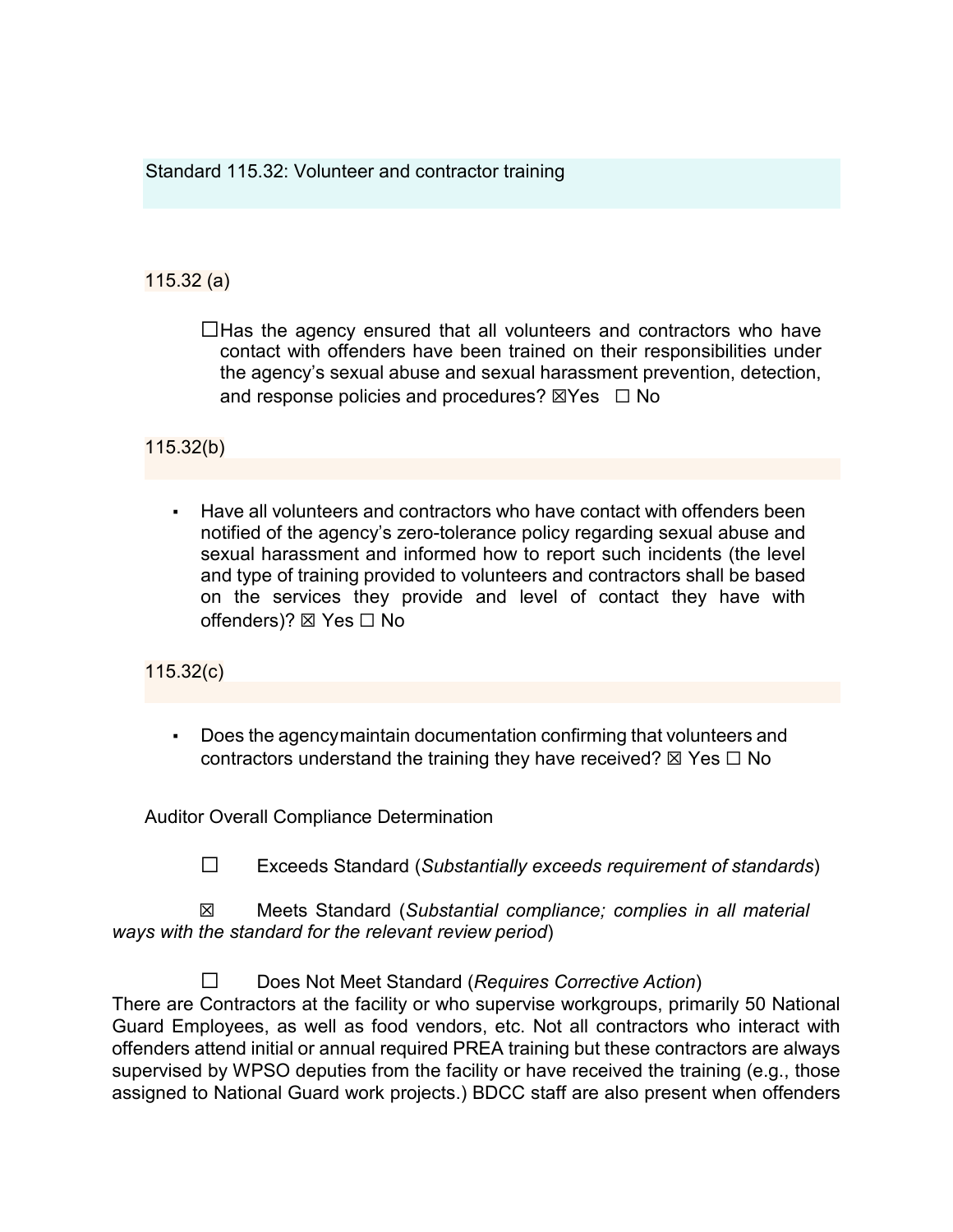## Standard 115.32: Volunteer and contractor training

### 115.32 (a)

☐Has the agency ensured that all volunteers and contractors who have contact with offenders have been trained on their responsibilities under the agency's sexual abuse and sexual harassment prevention, detection, and response policies and procedures? ☒Yes ☐ No

### 115.32(b)

- Have all volunteers and contractors who have contact with offenders been notified of the agency's zero-tolerance policy regarding sexual abuse and sexual harassment and informed how to report such incidents (the level and type of training provided to volunteers and contractors shall be based on the services they provide and level of contact they have with offenders)? ☒ Yes ☐ No

### 115.32(c)

- Does the agency maintain documentation confirming that volunteers and contractors understand the training they have received? ☒ Yes ☐ No

Auditor Overall Compliance Determination

☐ Exceeds Standard (*Substantially exceeds requirement of standards*)

☒ Meets Standard (*Substantial compliance; complies in all material ways with the standard for the relevant review period*)

☐ Does Not Meet Standard (*Requires Corrective Action*)

There are Contractors at the facility or who supervise workgroups, primarily 50 National Guard Employees, as well as food vendors, etc. Not all contractors who interact with offenders attend initial or annual required PREA training but these contractors are always supervised by WPSO deputies from the facility or have received the training (e.g., those assigned to National Guard work projects.) BDCC staff are also present when offenders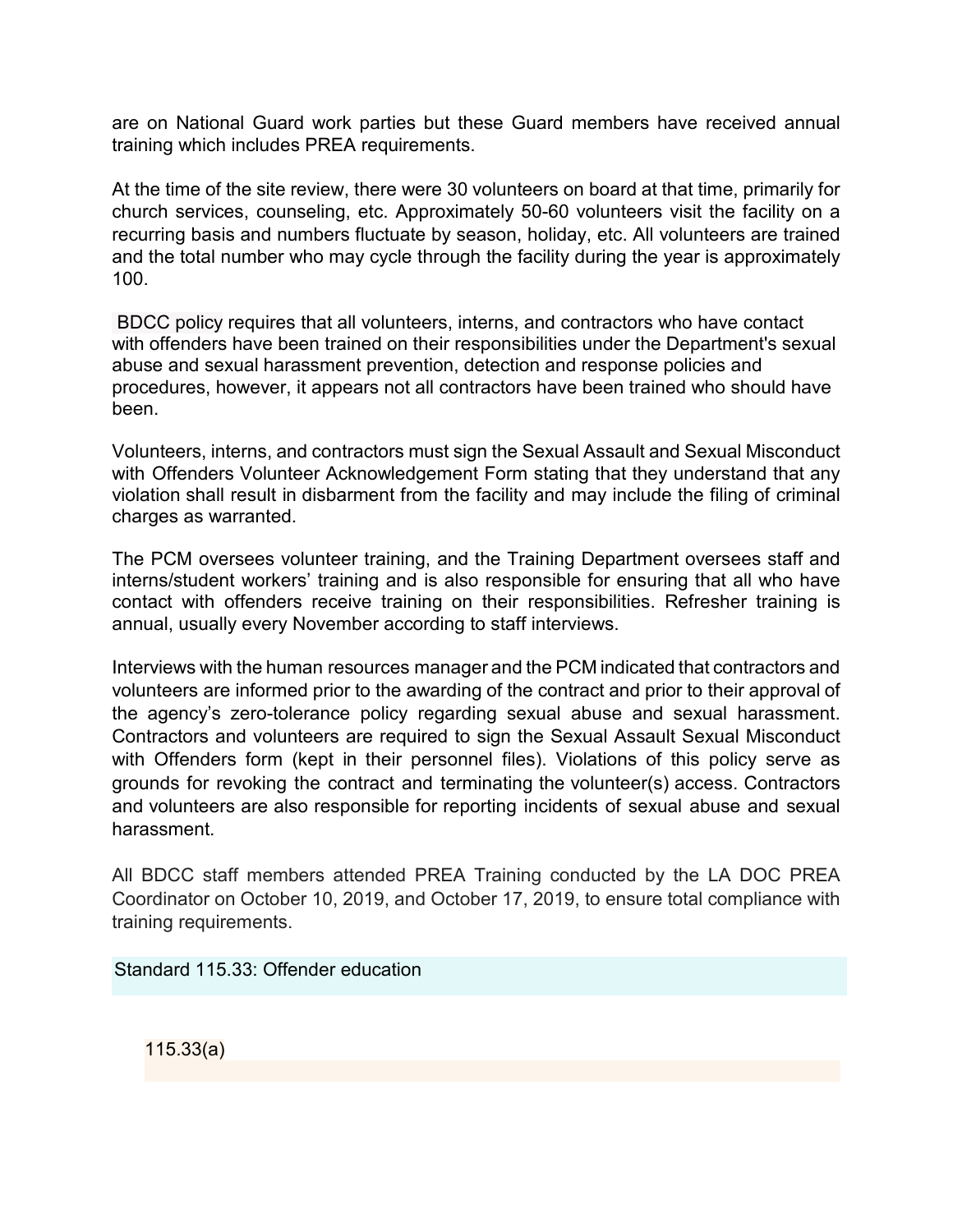are on National Guard work parties but these Guard members have received annual training which includes PREA requirements.

At the time of the site review, there were 30 volunteers on board at that time, primarily for church services, counseling, etc. Approximately 50-60 volunteers visit the facility on a recurring basis and numbers fluctuate by season, holiday, etc. All volunteers are trained and the total number who may cycle through the facility during the year is approximately 100.

BDCC policy requires that all volunteers, interns, and contractors who have contact with offenders have been trained on their responsibilities under the Department's sexual abuse and sexual harassment prevention, detection and response policies and procedures, however, it appears not all contractors have been trained who should have been.

Volunteers, interns, and contractors must sign the Sexual Assault and Sexual Misconduct with Offenders Volunteer Acknowledgement Form stating that they understand that any violation shall result in disbarment from the facility and may include the filing of criminal charges as warranted.

The PCM oversees volunteer training, and the Training Department oversees staff and interns/student workers' training and is also responsible for ensuring that all who have contact with offenders receive training on their responsibilities. Refresher training is annual, usually every November according to staff interviews.

Interviews with the human resources manager and the PCM indicated that contractors and volunteers are informed prior to the awarding of the contract and prior to their approval of the agency's zero-tolerance policy regarding sexual abuse and sexual harassment. Contractors and volunteers are required to sign the Sexual Assault Sexual Misconduct with Offenders form (kept in their personnel files). Violations of this policy serve as grounds for revoking the contract and terminating the volunteer(s) access. Contractors and volunteers are also responsible for reporting incidents of sexual abuse and sexual harassment.

All BDCC staff members attended PREA Training conducted by the LA DOC PREA Coordinator on October 10, 2019, and October 17, 2019, to ensure total compliance with training requirements.

## Standard 115.33: Offender education

### 115.33(a)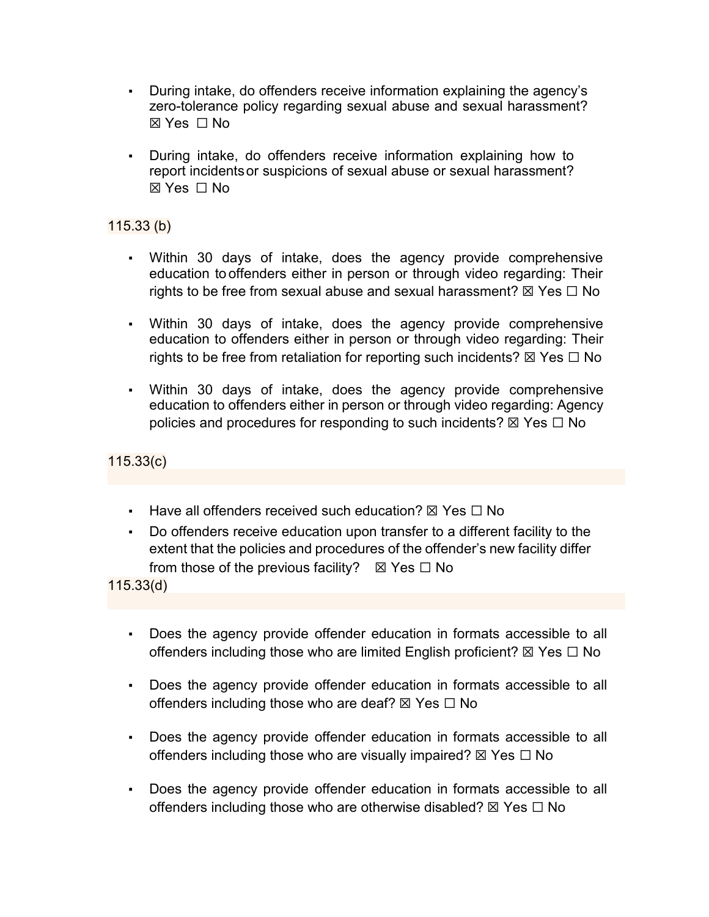- During intake, do offenders receive information explaining the agency's zero-tolerance policy regarding sexual abuse and sexual harassment? ☒ Yes ☐ No

- During intake, do offenders receive information explaining how to report incidents or suspicions of sexual abuse or sexual harassment? ☒ Yes ☐ No

115.33 (b)

- Within 30 days of intake, does the agency provide comprehensive education to offenders either in person or through video regarding: Their rights to be free from sexual abuse and sexual harassment? ☒ Yes ☐ No

- Within 30 days of intake, does the agency provide comprehensive education to offenders either in person or through video regarding: Their rights to be free from retaliation for reporting such incidents? ☒ Yes ☐ No

- Within 30 days of intake, does the agency provide comprehensive education to offenders either in person or through video regarding: Agency policies and procedures for responding to such incidents? ☒ Yes ☐ No

115.33(c)

- Have all offenders received such education? ☒ Yes ☐ No
- Do offenders receive education upon transfer to a different facility to the extent that the policies and procedures of the offender's new facility differ from those of the previous facility? ☒ Yes ☐ No

115.33(d)

- Does the agency provide offender education in formats accessible to all offenders including those who are limited English proficient? ☒ Yes ☐ No

- Does the agency provide offender education in formats accessible to all offenders including those who are deaf? ☒ Yes ☐ No

- Does the agency provide offender education in formats accessible to all offenders including those who are visually impaired? ☒ Yes ☐ No

- Does the agency provide offender education in formats accessible to all offenders including those who are otherwise disabled? ☒ Yes ☐ No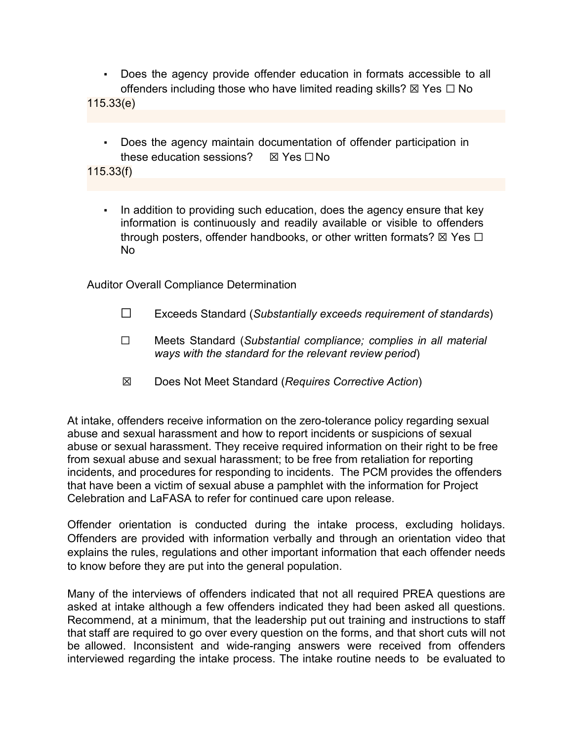- Does the agency provide offender education in formats accessible to all offenders including those who have limited reading skills? ☒ Yes ☐ No

115.33(e)

- Does the agency maintain documentation of offender participation in these education sessions? ☒ Yes ☐ No

115.33(f)

- In addition to providing such education, does the agency ensure that key information is continuously and readily available or visible to offenders through posters, offender handbooks, or other written formats? ☒ Yes ☐ No

Auditor Overall Compliance Determination

☐ Exceeds Standard (*Substantially exceeds requirement of standards*)

☐ Meets Standard (*Substantial compliance; complies in all material ways with the standard for the relevant review period*)

☒ Does Not Meet Standard (*Requires Corrective Action*)

At intake, offenders receive information on the zero-tolerance policy regarding sexual abuse and sexual harassment and how to report incidents or suspicions of sexual abuse or sexual harassment. They receive required information on their right to be free from sexual abuse and sexual harassment; to be free from retaliation for reporting incidents, and procedures for responding to incidents. The PCM provides the offenders that have been a victim of sexual abuse a pamphlet with the information for Project Celebration and LaFASA to refer for continued care upon release.

Offender orientation is conducted during the intake process, excluding holidays. Offenders are provided with information verbally and through an orientation video that explains the rules, regulations and other important information that each offender needs to know before they are put into the general population.

Many of the interviews of offenders indicated that not all required PREA questions are asked at intake although a few offenders indicated they had been asked all questions. Recommend, at a minimum, that the leadership put out training and instructions to staff that staff are required to go over every question on the forms, and that short cuts will not be allowed. Inconsistent and wide-ranging answers were received from offenders interviewed regarding the intake process. The intake routine needs to be evaluated to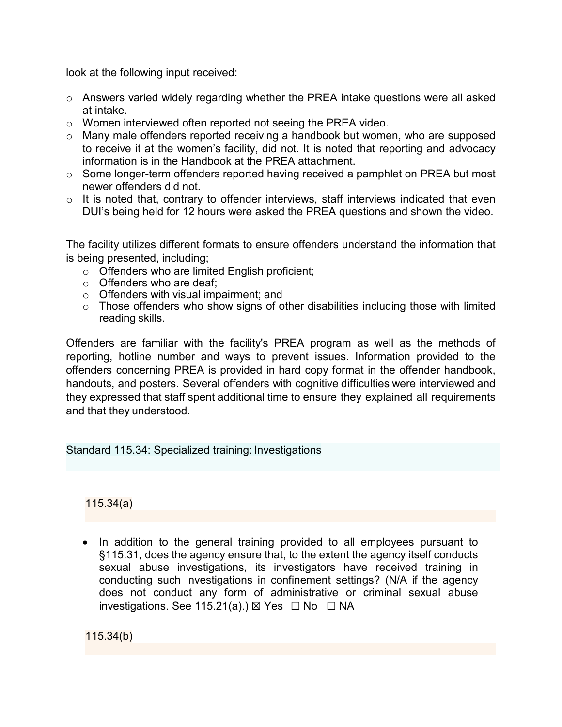look at the following input received:

- Answers varied widely regarding whether the PREA intake questions were all asked at intake.
- Women interviewed often reported not seeing the PREA video.
- Many male offenders reported receiving a handbook but women, who are supposed to receive it at the women's facility, did not. It is noted that reporting and advocacy information is in the Handbook at the PREA attachment.
- Some longer-term offenders reported having received a pamphlet on PREA but most newer offenders did not.
- It is noted that, contrary to offender interviews, staff interviews indicated that even DUI's being held for 12 hours were asked the PREA questions and shown the video.

The facility utilizes different formats to ensure offenders understand the information that is being presented, including;

- Offenders who are limited English proficient;
- Offenders who are deaf;
- Offenders with visual impairment; and
- Those offenders who show signs of other disabilities including those with limited reading skills.

Offenders are familiar with the facility's PREA program as well as the methods of reporting, hotline number and ways to prevent issues. Information provided to the offenders concerning PREA is provided in hard copy format in the offender handbook, handouts, and posters. Several offenders with cognitive difficulties were interviewed and they expressed that staff spent additional time to ensure they explained all requirements and that they understood.

## Standard 115.34: Specialized training: Investigations

### 115.34(a)

- In addition to the general training provided to all employees pursuant to §115.31, does the agency ensure that, to the extent the agency itself conducts sexual abuse investigations, its investigators have received training in conducting such investigations in confinement settings? (N/A if the agency does not conduct any form of administrative or criminal sexual abuse investigations. See 115.21(a).) ☒ Yes ☐ No ☐ NA

### 115.34(b)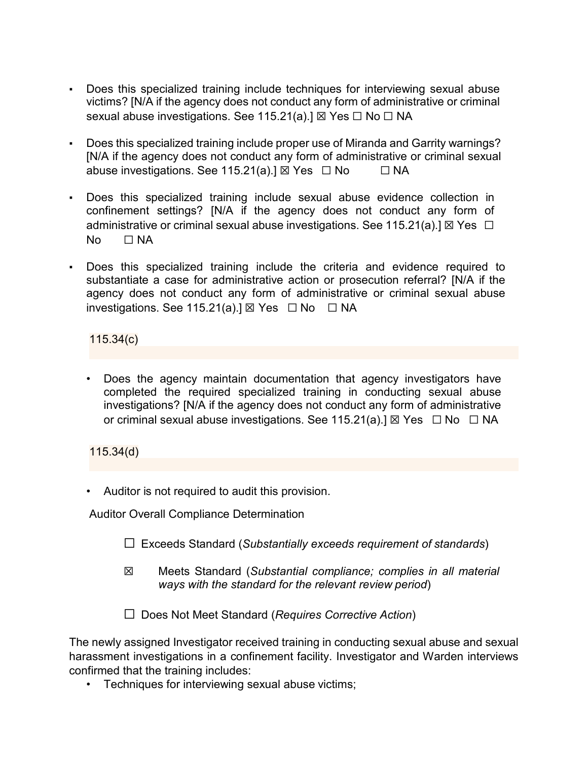- Does this specialized training include techniques for interviewing sexual abuse victims? [N/A if the agency does not conduct any form of administrative or criminal sexual abuse investigations. See 115.21(a).] ☒ Yes ☐ No ☐ NA

- Does this specialized training include proper use of Miranda and Garrity warnings? [N/A if the agency does not conduct any form of administrative or criminal sexual abuse investigations. See 115.21(a).] ☒ Yes ☐ No ☐ NA

- Does this specialized training include sexual abuse evidence collection in confinement settings? [N/A if the agency does not conduct any form of administrative or criminal sexual abuse investigations. See 115.21(a).] ☒ Yes ☐ No ☐ NA

- Does this specialized training include the criteria and evidence required to substantiate a case for administrative action or prosecution referral? [N/A if the agency does not conduct any form of administrative or criminal sexual abuse investigations. See 115.21(a).] ☒ Yes ☐ No ☐ NA

115.34(c)

- Does the agency maintain documentation that agency investigators have completed the required specialized training in conducting sexual abuse investigations? [N/A if the agency does not conduct any form of administrative or criminal sexual abuse investigations. See 115.21(a).] ☒ Yes ☐ No ☐ NA

115.34(d)

- Auditor is not required to audit this provision.

Auditor Overall Compliance Determination

☐ Exceeds Standard (*Substantially exceeds requirement of standards*)

☒ Meets Standard (*Substantial compliance; complies in all material ways with the standard for the relevant review period*)

☐ Does Not Meet Standard (*Requires Corrective Action*)

The newly assigned Investigator received training in conducting sexual abuse and sexual harassment investigations in a confinement facility. Investigator and Warden interviews confirmed that the training includes:

- Techniques for interviewing sexual abuse victims;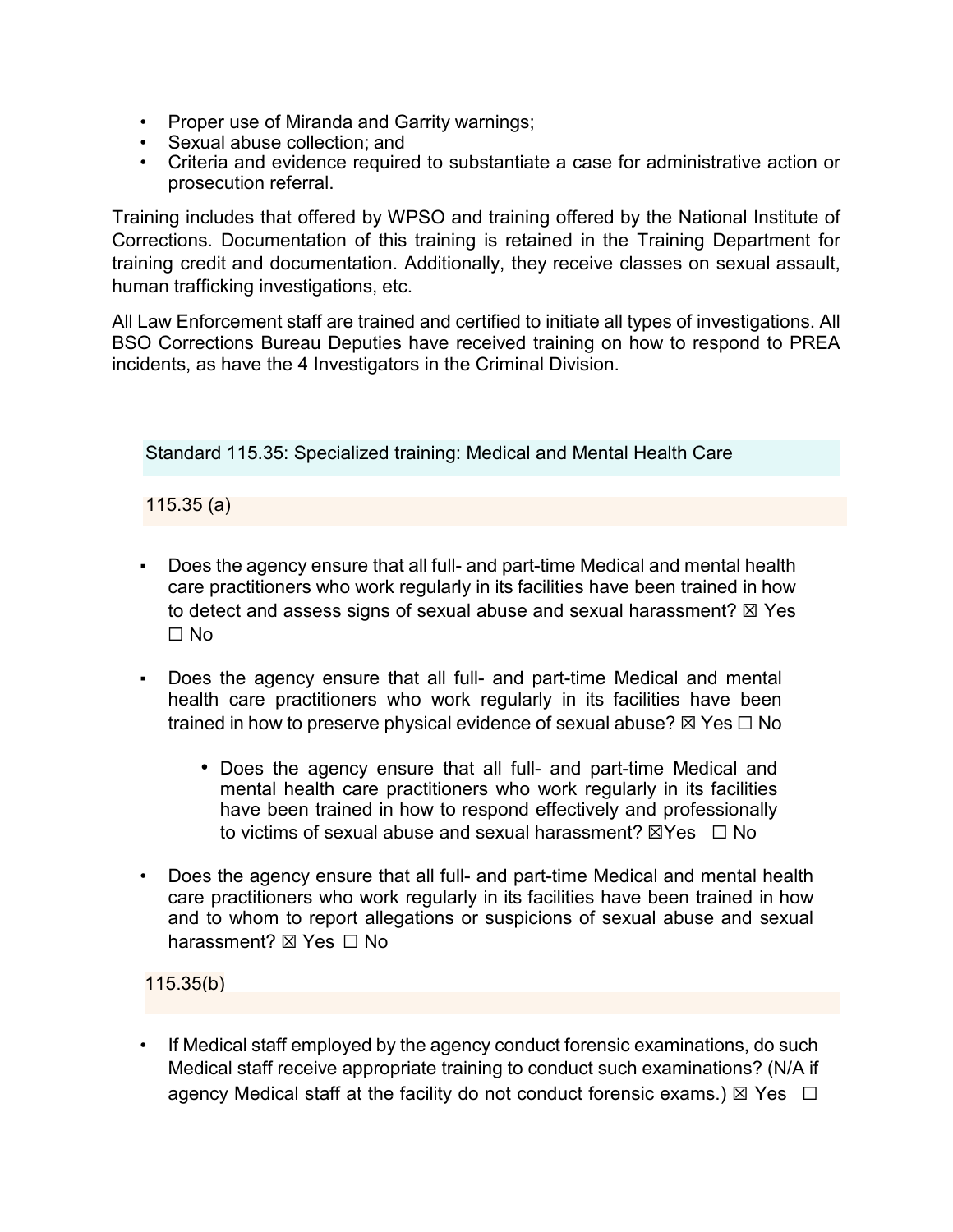- Proper use of Miranda and Garrity warnings;
- Sexual abuse collection; and
- Criteria and evidence required to substantiate a case for administrative action or prosecution referral.

Training includes that offered by WPSO and training offered by the National Institute of Corrections. Documentation of this training is retained in the Training Department for training credit and documentation. Additionally, they receive classes on sexual assault, human trafficking investigations, etc.

All Law Enforcement staff are trained and certified to initiate all types of investigations. All BSO Corrections Bureau Deputies have received training on how to respond to PREA incidents, as have the 4 Investigators in the Criminal Division.

## Standard 115.35: Specialized training: Medical and Mental Health Care

### 115.35 (a)

- Does the agency ensure that all full- and part-time Medical and mental health care practitioners who work regularly in its facilities have been trained in how to detect and assess signs of sexual abuse and sexual harassment? ☒ Yes ☐ No

- Does the agency ensure that all full- and part-time Medical and mental health care practitioners who work regularly in its facilities have been trained in how to preserve physical evidence of sexual abuse? ☒ Yes ☐ No

  - Does the agency ensure that all full- and part-time Medical and mental health care practitioners who work regularly in its facilities have been trained in how to respond effectively and professionally to victims of sexual abuse and sexual harassment? ☒Yes ☐ No

- Does the agency ensure that all full- and part-time Medical and mental health care practitioners who work regularly in its facilities have been trained in how and to whom to report allegations or suspicions of sexual abuse and sexual harassment? ☒ Yes ☐ No

### 115.35(b)

- If Medical staff employed by the agency conduct forensic examinations, do such Medical staff receive appropriate training to conduct such examinations? (N/A if agency Medical staff at the facility do not conduct forensic exams.) ☒ Yes ☐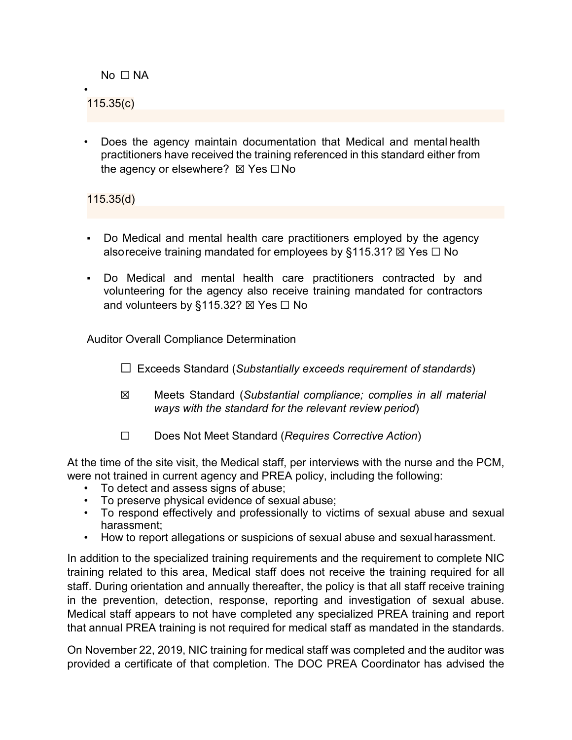No ☐ NA

- 

115.35(c)

- Does the agency maintain documentation that Medical and mental health practitioners have received the training referenced in this standard either from the agency or elsewhere? ☒ Yes ☐ No

115.35(d)

- Do Medical and mental health care practitioners employed by the agency also receive training mandated for employees by §115.31? ☒ Yes ☐ No
- Do Medical and mental health care practitioners contracted by and volunteering for the agency also receive training mandated for contractors and volunteers by §115.32? ☒ Yes ☐ No

Auditor Overall Compliance Determination

☐ Exceeds Standard (*Substantially exceeds requirement of standards*)

☒ Meets Standard (*Substantial compliance; complies in all material ways with the standard for the relevant review period*)

☐ Does Not Meet Standard (*Requires Corrective Action*)

At the time of the site visit, the Medical staff, per interviews with the nurse and the PCM, were not trained in current agency and PREA policy, including the following:

- To detect and assess signs of abuse;
- To preserve physical evidence of sexual abuse;
- To respond effectively and professionally to victims of sexual abuse and sexual harassment;
- How to report allegations or suspicions of sexual abuse and sexual harassment.

In addition to the specialized training requirements and the requirement to complete NIC training related to this area, Medical staff does not receive the training required for all staff. During orientation and annually thereafter, the policy is that all staff receive training in the prevention, detection, response, reporting and investigation of sexual abuse. Medical staff appears to not have completed any specialized PREA training and report that annual PREA training is not required for medical staff as mandated in the standards.

On November 22, 2019, NIC training for medical staff was completed and the auditor was provided a certificate of that completion. The DOC PREA Coordinator has advised the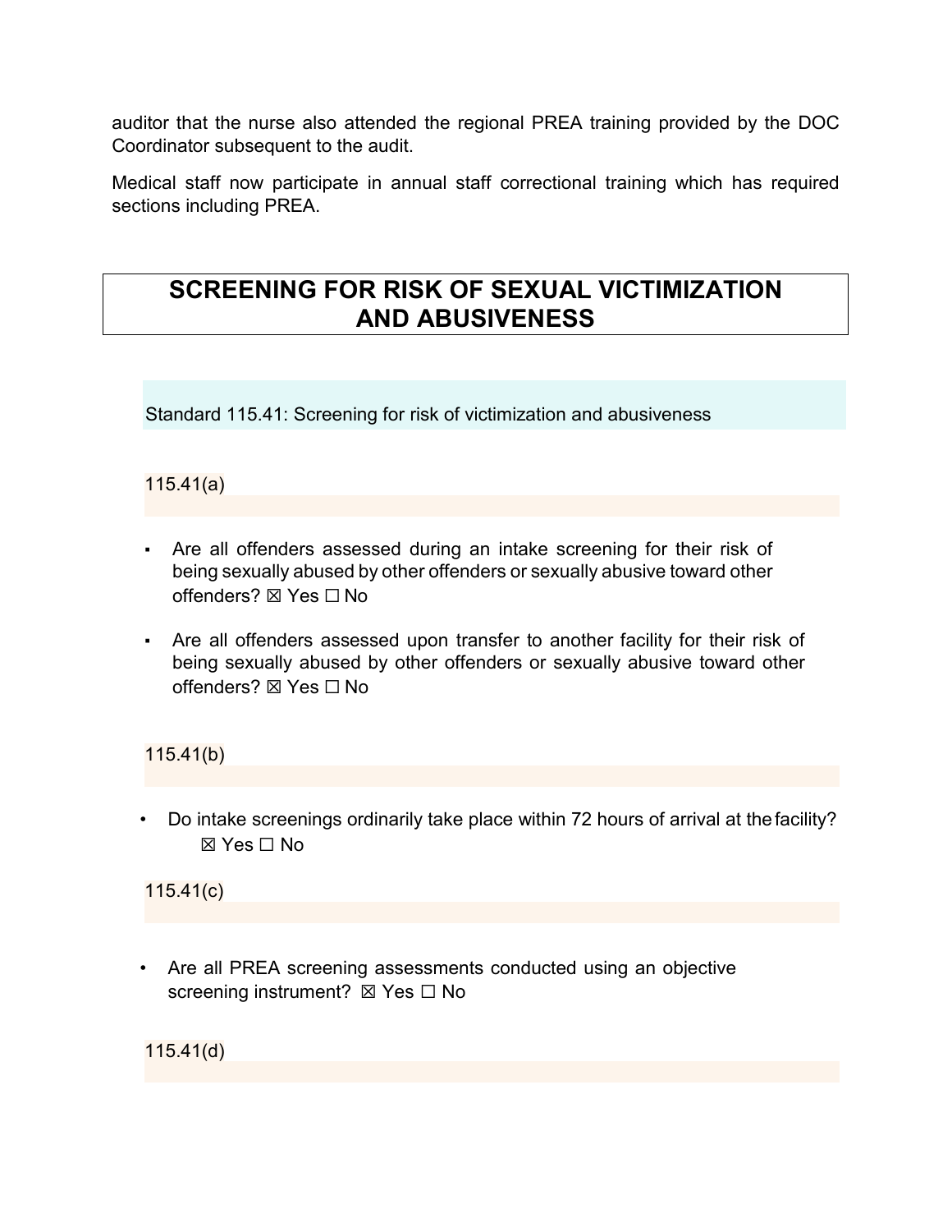auditor that the nurse also attended the regional PREA training provided by the DOC Coordinator subsequent to the audit.

Medical staff now participate in annual staff correctional training which has required sections including PREA.

# SCREENING FOR RISK OF SEXUAL VICTIMIZATION AND ABUSIVENESS

## Standard 115.41: Screening for risk of victimization and abusiveness

### 115.41(a)

- Are all offenders assessed during an intake screening for their risk of being sexually abused by other offenders or sexually abusive toward other offenders? ☒ Yes ☐ No
- Are all offenders assessed upon transfer to another facility for their risk of being sexually abused by other offenders or sexually abusive toward other offenders? ☒ Yes ☐ No

### 115.41(b)

- Do intake screenings ordinarily take place within 72 hours of arrival at the facility? ☒ Yes ☐ No

### 115.41(c)

- Are all PREA screening assessments conducted using an objective screening instrument? ☒ Yes ☐ No

### 115.41(d)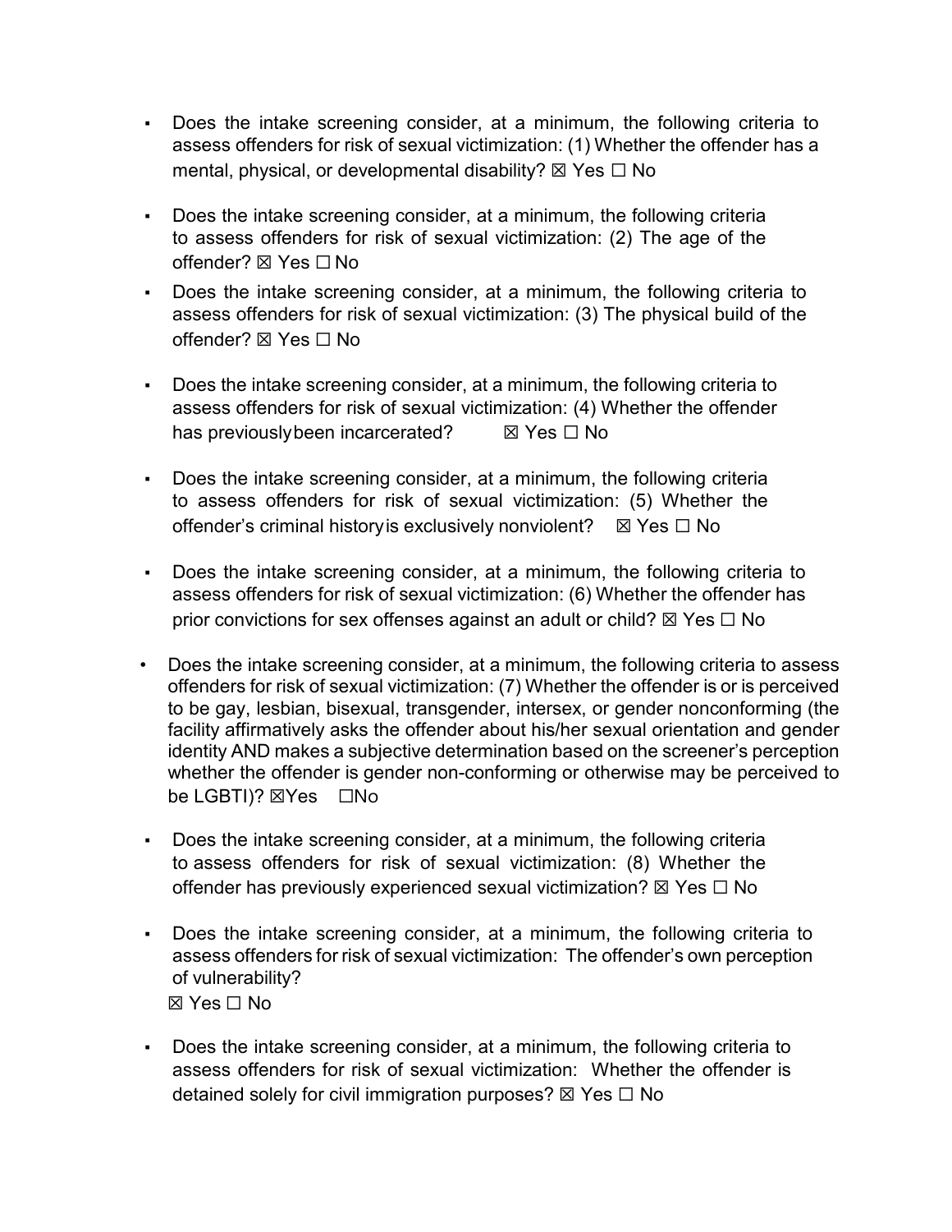- Does the intake screening consider, at a minimum, the following criteria to assess offenders for risk of sexual victimization: (1) Whether the offender has a mental, physical, or developmental disability? ☒ Yes ☐ No

- Does the intake screening consider, at a minimum, the following criteria to assess offenders for risk of sexual victimization: (2) The age of the offender? ☒ Yes ☐ No

- Does the intake screening consider, at a minimum, the following criteria to assess offenders for risk of sexual victimization: (3) The physical build of the offender? ☒ Yes ☐ No

- Does the intake screening consider, at a minimum, the following criteria to assess offenders for risk of sexual victimization: (4) Whether the offender has previously been incarcerated? ☒ Yes ☐ No

- Does the intake screening consider, at a minimum, the following criteria to assess offenders for risk of sexual victimization: (5) Whether the offender's criminal history is exclusively nonviolent? ☒ Yes ☐ No

- Does the intake screening consider, at a minimum, the following criteria to assess offenders for risk of sexual victimization: (6) Whether the offender has prior convictions for sex offenses against an adult or child? ☒ Yes ☐ No

- Does the intake screening consider, at a minimum, the following criteria to assess offenders for risk of sexual victimization: (7) Whether the offender is or is perceived to be gay, lesbian, bisexual, transgender, intersex, or gender nonconforming (the facility affirmatively asks the offender about his/her sexual orientation and gender identity AND makes a subjective determination based on the screener's perception whether the offender is gender non-conforming or otherwise may be perceived to be LGBTI)? ☒Yes ☐No

- Does the intake screening consider, at a minimum, the following criteria to assess offenders for risk of sexual victimization: (8) Whether the offender has previously experienced sexual victimization? ☒ Yes ☐ No

- Does the intake screening consider, at a minimum, the following criteria to assess offenders for risk of sexual victimization: The offender's own perception of vulnerability?
  ☒ Yes ☐ No

- Does the intake screening consider, at a minimum, the following criteria to assess offenders for risk of sexual victimization: Whether the offender is detained solely for civil immigration purposes? ☒ Yes ☐ No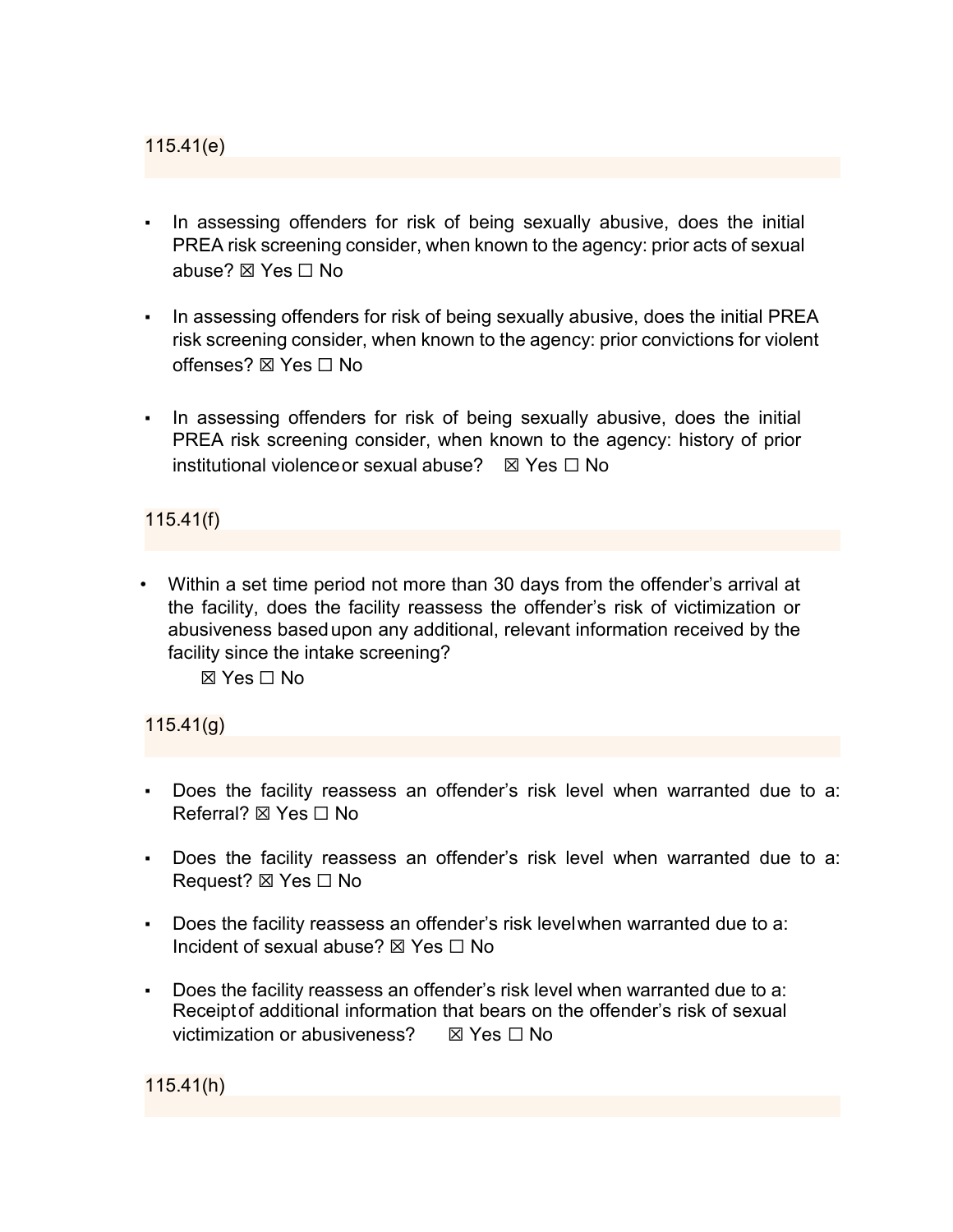115.41(e)

- In assessing offenders for risk of being sexually abusive, does the initial PREA risk screening consider, when known to the agency: prior acts of sexual abuse? ☒ Yes ☐ No
- In assessing offenders for risk of being sexually abusive, does the initial PREA risk screening consider, when known to the agency: prior convictions for violent offenses? ☒ Yes ☐ No
- In assessing offenders for risk of being sexually abusive, does the initial PREA risk screening consider, when known to the agency: history of prior institutional violence or sexual abuse? ☒ Yes ☐ No

115.41(f)

- Within a set time period not more than 30 days from the offender's arrival at the facility, does the facility reassess the offender's risk of victimization or abusiveness based upon any additional, relevant information received by the facility since the intake screening?

  ☒ Yes ☐ No

115.41(g)

- Does the facility reassess an offender's risk level when warranted due to a: Referral? ☒ Yes ☐ No
- Does the facility reassess an offender's risk level when warranted due to a: Request? ☒ Yes ☐ No
- Does the facility reassess an offender's risk level when warranted due to a: Incident of sexual abuse? ☒ Yes ☐ No
- Does the facility reassess an offender's risk level when warranted due to a: Receipt of additional information that bears on the offender's risk of sexual victimization or abusiveness? ☒ Yes ☐ No

115.41(h)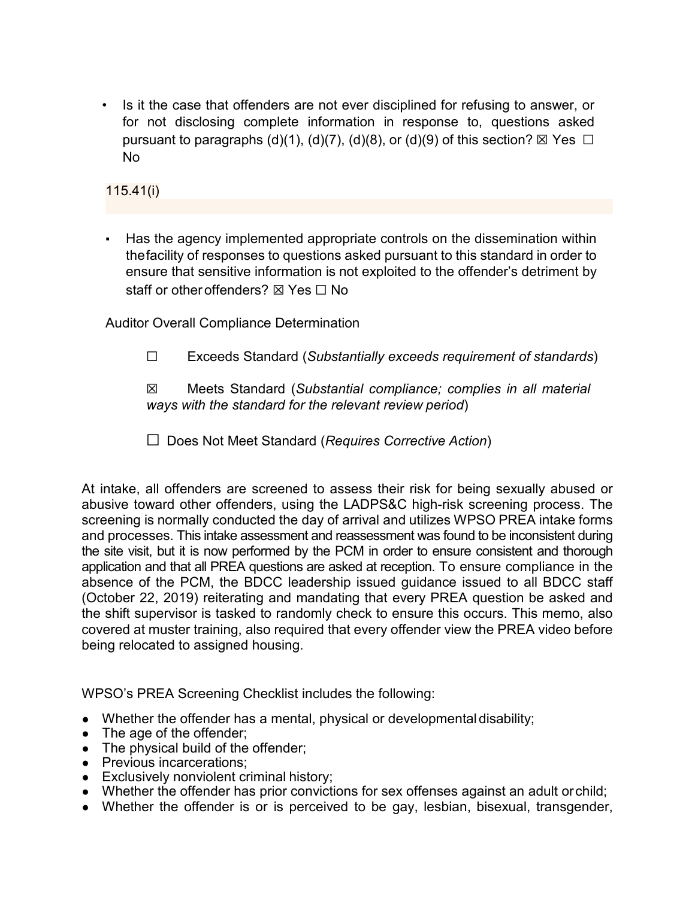- Is it the case that offenders are not ever disciplined for refusing to answer, or for not disclosing complete information in response to, questions asked pursuant to paragraphs (d)(1), (d)(7), (d)(8), or (d)(9) of this section? ☒ Yes ☐ No

115.41(i)

- Has the agency implemented appropriate controls on the dissemination within the facility of responses to questions asked pursuant to this standard in order to ensure that sensitive information is not exploited to the offender's detriment by staff or other offenders? ☒ Yes ☐ No

Auditor Overall Compliance Determination

☐ Exceeds Standard (*Substantially exceeds requirement of standards*)

☒ Meets Standard (*Substantial compliance; complies in all material ways with the standard for the relevant review period*)

☐ Does Not Meet Standard (*Requires Corrective Action*)

At intake, all offenders are screened to assess their risk for being sexually abused or abusive toward other offenders, using the LADPS&C high-risk screening process. The screening is normally conducted the day of arrival and utilizes WPSO PREA intake forms and processes. This intake assessment and reassessment was found to be inconsistent during the site visit, but it is now performed by the PCM in order to ensure consistent and thorough application and that all PREA questions are asked at reception. To ensure compliance in the absence of the PCM, the BDCC leadership issued guidance issued to all BDCC staff (October 22, 2019) reiterating and mandating that every PREA question be asked and the shift supervisor is tasked to randomly check to ensure this occurs. This memo, also covered at muster training, also required that every offender view the PREA video before being relocated to assigned housing.

WPSO's PREA Screening Checklist includes the following:

- Whether the offender has a mental, physical or developmental disability;
- The age of the offender;
- The physical build of the offender;
- Previous incarcerations;
- Exclusively nonviolent criminal history;
- Whether the offender has prior convictions for sex offenses against an adult or child;
- Whether the offender is or is perceived to be gay, lesbian, bisexual, transgender,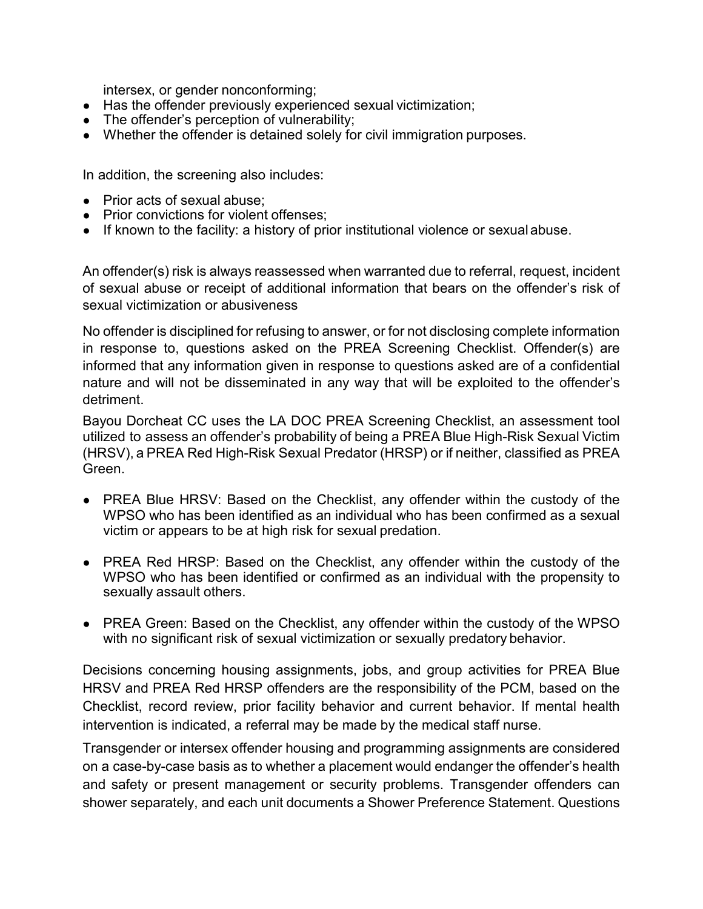intersex, or gender nonconforming;

- Has the offender previously experienced sexual victimization;
- The offender's perception of vulnerability;
- Whether the offender is detained solely for civil immigration purposes.

In addition, the screening also includes:

- Prior acts of sexual abuse;
- Prior convictions for violent offenses;
- If known to the facility: a history of prior institutional violence or sexual abuse.

An offender(s) risk is always reassessed when warranted due to referral, request, incident of sexual abuse or receipt of additional information that bears on the offender's risk of sexual victimization or abusiveness

No offender is disciplined for refusing to answer, or for not disclosing complete information in response to, questions asked on the PREA Screening Checklist. Offender(s) are informed that any information given in response to questions asked are of a confidential nature and will not be disseminated in any way that will be exploited to the offender's detriment.

Bayou Dorcheat CC uses the LA DOC PREA Screening Checklist, an assessment tool utilized to assess an offender's probability of being a PREA Blue High-Risk Sexual Victim (HRSV), a PREA Red High-Risk Sexual Predator (HRSP) or if neither, classified as PREA Green.

- PREA Blue HRSV: Based on the Checklist, any offender within the custody of the WPSO who has been identified as an individual who has been confirmed as a sexual victim or appears to be at high risk for sexual predation.

- PREA Red HRSP: Based on the Checklist, any offender within the custody of the WPSO who has been identified or confirmed as an individual with the propensity to sexually assault others.

- PREA Green: Based on the Checklist, any offender within the custody of the WPSO with no significant risk of sexual victimization or sexually predatory behavior.

Decisions concerning housing assignments, jobs, and group activities for PREA Blue HRSV and PREA Red HRSP offenders are the responsibility of the PCM, based on the Checklist, record review, prior facility behavior and current behavior. If mental health intervention is indicated, a referral may be made by the medical staff nurse.

Transgender or intersex offender housing and programming assignments are considered on a case-by-case basis as to whether a placement would endanger the offender's health and safety or present management or security problems. Transgender offenders can shower separately, and each unit documents a Shower Preference Statement. Questions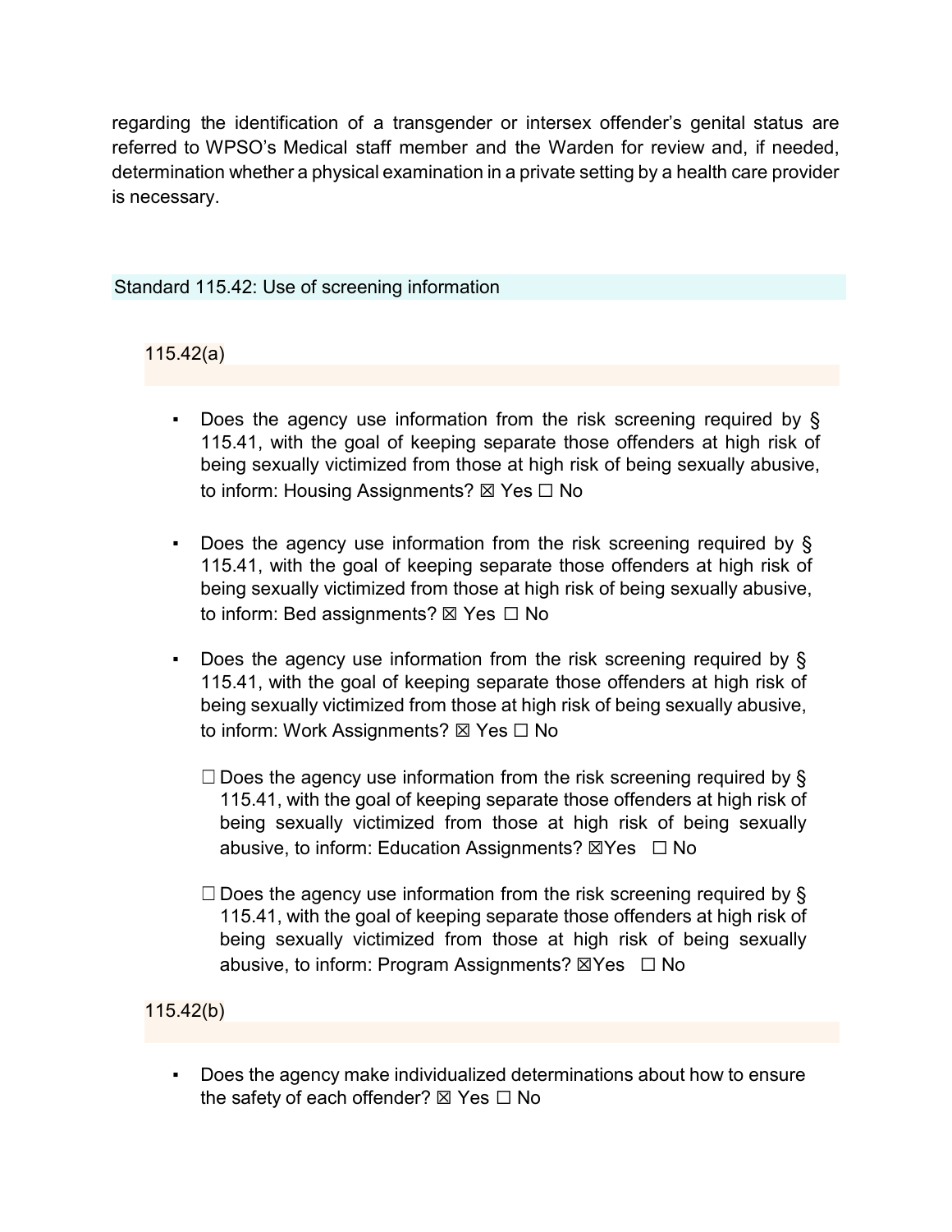regarding the identification of a transgender or intersex offender's genital status are referred to WPSO's Medical staff member and the Warden for review and, if needed, determination whether a physical examination in a private setting by a health care provider is necessary.

## Standard 115.42: Use of screening information

### 115.42(a)

- Does the agency use information from the risk screening required by § 115.41, with the goal of keeping separate those offenders at high risk of being sexually victimized from those at high risk of being sexually abusive, to inform: Housing Assignments? ☒ Yes ☐ No
- Does the agency use information from the risk screening required by § 115.41, with the goal of keeping separate those offenders at high risk of being sexually victimized from those at high risk of being sexually abusive, to inform: Bed assignments? ☒ Yes ☐ No
- Does the agency use information from the risk screening required by § 115.41, with the goal of keeping separate those offenders at high risk of being sexually victimized from those at high risk of being sexually abusive, to inform: Work Assignments? ☒ Yes ☐ No

  ☐ Does the agency use information from the risk screening required by § 115.41, with the goal of keeping separate those offenders at high risk of being sexually victimized from those at high risk of being sexually abusive, to inform: Education Assignments? ☒Yes ☐ No

  ☐ Does the agency use information from the risk screening required by § 115.41, with the goal of keeping separate those offenders at high risk of being sexually victimized from those at high risk of being sexually abusive, to inform: Program Assignments? ☒Yes ☐ No

### 115.42(b)

- Does the agency make individualized determinations about how to ensure the safety of each offender? ☒ Yes ☐ No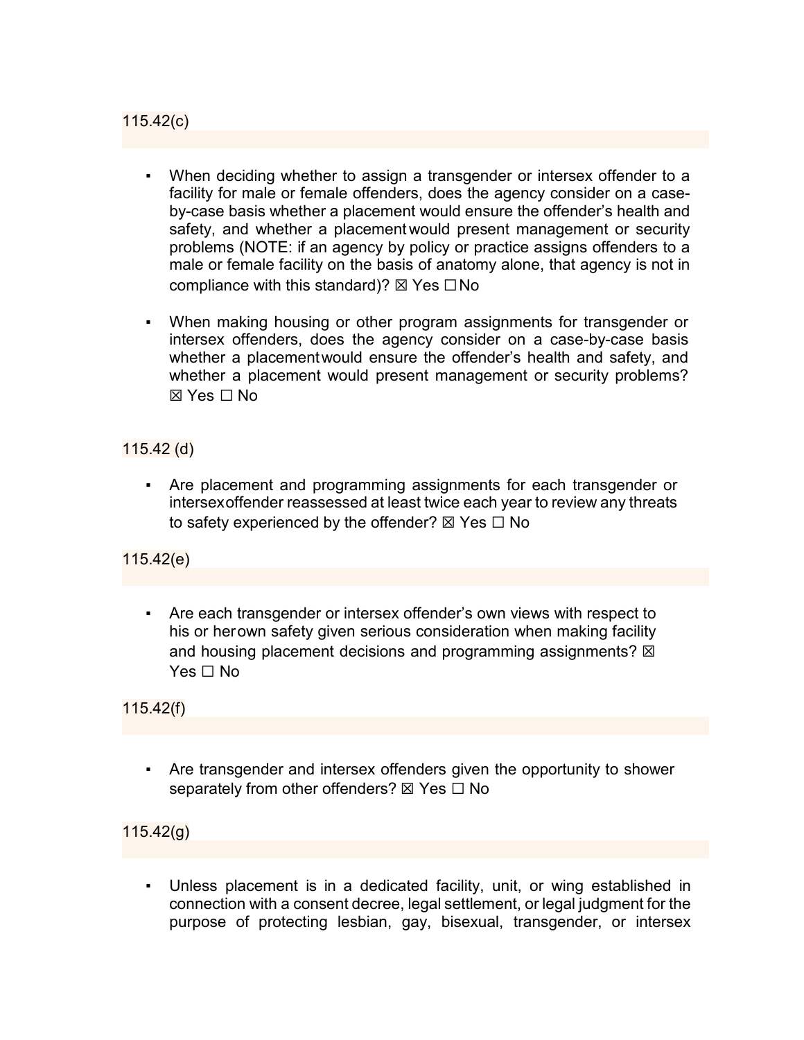115.42(c)

- When deciding whether to assign a transgender or intersex offender to a facility for male or female offenders, does the agency consider on a case-by-case basis whether a placement would ensure the offender's health and safety, and whether a placement would present management or security problems (NOTE: if an agency by policy or practice assigns offenders to a male or female facility on the basis of anatomy alone, that agency is not in compliance with this standard)? ☒ Yes ☐ No

- When making housing or other program assignments for transgender or intersex offenders, does the agency consider on a case-by-case basis whether a placement would ensure the offender's health and safety, and whether a placement would present management or security problems? ☒ Yes ☐ No

115.42 (d)

- Are placement and programming assignments for each transgender or intersex offender reassessed at least twice each year to review any threats to safety experienced by the offender? ☒ Yes ☐ No

115.42(e)

- Are each transgender or intersex offender's own views with respect to his or her own safety given serious consideration when making facility and housing placement decisions and programming assignments? ☒ Yes ☐ No

115.42(f)

- Are transgender and intersex offenders given the opportunity to shower separately from other offenders? ☒ Yes ☐ No

115.42(g)

- Unless placement is in a dedicated facility, unit, or wing established in connection with a consent decree, legal settlement, or legal judgment for the purpose of protecting lesbian, gay, bisexual, transgender, or intersex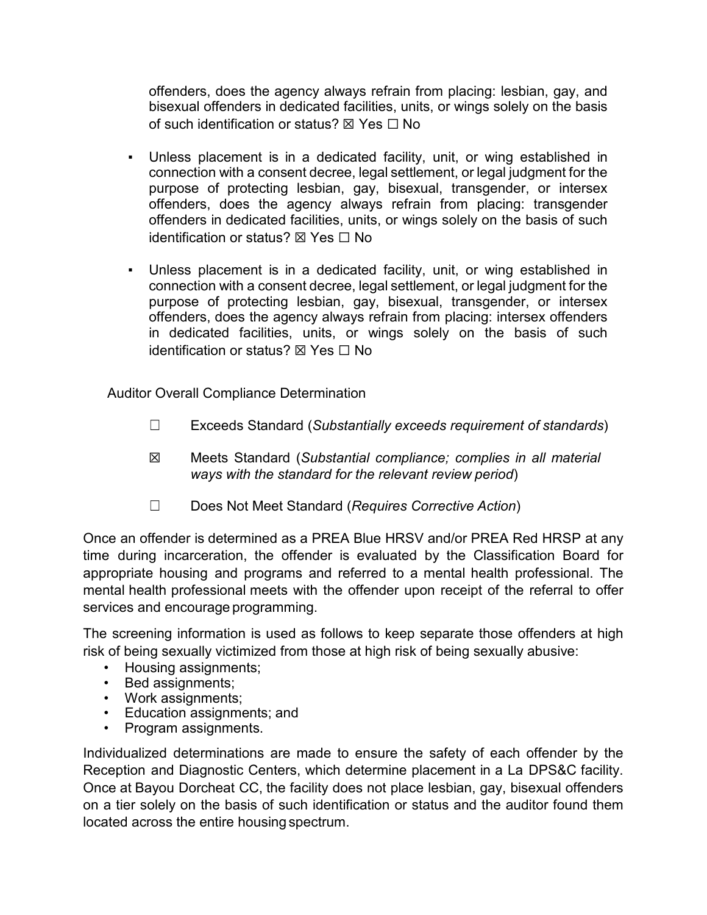offenders, does the agency always refrain from placing: lesbian, gay, and bisexual offenders in dedicated facilities, units, or wings solely on the basis of such identification or status? ☒ Yes ☐ No

- Unless placement is in a dedicated facility, unit, or wing established in connection with a consent decree, legal settlement, or legal judgment for the purpose of protecting lesbian, gay, bisexual, transgender, or intersex offenders, does the agency always refrain from placing: transgender offenders in dedicated facilities, units, or wings solely on the basis of such identification or status? ☒ Yes ☐ No

- Unless placement is in a dedicated facility, unit, or wing established in connection with a consent decree, legal settlement, or legal judgment for the purpose of protecting lesbian, gay, bisexual, transgender, or intersex offenders, does the agency always refrain from placing: intersex offenders in dedicated facilities, units, or wings solely on the basis of such identification or status? ☒ Yes ☐ No

Auditor Overall Compliance Determination

☐ Exceeds Standard (*Substantially exceeds requirement of standards*)

☒ Meets Standard (*Substantial compliance; complies in all material ways with the standard for the relevant review period*)

☐ Does Not Meet Standard (*Requires Corrective Action*)

Once an offender is determined as a PREA Blue HRSV and/or PREA Red HRSP at any time during incarceration, the offender is evaluated by the Classification Board for appropriate housing and programs and referred to a mental health professional. The mental health professional meets with the offender upon receipt of the referral to offer services and encourage programming.

The screening information is used as follows to keep separate those offenders at high risk of being sexually victimized from those at high risk of being sexually abusive:

- Housing assignments;
- Bed assignments;
- Work assignments;
- Education assignments; and
- Program assignments.

Individualized determinations are made to ensure the safety of each offender by the Reception and Diagnostic Centers, which determine placement in a La DPS&C facility. Once at Bayou Dorcheat CC, the facility does not place lesbian, gay, bisexual offenders on a tier solely on the basis of such identification or status and the auditor found them located across the entire housing spectrum.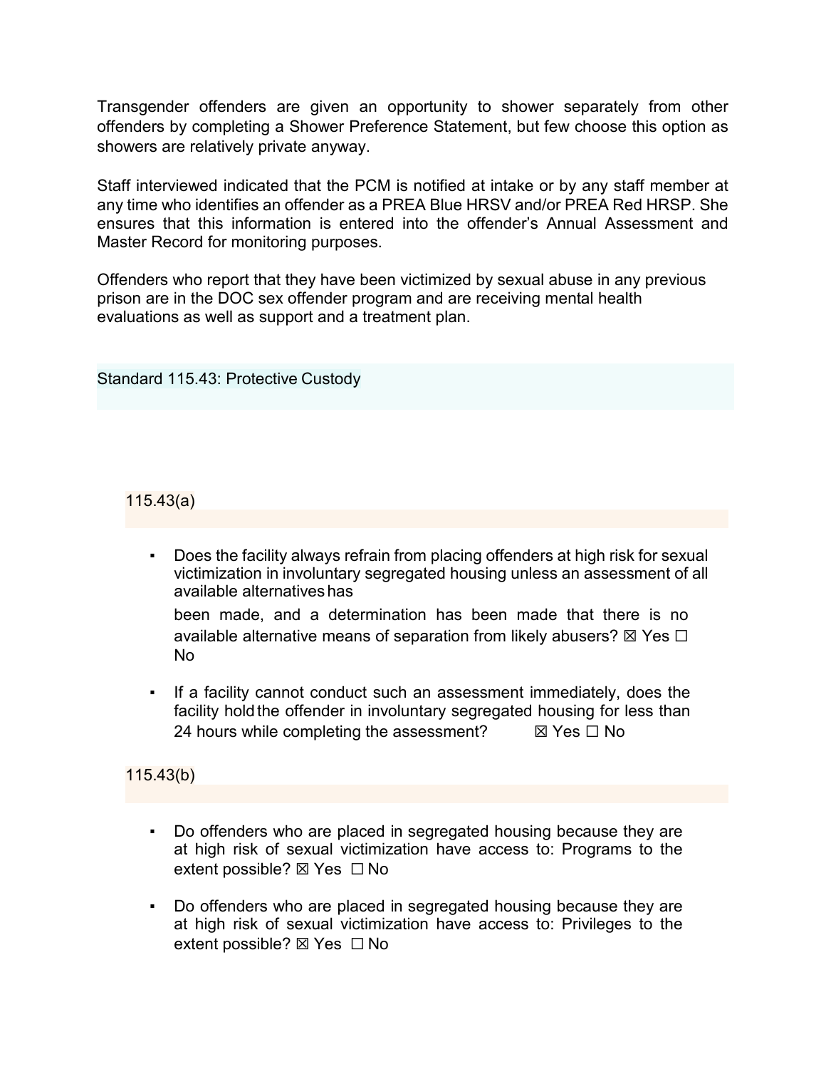Transgender offenders are given an opportunity to shower separately from other offenders by completing a Shower Preference Statement, but few choose this option as showers are relatively private anyway.

Staff interviewed indicated that the PCM is notified at intake or by any staff member at any time who identifies an offender as a PREA Blue HRSV and/or PREA Red HRSP. She ensures that this information is entered into the offender's Annual Assessment and Master Record for monitoring purposes.

Offenders who report that they have been victimized by sexual abuse in any previous prison are in the DOC sex offender program and are receiving mental health evaluations as well as support and a treatment plan.

## Standard 115.43: Protective Custody

### 115.43(a)

- Does the facility always refrain from placing offenders at high risk for sexual victimization in involuntary segregated housing unless an assessment of all available alternatives has been made, and a determination has been made that there is no available alternative means of separation from likely abusers? ☒ Yes ☐ No
- If a facility cannot conduct such an assessment immediately, does the facility hold the offender in involuntary segregated housing for less than 24 hours while completing the assessment? ☒ Yes ☐ No

### 115.43(b)

- Do offenders who are placed in segregated housing because they are at high risk of sexual victimization have access to: Programs to the extent possible? ☒ Yes ☐ No
- Do offenders who are placed in segregated housing because they are at high risk of sexual victimization have access to: Privileges to the extent possible? ☒ Yes ☐ No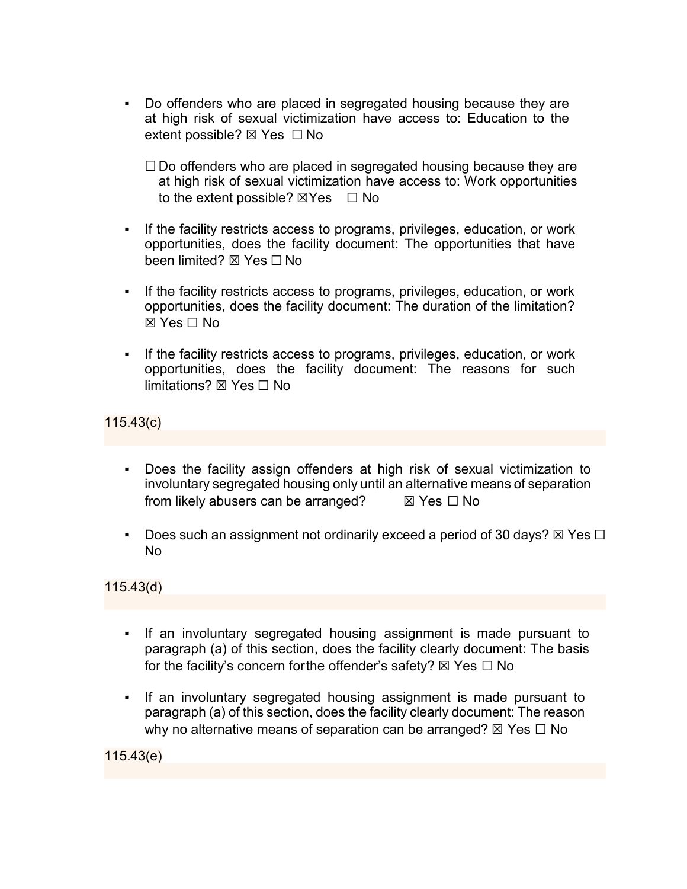- Do offenders who are placed in segregated housing because they are at high risk of sexual victimization have access to: Education to the extent possible? ☒ Yes ☐ No

  ☐ Do offenders who are placed in segregated housing because they are at high risk of sexual victimization have access to: Work opportunities to the extent possible? ☒Yes ☐ No

- If the facility restricts access to programs, privileges, education, or work opportunities, does the facility document: The opportunities that have been limited? ☒ Yes ☐ No

- If the facility restricts access to programs, privileges, education, or work opportunities, does the facility document: The duration of the limitation? ☒ Yes ☐ No

- If the facility restricts access to programs, privileges, education, or work opportunities, does the facility document: The reasons for such limitations? ☒ Yes ☐ No

115.43(c)

- Does the facility assign offenders at high risk of sexual victimization to involuntary segregated housing only until an alternative means of separation from likely abusers can be arranged? ☒ Yes ☐ No

- Does such an assignment not ordinarily exceed a period of 30 days? ☒ Yes ☐ No

115.43(d)

- If an involuntary segregated housing assignment is made pursuant to paragraph (a) of this section, does the facility clearly document: The basis for the facility's concern forthe offender's safety? ☒ Yes ☐ No

- If an involuntary segregated housing assignment is made pursuant to paragraph (a) of this section, does the facility clearly document: The reason why no alternative means of separation can be arranged? ☒ Yes ☐ No

115.43(e)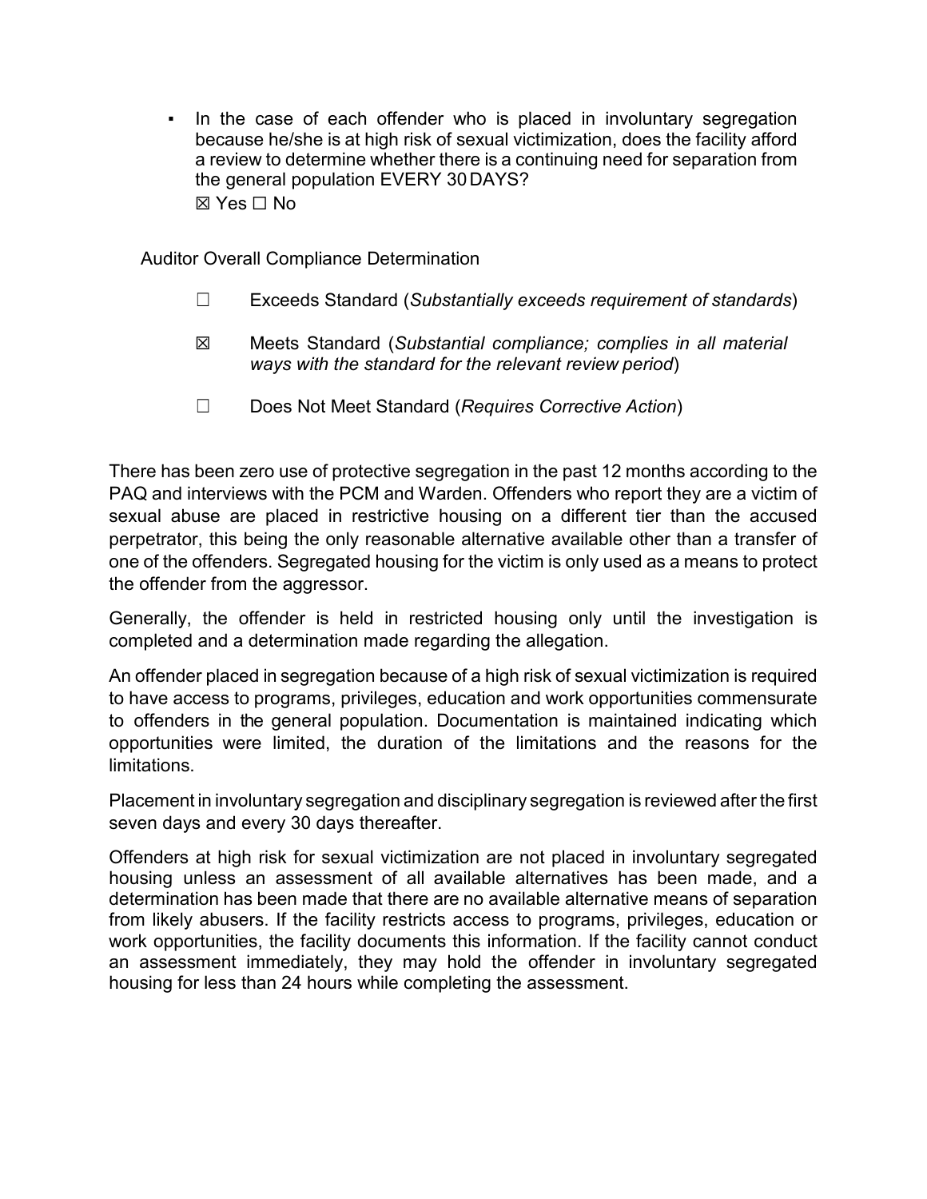- In the case of each offender who is placed in involuntary segregation because he/she is at high risk of sexual victimization, does the facility afford a review to determine whether there is a continuing need for separation from the general population EVERY 30 DAYS?
  ☒ Yes ☐ No

Auditor Overall Compliance Determination

☐ Exceeds Standard (*Substantially exceeds requirement of standards*)

☒ Meets Standard (*Substantial compliance; complies in all material ways with the standard for the relevant review period*)

☐ Does Not Meet Standard (*Requires Corrective Action*)

There has been zero use of protective segregation in the past 12 months according to the PAQ and interviews with the PCM and Warden. Offenders who report they are a victim of sexual abuse are placed in restrictive housing on a different tier than the accused perpetrator, this being the only reasonable alternative available other than a transfer of one of the offenders. Segregated housing for the victim is only used as a means to protect the offender from the aggressor.

Generally, the offender is held in restricted housing only until the investigation is completed and a determination made regarding the allegation.

An offender placed in segregation because of a high risk of sexual victimization is required to have access to programs, privileges, education and work opportunities commensurate to offenders in the general population. Documentation is maintained indicating which opportunities were limited, the duration of the limitations and the reasons for the limitations.

Placement in involuntary segregation and disciplinary segregation is reviewed after the first seven days and every 30 days thereafter.

Offenders at high risk for sexual victimization are not placed in involuntary segregated housing unless an assessment of all available alternatives has been made, and a determination has been made that there are no available alternative means of separation from likely abusers. If the facility restricts access to programs, privileges, education or work opportunities, the facility documents this information. If the facility cannot conduct an assessment immediately, they may hold the offender in involuntary segregated housing for less than 24 hours while completing the assessment.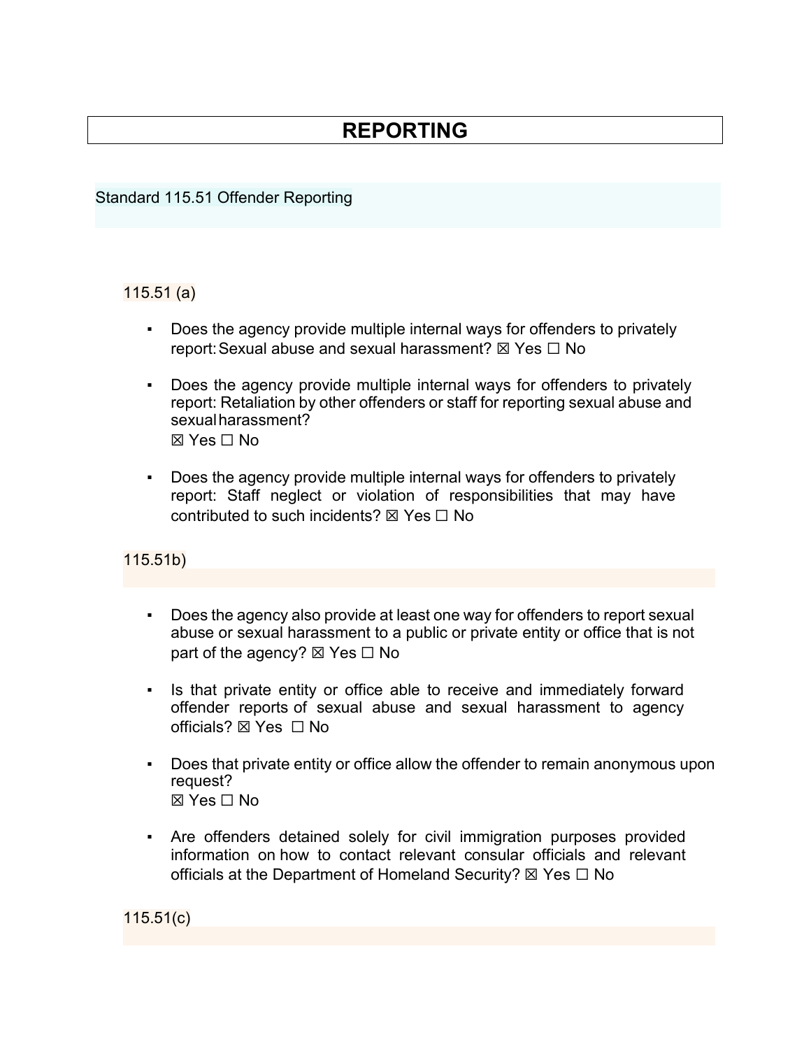# REPORTING

## Standard 115.51 Offender Reporting

### 115.51 (a)

- Does the agency provide multiple internal ways for offenders to privately report: Sexual abuse and sexual harassment? ☒ Yes ☐ No
- Does the agency provide multiple internal ways for offenders to privately report: Retaliation by other offenders or staff for reporting sexual abuse and sexual harassment?
  ☒ Yes ☐ No
- Does the agency provide multiple internal ways for offenders to privately report: Staff neglect or violation of responsibilities that may have contributed to such incidents? ☒ Yes ☐ No

### 115.51b)

- Does the agency also provide at least one way for offenders to report sexual abuse or sexual harassment to a public or private entity or office that is not part of the agency? ☒ Yes ☐ No
- Is that private entity or office able to receive and immediately forward offender reports of sexual abuse and sexual harassment to agency officials? ☒ Yes ☐ No
- Does that private entity or office allow the offender to remain anonymous upon request?
  ☒ Yes ☐ No
- Are offenders detained solely for civil immigration purposes provided information on how to contact relevant consular officials and relevant officials at the Department of Homeland Security? ☒ Yes ☐ No

### 115.51(c)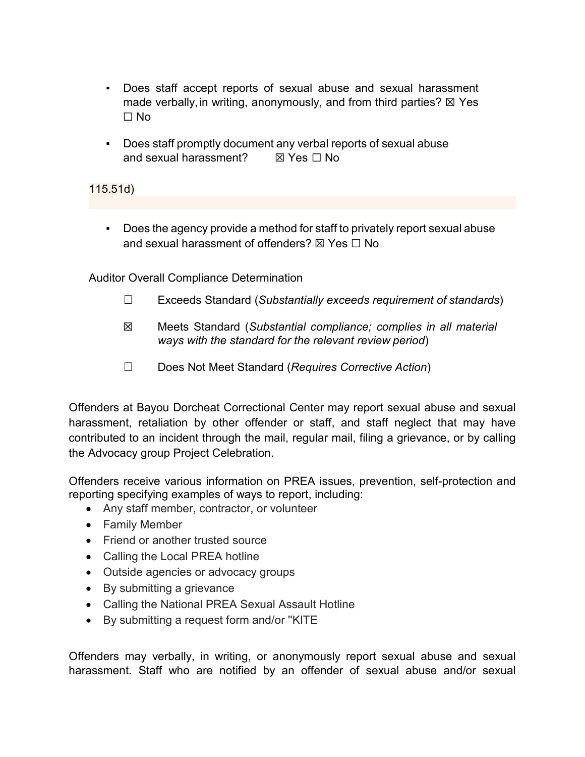- Does staff accept reports of sexual abuse and sexual harassment made verbally, in writing, anonymously, and from third parties? ☒ Yes ☐ No

- Does staff promptly document any verbal reports of sexual abuse and sexual harassment? ☒ Yes ☐ No

115.51d)

- Does the agency provide a method for staff to privately report sexual abuse and sexual harassment of offenders? ☒ Yes ☐ No

Auditor Overall Compliance Determination

☐ Exceeds Standard (*Substantially exceeds requirement of standards*)

☒ Meets Standard (*Substantial compliance; complies in all material ways with the standard for the relevant review period*)

☐ Does Not Meet Standard (*Requires Corrective Action*)

Offenders at Bayou Dorcheat Correctional Center may report sexual abuse and sexual harassment, retaliation by other offender or staff, and staff neglect that may have contributed to an incident through the mail, regular mail, filing a grievance, or by calling the Advocacy group Project Celebration.

Offenders receive various information on PREA issues, prevention, self-protection and reporting specifying examples of ways to report, including:

- Any staff member, contractor, or volunteer
- Family Member
- Friend or another trusted source
- Calling the Local PREA hotline
- Outside agencies or advocacy groups
- By submitting a grievance
- Calling the National PREA Sexual Assault Hotline
- By submitting a request form and/or "KITE

Offenders may verbally, in writing, or anonymously report sexual abuse and sexual harassment. Staff who are notified by an offender of sexual abuse and/or sexual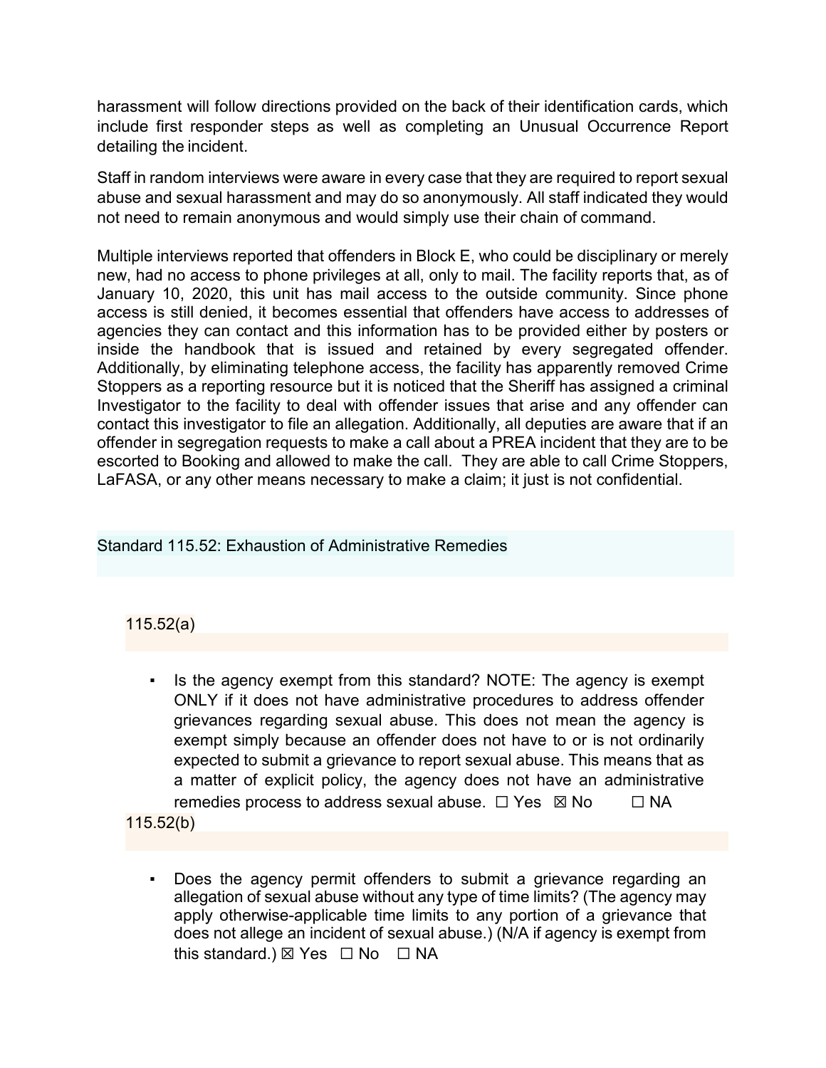harassment will follow directions provided on the back of their identification cards, which include first responder steps as well as completing an Unusual Occurrence Report detailing the incident.

Staff in random interviews were aware in every case that they are required to report sexual abuse and sexual harassment and may do so anonymously. All staff indicated they would not need to remain anonymous and would simply use their chain of command.

Multiple interviews reported that offenders in Block E, who could be disciplinary or merely new, had no access to phone privileges at all, only to mail. The facility reports that, as of January 10, 2020, this unit has mail access to the outside community. Since phone access is still denied, it becomes essential that offenders have access to addresses of agencies they can contact and this information has to be provided either by posters or inside the handbook that is issued and retained by every segregated offender. Additionally, by eliminating telephone access, the facility has apparently removed Crime Stoppers as a reporting resource but it is noticed that the Sheriff has assigned a criminal Investigator to the facility to deal with offender issues that arise and any offender can contact this investigator to file an allegation. Additionally, all deputies are aware that if an offender in segregation requests to make a call about a PREA incident that they are to be escorted to Booking and allowed to make the call. They are able to call Crime Stoppers, LaFASA, or any other means necessary to make a claim; it just is not confidential.

## Standard 115.52: Exhaustion of Administrative Remedies

### 115.52(a)

- Is the agency exempt from this standard? NOTE: The agency is exempt ONLY if it does not have administrative procedures to address offender grievances regarding sexual abuse. This does not mean the agency is exempt simply because an offender does not have to or is not ordinarily expected to submit a grievance to report sexual abuse. This means that as a matter of explicit policy, the agency does not have an administrative remedies process to address sexual abuse. ☐ Yes ☒ No ☐ NA

### 115.52(b)

- Does the agency permit offenders to submit a grievance regarding an allegation of sexual abuse without any type of time limits? (The agency may apply otherwise-applicable time limits to any portion of a grievance that does not allege an incident of sexual abuse.) (N/A if agency is exempt from this standard.) ☒ Yes ☐ No ☐ NA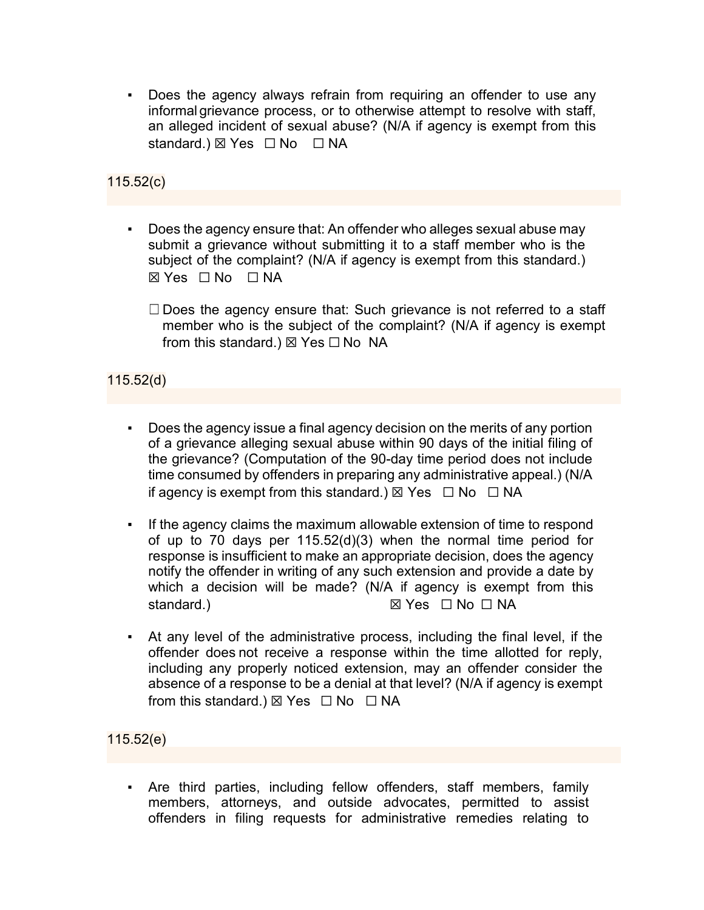- Does the agency always refrain from requiring an offender to use any informal grievance process, or to otherwise attempt to resolve with staff, an alleged incident of sexual abuse? (N/A if agency is exempt from this standard.) ☒ Yes ☐ No ☐ NA

115.52(c)

- Does the agency ensure that: An offender who alleges sexual abuse may submit a grievance without submitting it to a staff member who is the subject of the complaint? (N/A if agency is exempt from this standard.) ☒ Yes ☐ No ☐ NA

  ☐ Does the agency ensure that: Such grievance is not referred to a staff member who is the subject of the complaint? (N/A if agency is exempt from this standard.) ☒ Yes ☐ No NA

115.52(d)

- Does the agency issue a final agency decision on the merits of any portion of a grievance alleging sexual abuse within 90 days of the initial filing of the grievance? (Computation of the 90-day time period does not include time consumed by offenders in preparing any administrative appeal.) (N/A if agency is exempt from this standard.) ☒ Yes ☐ No ☐ NA

- If the agency claims the maximum allowable extension of time to respond of up to 70 days per 115.52(d)(3) when the normal time period for response is insufficient to make an appropriate decision, does the agency notify the offender in writing of any such extension and provide a date by which a decision will be made? (N/A if agency is exempt from this standard.) ☒ Yes ☐ No ☐ NA

- At any level of the administrative process, including the final level, if the offender does not receive a response within the time allotted for reply, including any properly noticed extension, may an offender consider the absence of a response to be a denial at that level? (N/A if agency is exempt from this standard.) ☒ Yes ☐ No ☐ NA

115.52(e)

- Are third parties, including fellow offenders, staff members, family members, attorneys, and outside advocates, permitted to assist offenders in filing requests for administrative remedies relating to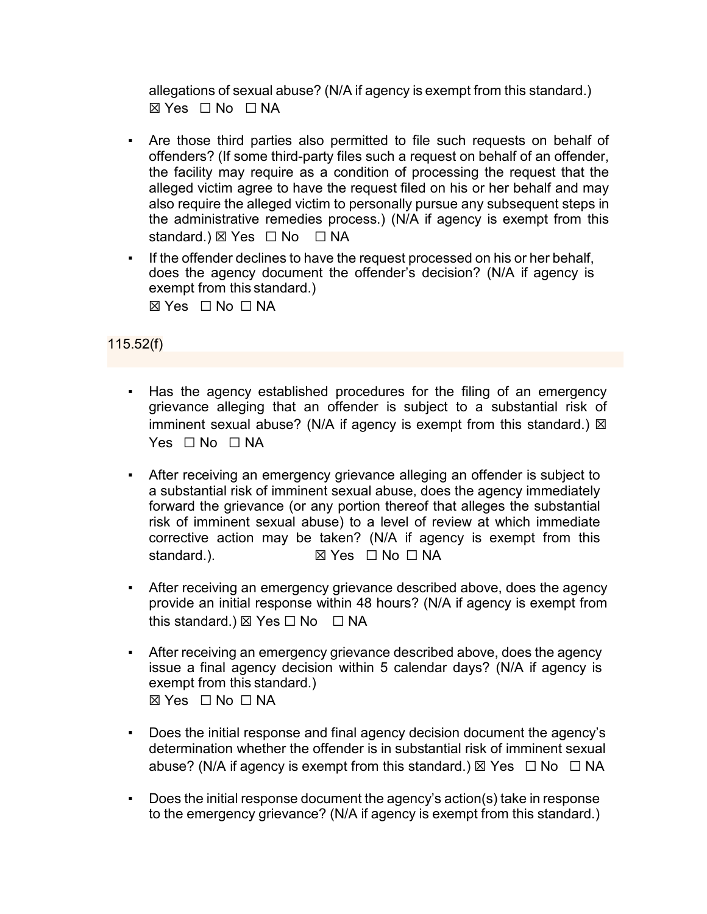allegations of sexual abuse? (N/A if agency is exempt from this standard.)
☒ Yes ☐ No ☐ NA

- Are those third parties also permitted to file such requests on behalf of offenders? (If some third-party files such a request on behalf of an offender, the facility may require as a condition of processing the request that the alleged victim agree to have the request filed on his or her behalf and may also require the alleged victim to personally pursue any subsequent steps in the administrative remedies process.) (N/A if agency is exempt from this standard.) ☒ Yes ☐ No ☐ NA
- If the offender declines to have the request processed on his or her behalf, does the agency document the offender's decision? (N/A if agency is exempt from this standard.)
  ☒ Yes ☐ No ☐ NA

115.52(f)

- Has the agency established procedures for the filing of an emergency grievance alleging that an offender is subject to a substantial risk of imminent sexual abuse? (N/A if agency is exempt from this standard.) ☒ Yes ☐ No ☐ NA
- After receiving an emergency grievance alleging an offender is subject to a substantial risk of imminent sexual abuse, does the agency immediately forward the grievance (or any portion thereof that alleges the substantial risk of imminent sexual abuse) to a level of review at which immediate corrective action may be taken? (N/A if agency is exempt from this standard.). ☒ Yes ☐ No ☐ NA
- After receiving an emergency grievance described above, does the agency provide an initial response within 48 hours? (N/A if agency is exempt from this standard.) ☒ Yes ☐ No ☐ NA
- After receiving an emergency grievance described above, does the agency issue a final agency decision within 5 calendar days? (N/A if agency is exempt from this standard.)
  ☒ Yes ☐ No ☐ NA
- Does the initial response and final agency decision document the agency's determination whether the offender is in substantial risk of imminent sexual abuse? (N/A if agency is exempt from this standard.) ☒ Yes ☐ No ☐ NA
- Does the initial response document the agency's action(s) take in response to the emergency grievance? (N/A if agency is exempt from this standard.)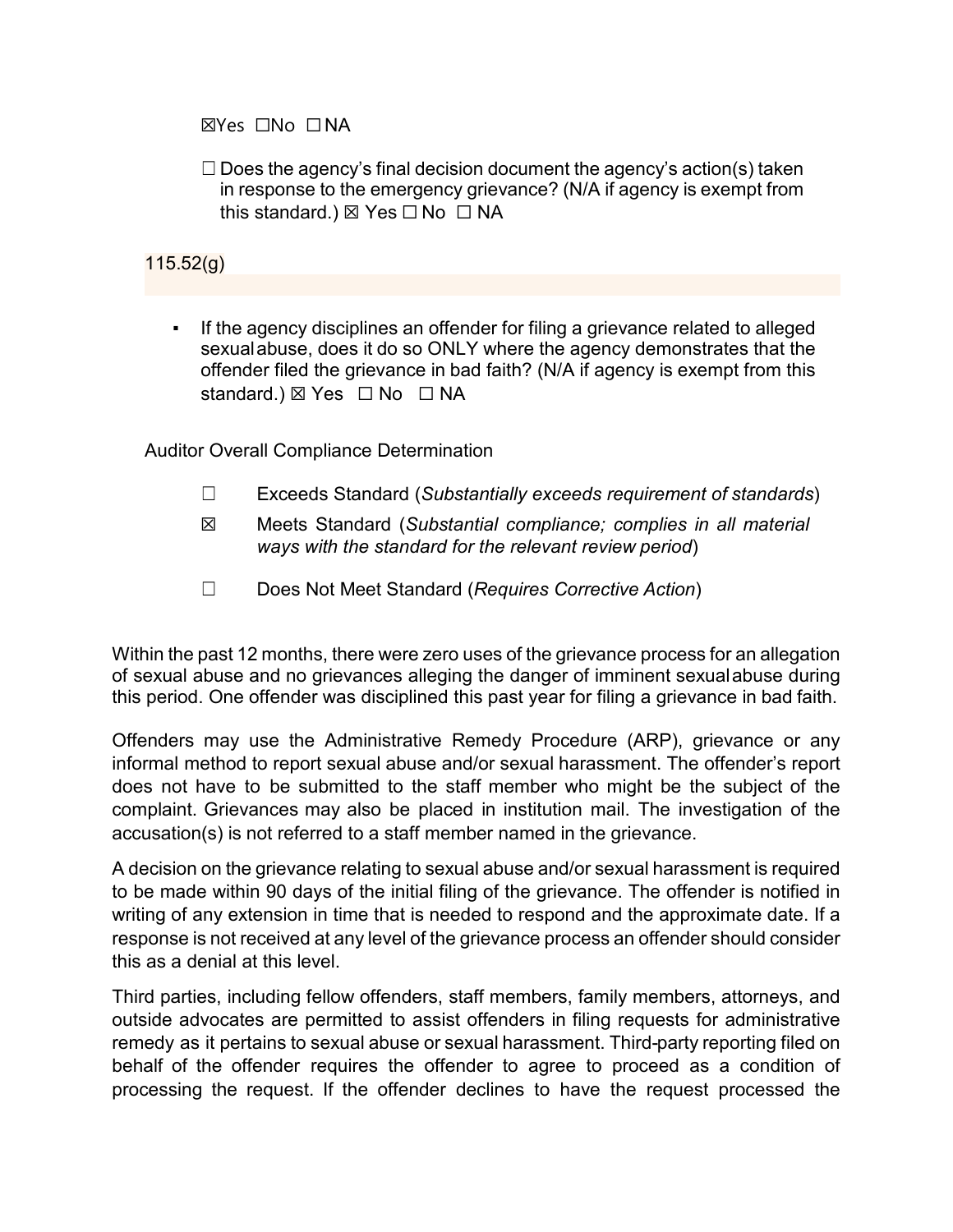☒Yes ☐No ☐NA

☐ Does the agency's final decision document the agency's action(s) taken in response to the emergency grievance? (N/A if agency is exempt from this standard.) ☒ Yes ☐ No ☐ NA

115.52(g)

- If the agency disciplines an offender for filing a grievance related to alleged sexual abuse, does it do so ONLY where the agency demonstrates that the offender filed the grievance in bad faith? (N/A if agency is exempt from this standard.) ☒ Yes ☐ No ☐ NA

Auditor Overall Compliance Determination

☐ Exceeds Standard (*Substantially exceeds requirement of standards*)

☒ Meets Standard (*Substantial compliance; complies in all material ways with the standard for the relevant review period*)

☐ Does Not Meet Standard (*Requires Corrective Action*)

Within the past 12 months, there were zero uses of the grievance process for an allegation of sexual abuse and no grievances alleging the danger of imminent sexual abuse during this period. One offender was disciplined this past year for filing a grievance in bad faith.

Offenders may use the Administrative Remedy Procedure (ARP), grievance or any informal method to report sexual abuse and/or sexual harassment. The offender's report does not have to be submitted to the staff member who might be the subject of the complaint. Grievances may also be placed in institution mail. The investigation of the accusation(s) is not referred to a staff member named in the grievance.

A decision on the grievance relating to sexual abuse and/or sexual harassment is required to be made within 90 days of the initial filing of the grievance. The offender is notified in writing of any extension in time that is needed to respond and the approximate date. If a response is not received at any level of the grievance process an offender should consider this as a denial at this level.

Third parties, including fellow offenders, staff members, family members, attorneys, and outside advocates are permitted to assist offenders in filing requests for administrative remedy as it pertains to sexual abuse or sexual harassment. Third-party reporting filed on behalf of the offender requires the offender to agree to proceed as a condition of processing the request. If the offender declines to have the request processed the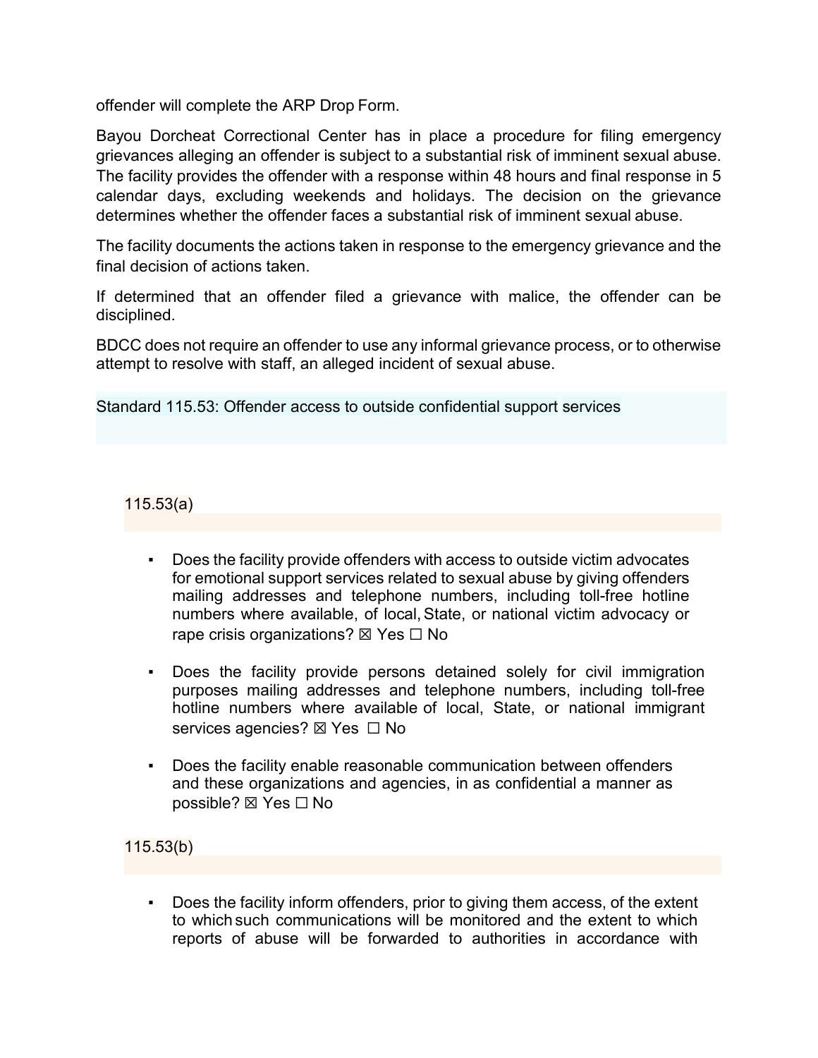offender will complete the ARP Drop Form.

Bayou Dorcheat Correctional Center has in place a procedure for filing emergency grievances alleging an offender is subject to a substantial risk of imminent sexual abuse. The facility provides the offender with a response within 48 hours and final response in 5 calendar days, excluding weekends and holidays. The decision on the grievance determines whether the offender faces a substantial risk of imminent sexual abuse.

The facility documents the actions taken in response to the emergency grievance and the final decision of actions taken.

If determined that an offender filed a grievance with malice, the offender can be disciplined.

BDCC does not require an offender to use any informal grievance process, or to otherwise attempt to resolve with staff, an alleged incident of sexual abuse.

## Standard 115.53: Offender access to outside confidential support services

### 115.53(a)

- Does the facility provide offenders with access to outside victim advocates for emotional support services related to sexual abuse by giving offenders mailing addresses and telephone numbers, including toll-free hotline numbers where available, of local, State, or national victim advocacy or rape crisis organizations? ☒ Yes ☐ No
- Does the facility provide persons detained solely for civil immigration purposes mailing addresses and telephone numbers, including toll-free hotline numbers where available of local, State, or national immigrant services agencies? ☒ Yes ☐ No
- Does the facility enable reasonable communication between offenders and these organizations and agencies, in as confidential a manner as possible? ☒ Yes ☐ No

### 115.53(b)

- Does the facility inform offenders, prior to giving them access, of the extent to which such communications will be monitored and the extent to which reports of abuse will be forwarded to authorities in accordance with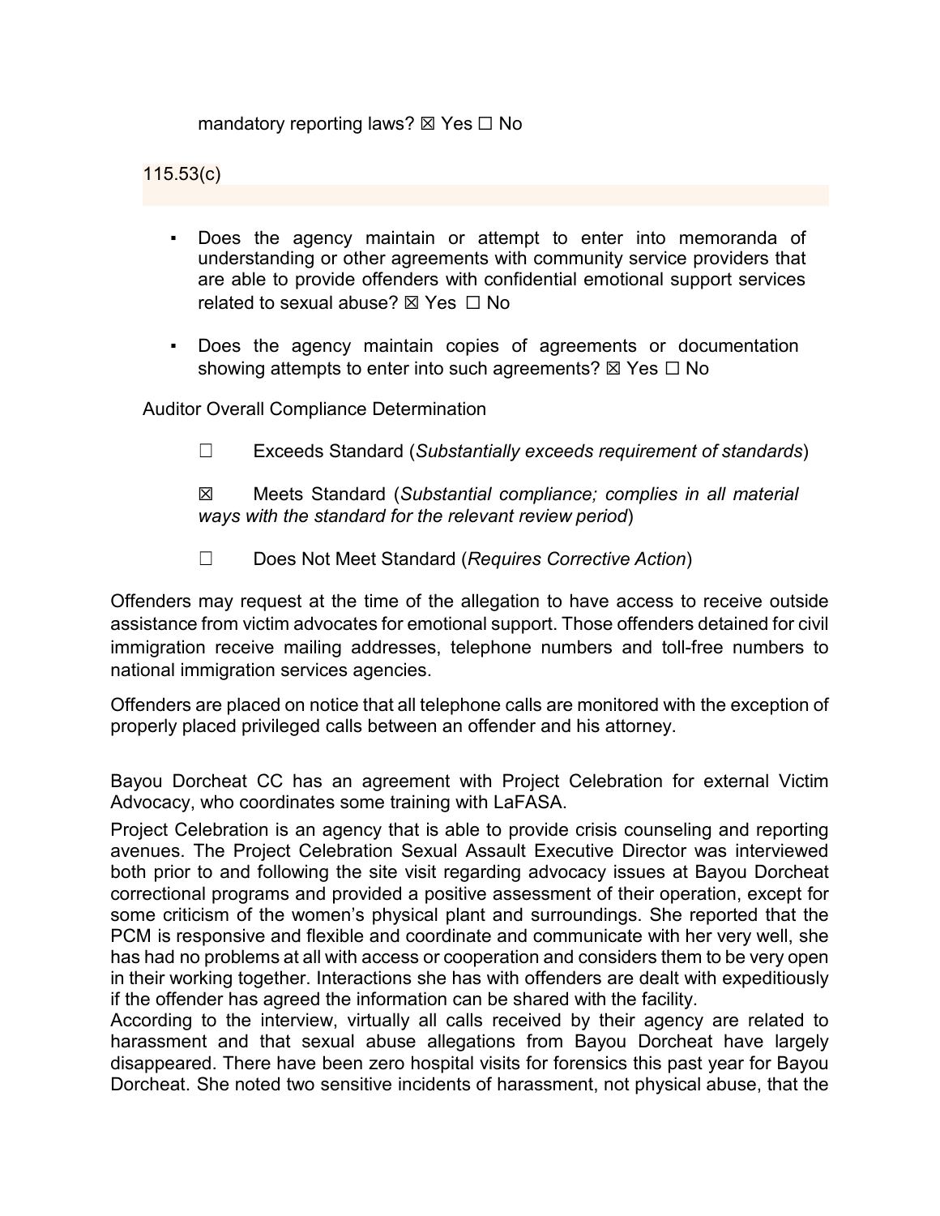mandatory reporting laws? ☒ Yes ☐ No

115.53(c)

- Does the agency maintain or attempt to enter into memoranda of understanding or other agreements with community service providers that are able to provide offenders with confidential emotional support services related to sexual abuse? ☒ Yes ☐ No
- Does the agency maintain copies of agreements or documentation showing attempts to enter into such agreements? ☒ Yes ☐ No

Auditor Overall Compliance Determination

☐ Exceeds Standard (*Substantially exceeds requirement of standards*)

☒ Meets Standard (*Substantial compliance; complies in all material ways with the standard for the relevant review period*)

☐ Does Not Meet Standard (*Requires Corrective Action*)

Offenders may request at the time of the allegation to have access to receive outside assistance from victim advocates for emotional support. Those offenders detained for civil immigration receive mailing addresses, telephone numbers and toll-free numbers to national immigration services agencies.

Offenders are placed on notice that all telephone calls are monitored with the exception of properly placed privileged calls between an offender and his attorney.

Bayou Dorcheat CC has an agreement with Project Celebration for external Victim Advocacy, who coordinates some training with LaFASA.

Project Celebration is an agency that is able to provide crisis counseling and reporting avenues. The Project Celebration Sexual Assault Executive Director was interviewed both prior to and following the site visit regarding advocacy issues at Bayou Dorcheat correctional programs and provided a positive assessment of their operation, except for some criticism of the women's physical plant and surroundings. She reported that the PCM is responsive and flexible and coordinate and communicate with her very well, she has had no problems at all with access or cooperation and considers them to be very open in their working together. Interactions she has with offenders are dealt with expeditiously if the offender has agreed the information can be shared with the facility.

According to the interview, virtually all calls received by their agency are related to harassment and that sexual abuse allegations from Bayou Dorcheat have largely disappeared. There have been zero hospital visits for forensics this past year for Bayou Dorcheat. She noted two sensitive incidents of harassment, not physical abuse, that the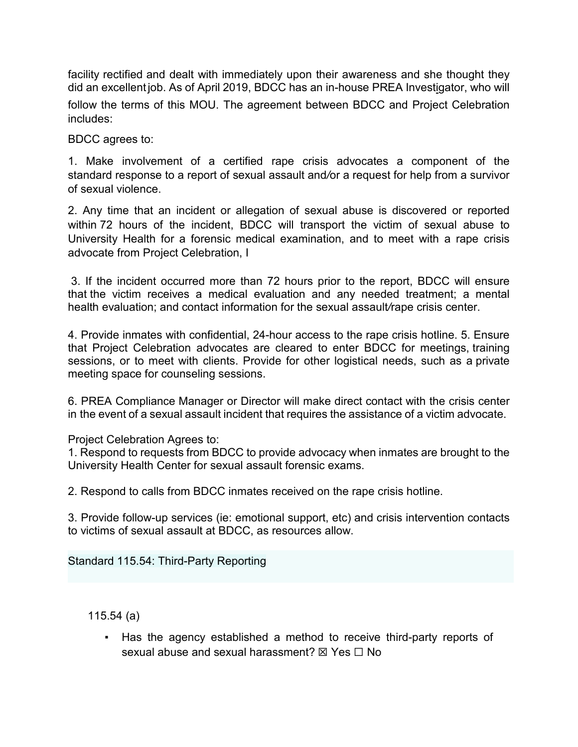facility rectified and dealt with immediately upon their awareness and she thought they did an excellent job. As of April 2019, BDCC has an in-house PREA Investigator, who will follow the terms of this MOU. The agreement between BDCC and Project Celebration includes:

BDCC agrees to:

1. Make involvement of a certified rape crisis advocates a component of the standard response to a report of sexual assault and/or a request for help from a survivor of sexual violence.

2. Any time that an incident or allegation of sexual abuse is discovered or reported within 72 hours of the incident, BDCC will transport the victim of sexual abuse to University Health for a forensic medical examination, and to meet with a rape crisis advocate from Project Celebration, I

3. If the incident occurred more than 72 hours prior to the report, BDCC will ensure that the victim receives a medical evaluation and any needed treatment; a mental health evaluation; and contact information for the sexual assault/rape crisis center.

4. Provide inmates with confidential, 24-hour access to the rape crisis hotline. 5. Ensure that Project Celebration advocates are cleared to enter BDCC for meetings, training sessions, or to meet with clients. Provide for other logistical needs, such as a private meeting space for counseling sessions.

6. PREA Compliance Manager or Director will make direct contact with the crisis center in the event of a sexual assault incident that requires the assistance of a victim advocate.

Project Celebration Agrees to:

1. Respond to requests from BDCC to provide advocacy when inmates are brought to the University Health Center for sexual assault forensic exams.

2. Respond to calls from BDCC inmates received on the rape crisis hotline.

3. Provide follow-up services (ie: emotional support, etc) and crisis intervention contacts to victims of sexual assault at BDCC, as resources allow.

## Standard 115.54: Third-Party Reporting

115.54 (a)

- Has the agency established a method to receive third-party reports of sexual abuse and sexual harassment? ☒ Yes ☐ No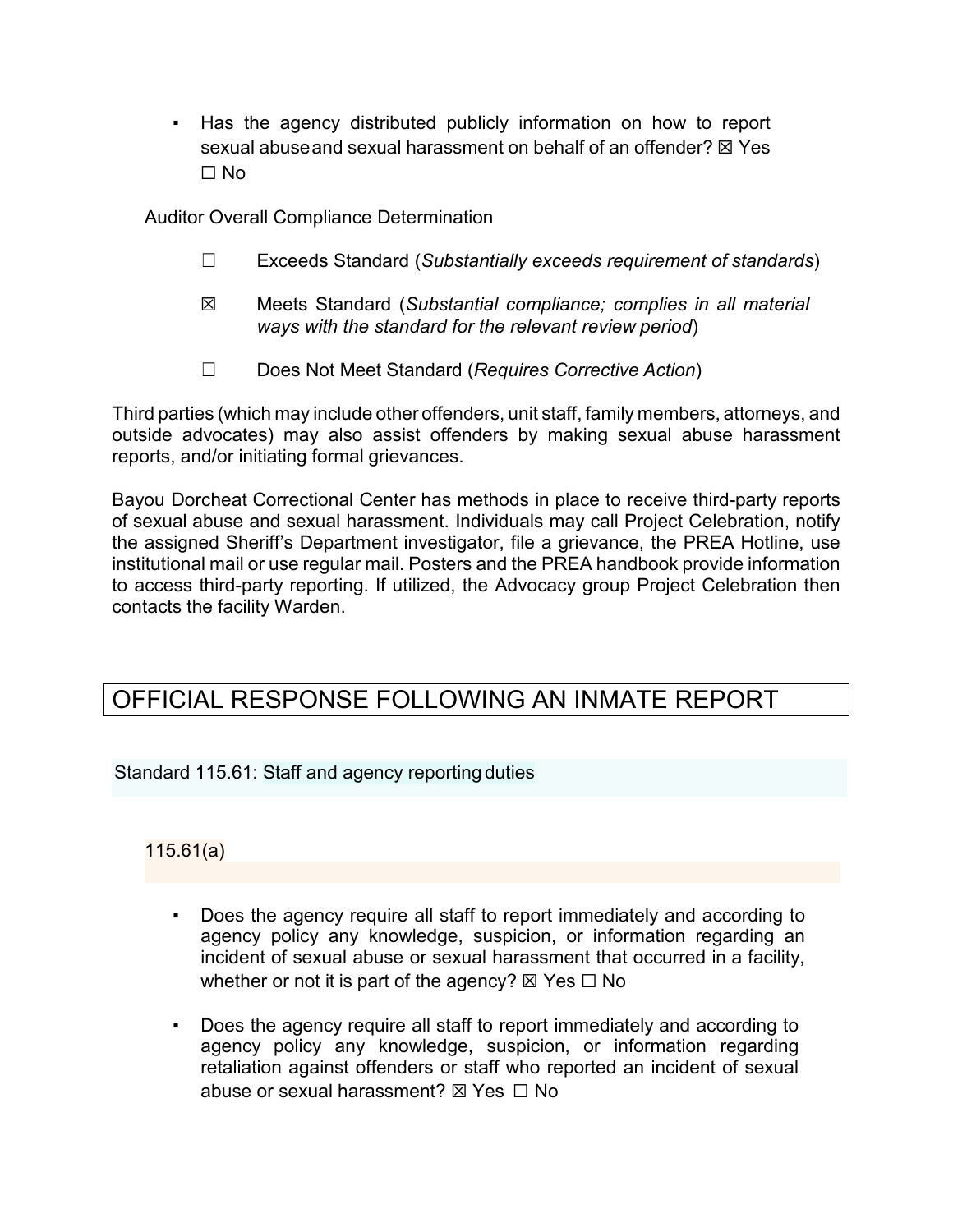- Has the agency distributed publicly information on how to report sexual abuse and sexual harassment on behalf of an offender? ☒ Yes ☐ No

Auditor Overall Compliance Determination

☐ Exceeds Standard (*Substantially exceeds requirement of standards*)

☒ Meets Standard (*Substantial compliance; complies in all material ways with the standard for the relevant review period*)

☐ Does Not Meet Standard (*Requires Corrective Action*)

Third parties (which may include other offenders, unit staff, family members, attorneys, and outside advocates) may also assist offenders by making sexual abuse harassment reports, and/or initiating formal grievances.

Bayou Dorcheat Correctional Center has methods in place to receive third-party reports of sexual abuse and sexual harassment. Individuals may call Project Celebration, notify the assigned Sheriff's Department investigator, file a grievance, the PREA Hotline, use institutional mail or use regular mail. Posters and the PREA handbook provide information to access third-party reporting. If utilized, the Advocacy group Project Celebration then contacts the facility Warden.

# OFFICIAL RESPONSE FOLLOWING AN INMATE REPORT

## Standard 115.61: Staff and agency reporting duties

### 115.61(a)

- Does the agency require all staff to report immediately and according to agency policy any knowledge, suspicion, or information regarding an incident of sexual abuse or sexual harassment that occurred in a facility, whether or not it is part of the agency? ☒ Yes ☐ No

- Does the agency require all staff to report immediately and according to agency policy any knowledge, suspicion, or information regarding retaliation against offenders or staff who reported an incident of sexual abuse or sexual harassment? ☒ Yes ☐ No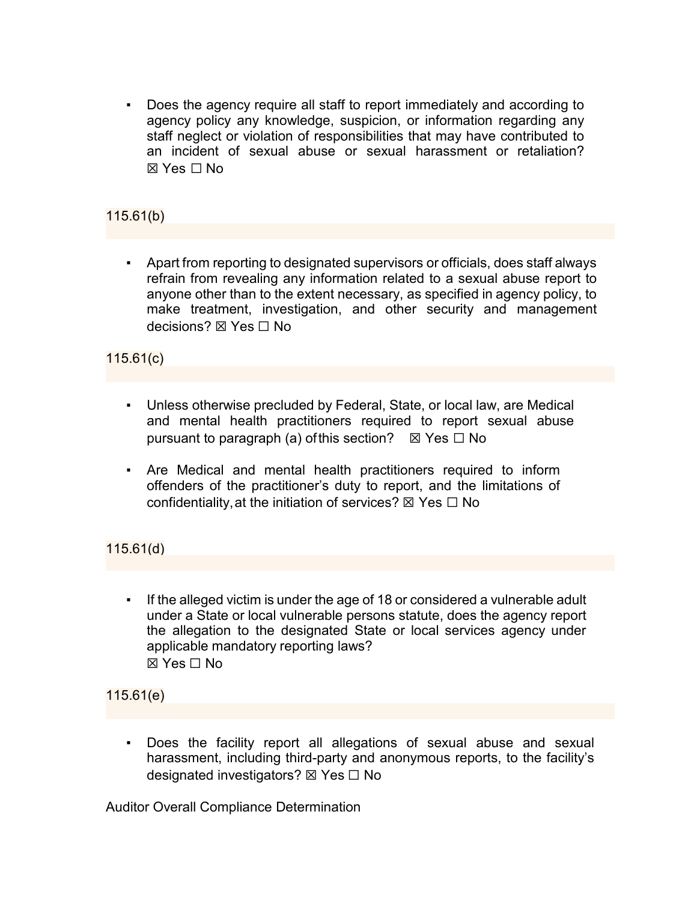- Does the agency require all staff to report immediately and according to agency policy any knowledge, suspicion, or information regarding any staff neglect or violation of responsibilities that may have contributed to an incident of sexual abuse or sexual harassment or retaliation? ☒ Yes ☐ No

115.61(b)

- Apart from reporting to designated supervisors or officials, does staff always refrain from revealing any information related to a sexual abuse report to anyone other than to the extent necessary, as specified in agency policy, to make treatment, investigation, and other security and management decisions? ☒ Yes ☐ No

115.61(c)

- Unless otherwise precluded by Federal, State, or local law, are Medical and mental health practitioners required to report sexual abuse pursuant to paragraph (a) of this section? ☒ Yes ☐ No

- Are Medical and mental health practitioners required to inform offenders of the practitioner's duty to report, and the limitations of confidentiality, at the initiation of services? ☒ Yes ☐ No

115.61(d)

- If the alleged victim is under the age of 18 or considered a vulnerable adult under a State or local vulnerable persons statute, does the agency report the allegation to the designated State or local services agency under applicable mandatory reporting laws? ☒ Yes ☐ No

115.61(e)

- Does the facility report all allegations of sexual abuse and sexual harassment, including third-party and anonymous reports, to the facility's designated investigators? ☒ Yes ☐ No

Auditor Overall Compliance Determination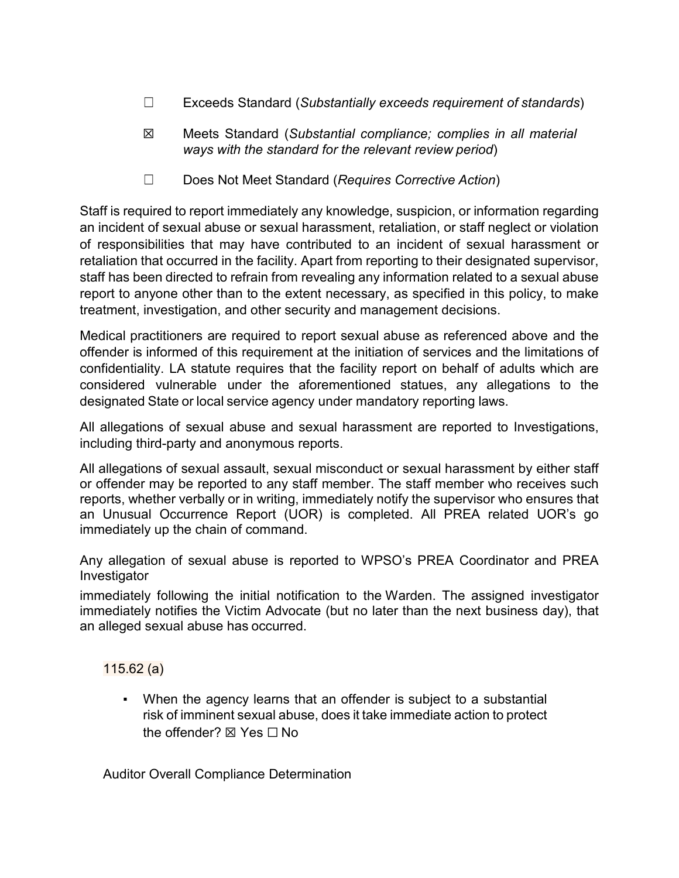☐ Exceeds Standard (*Substantially exceeds requirement of standards*)

☒ Meets Standard (*Substantial compliance; complies in all material ways with the standard for the relevant review period*)

☐ Does Not Meet Standard (*Requires Corrective Action*)

Staff is required to report immediately any knowledge, suspicion, or information regarding an incident of sexual abuse or sexual harassment, retaliation, or staff neglect or violation of responsibilities that may have contributed to an incident of sexual harassment or retaliation that occurred in the facility. Apart from reporting to their designated supervisor, staff has been directed to refrain from revealing any information related to a sexual abuse report to anyone other than to the extent necessary, as specified in this policy, to make treatment, investigation, and other security and management decisions.

Medical practitioners are required to report sexual abuse as referenced above and the offender is informed of this requirement at the initiation of services and the limitations of confidentiality. LA statute requires that the facility report on behalf of adults which are considered vulnerable under the aforementioned statues, any allegations to the designated State or local service agency under mandatory reporting laws.

All allegations of sexual abuse and sexual harassment are reported to Investigations, including third-party and anonymous reports.

All allegations of sexual assault, sexual misconduct or sexual harassment by either staff or offender may be reported to any staff member. The staff member who receives such reports, whether verbally or in writing, immediately notify the supervisor who ensures that an Unusual Occurrence Report (UOR) is completed. All PREA related UOR's go immediately up the chain of command.

Any allegation of sexual abuse is reported to WPSO's PREA Coordinator and PREA Investigator

immediately following the initial notification to the Warden. The assigned investigator immediately notifies the Victim Advocate (but no later than the next business day), that an alleged sexual abuse has occurred.

115.62 (a)

- When the agency learns that an offender is subject to a substantial risk of imminent sexual abuse, does it take immediate action to protect the offender? ☒ Yes ☐ No

Auditor Overall Compliance Determination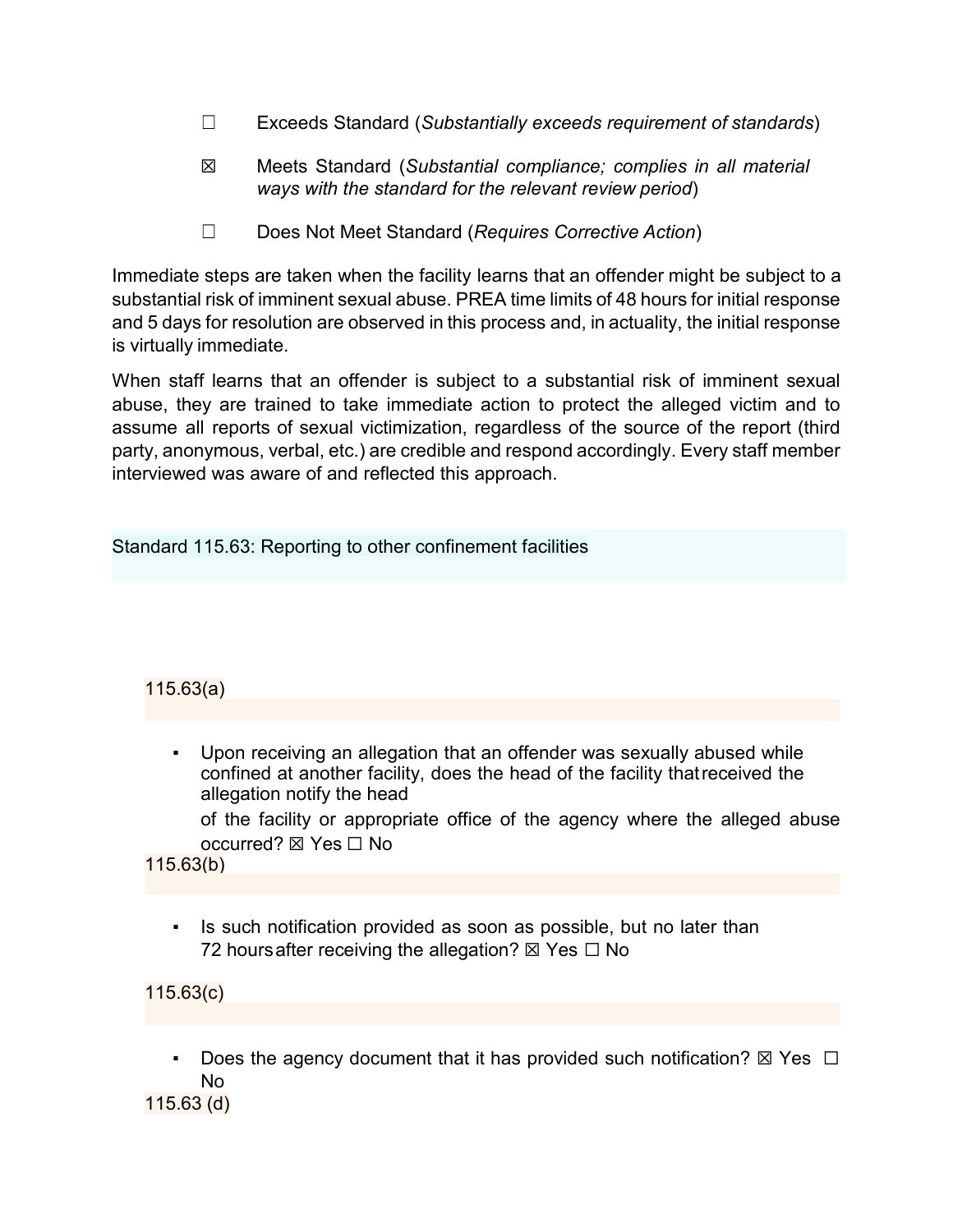☐ Exceeds Standard (*Substantially exceeds requirement of standards*)

☒ Meets Standard (*Substantial compliance; complies in all material ways with the standard for the relevant review period*)

☐ Does Not Meet Standard (*Requires Corrective Action*)

Immediate steps are taken when the facility learns that an offender might be subject to a substantial risk of imminent sexual abuse. PREA time limits of 48 hours for initial response and 5 days for resolution are observed in this process and, in actuality, the initial response is virtually immediate.

When staff learns that an offender is subject to a substantial risk of imminent sexual abuse, they are trained to take immediate action to protect the alleged victim and to assume all reports of sexual victimization, regardless of the source of the report (third party, anonymous, verbal, etc.) are credible and respond accordingly. Every staff member interviewed was aware of and reflected this approach.

## Standard 115.63: Reporting to other confinement facilities

### 115.63(a)

- Upon receiving an allegation that an offender was sexually abused while confined at another facility, does the head of the facility that received the allegation notify the head of the facility or appropriate office of the agency where the alleged abuse occurred? ☒ Yes ☐ No

### 115.63(b)

- Is such notification provided as soon as possible, but no later than 72 hours after receiving the allegation? ☒ Yes ☐ No

### 115.63(c)

- Does the agency document that it has provided such notification? ☒ Yes ☐ No

### 115.63 (d)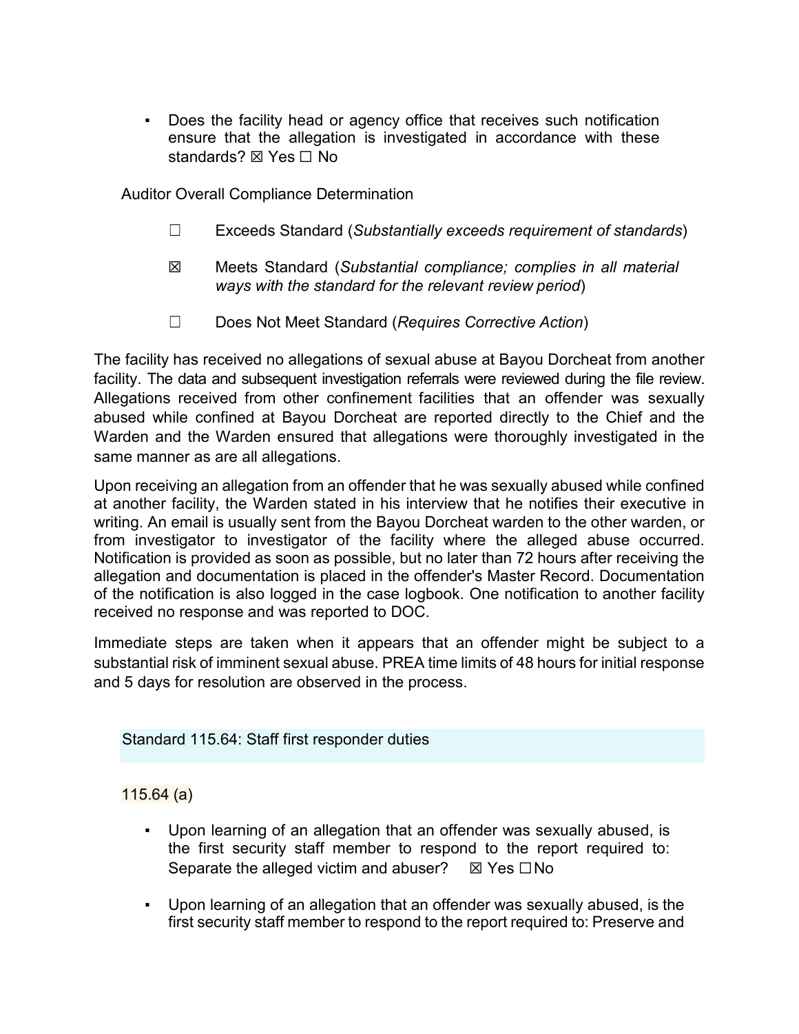- Does the facility head or agency office that receives such notification ensure that the allegation is investigated in accordance with these standards? ☒ Yes ☐ No

Auditor Overall Compliance Determination

☐ Exceeds Standard (*Substantially exceeds requirement of standards*)

☒ Meets Standard (*Substantial compliance; complies in all material ways with the standard for the relevant review period*)

☐ Does Not Meet Standard (*Requires Corrective Action*)

The facility has received no allegations of sexual abuse at Bayou Dorcheat from another facility. The data and subsequent investigation referrals were reviewed during the file review. Allegations received from other confinement facilities that an offender was sexually abused while confined at Bayou Dorcheat are reported directly to the Chief and the Warden and the Warden ensured that allegations were thoroughly investigated in the same manner as are all allegations.

Upon receiving an allegation from an offender that he was sexually abused while confined at another facility, the Warden stated in his interview that he notifies their executive in writing. An email is usually sent from the Bayou Dorcheat warden to the other warden, or from investigator to investigator of the facility where the alleged abuse occurred. Notification is provided as soon as possible, but no later than 72 hours after receiving the allegation and documentation is placed in the offender's Master Record. Documentation of the notification is also logged in the case logbook. One notification to another facility received no response and was reported to DOC.

Immediate steps are taken when it appears that an offender might be subject to a substantial risk of imminent sexual abuse. PREA time limits of 48 hours for initial response and 5 days for resolution are observed in the process.

## Standard 115.64: Staff first responder duties

### 115.64 (a)

- Upon learning of an allegation that an offender was sexually abused, is the first security staff member to respond to the report required to: Separate the alleged victim and abuser? ☒ Yes ☐ No

- Upon learning of an allegation that an offender was sexually abused, is the first security staff member to respond to the report required to: Preserve and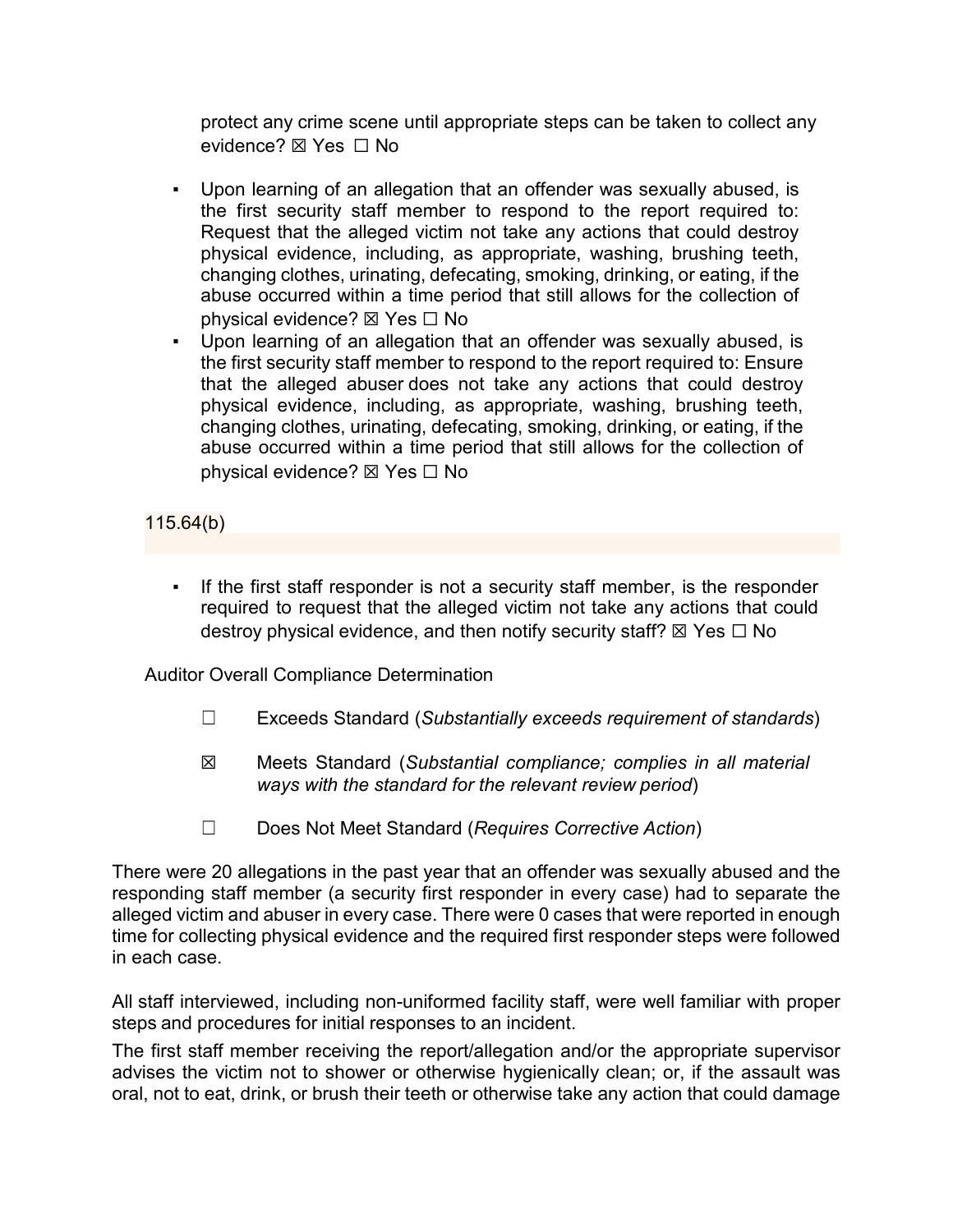protect any crime scene until appropriate steps can be taken to collect any evidence? ☒ Yes ☐ No

- Upon learning of an allegation that an offender was sexually abused, is the first security staff member to respond to the report required to: Request that the alleged victim not take any actions that could destroy physical evidence, including, as appropriate, washing, brushing teeth, changing clothes, urinating, defecating, smoking, drinking, or eating, if the abuse occurred within a time period that still allows for the collection of physical evidence? ☒ Yes ☐ No
- Upon learning of an allegation that an offender was sexually abused, is the first security staff member to respond to the report required to: Ensure that the alleged abuser does not take any actions that could destroy physical evidence, including, as appropriate, washing, brushing teeth, changing clothes, urinating, defecating, smoking, drinking, or eating, if the abuse occurred within a time period that still allows for the collection of physical evidence? ☒ Yes ☐ No

115.64(b)

- If the first staff responder is not a security staff member, is the responder required to request that the alleged victim not take any actions that could destroy physical evidence, and then notify security staff? ☒ Yes ☐ No

Auditor Overall Compliance Determination

☐ Exceeds Standard (*Substantially exceeds requirement of standards*)

☒ Meets Standard (*Substantial compliance; complies in all material ways with the standard for the relevant review period*)

☐ Does Not Meet Standard (*Requires Corrective Action*)

There were 20 allegations in the past year that an offender was sexually abused and the responding staff member (a security first responder in every case) had to separate the alleged victim and abuser in every case. There were 0 cases that were reported in enough time for collecting physical evidence and the required first responder steps were followed in each case.

All staff interviewed, including non-uniformed facility staff, were well familiar with proper steps and procedures for initial responses to an incident.

The first staff member receiving the report/allegation and/or the appropriate supervisor advises the victim not to shower or otherwise hygienically clean; or, if the assault was oral, not to eat, drink, or brush their teeth or otherwise take any action that could damage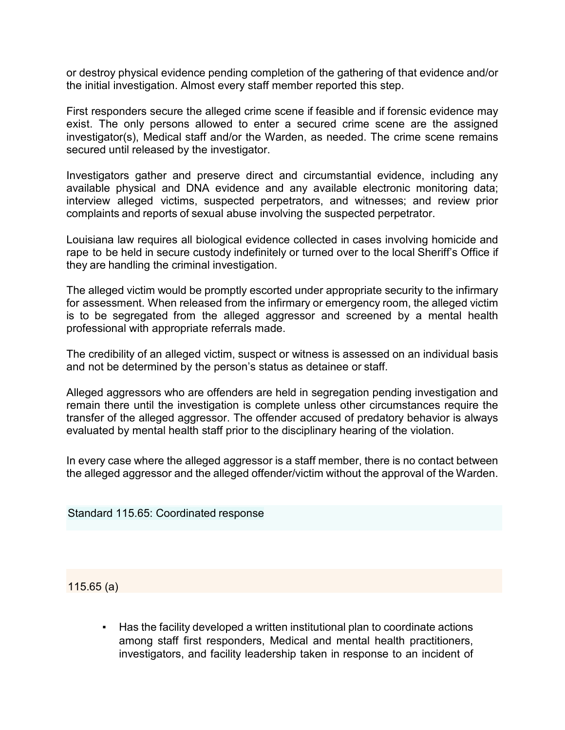or destroy physical evidence pending completion of the gathering of that evidence and/or the initial investigation. Almost every staff member reported this step.

First responders secure the alleged crime scene if feasible and if forensic evidence may exist. The only persons allowed to enter a secured crime scene are the assigned investigator(s), Medical staff and/or the Warden, as needed. The crime scene remains secured until released by the investigator.

Investigators gather and preserve direct and circumstantial evidence, including any available physical and DNA evidence and any available electronic monitoring data; interview alleged victims, suspected perpetrators, and witnesses; and review prior complaints and reports of sexual abuse involving the suspected perpetrator.

Louisiana law requires all biological evidence collected in cases involving homicide and rape to be held in secure custody indefinitely or turned over to the local Sheriff's Office if they are handling the criminal investigation.

The alleged victim would be promptly escorted under appropriate security to the infirmary for assessment. When released from the infirmary or emergency room, the alleged victim is to be segregated from the alleged aggressor and screened by a mental health professional with appropriate referrals made.

The credibility of an alleged victim, suspect or witness is assessed on an individual basis and not be determined by the person's status as detainee or staff.

Alleged aggressors who are offenders are held in segregation pending investigation and remain there until the investigation is complete unless other circumstances require the transfer of the alleged aggressor. The offender accused of predatory behavior is always evaluated by mental health staff prior to the disciplinary hearing of the violation.

In every case where the alleged aggressor is a staff member, there is no contact between the alleged aggressor and the alleged offender/victim without the approval of the Warden.

## Standard 115.65: Coordinated response

### 115.65 (a)

- Has the facility developed a written institutional plan to coordinate actions among staff first responders, Medical and mental health practitioners, investigators, and facility leadership taken in response to an incident of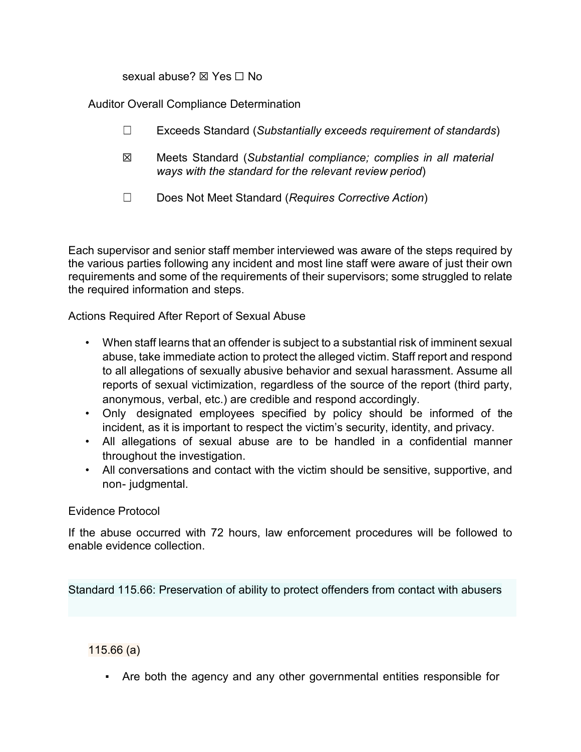sexual abuse? ☒ Yes ☐ No

Auditor Overall Compliance Determination

- ☐ Exceeds Standard (*Substantially exceeds requirement of standards*)
- ☒ Meets Standard (*Substantial compliance; complies in all material ways with the standard for the relevant review period*)
- ☐ Does Not Meet Standard (*Requires Corrective Action*)

Each supervisor and senior staff member interviewed was aware of the steps required by the various parties following any incident and most line staff were aware of just their own requirements and some of the requirements of their supervisors; some struggled to relate the required information and steps.

Actions Required After Report of Sexual Abuse

- When staff learns that an offender is subject to a substantial risk of imminent sexual abuse, take immediate action to protect the alleged victim. Staff report and respond to all allegations of sexually abusive behavior and sexual harassment. Assume all reports of sexual victimization, regardless of the source of the report (third party, anonymous, verbal, etc.) are credible and respond accordingly.
- Only designated employees specified by policy should be informed of the incident, as it is important to respect the victim's security, identity, and privacy.
- All allegations of sexual abuse are to be handled in a confidential manner throughout the investigation.
- All conversations and contact with the victim should be sensitive, supportive, and non- judgmental.

Evidence Protocol

If the abuse occurred with 72 hours, law enforcement procedures will be followed to enable evidence collection.

## Standard 115.66: Preservation of ability to protect offenders from contact with abusers

115.66 (a)

- Are both the agency and any other governmental entities responsible for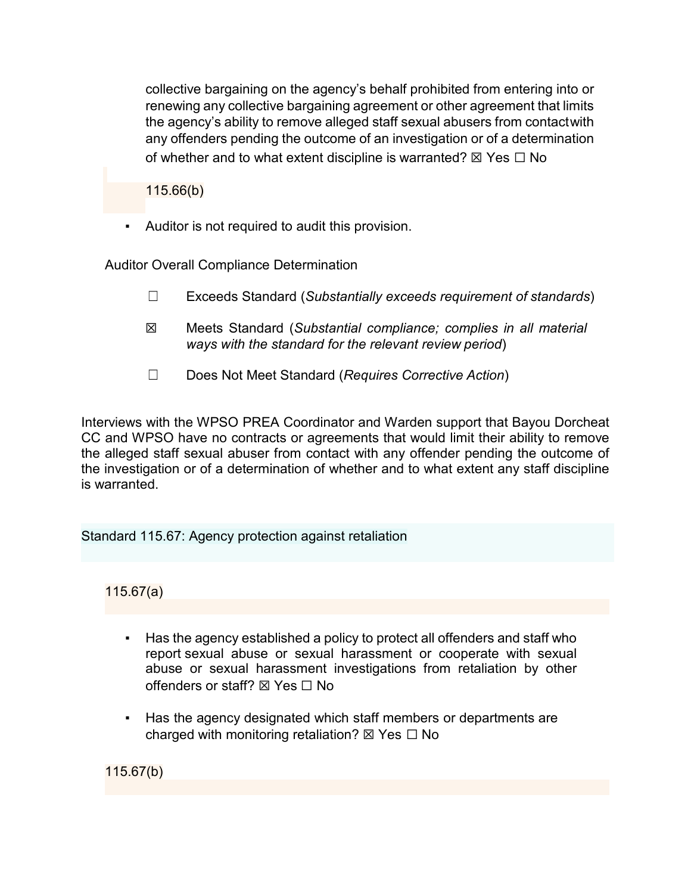collective bargaining on the agency's behalf prohibited from entering into or renewing any collective bargaining agreement or other agreement that limits the agency's ability to remove alleged staff sexual abusers from contact with any offenders pending the outcome of an investigation or of a determination of whether and to what extent discipline is warranted? ☒ Yes ☐ No

115.66(b)

- Auditor is not required to audit this provision.

Auditor Overall Compliance Determination

☐ Exceeds Standard (*Substantially exceeds requirement of standards*)

☒ Meets Standard (*Substantial compliance; complies in all material ways with the standard for the relevant review period*)

☐ Does Not Meet Standard (*Requires Corrective Action*)

Interviews with the WPSO PREA Coordinator and Warden support that Bayou Dorcheat CC and WPSO have no contracts or agreements that would limit their ability to remove the alleged staff sexual abuser from contact with any offender pending the outcome of the investigation or of a determination of whether and to what extent any staff discipline is warranted.

## Standard 115.67: Agency protection against retaliation

115.67(a)

- Has the agency established a policy to protect all offenders and staff who report sexual abuse or sexual harassment or cooperate with sexual abuse or sexual harassment investigations from retaliation by other offenders or staff? ☒ Yes ☐ No
- Has the agency designated which staff members or departments are charged with monitoring retaliation? ☒ Yes ☐ No

115.67(b)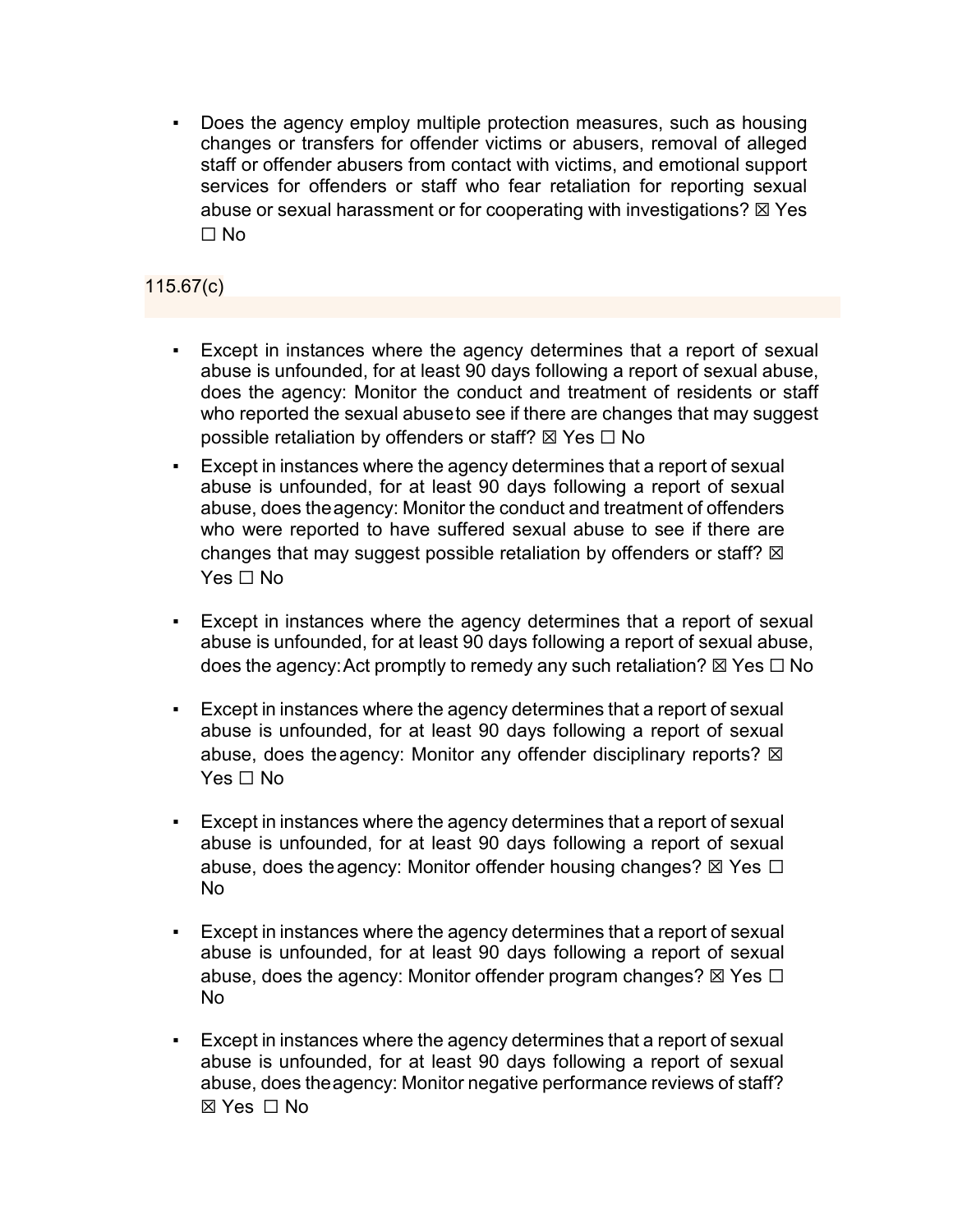- Does the agency employ multiple protection measures, such as housing changes or transfers for offender victims or abusers, removal of alleged staff or offender abusers from contact with victims, and emotional support services for offenders or staff who fear retaliation for reporting sexual abuse or sexual harassment or for cooperating with investigations? ☒ Yes ☐ No

115.67(c)

- Except in instances where the agency determines that a report of sexual abuse is unfounded, for at least 90 days following a report of sexual abuse, does the agency: Monitor the conduct and treatment of residents or staff who reported the sexual abuseto see if there are changes that may suggest possible retaliation by offenders or staff? ☒ Yes ☐ No
- Except in instances where the agency determines that a report of sexual abuse is unfounded, for at least 90 days following a report of sexual abuse, does theagency: Monitor the conduct and treatment of offenders who were reported to have suffered sexual abuse to see if there are changes that may suggest possible retaliation by offenders or staff? ☒ Yes ☐ No
- Except in instances where the agency determines that a report of sexual abuse is unfounded, for at least 90 days following a report of sexual abuse, does the agency:Act promptly to remedy any such retaliation? ☒ Yes ☐ No
- Except in instances where the agency determines that a report of sexual abuse is unfounded, for at least 90 days following a report of sexual abuse, does theagency: Monitor any offender disciplinary reports? ☒ Yes ☐ No
- Except in instances where the agency determines that a report of sexual abuse is unfounded, for at least 90 days following a report of sexual abuse, does theagency: Monitor offender housing changes? ☒ Yes ☐ No
- Except in instances where the agency determines that a report of sexual abuse is unfounded, for at least 90 days following a report of sexual abuse, does the agency: Monitor offender program changes? ☒ Yes ☐ No
- Except in instances where the agency determines that a report of sexual abuse is unfounded, for at least 90 days following a report of sexual abuse, does theagency: Monitor negative performance reviews of staff? ☒ Yes ☐ No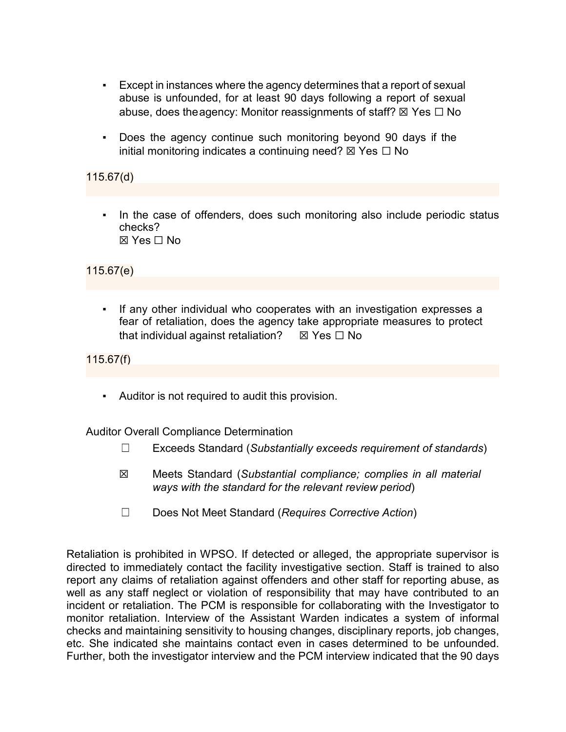- Except in instances where the agency determines that a report of sexual abuse is unfounded, for at least 90 days following a report of sexual abuse, does theagency: Monitor reassignments of staff? ☒ Yes ☐ No

- Does the agency continue such monitoring beyond 90 days if the initial monitoring indicates a continuing need? ☒ Yes ☐ No

115.67(d)

- In the case of offenders, does such monitoring also include periodic status checks?
☒ Yes ☐ No

115.67(e)

- If any other individual who cooperates with an investigation expresses a fear of retaliation, does the agency take appropriate measures to protect that individual against retaliation? ☒ Yes ☐ No

115.67(f)

- Auditor is not required to audit this provision.

Auditor Overall Compliance Determination

☐ Exceeds Standard (*Substantially exceeds requirement of standards*)

☒ Meets Standard (*Substantial compliance; complies in all material ways with the standard for the relevant review period*)

☐ Does Not Meet Standard (*Requires Corrective Action*)

Retaliation is prohibited in WPSO. If detected or alleged, the appropriate supervisor is directed to immediately contact the facility investigative section. Staff is trained to also report any claims of retaliation against offenders and other staff for reporting abuse, as well as any staff neglect or violation of responsibility that may have contributed to an incident or retaliation. The PCM is responsible for collaborating with the Investigator to monitor retaliation. Interview of the Assistant Warden indicates a system of informal checks and maintaining sensitivity to housing changes, disciplinary reports, job changes, etc. She indicated she maintains contact even in cases determined to be unfounded. Further, both the investigator interview and the PCM interview indicated that the 90 days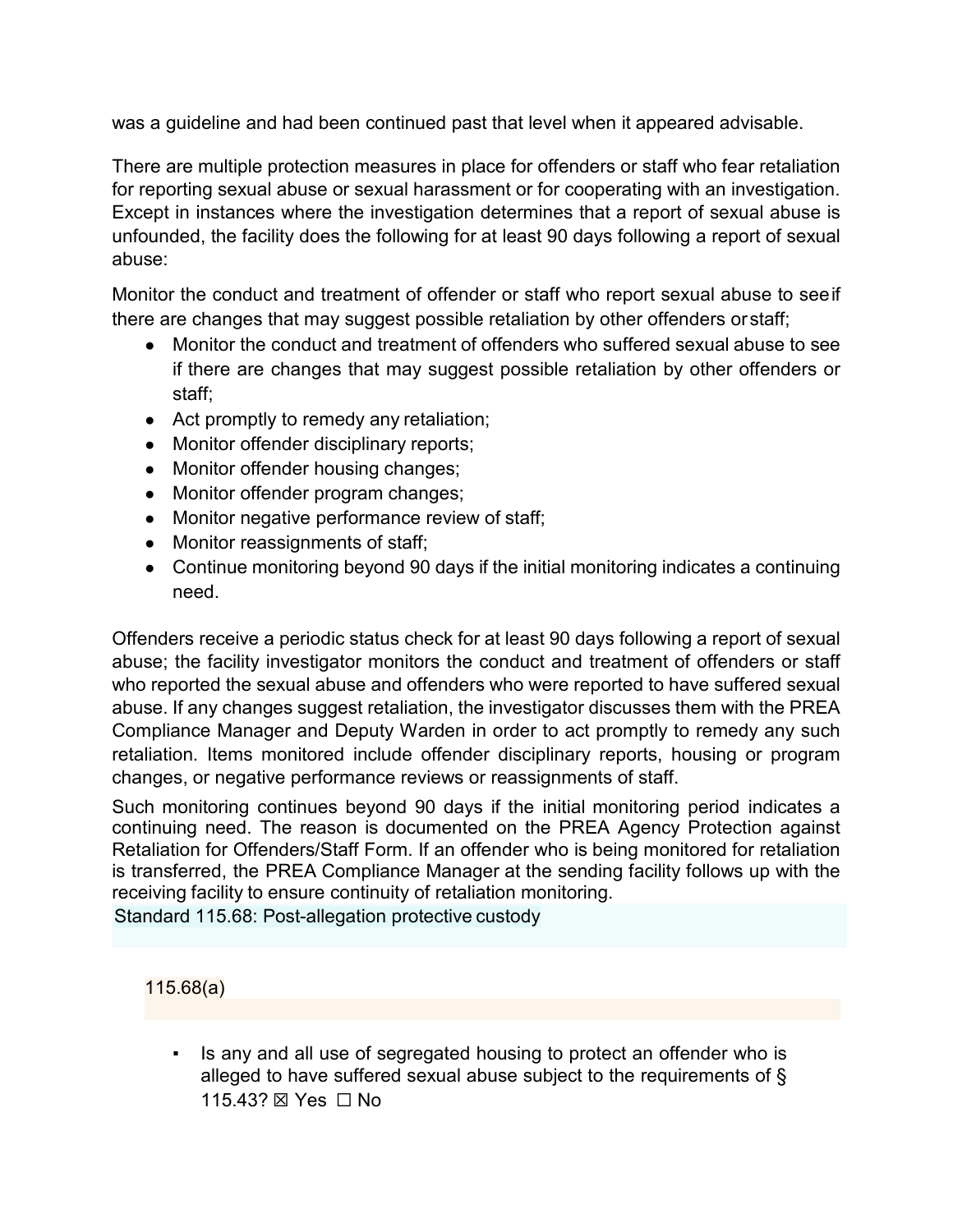was a guideline and had been continued past that level when it appeared advisable.

There are multiple protection measures in place for offenders or staff who fear retaliation for reporting sexual abuse or sexual harassment or for cooperating with an investigation. Except in instances where the investigation determines that a report of sexual abuse is unfounded, the facility does the following for at least 90 days following a report of sexual abuse:

Monitor the conduct and treatment of offender or staff who report sexual abuse to see if there are changes that may suggest possible retaliation by other offenders or staff;

- Monitor the conduct and treatment of offenders who suffered sexual abuse to see if there are changes that may suggest possible retaliation by other offenders or staff;
- Act promptly to remedy any retaliation;
- Monitor offender disciplinary reports;
- Monitor offender housing changes;
- Monitor offender program changes;
- Monitor negative performance review of staff;
- Monitor reassignments of staff;
- Continue monitoring beyond 90 days if the initial monitoring indicates a continuing need.

Offenders receive a periodic status check for at least 90 days following a report of sexual abuse; the facility investigator monitors the conduct and treatment of offenders or staff who reported the sexual abuse and offenders who were reported to have suffered sexual abuse. If any changes suggest retaliation, the investigator discusses them with the PREA Compliance Manager and Deputy Warden in order to act promptly to remedy any such retaliation. Items monitored include offender disciplinary reports, housing or program changes, or negative performance reviews or reassignments of staff.

Such monitoring continues beyond 90 days if the initial monitoring period indicates a continuing need. The reason is documented on the PREA Agency Protection against Retaliation for Offenders/Staff Form. If an offender who is being monitored for retaliation is transferred, the PREA Compliance Manager at the sending facility follows up with the receiving facility to ensure continuity of retaliation monitoring.

## Standard 115.68: Post-allegation protective custody

### 115.68(a)

- Is any and all use of segregated housing to protect an offender who is alleged to have suffered sexual abuse subject to the requirements of § 115.43? ☒ Yes ☐ No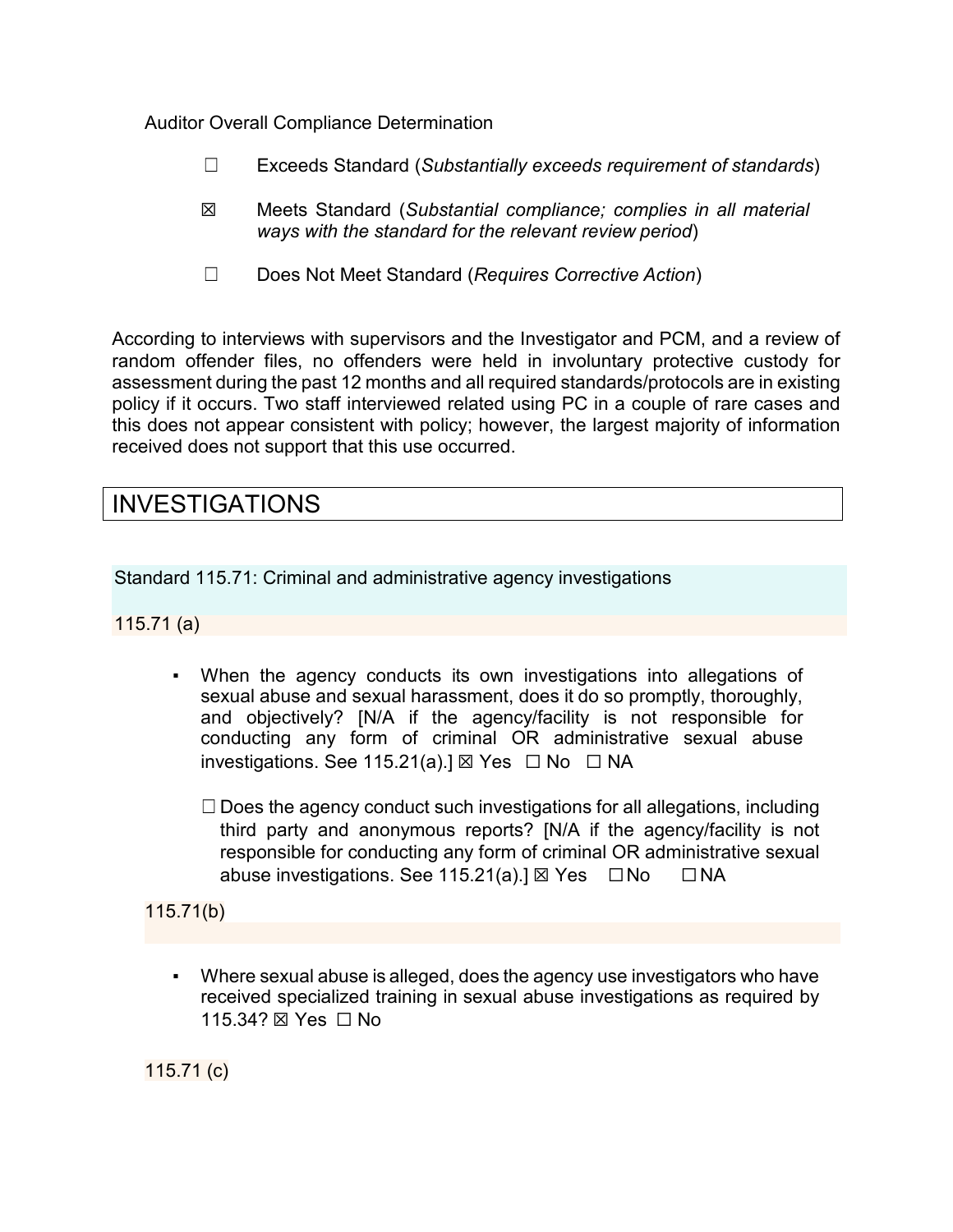Auditor Overall Compliance Determination

☐ Exceeds Standard (*Substantially exceeds requirement of standards*)

☒ Meets Standard (*Substantial compliance; complies in all material ways with the standard for the relevant review period*)

☐ Does Not Meet Standard (*Requires Corrective Action*)

According to interviews with supervisors and the Investigator and PCM, and a review of random offender files, no offenders were held in involuntary protective custody for assessment during the past 12 months and all required standards/protocols are in existing policy if it occurs. Two staff interviewed related using PC in a couple of rare cases and this does not appear consistent with policy; however, the largest majority of information received does not support that this use occurred.

# INVESTIGATIONS

## Standard 115.71: Criminal and administrative agency investigations

### 115.71 (a)

- When the agency conducts its own investigations into allegations of sexual abuse and sexual harassment, does it do so promptly, thoroughly, and objectively? [N/A if the agency/facility is not responsible for conducting any form of criminal OR administrative sexual abuse investigations. See 115.21(a).] ☒ Yes ☐ No ☐ NA

  ☐ Does the agency conduct such investigations for all allegations, including third party and anonymous reports? [N/A if the agency/facility is not responsible for conducting any form of criminal OR administrative sexual abuse investigations. See 115.21(a).] ☒ Yes ☐ No ☐ NA

### 115.71(b)

- Where sexual abuse is alleged, does the agency use investigators who have received specialized training in sexual abuse investigations as required by 115.34? ☒ Yes ☐ No

### 115.71 (c)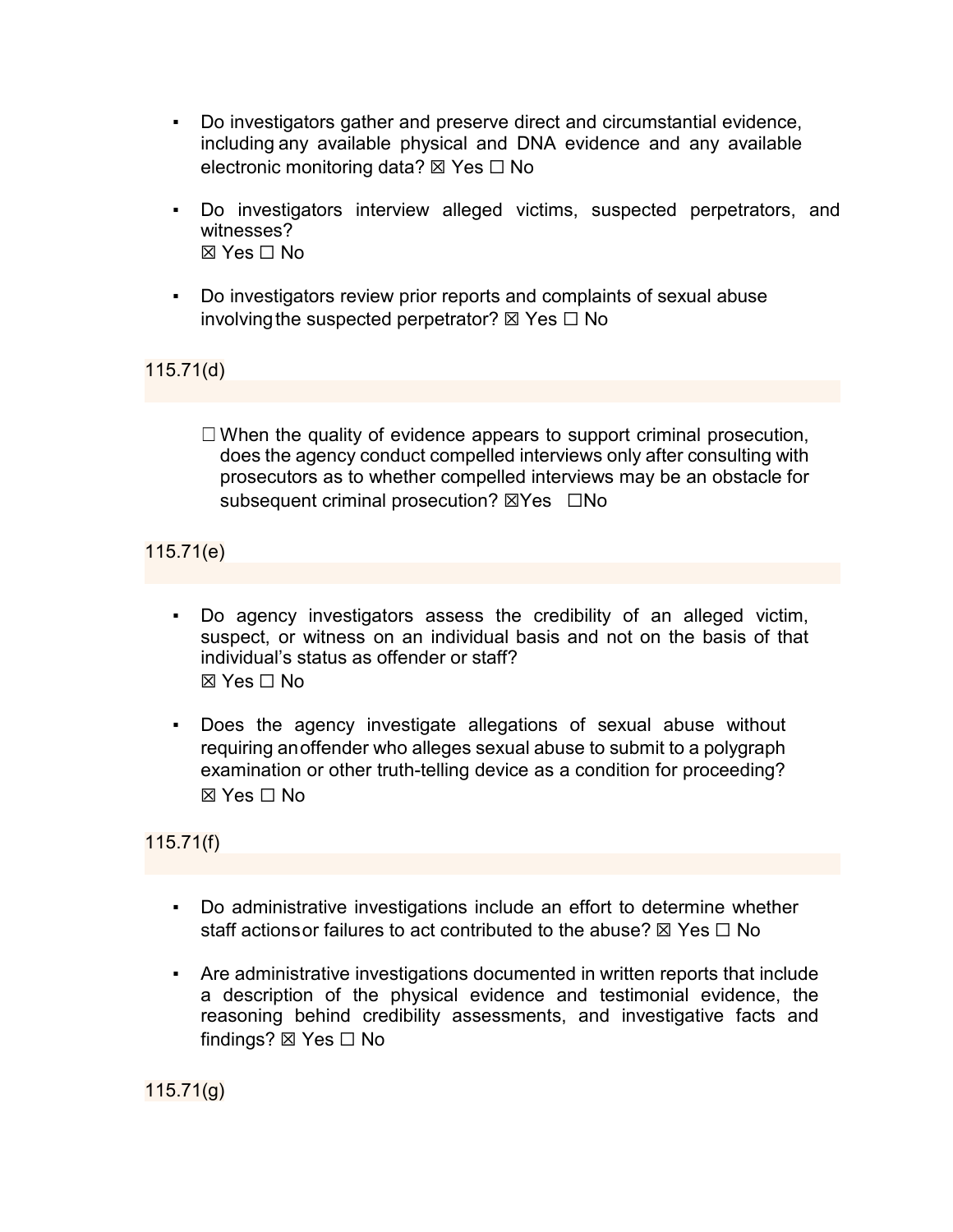- Do investigators gather and preserve direct and circumstantial evidence, including any available physical and DNA evidence and any available electronic monitoring data? ☒ Yes ☐ No

- Do investigators interview alleged victims, suspected perpetrators, and witnesses?
  ☒ Yes ☐ No

- Do investigators review prior reports and complaints of sexual abuse involving the suspected perpetrator? ☒ Yes ☐ No

115.71(d)

☐ When the quality of evidence appears to support criminal prosecution, does the agency conduct compelled interviews only after consulting with prosecutors as to whether compelled interviews may be an obstacle for subsequent criminal prosecution? ☒Yes ☐No

115.71(e)

- Do agency investigators assess the credibility of an alleged victim, suspect, or witness on an individual basis and not on the basis of that individual's status as offender or staff?
  ☒ Yes ☐ No

- Does the agency investigate allegations of sexual abuse without requiring an offender who alleges sexual abuse to submit to a polygraph examination or other truth-telling device as a condition for proceeding?
  ☒ Yes ☐ No

115.71(f)

- Do administrative investigations include an effort to determine whether staff actions or failures to act contributed to the abuse? ☒ Yes ☐ No

- Are administrative investigations documented in written reports that include a description of the physical evidence and testimonial evidence, the reasoning behind credibility assessments, and investigative facts and findings? ☒ Yes ☐ No

115.71(g)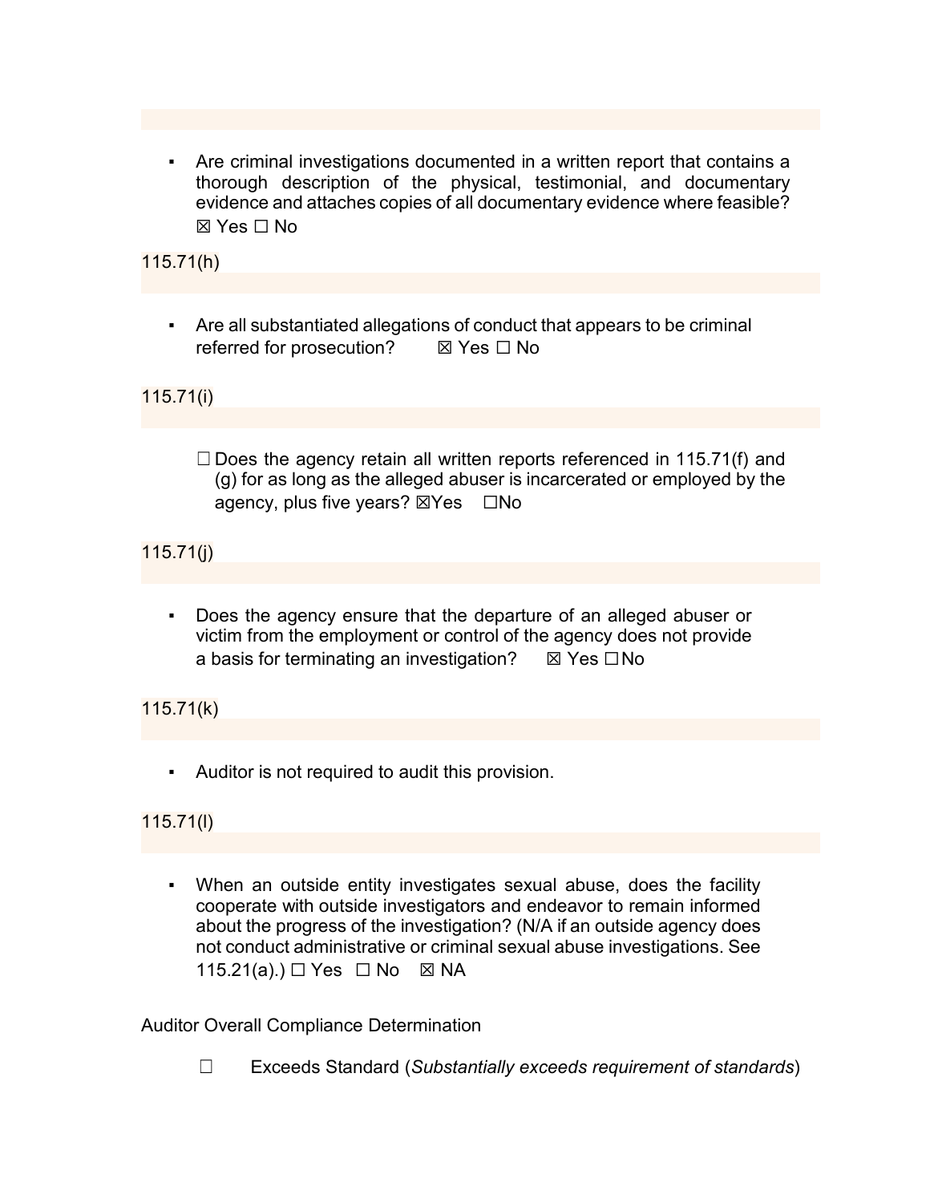- Are criminal investigations documented in a written report that contains a thorough description of the physical, testimonial, and documentary evidence and attaches copies of all documentary evidence where feasible? ☒ Yes ☐ No

115.71(h)

- Are all substantiated allegations of conduct that appears to be criminal referred for prosecution? ☒ Yes ☐ No

115.71(i)

☐ Does the agency retain all written reports referenced in 115.71(f) and (g) for as long as the alleged abuser is incarcerated or employed by the agency, plus five years? ☒Yes ☐No

115.71(j)

- Does the agency ensure that the departure of an alleged abuser or victim from the employment or control of the agency does not provide a basis for terminating an investigation? ☒ Yes ☐No

115.71(k)

- Auditor is not required to audit this provision.

115.71(l)

- When an outside entity investigates sexual abuse, does the facility cooperate with outside investigators and endeavor to remain informed about the progress of the investigation? (N/A if an outside agency does not conduct administrative or criminal sexual abuse investigations. See 115.21(a).) ☐ Yes ☐ No ☒ NA

Auditor Overall Compliance Determination

☐ Exceeds Standard (*Substantially exceeds requirement of standards*)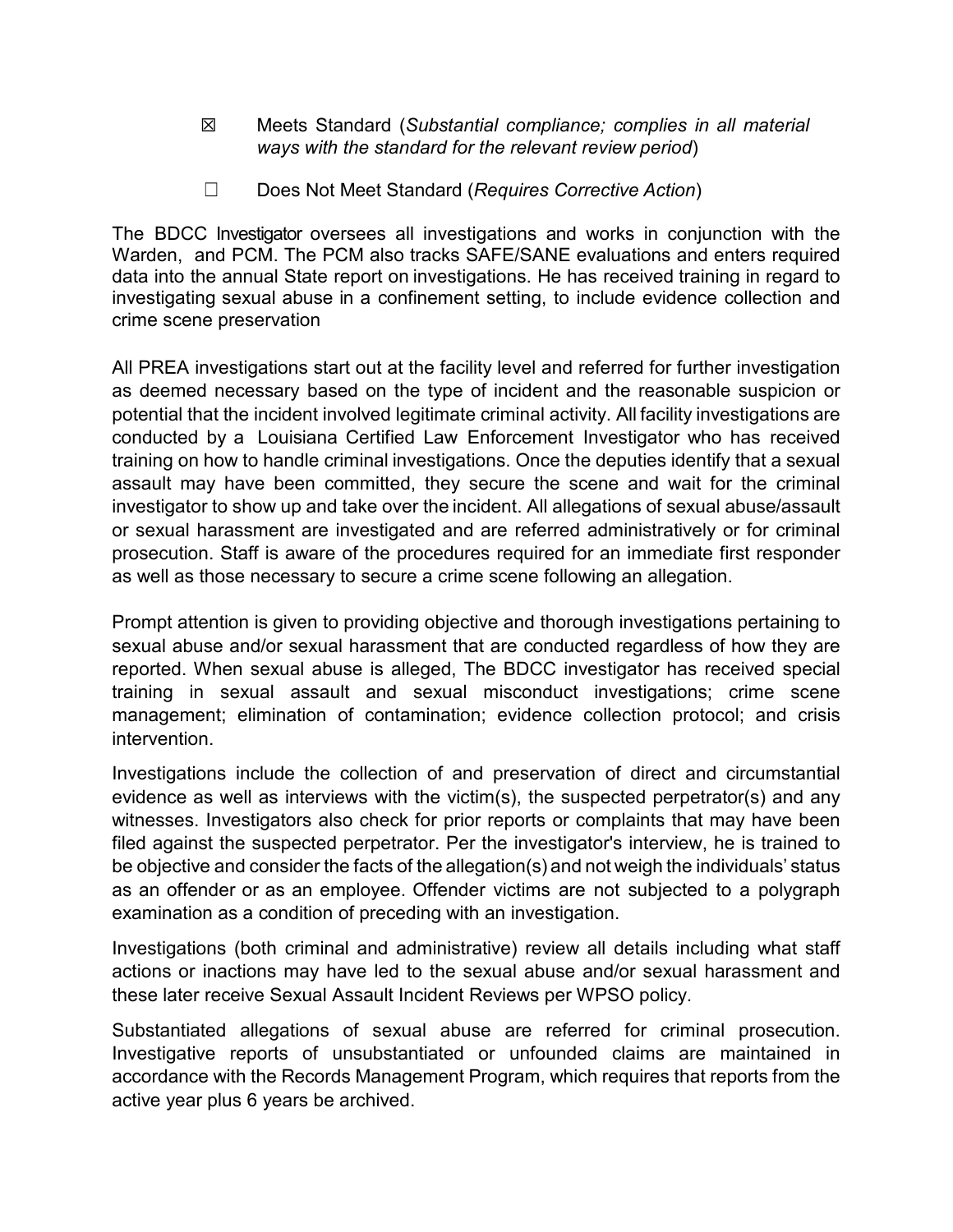☒ Meets Standard (*Substantial compliance; complies in all material ways with the standard for the relevant review period*)

☐ Does Not Meet Standard (*Requires Corrective Action*)

The BDCC Investigator oversees all investigations and works in conjunction with the Warden, and PCM. The PCM also tracks SAFE/SANE evaluations and enters required data into the annual State report on investigations. He has received training in regard to investigating sexual abuse in a confinement setting, to include evidence collection and crime scene preservation

All PREA investigations start out at the facility level and referred for further investigation as deemed necessary based on the type of incident and the reasonable suspicion or potential that the incident involved legitimate criminal activity. All facility investigations are conducted by a Louisiana Certified Law Enforcement Investigator who has received training on how to handle criminal investigations. Once the deputies identify that a sexual assault may have been committed, they secure the scene and wait for the criminal investigator to show up and take over the incident. All allegations of sexual abuse/assault or sexual harassment are investigated and are referred administratively or for criminal prosecution. Staff is aware of the procedures required for an immediate first responder as well as those necessary to secure a crime scene following an allegation.

Prompt attention is given to providing objective and thorough investigations pertaining to sexual abuse and/or sexual harassment that are conducted regardless of how they are reported. When sexual abuse is alleged, The BDCC investigator has received special training in sexual assault and sexual misconduct investigations; crime scene management; elimination of contamination; evidence collection protocol; and crisis intervention.

Investigations include the collection of and preservation of direct and circumstantial evidence as well as interviews with the victim(s), the suspected perpetrator(s) and any witnesses. Investigators also check for prior reports or complaints that may have been filed against the suspected perpetrator. Per the investigator's interview, he is trained to be objective and consider the facts of the allegation(s) and not weigh the individuals' status as an offender or as an employee. Offender victims are not subjected to a polygraph examination as a condition of preceding with an investigation.

Investigations (both criminal and administrative) review all details including what staff actions or inactions may have led to the sexual abuse and/or sexual harassment and these later receive Sexual Assault Incident Reviews per WPSO policy.

Substantiated allegations of sexual abuse are referred for criminal prosecution. Investigative reports of unsubstantiated or unfounded claims are maintained in accordance with the Records Management Program, which requires that reports from the active year plus 6 years be archived.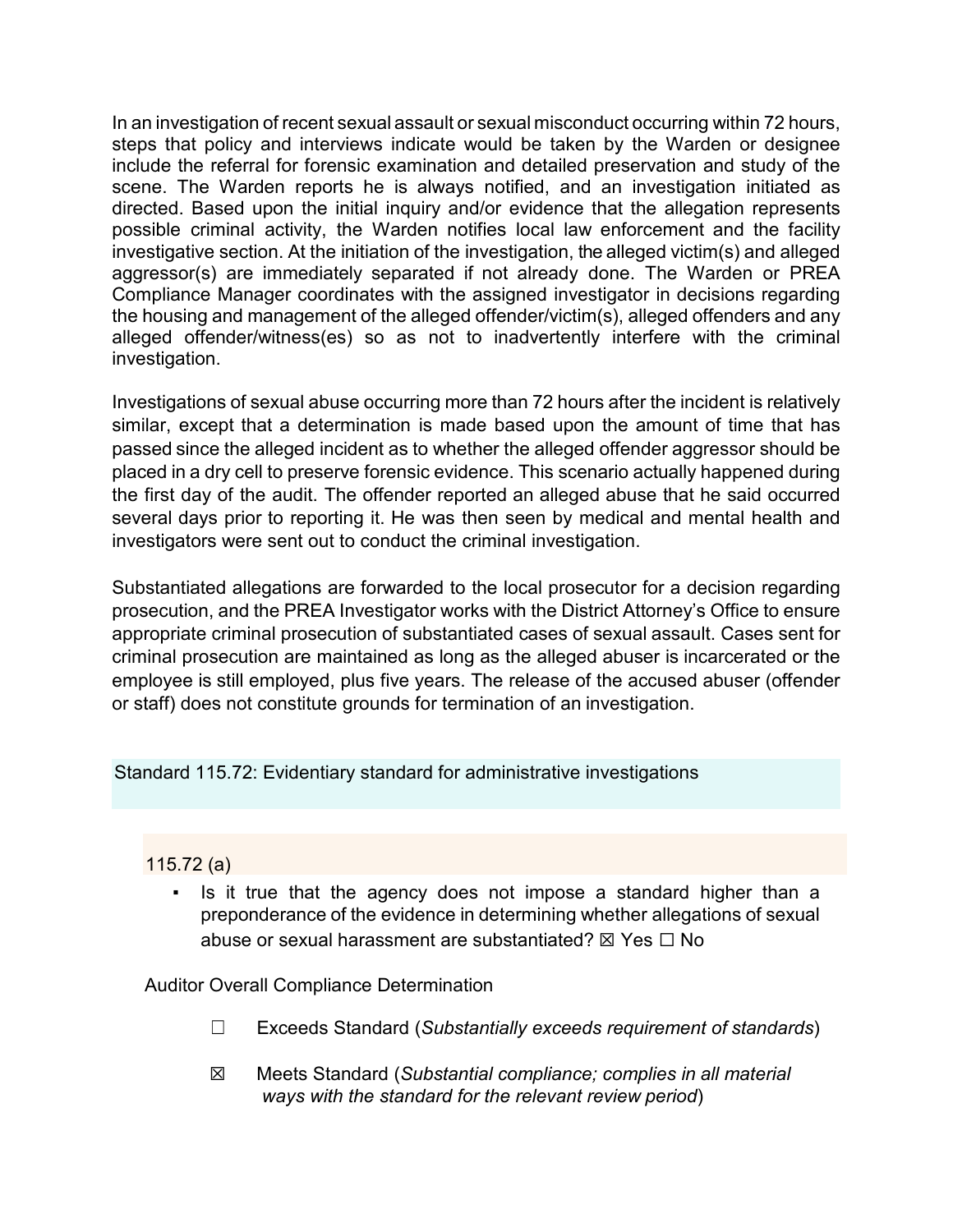In an investigation of recent sexual assault or sexual misconduct occurring within 72 hours, steps that policy and interviews indicate would be taken by the Warden or designee include the referral for forensic examination and detailed preservation and study of the scene. The Warden reports he is always notified, and an investigation initiated as directed. Based upon the initial inquiry and/or evidence that the allegation represents possible criminal activity, the Warden notifies local law enforcement and the facility investigative section. At the initiation of the investigation, the alleged victim(s) and alleged aggressor(s) are immediately separated if not already done. The Warden or PREA Compliance Manager coordinates with the assigned investigator in decisions regarding the housing and management of the alleged offender/victim(s), alleged offenders and any alleged offender/witness(es) so as not to inadvertently interfere with the criminal investigation.

Investigations of sexual abuse occurring more than 72 hours after the incident is relatively similar, except that a determination is made based upon the amount of time that has passed since the alleged incident as to whether the alleged offender aggressor should be placed in a dry cell to preserve forensic evidence. This scenario actually happened during the first day of the audit. The offender reported an alleged abuse that he said occurred several days prior to reporting it. He was then seen by medical and mental health and investigators were sent out to conduct the criminal investigation.

Substantiated allegations are forwarded to the local prosecutor for a decision regarding prosecution, and the PREA Investigator works with the District Attorney's Office to ensure appropriate criminal prosecution of substantiated cases of sexual assault. Cases sent for criminal prosecution are maintained as long as the alleged abuser is incarcerated or the employee is still employed, plus five years. The release of the accused abuser (offender or staff) does not constitute grounds for termination of an investigation.

## Standard 115.72: Evidentiary standard for administrative investigations

### 115.72 (a)

- Is it true that the agency does not impose a standard higher than a preponderance of the evidence in determining whether allegations of sexual abuse or sexual harassment are substantiated? ☒ Yes ☐ No

Auditor Overall Compliance Determination

☐ Exceeds Standard (*Substantially exceeds requirement of standards*)

☒ Meets Standard (*Substantial compliance; complies in all material ways with the standard for the relevant review period*)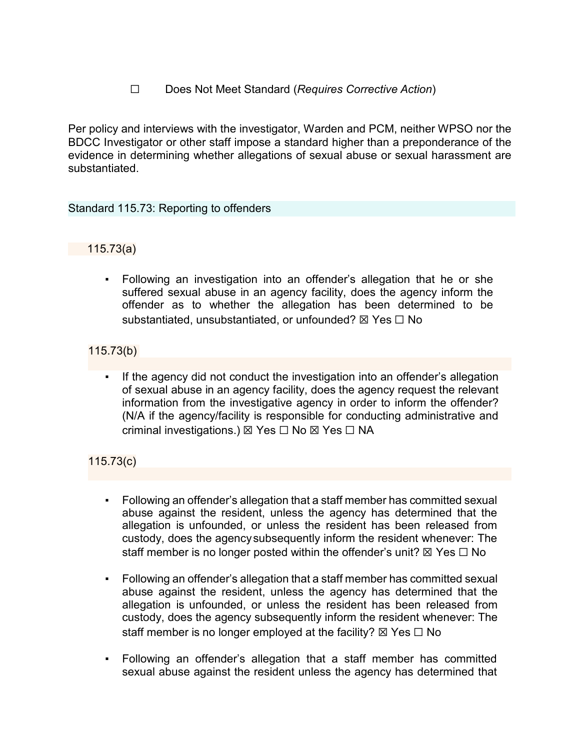☐ Does Not Meet Standard (*Requires Corrective Action*)

Per policy and interviews with the investigator, Warden and PCM, neither WPSO nor the BDCC Investigator or other staff impose a standard higher than a preponderance of the evidence in determining whether allegations of sexual abuse or sexual harassment are substantiated.

## Standard 115.73: Reporting to offenders

### 115.73(a)

- Following an investigation into an offender's allegation that he or she suffered sexual abuse in an agency facility, does the agency inform the offender as to whether the allegation has been determined to be substantiated, unsubstantiated, or unfounded? ☒ Yes ☐ No

### 115.73(b)

- If the agency did not conduct the investigation into an offender's allegation of sexual abuse in an agency facility, does the agency request the relevant information from the investigative agency in order to inform the offender? (N/A if the agency/facility is responsible for conducting administrative and criminal investigations.) ☒ Yes ☐ No ☒ Yes ☐ NA

### 115.73(c)

- Following an offender's allegation that a staff member has committed sexual abuse against the resident, unless the agency has determined that the allegation is unfounded, or unless the resident has been released from custody, does the agency subsequently inform the resident whenever: The staff member is no longer posted within the offender's unit? ☒ Yes ☐ No

- Following an offender's allegation that a staff member has committed sexual abuse against the resident, unless the agency has determined that the allegation is unfounded, or unless the resident has been released from custody, does the agency subsequently inform the resident whenever: The staff member is no longer employed at the facility? ☒ Yes ☐ No

- Following an offender's allegation that a staff member has committed sexual abuse against the resident unless the agency has determined that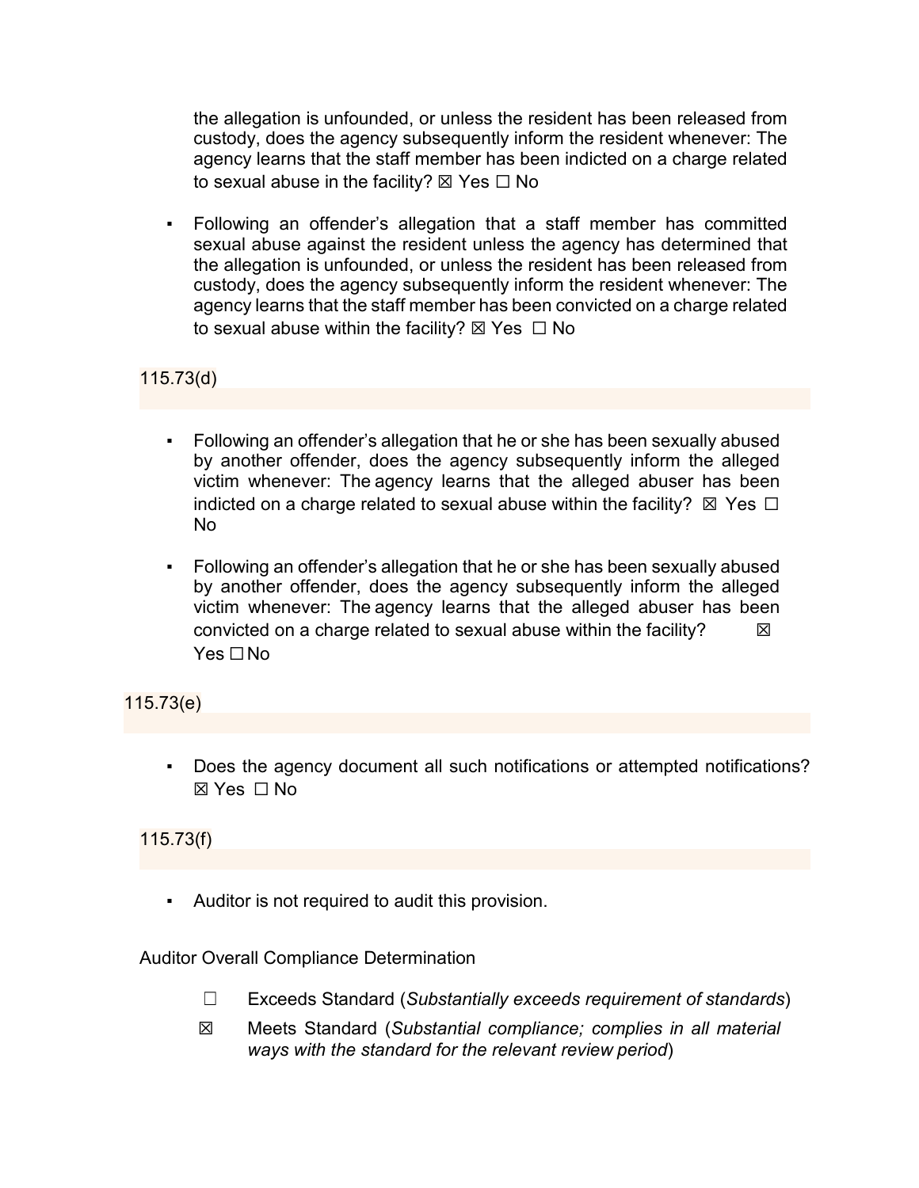the allegation is unfounded, or unless the resident has been released from custody, does the agency subsequently inform the resident whenever: The agency learns that the staff member has been indicted on a charge related to sexual abuse in the facility? ☒ Yes ☐ No

- Following an offender's allegation that a staff member has committed sexual abuse against the resident unless the agency has determined that the allegation is unfounded, or unless the resident has been released from custody, does the agency subsequently inform the resident whenever: The agency learns that the staff member has been convicted on a charge related to sexual abuse within the facility? ☒ Yes ☐ No

115.73(d)

- Following an offender's allegation that he or she has been sexually abused by another offender, does the agency subsequently inform the alleged victim whenever: The agency learns that the alleged abuser has been indicted on a charge related to sexual abuse within the facility? ☒ Yes ☐ No

- Following an offender's allegation that he or she has been sexually abused by another offender, does the agency subsequently inform the alleged victim whenever: The agency learns that the alleged abuser has been convicted on a charge related to sexual abuse within the facility? ☒ Yes ☐ No

115.73(e)

- Does the agency document all such notifications or attempted notifications? ☒ Yes ☐ No

115.73(f)

- Auditor is not required to audit this provision.

Auditor Overall Compliance Determination

☐ Exceeds Standard (*Substantially exceeds requirement of standards*)

☒ Meets Standard (*Substantial compliance; complies in all material ways with the standard for the relevant review period*)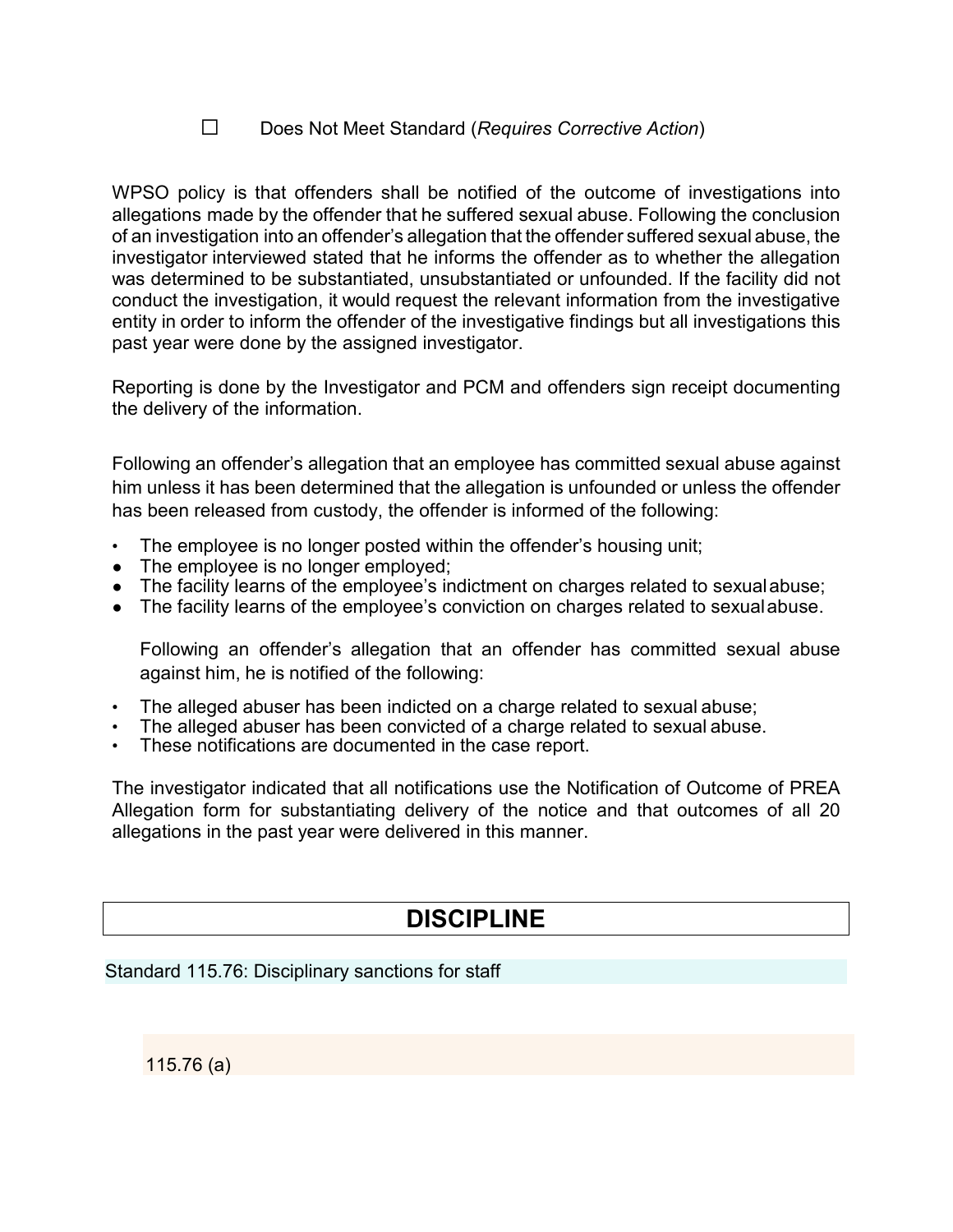☐ Does Not Meet Standard (*Requires Corrective Action*)

WPSO policy is that offenders shall be notified of the outcome of investigations into allegations made by the offender that he suffered sexual abuse. Following the conclusion of an investigation into an offender's allegation that the offender suffered sexual abuse, the investigator interviewed stated that he informs the offender as to whether the allegation was determined to be substantiated, unsubstantiated or unfounded. If the facility did not conduct the investigation, it would request the relevant information from the investigative entity in order to inform the offender of the investigative findings but all investigations this past year were done by the assigned investigator.

Reporting is done by the Investigator and PCM and offenders sign receipt documenting the delivery of the information.

Following an offender's allegation that an employee has committed sexual abuse against him unless it has been determined that the allegation is unfounded or unless the offender has been released from custody, the offender is informed of the following:

- The employee is no longer posted within the offender's housing unit;
- The employee is no longer employed;
- The facility learns of the employee's indictment on charges related to sexual abuse;
- The facility learns of the employee's conviction on charges related to sexual abuse.

Following an offender's allegation that an offender has committed sexual abuse against him, he is notified of the following:

- The alleged abuser has been indicted on a charge related to sexual abuse;
- The alleged abuser has been convicted of a charge related to sexual abuse.
- These notifications are documented in the case report.

The investigator indicated that all notifications use the Notification of Outcome of PREA Allegation form for substantiating delivery of the notice and that outcomes of all 20 allegations in the past year were delivered in this manner.

## DISCIPLINE

### Standard 115.76: Disciplinary sanctions for staff

115.76 (a)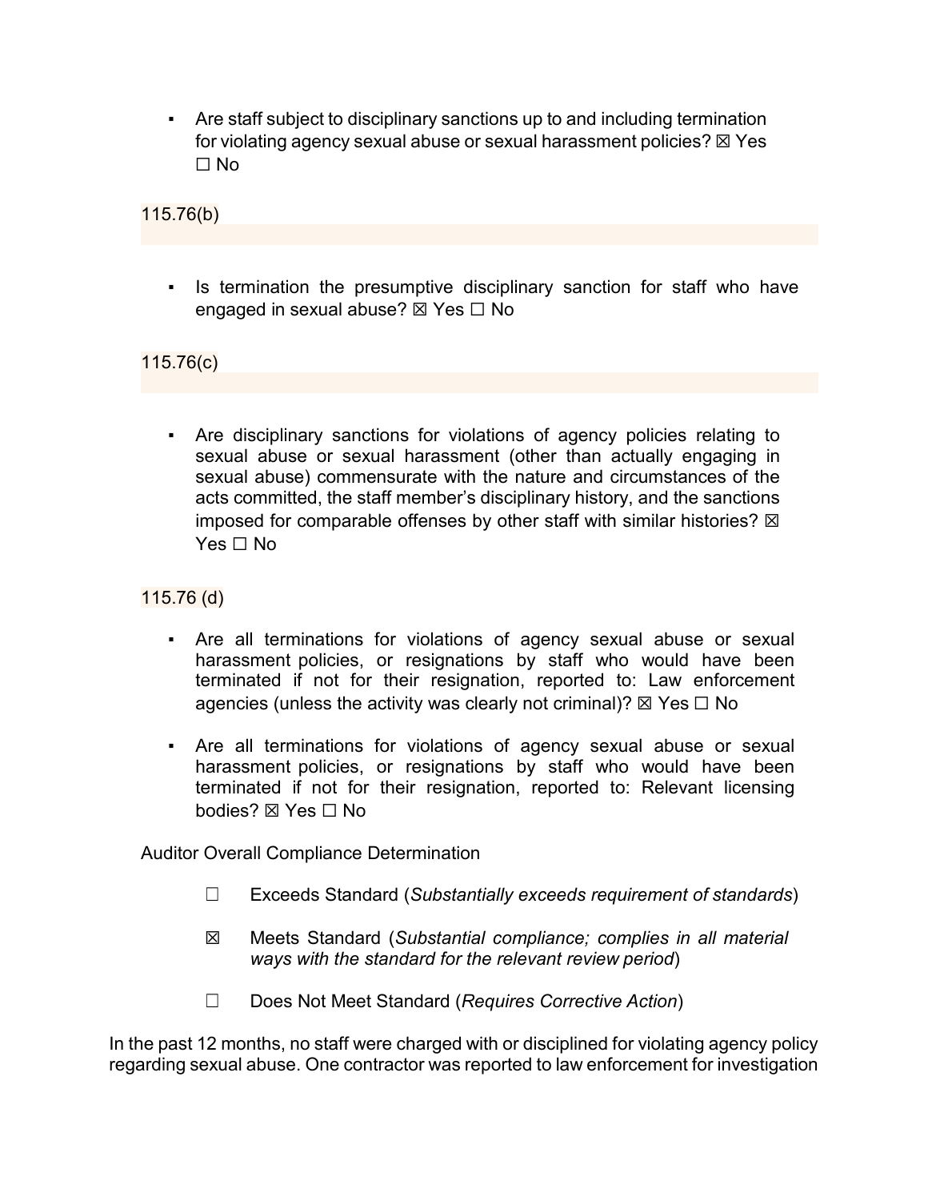- Are staff subject to disciplinary sanctions up to and including termination for violating agency sexual abuse or sexual harassment policies? ☒ Yes ☐ No

115.76(b)

- Is termination the presumptive disciplinary sanction for staff who have engaged in sexual abuse? ☒ Yes ☐ No

115.76(c)

- Are disciplinary sanctions for violations of agency policies relating to sexual abuse or sexual harassment (other than actually engaging in sexual abuse) commensurate with the nature and circumstances of the acts committed, the staff member's disciplinary history, and the sanctions imposed for comparable offenses by other staff with similar histories? ☒ Yes ☐ No

115.76 (d)

- Are all terminations for violations of agency sexual abuse or sexual harassment policies, or resignations by staff who would have been terminated if not for their resignation, reported to: Law enforcement agencies (unless the activity was clearly not criminal)? ☒ Yes ☐ No
- Are all terminations for violations of agency sexual abuse or sexual harassment policies, or resignations by staff who would have been terminated if not for their resignation, reported to: Relevant licensing bodies? ☒ Yes ☐ No

Auditor Overall Compliance Determination

☐ Exceeds Standard (*Substantially exceeds requirement of standards*)

☒ Meets Standard (*Substantial compliance; complies in all material ways with the standard for the relevant review period*)

☐ Does Not Meet Standard (*Requires Corrective Action*)

In the past 12 months, no staff were charged with or disciplined for violating agency policy regarding sexual abuse. One contractor was reported to law enforcement for investigation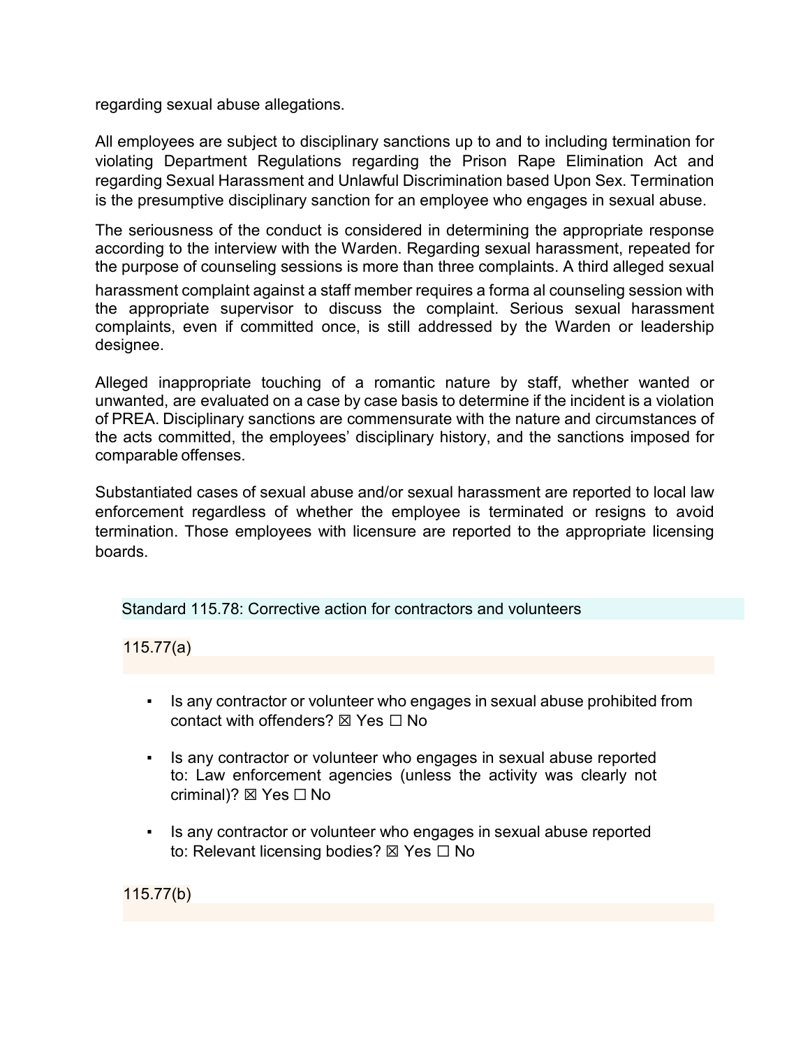regarding sexual abuse allegations.

All employees are subject to disciplinary sanctions up to and to including termination for violating Department Regulations regarding the Prison Rape Elimination Act and regarding Sexual Harassment and Unlawful Discrimination based Upon Sex. Termination is the presumptive disciplinary sanction for an employee who engages in sexual abuse.

The seriousness of the conduct is considered in determining the appropriate response according to the interview with the Warden. Regarding sexual harassment, repeated for the purpose of counseling sessions is more than three complaints. A third alleged sexual harassment complaint against a staff member requires a forma al counseling session with the appropriate supervisor to discuss the complaint. Serious sexual harassment complaints, even if committed once, is still addressed by the Warden or leadership designee.

Alleged inappropriate touching of a romantic nature by staff, whether wanted or unwanted, are evaluated on a case by case basis to determine if the incident is a violation of PREA. Disciplinary sanctions are commensurate with the nature and circumstances of the acts committed, the employees' disciplinary history, and the sanctions imposed for comparable offenses.

Substantiated cases of sexual abuse and/or sexual harassment are reported to local law enforcement regardless of whether the employee is terminated or resigns to avoid termination. Those employees with licensure are reported to the appropriate licensing boards.

## Standard 115.78: Corrective action for contractors and volunteers

### 115.77(a)

- Is any contractor or volunteer who engages in sexual abuse prohibited from contact with offenders? ☒ Yes ☐ No
- Is any contractor or volunteer who engages in sexual abuse reported to: Law enforcement agencies (unless the activity was clearly not criminal)? ☒ Yes ☐ No
- Is any contractor or volunteer who engages in sexual abuse reported to: Relevant licensing bodies? ☒ Yes ☐ No

### 115.77(b)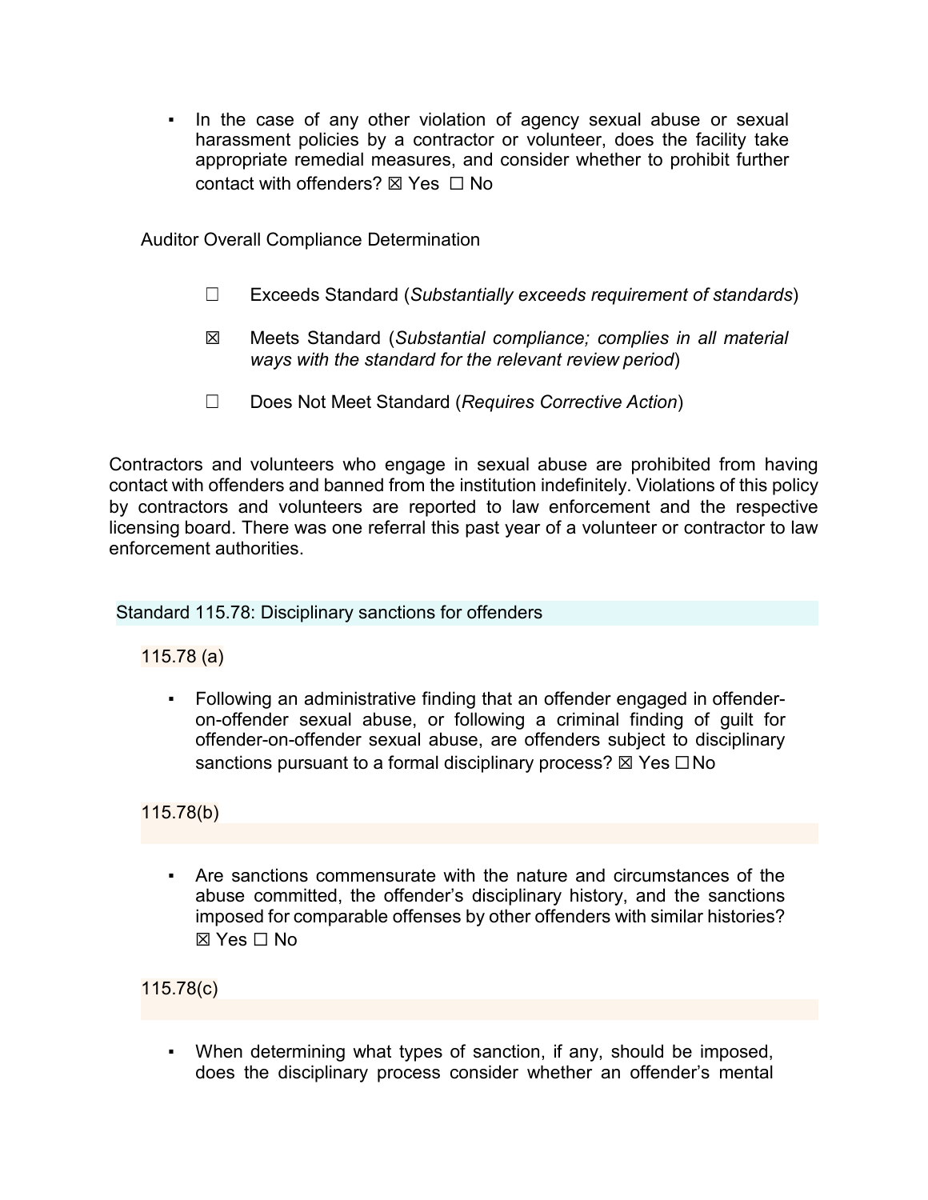- In the case of any other violation of agency sexual abuse or sexual harassment policies by a contractor or volunteer, does the facility take appropriate remedial measures, and consider whether to prohibit further contact with offenders? ☒ Yes ☐ No

Auditor Overall Compliance Determination

☐ Exceeds Standard (*Substantially exceeds requirement of standards*)

☒ Meets Standard (*Substantial compliance; complies in all material ways with the standard for the relevant review period*)

☐ Does Not Meet Standard (*Requires Corrective Action*)

Contractors and volunteers who engage in sexual abuse are prohibited from having contact with offenders and banned from the institution indefinitely. Violations of this policy by contractors and volunteers are reported to law enforcement and the respective licensing board. There was one referral this past year of a volunteer or contractor to law enforcement authorities.

## Standard 115.78: Disciplinary sanctions for offenders

### 115.78 (a)

- Following an administrative finding that an offender engaged in offender-on-offender sexual abuse, or following a criminal finding of guilt for offender-on-offender sexual abuse, are offenders subject to disciplinary sanctions pursuant to a formal disciplinary process? ☒ Yes ☐ No

### 115.78(b)

- Are sanctions commensurate with the nature and circumstances of the abuse committed, the offender's disciplinary history, and the sanctions imposed for comparable offenses by other offenders with similar histories? ☒ Yes ☐ No

### 115.78(c)

- When determining what types of sanction, if any, should be imposed, does the disciplinary process consider whether an offender's mental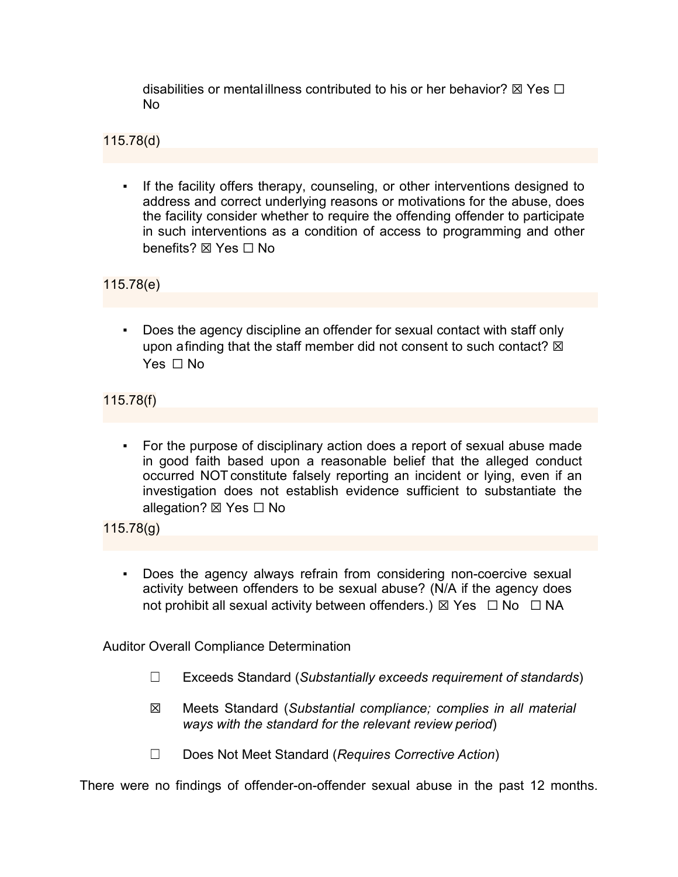disabilities or mental illness contributed to his or her behavior? ☒ Yes ☐ No

115.78(d)

- If the facility offers therapy, counseling, or other interventions designed to address and correct underlying reasons or motivations for the abuse, does the facility consider whether to require the offending offender to participate in such interventions as a condition of access to programming and other benefits? ☒ Yes ☐ No

115.78(e)

- Does the agency discipline an offender for sexual contact with staff only upon a finding that the staff member did not consent to such contact? ☒ Yes ☐ No

115.78(f)

- For the purpose of disciplinary action does a report of sexual abuse made in good faith based upon a reasonable belief that the alleged conduct occurred NOT constitute falsely reporting an incident or lying, even if an investigation does not establish evidence sufficient to substantiate the allegation? ☒ Yes ☐ No

115.78(g)

- Does the agency always refrain from considering non-coercive sexual activity between offenders to be sexual abuse? (N/A if the agency does not prohibit all sexual activity between offenders.) ☒ Yes ☐ No ☐ NA

Auditor Overall Compliance Determination

☐ Exceeds Standard (*Substantially exceeds requirement of standards*)

☒ Meets Standard (*Substantial compliance; complies in all material ways with the standard for the relevant review period*)

☐ Does Not Meet Standard (*Requires Corrective Action*)

There were no findings of offender-on-offender sexual abuse in the past 12 months.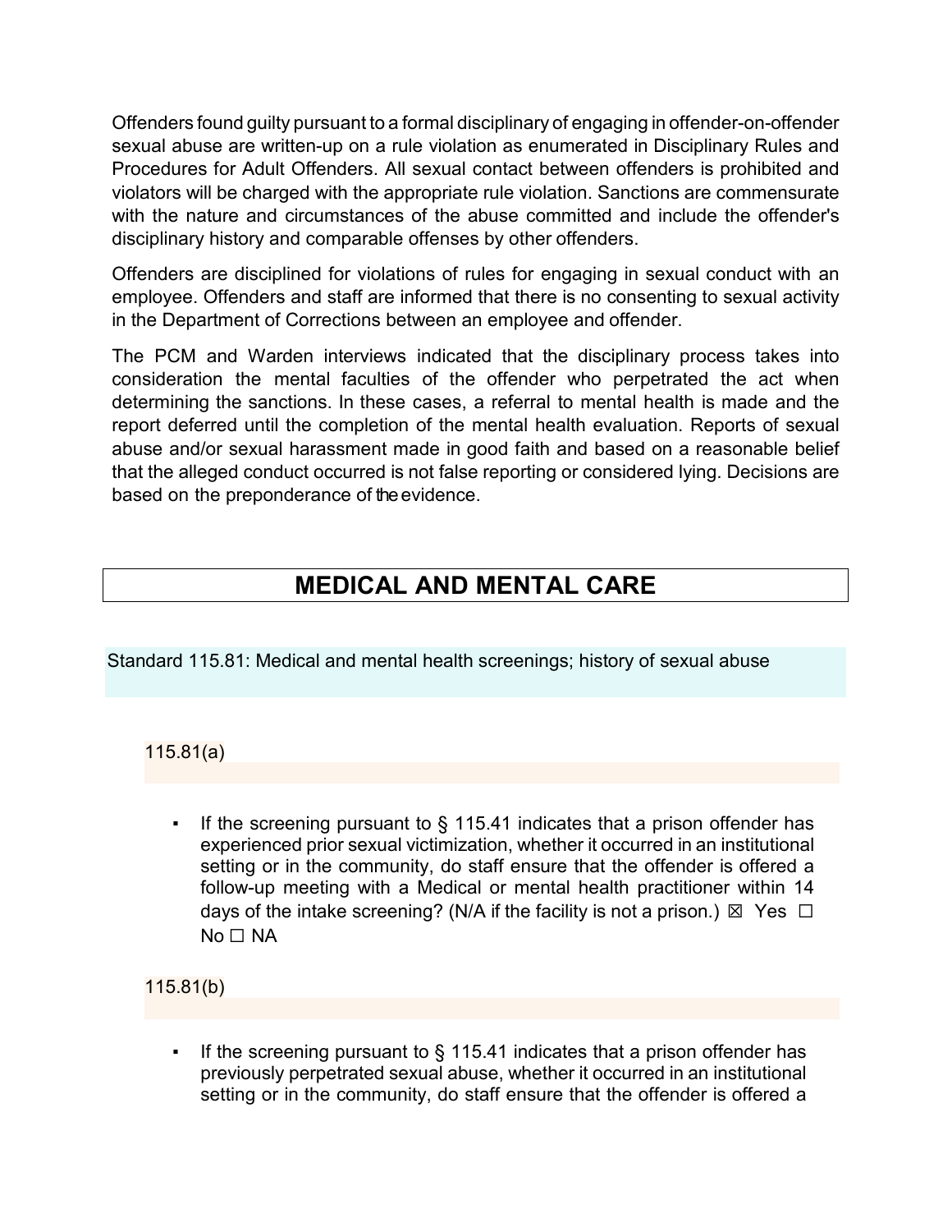Offenders found guilty pursuant to a formal disciplinary of engaging in offender-on-offender sexual abuse are written-up on a rule violation as enumerated in Disciplinary Rules and Procedures for Adult Offenders. All sexual contact between offenders is prohibited and violators will be charged with the appropriate rule violation. Sanctions are commensurate with the nature and circumstances of the abuse committed and include the offender's disciplinary history and comparable offenses by other offenders.

Offenders are disciplined for violations of rules for engaging in sexual conduct with an employee. Offenders and staff are informed that there is no consenting to sexual activity in the Department of Corrections between an employee and offender.

The PCM and Warden interviews indicated that the disciplinary process takes into consideration the mental faculties of the offender who perpetrated the act when determining the sanctions. In these cases, a referral to mental health is made and the report deferred until the completion of the mental health evaluation. Reports of sexual abuse and/or sexual harassment made in good faith and based on a reasonable belief that the alleged conduct occurred is not false reporting or considered lying. Decisions are based on the preponderance of the evidence.

# MEDICAL AND MENTAL CARE

## Standard 115.81: Medical and mental health screenings; history of sexual abuse

### 115.81(a)

- If the screening pursuant to § 115.41 indicates that a prison offender has experienced prior sexual victimization, whether it occurred in an institutional setting or in the community, do staff ensure that the offender is offered a follow-up meeting with a Medical or mental health practitioner within 14 days of the intake screening? (N/A if the facility is not a prison.) ☒ Yes ☐ No ☐ NA

### 115.81(b)

- If the screening pursuant to § 115.41 indicates that a prison offender has previously perpetrated sexual abuse, whether it occurred in an institutional setting or in the community, do staff ensure that the offender is offered a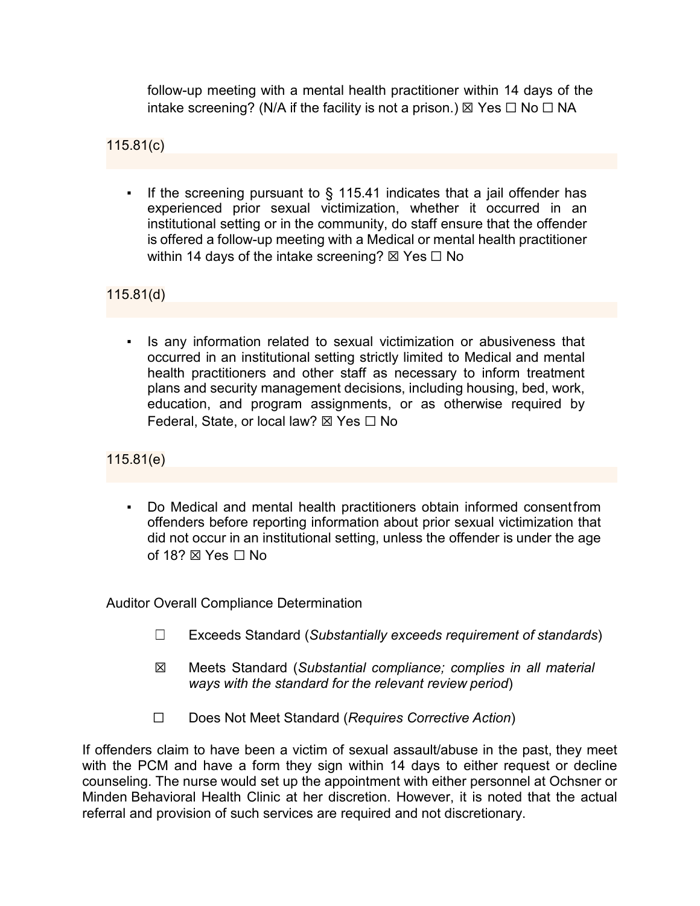follow-up meeting with a mental health practitioner within 14 days of the intake screening? (N/A if the facility is not a prison.) ☒ Yes ☐ No ☐ NA

115.81(c)

- If the screening pursuant to § 115.41 indicates that a jail offender has experienced prior sexual victimization, whether it occurred in an institutional setting or in the community, do staff ensure that the offender is offered a follow-up meeting with a Medical or mental health practitioner within 14 days of the intake screening? ☒ Yes ☐ No

115.81(d)

- Is any information related to sexual victimization or abusiveness that occurred in an institutional setting strictly limited to Medical and mental health practitioners and other staff as necessary to inform treatment plans and security management decisions, including housing, bed, work, education, and program assignments, or as otherwise required by Federal, State, or local law? ☒ Yes ☐ No

115.81(e)

- Do Medical and mental health practitioners obtain informed consent from offenders before reporting information about prior sexual victimization that did not occur in an institutional setting, unless the offender is under the age of 18? ☒ Yes ☐ No

Auditor Overall Compliance Determination

☐ Exceeds Standard (*Substantially exceeds requirement of standards*)

☒ Meets Standard (*Substantial compliance; complies in all material ways with the standard for the relevant review period*)

☐ Does Not Meet Standard (*Requires Corrective Action*)

If offenders claim to have been a victim of sexual assault/abuse in the past, they meet with the PCM and have a form they sign within 14 days to either request or decline counseling. The nurse would set up the appointment with either personnel at Ochsner or Minden Behavioral Health Clinic at her discretion. However, it is noted that the actual referral and provision of such services are required and not discretionary.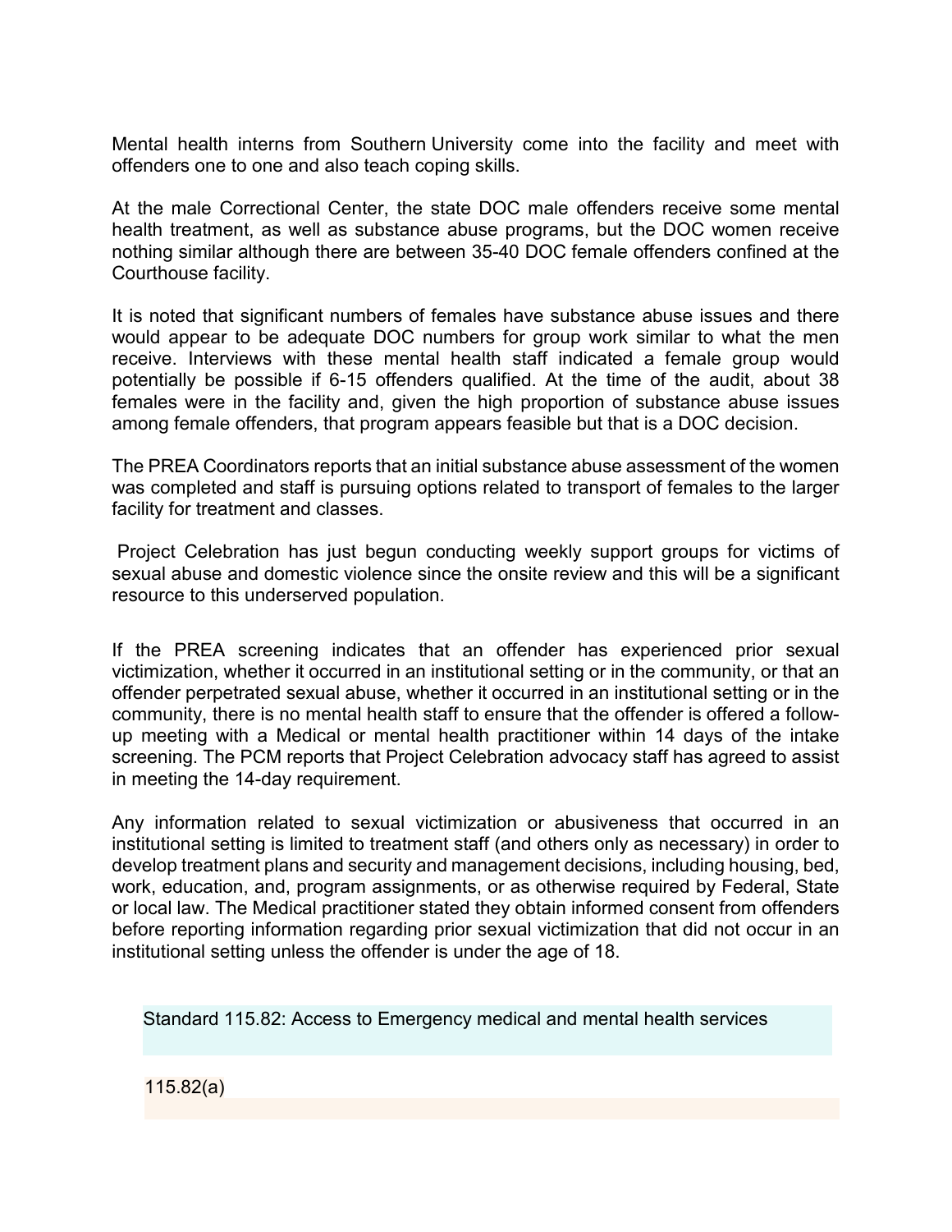Mental health interns from Southern University come into the facility and meet with offenders one to one and also teach coping skills.

At the male Correctional Center, the state DOC male offenders receive some mental health treatment, as well as substance abuse programs, but the DOC women receive nothing similar although there are between 35-40 DOC female offenders confined at the Courthouse facility.

It is noted that significant numbers of females have substance abuse issues and there would appear to be adequate DOC numbers for group work similar to what the men receive. Interviews with these mental health staff indicated a female group would potentially be possible if 6-15 offenders qualified. At the time of the audit, about 38 females were in the facility and, given the high proportion of substance abuse issues among female offenders, that program appears feasible but that is a DOC decision.

The PREA Coordinators reports that an initial substance abuse assessment of the women was completed and staff is pursuing options related to transport of females to the larger facility for treatment and classes.

Project Celebration has just begun conducting weekly support groups for victims of sexual abuse and domestic violence since the onsite review and this will be a significant resource to this underserved population.

If the PREA screening indicates that an offender has experienced prior sexual victimization, whether it occurred in an institutional setting or in the community, or that an offender perpetrated sexual abuse, whether it occurred in an institutional setting or in the community, there is no mental health staff to ensure that the offender is offered a follow-up meeting with a Medical or mental health practitioner within 14 days of the intake screening. The PCM reports that Project Celebration advocacy staff has agreed to assist in meeting the 14-day requirement.

Any information related to sexual victimization or abusiveness that occurred in an institutional setting is limited to treatment staff (and others only as necessary) in order to develop treatment plans and security and management decisions, including housing, bed, work, education, and, program assignments, or as otherwise required by Federal, State or local law. The Medical practitioner stated they obtain informed consent from offenders before reporting information regarding prior sexual victimization that did not occur in an institutional setting unless the offender is under the age of 18.

## Standard 115.82: Access to Emergency medical and mental health services

### 115.82(a)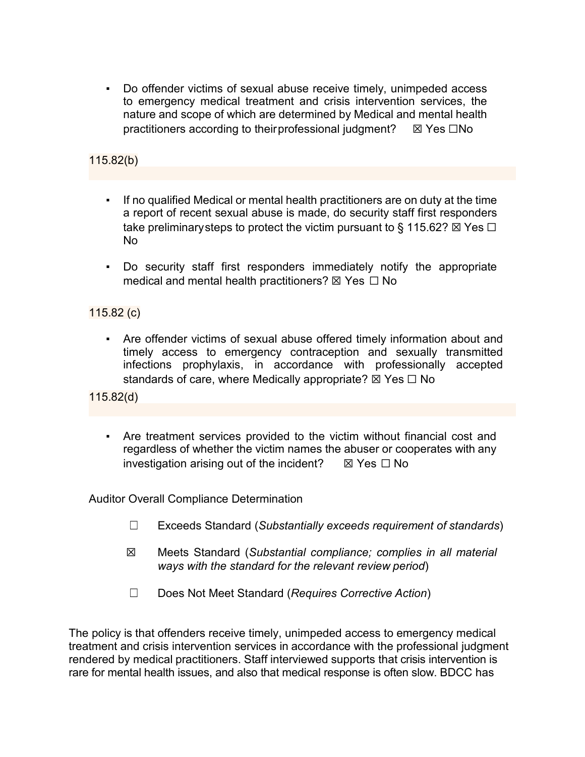- Do offender victims of sexual abuse receive timely, unimpeded access to emergency medical treatment and crisis intervention services, the nature and scope of which are determined by Medical and mental health practitioners according to their professional judgment? ☒ Yes ☐No

115.82(b)

- If no qualified Medical or mental health practitioners are on duty at the time a report of recent sexual abuse is made, do security staff first responders take preliminary steps to protect the victim pursuant to § 115.62? ☒ Yes ☐ No

- Do security staff first responders immediately notify the appropriate medical and mental health practitioners? ☒ Yes ☐ No

115.82 (c)

- Are offender victims of sexual abuse offered timely information about and timely access to emergency contraception and sexually transmitted infections prophylaxis, in accordance with professionally accepted standards of care, where Medically appropriate? ☒ Yes ☐ No

115.82(d)

- Are treatment services provided to the victim without financial cost and regardless of whether the victim names the abuser or cooperates with any investigation arising out of the incident? ☒ Yes ☐ No

Auditor Overall Compliance Determination

☐ Exceeds Standard (*Substantially exceeds requirement of standards*)

☒ Meets Standard (*Substantial compliance; complies in all material ways with the standard for the relevant review period*)

☐ Does Not Meet Standard (*Requires Corrective Action*)

The policy is that offenders receive timely, unimpeded access to emergency medical treatment and crisis intervention services in accordance with the professional judgment rendered by medical practitioners. Staff interviewed supports that crisis intervention is rare for mental health issues, and also that medical response is often slow. BDCC has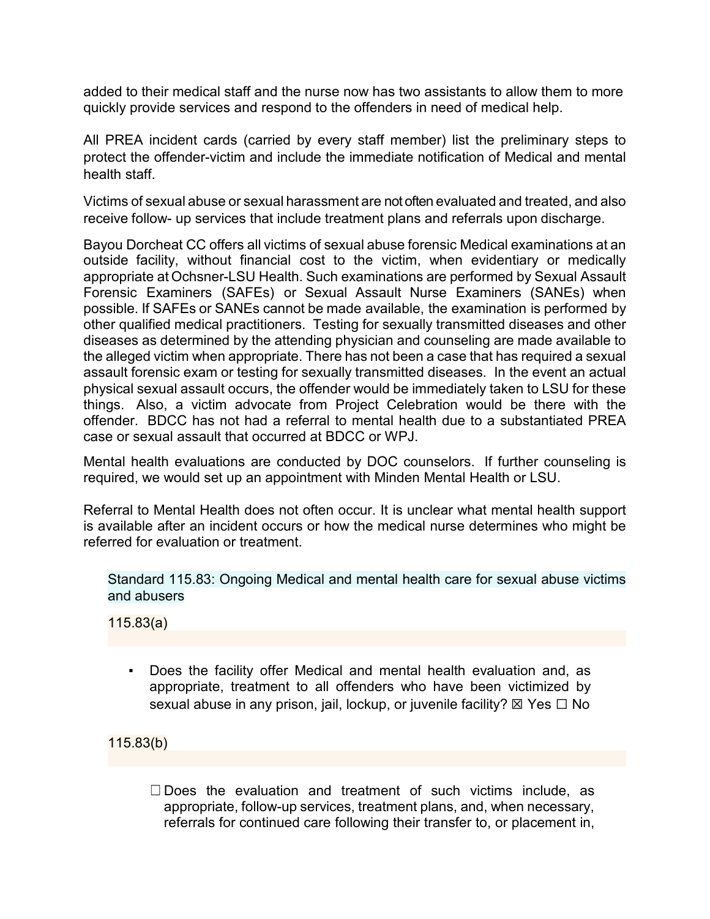added to their medical staff and the nurse now has two assistants to allow them to more quickly provide services and respond to the offenders in need of medical help.

All PREA incident cards (carried by every staff member) list the preliminary steps to protect the offender-victim and include the immediate notification of Medical and mental health staff.

Victims of sexual abuse or sexual harassment are not often evaluated and treated, and also receive follow- up services that include treatment plans and referrals upon discharge.

Bayou Dorcheat CC offers all victims of sexual abuse forensic Medical examinations at an outside facility, without financial cost to the victim, when evidentiary or medically appropriate at Ochsner-LSU Health. Such examinations are performed by Sexual Assault Forensic Examiners (SAFEs) or Sexual Assault Nurse Examiners (SANEs) when possible. If SAFEs or SANEs cannot be made available, the examination is performed by other qualified medical practitioners. Testing for sexually transmitted diseases and other diseases as determined by the attending physician and counseling are made available to the alleged victim when appropriate. There has not been a case that has required a sexual assault forensic exam or testing for sexually transmitted diseases. In the event an actual physical sexual assault occurs, the offender would be immediately taken to LSU for these things. Also, a victim advocate from Project Celebration would be there with the offender. BDCC has not had a referral to mental health due to a substantiated PREA case or sexual assault that occurred at BDCC or WPJ.

Mental health evaluations are conducted by DOC counselors. If further counseling is required, we would set up an appointment with Minden Mental Health or LSU.

Referral to Mental Health does not often occur. It is unclear what mental health support is available after an incident occurs or how the medical nurse determines who might be referred for evaluation or treatment.

Standard 115.83: Ongoing Medical and mental health care for sexual abuse victims and abusers

115.83(a)

- Does the facility offer Medical and mental health evaluation and, as appropriate, treatment to all offenders who have been victimized by sexual abuse in any prison, jail, lockup, or juvenile facility? ☒ Yes ☐ No

115.83(b)

☐ Does the evaluation and treatment of such victims include, as appropriate, follow-up services, treatment plans, and, when necessary, referrals for continued care following their transfer to, or placement in,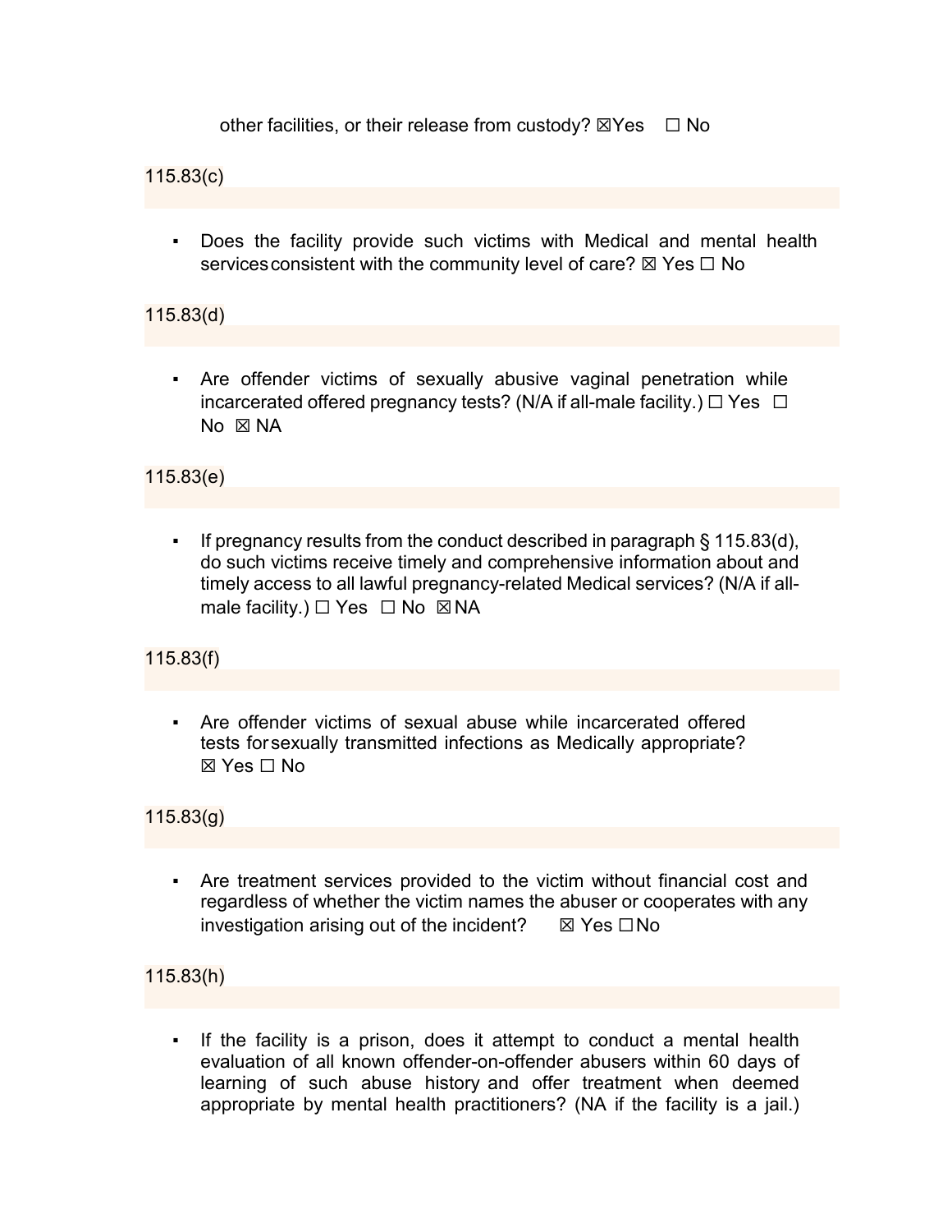other facilities, or their release from custody? ☒Yes ☐ No

115.83(c)

- Does the facility provide such victims with Medical and mental health services consistent with the community level of care? ☒ Yes ☐ No

115.83(d)

- Are offender victims of sexually abusive vaginal penetration while incarcerated offered pregnancy tests? (N/A if all-male facility.) ☐ Yes ☐ No ☒ NA

115.83(e)

- If pregnancy results from the conduct described in paragraph § 115.83(d), do such victims receive timely and comprehensive information about and timely access to all lawful pregnancy-related Medical services? (N/A if all-male facility.) ☐ Yes ☐ No ☒ NA

115.83(f)

- Are offender victims of sexual abuse while incarcerated offered tests for sexually transmitted infections as Medically appropriate? ☒ Yes ☐ No

115.83(g)

- Are treatment services provided to the victim without financial cost and regardless of whether the victim names the abuser or cooperates with any investigation arising out of the incident? ☒ Yes ☐No

115.83(h)

- If the facility is a prison, does it attempt to conduct a mental health evaluation of all known offender-on-offender abusers within 60 days of learning of such abuse history and offer treatment when deemed appropriate by mental health practitioners? (NA if the facility is a jail.)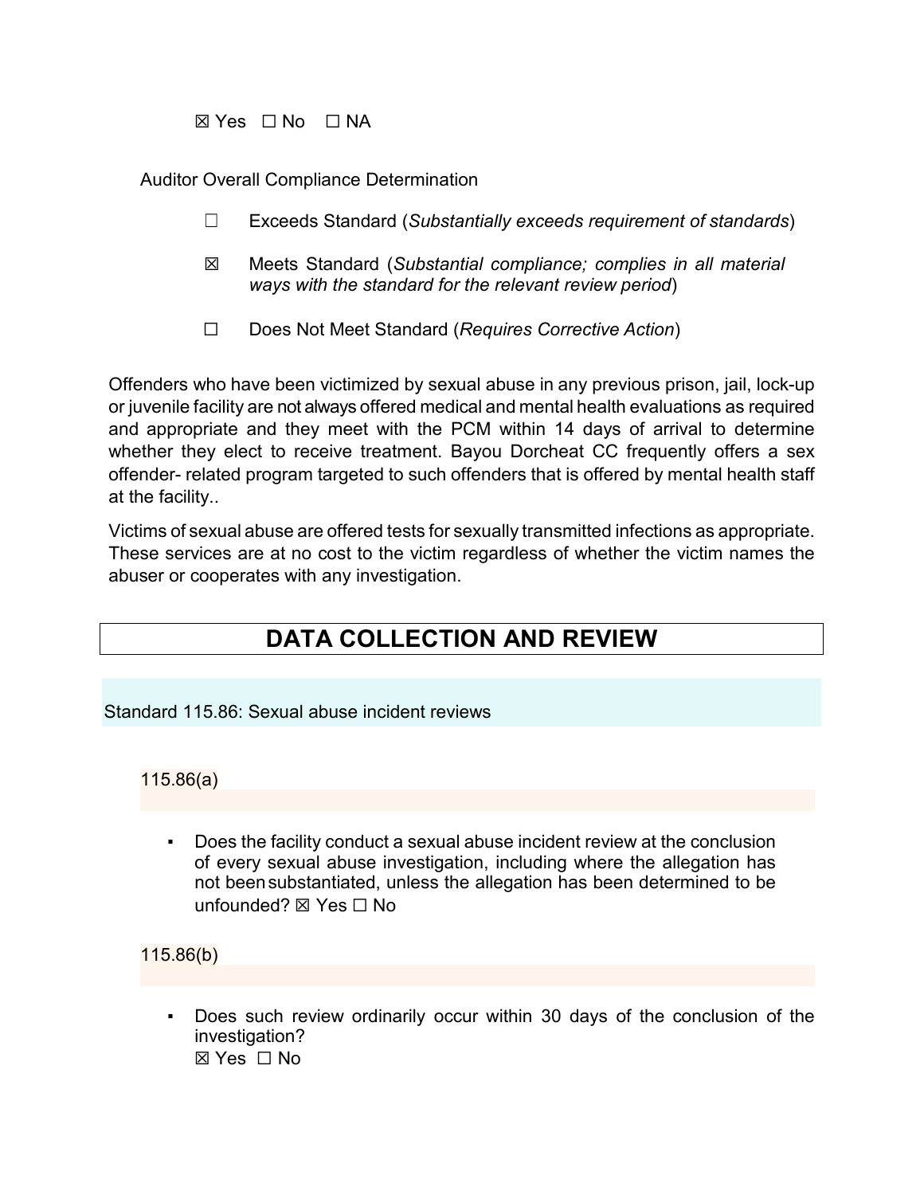☒ Yes ☐ No ☐ NA

Auditor Overall Compliance Determination

☐ Exceeds Standard (*Substantially exceeds requirement of standards*)

☒ Meets Standard (*Substantial compliance; complies in all material ways with the standard for the relevant review period*)

☐ Does Not Meet Standard (*Requires Corrective Action*)

Offenders who have been victimized by sexual abuse in any previous prison, jail, lock-up or juvenile facility are not always offered medical and mental health evaluations as required and appropriate and they meet with the PCM within 14 days of arrival to determine whether they elect to receive treatment. Bayou Dorcheat CC frequently offers a sex offender- related program targeted to such offenders that is offered by mental health staff at the facility..

Victims of sexual abuse are offered tests for sexually transmitted infections as appropriate. These services are at no cost to the victim regardless of whether the victim names the abuser or cooperates with any investigation.

# DATA COLLECTION AND REVIEW

## Standard 115.86: Sexual abuse incident reviews

### 115.86(a)

- Does the facility conduct a sexual abuse incident review at the conclusion of every sexual abuse investigation, including where the allegation has not been substantiated, unless the allegation has been determined to be unfounded? ☒ Yes ☐ No

### 115.86(b)

- Does such review ordinarily occur within 30 days of the conclusion of the investigation?
  ☒ Yes ☐ No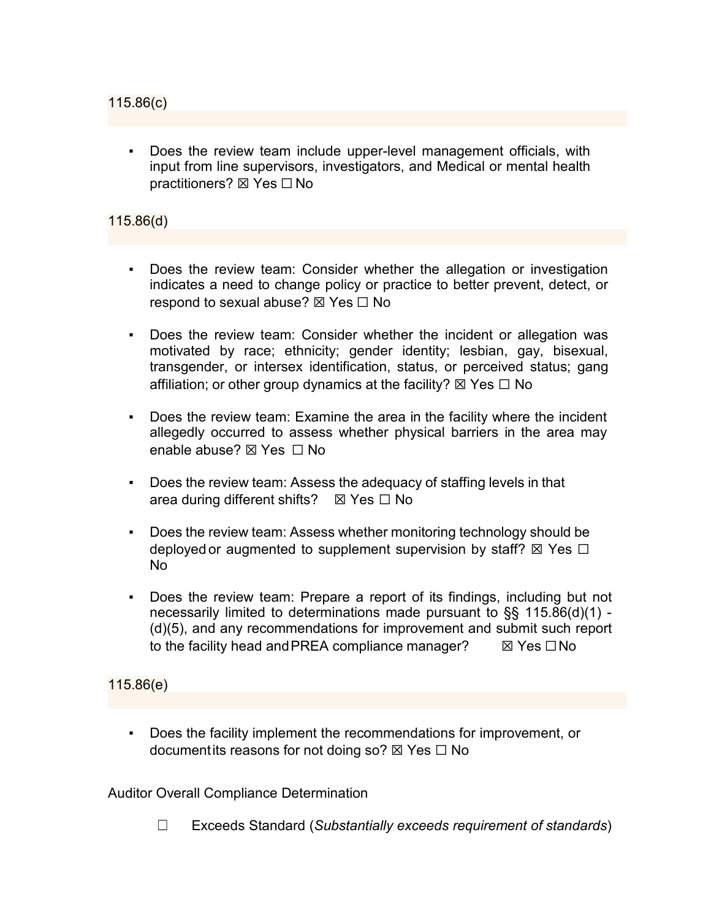115.86(c)

- Does the review team include upper-level management officials, with input from line supervisors, investigators, and Medical or mental health practitioners? ☒ Yes ☐ No

115.86(d)

- Does the review team: Consider whether the allegation or investigation indicates a need to change policy or practice to better prevent, detect, or respond to sexual abuse? ☒ Yes ☐ No
- Does the review team: Consider whether the incident or allegation was motivated by race; ethnicity; gender identity; lesbian, gay, bisexual, transgender, or intersex identification, status, or perceived status; gang affiliation; or other group dynamics at the facility? ☒ Yes ☐ No
- Does the review team: Examine the area in the facility where the incident allegedly occurred to assess whether physical barriers in the area may enable abuse? ☒ Yes ☐ No
- Does the review team: Assess the adequacy of staffing levels in that area during different shifts? ☒ Yes ☐ No
- Does the review team: Assess whether monitoring technology should be deployed or augmented to supplement supervision by staff? ☒ Yes ☐ No
- Does the review team: Prepare a report of its findings, including but not necessarily limited to determinations made pursuant to §§ 115.86(d)(1) - (d)(5), and any recommendations for improvement and submit such report to the facility head and PREA compliance manager? ☒ Yes ☐ No

115.86(e)

- Does the facility implement the recommendations for improvement, or document its reasons for not doing so? ☒ Yes ☐ No

Auditor Overall Compliance Determination

☐ Exceeds Standard (*Substantially exceeds requirement of standards*)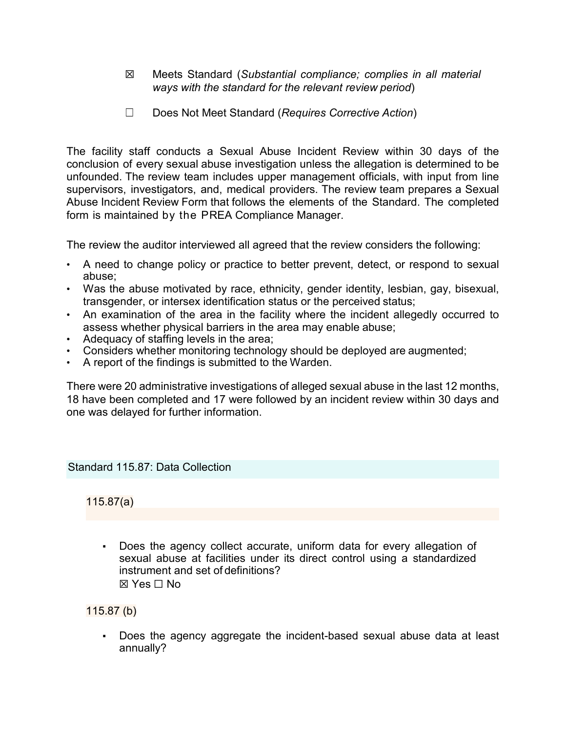☒ Meets Standard (*Substantial compliance; complies in all material ways with the standard for the relevant review period*)

☐ Does Not Meet Standard (*Requires Corrective Action*)

The facility staff conducts a Sexual Abuse Incident Review within 30 days of the conclusion of every sexual abuse investigation unless the allegation is determined to be unfounded. The review team includes upper management officials, with input from line supervisors, investigators, and, medical providers. The review team prepares a Sexual Abuse Incident Review Form that follows the elements of the Standard. The completed form is maintained by the PREA Compliance Manager.

The review the auditor interviewed all agreed that the review considers the following:

- A need to change policy or practice to better prevent, detect, or respond to sexual abuse;
- Was the abuse motivated by race, ethnicity, gender identity, lesbian, gay, bisexual, transgender, or intersex identification status or the perceived status;
- An examination of the area in the facility where the incident allegedly occurred to assess whether physical barriers in the area may enable abuse;
- Adequacy of staffing levels in the area;
- Considers whether monitoring technology should be deployed are augmented;
- A report of the findings is submitted to the Warden.

There were 20 administrative investigations of alleged sexual abuse in the last 12 months, 18 have been completed and 17 were followed by an incident review within 30 days and one was delayed for further information.

## Standard 115.87: Data Collection

### 115.87(a)

- Does the agency collect accurate, uniform data for every allegation of sexual abuse at facilities under its direct control using a standardized instrument and set of definitions?
  ☒ Yes ☐ No

### 115.87 (b)

- Does the agency aggregate the incident-based sexual abuse data at least annually?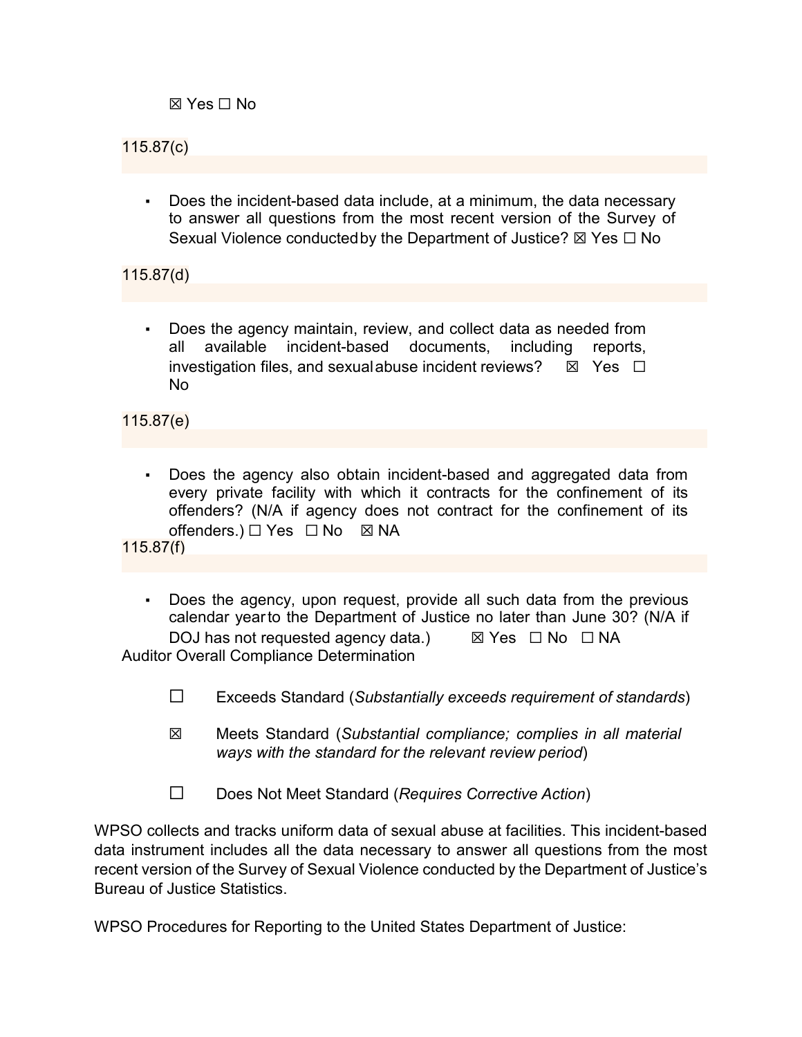☒ Yes ☐ No

115.87(c)

- Does the incident-based data include, at a minimum, the data necessary to answer all questions from the most recent version of the Survey of Sexual Violence conducted by the Department of Justice? ☒ Yes ☐ No

115.87(d)

- Does the agency maintain, review, and collect data as needed from all available incident-based documents, including reports, investigation files, and sexual abuse incident reviews? ☒ Yes ☐ No

115.87(e)

- Does the agency also obtain incident-based and aggregated data from every private facility with which it contracts for the confinement of its offenders? (N/A if agency does not contract for the confinement of its offenders.) ☐ Yes ☐ No ☒ NA

115.87(f)

- Does the agency, upon request, provide all such data from the previous calendar year to the Department of Justice no later than June 30? (N/A if DOJ has not requested agency data.) ☒ Yes ☐ No ☐ NA

Auditor Overall Compliance Determination

☐ Exceeds Standard (*Substantially exceeds requirement of standards*)

☒ Meets Standard (*Substantial compliance; complies in all material ways with the standard for the relevant review period*)

☐ Does Not Meet Standard (*Requires Corrective Action*)

WPSO collects and tracks uniform data of sexual abuse at facilities. This incident-based data instrument includes all the data necessary to answer all questions from the most recent version of the Survey of Sexual Violence conducted by the Department of Justice's Bureau of Justice Statistics.

WPSO Procedures for Reporting to the United States Department of Justice: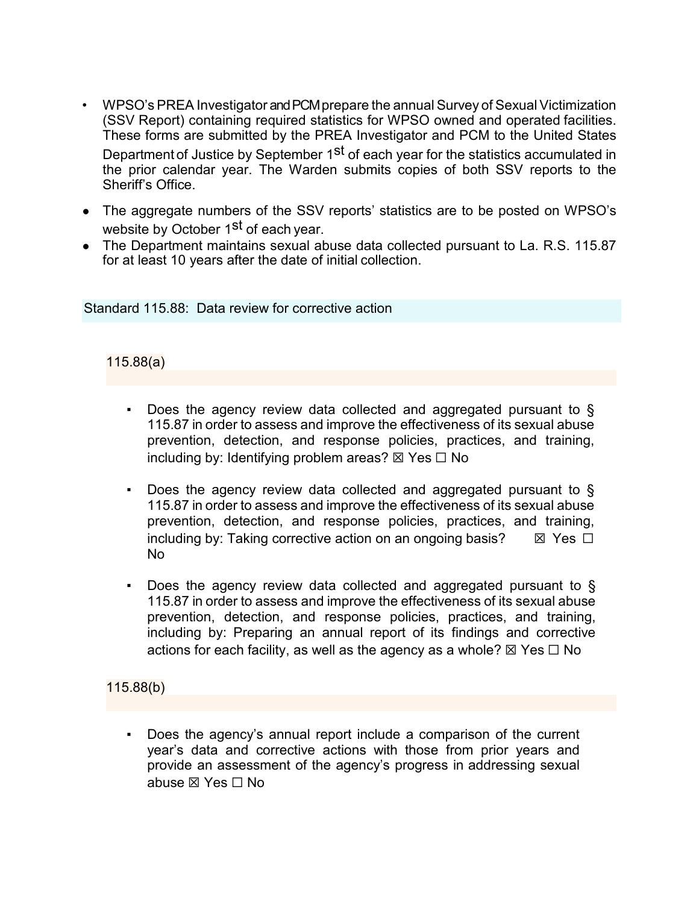- WPSO's PREA Investigator and PCM prepare the annual Survey of Sexual Victimization (SSV Report) containing required statistics for WPSO owned and operated facilities. These forms are submitted by the PREA Investigator and PCM to the United States Department of Justice by September 1st of each year for the statistics accumulated in the prior calendar year. The Warden submits copies of both SSV reports to the Sheriff's Office.
- The aggregate numbers of the SSV reports' statistics are to be posted on WPSO's website by October 1st of each year.
- The Department maintains sexual abuse data collected pursuant to La. R.S. 115.87 for at least 10 years after the date of initial collection.

## Standard 115.88: Data review for corrective action

### 115.88(a)

- Does the agency review data collected and aggregated pursuant to § 115.87 in order to assess and improve the effectiveness of its sexual abuse prevention, detection, and response policies, practices, and training, including by: Identifying problem areas? ☒ Yes ☐ No
- Does the agency review data collected and aggregated pursuant to § 115.87 in order to assess and improve the effectiveness of its sexual abuse prevention, detection, and response policies, practices, and training, including by: Taking corrective action on an ongoing basis? ☒ Yes ☐ No
- Does the agency review data collected and aggregated pursuant to § 115.87 in order to assess and improve the effectiveness of its sexual abuse prevention, detection, and response policies, practices, and training, including by: Preparing an annual report of its findings and corrective actions for each facility, as well as the agency as a whole? ☒ Yes ☐ No

### 115.88(b)

- Does the agency's annual report include a comparison of the current year's data and corrective actions with those from prior years and provide an assessment of the agency's progress in addressing sexual abuse ☒ Yes ☐ No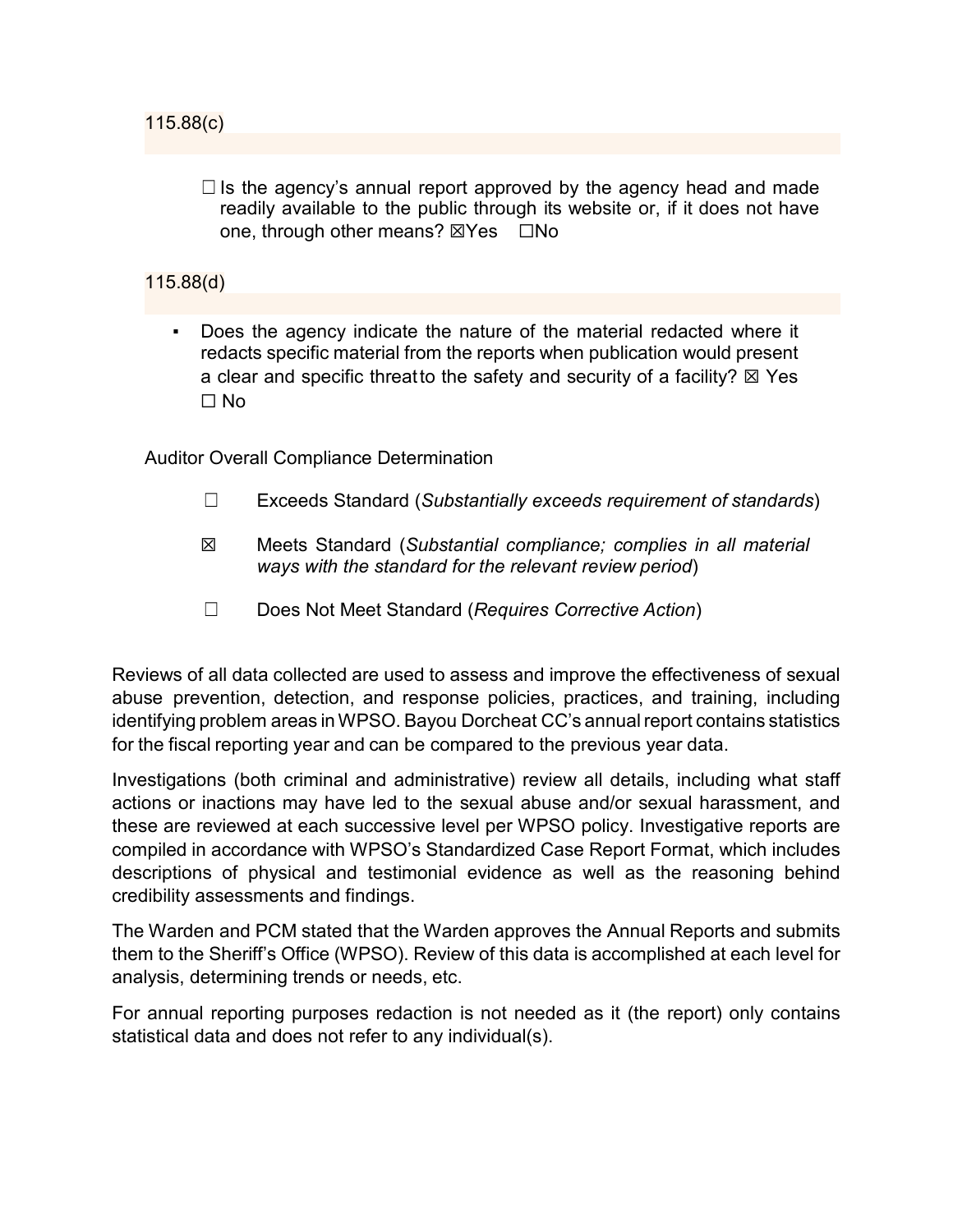115.88(c)

☐ Is the agency's annual report approved by the agency head and made readily available to the public through its website or, if it does not have one, through other means? ☒Yes ☐No

115.88(d)

- Does the agency indicate the nature of the material redacted where it redacts specific material from the reports when publication would present a clear and specific threat to the safety and security of a facility? ☒ Yes ☐ No

Auditor Overall Compliance Determination

☐ Exceeds Standard (*Substantially exceeds requirement of standards*)

☒ Meets Standard (*Substantial compliance; complies in all material ways with the standard for the relevant review period*)

☐ Does Not Meet Standard (*Requires Corrective Action*)

Reviews of all data collected are used to assess and improve the effectiveness of sexual abuse prevention, detection, and response policies, practices, and training, including identifying problem areas in WPSO. Bayou Dorcheat CC's annual report contains statistics for the fiscal reporting year and can be compared to the previous year data.

Investigations (both criminal and administrative) review all details, including what staff actions or inactions may have led to the sexual abuse and/or sexual harassment, and these are reviewed at each successive level per WPSO policy. Investigative reports are compiled in accordance with WPSO's Standardized Case Report Format, which includes descriptions of physical and testimonial evidence as well as the reasoning behind credibility assessments and findings.

The Warden and PCM stated that the Warden approves the Annual Reports and submits them to the Sheriff's Office (WPSO). Review of this data is accomplished at each level for analysis, determining trends or needs, etc.

For annual reporting purposes redaction is not needed as it (the report) only contains statistical data and does not refer to any individual(s).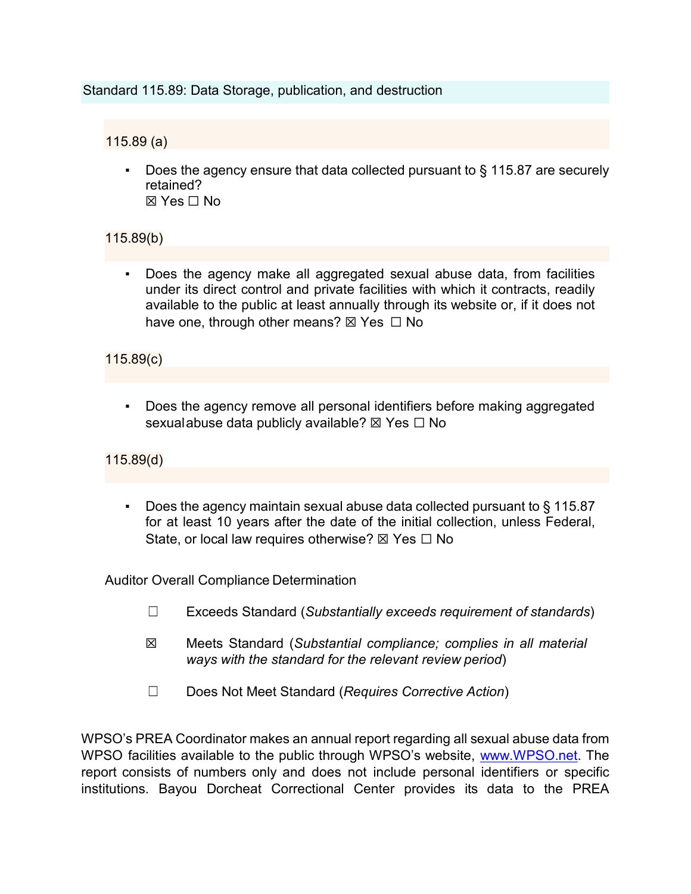## Standard 115.89: Data Storage, publication, and destruction

### 115.89 (a)

- Does the agency ensure that data collected pursuant to § 115.87 are securely retained?
  ☒ Yes ☐ No

### 115.89(b)

- Does the agency make all aggregated sexual abuse data, from facilities under its direct control and private facilities with which it contracts, readily available to the public at least annually through its website or, if it does not have one, through other means? ☒ Yes ☐ No

### 115.89(c)

- Does the agency remove all personal identifiers before making aggregated sexual abuse data publicly available? ☒ Yes ☐ No

### 115.89(d)

- Does the agency maintain sexual abuse data collected pursuant to § 115.87 for at least 10 years after the date of the initial collection, unless Federal, State, or local law requires otherwise? ☒ Yes ☐ No

### Auditor Overall Compliance Determination

☐ Exceeds Standard (*Substantially exceeds requirement of standards*)

☒ Meets Standard (*Substantial compliance; complies in all material ways with the standard for the relevant review period*)

☐ Does Not Meet Standard (*Requires Corrective Action*)

WPSO's PREA Coordinator makes an annual report regarding all sexual abuse data from WPSO facilities available to the public through WPSO's website, [www.WPSO.net](www.WPSO.net). The report consists of numbers only and does not include personal identifiers or specific institutions. Bayou Dorcheat Correctional Center provides its data to the PREA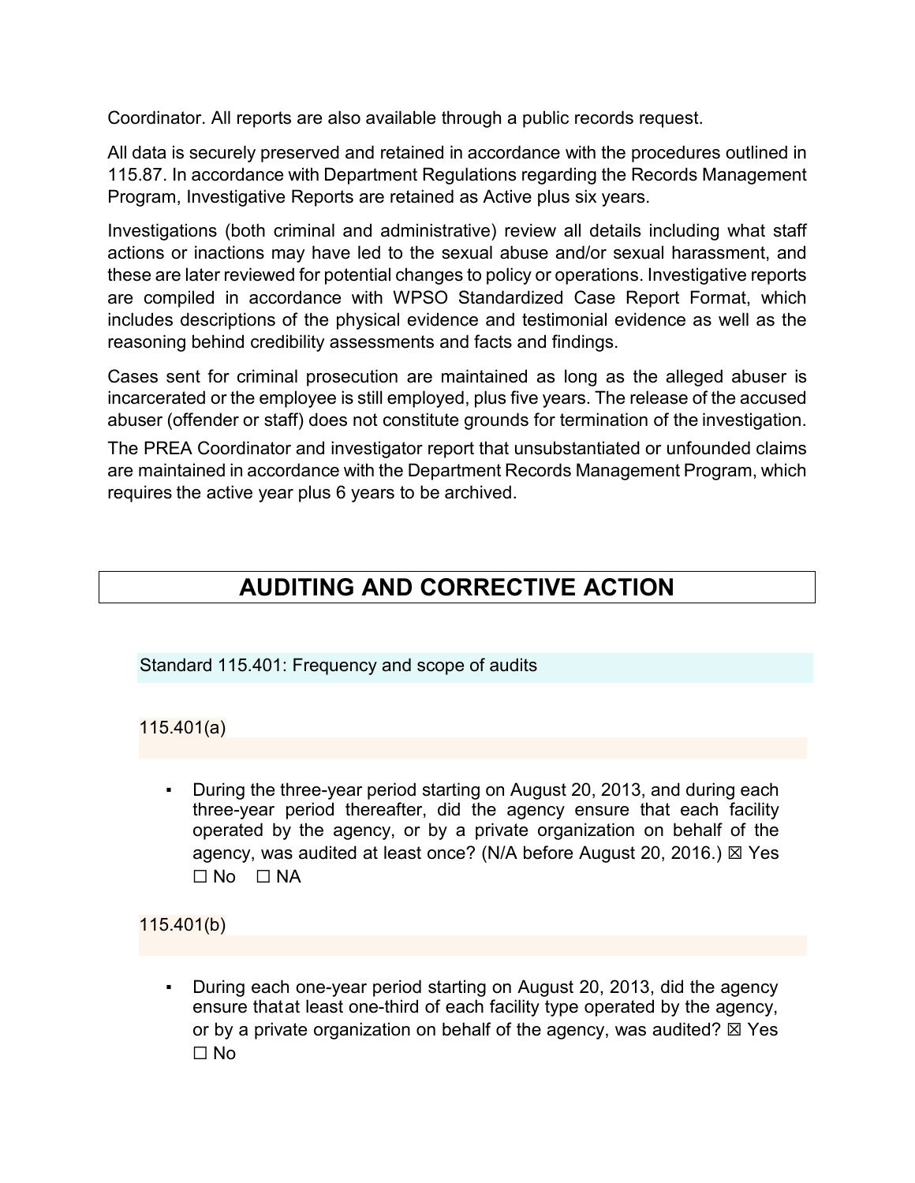Coordinator. All reports are also available through a public records request.

All data is securely preserved and retained in accordance with the procedures outlined in 115.87. In accordance with Department Regulations regarding the Records Management Program, Investigative Reports are retained as Active plus six years.

Investigations (both criminal and administrative) review all details including what staff actions or inactions may have led to the sexual abuse and/or sexual harassment, and these are later reviewed for potential changes to policy or operations. Investigative reports are compiled in accordance with WPSO Standardized Case Report Format, which includes descriptions of the physical evidence and testimonial evidence as well as the reasoning behind credibility assessments and facts and findings.

Cases sent for criminal prosecution are maintained as long as the alleged abuser is incarcerated or the employee is still employed, plus five years. The release of the accused abuser (offender or staff) does not constitute grounds for termination of the investigation.

The PREA Coordinator and investigator report that unsubstantiated or unfounded claims are maintained in accordance with the Department Records Management Program, which requires the active year plus 6 years to be archived.

# AUDITING AND CORRECTIVE ACTION

## Standard 115.401: Frequency and scope of audits

### 115.401(a)

- During the three-year period starting on August 20, 2013, and during each three-year period thereafter, did the agency ensure that each facility operated by the agency, or by a private organization on behalf of the agency, was audited at least once? (N/A before August 20, 2016.) ☒ Yes ☐ No ☐ NA

### 115.401(b)

- During each one-year period starting on August 20, 2013, did the agency ensure that at least one-third of each facility type operated by the agency, or by a private organization on behalf of the agency, was audited? ☒ Yes ☐ No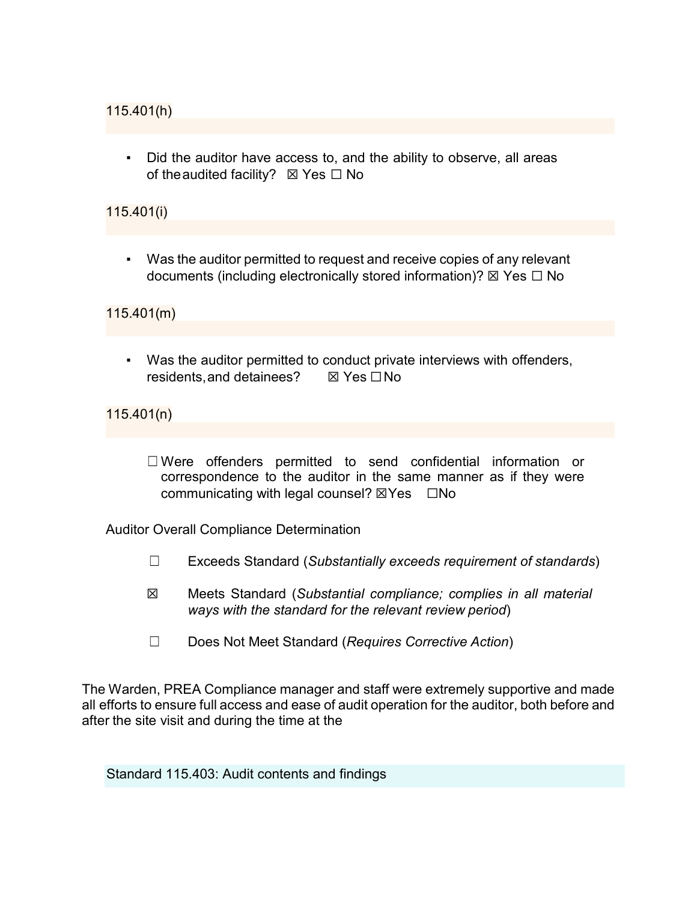115.401(h)

- Did the auditor have access to, and the ability to observe, all areas of the audited facility? ☒ Yes ☐ No

115.401(i)

- Was the auditor permitted to request and receive copies of any relevant documents (including electronically stored information)? ☒ Yes ☐ No

115.401(m)

- Was the auditor permitted to conduct private interviews with offenders, residents, and detainees? ☒ Yes ☐ No

115.401(n)

☐ Were offenders permitted to send confidential information or correspondence to the auditor in the same manner as if they were communicating with legal counsel? ☒Yes ☐No

Auditor Overall Compliance Determination

☐ Exceeds Standard (*Substantially exceeds requirement of standards*)

☒ Meets Standard (*Substantial compliance; complies in all material ways with the standard for the relevant review period*)

☐ Does Not Meet Standard (*Requires Corrective Action*)

The Warden, PREA Compliance manager and staff were extremely supportive and made all efforts to ensure full access and ease of audit operation for the auditor, both before and after the site visit and during the time at the

## Standard 115.403: Audit contents and findings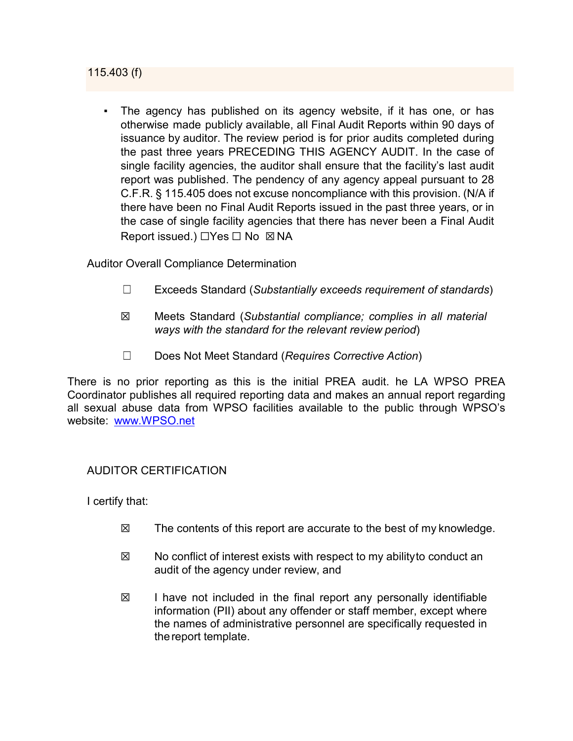115.403 (f)

- The agency has published on its agency website, if it has one, or has otherwise made publicly available, all Final Audit Reports within 90 days of issuance by auditor. The review period is for prior audits completed during the past three years PRECEDING THIS AGENCY AUDIT. In the case of single facility agencies, the auditor shall ensure that the facility's last audit report was published. The pendency of any agency appeal pursuant to 28 C.F.R. § 115.405 does not excuse noncompliance with this provision. (N/A if there have been no Final Audit Reports issued in the past three years, or in the case of single facility agencies that there has never been a Final Audit Report issued.) ☐Yes ☐ No ☒ NA

Auditor Overall Compliance Determination

☐ Exceeds Standard (*Substantially exceeds requirement of standards*)

☒ Meets Standard (*Substantial compliance; complies in all material ways with the standard for the relevant review period*)

☐ Does Not Meet Standard (*Requires Corrective Action*)

There is no prior reporting as this is the initial PREA audit. he LA WPSO PREA Coordinator publishes all required reporting data and makes an annual report regarding all sexual abuse data from WPSO facilities available to the public through WPSO's website: [www.WPSO.net](http://www.WPSO.net)

AUDITOR CERTIFICATION

I certify that:

☒ The contents of this report are accurate to the best of my knowledge.

☒ No conflict of interest exists with respect to my ability to conduct an audit of the agency under review, and

☒ I have not included in the final report any personally identifiable information (PII) about any offender or staff member, except where the names of administrative personnel are specifically requested in the report template.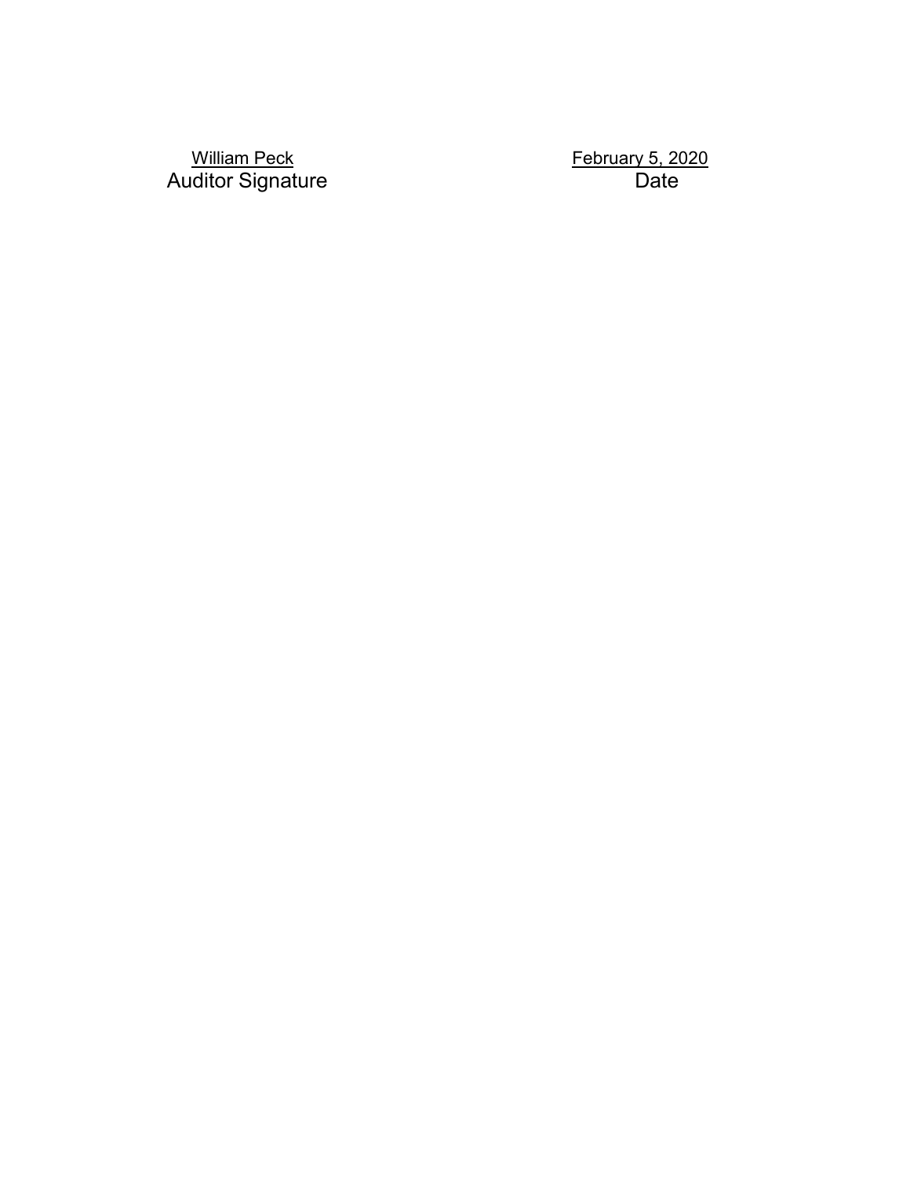| | |
|---|---|
| William Peck | February 5, 2020 |
| Auditor Signature | Date |